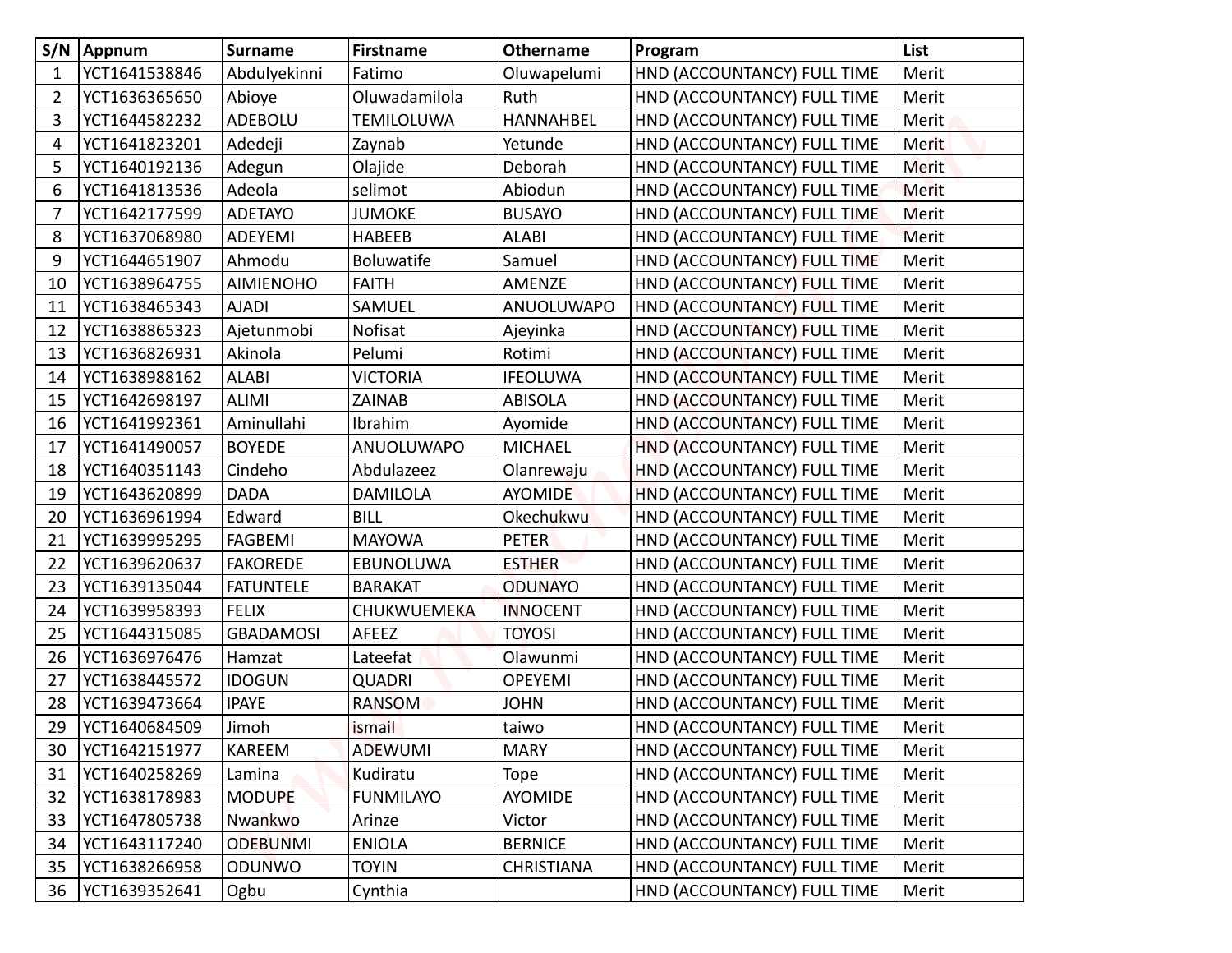| S/N | Appnum | Surname | Firstname | Othername | Program | List |
|---|---|---|---|---|---|---|
| 1 | YCT1641538846 | Abdulyekinni | Fatimo | Oluwapelumi | HND (ACCOUNTANCY) FULL TIME | Merit |
| 2 | YCT1636365650 | Abioye | Oluwadamilola | Ruth | HND (ACCOUNTANCY) FULL TIME | Merit |
| 3 | YCT1644582232 | ADEBOLU | TEMILOLUWA | HANNAHBEL | HND (ACCOUNTANCY) FULL TIME | Merit |
| 4 | YCT1641823201 | Adedeji | Zaynab | Yetunde | HND (ACCOUNTANCY) FULL TIME | Merit |
| 5 | YCT1640192136 | Adegun | Olajide | Deborah | HND (ACCOUNTANCY) FULL TIME | Merit |
| 6 | YCT1641813536 | Adeola | selimot | Abiodun | HND (ACCOUNTANCY) FULL TIME | Merit |
| 7 | YCT1642177599 | ADETAYO | JUMOKE | BUSAYO | HND (ACCOUNTANCY) FULL TIME | Merit |
| 8 | YCT1637068980 | ADEYEMI | HABEEB | ALABI | HND (ACCOUNTANCY) FULL TIME | Merit |
| 9 | YCT1644651907 | Ahmodu | Boluwatife | Samuel | HND (ACCOUNTANCY) FULL TIME | Merit |
| 10 | YCT1638964755 | AIMIENOHO | FAITH | AMENZE | HND (ACCOUNTANCY) FULL TIME | Merit |
| 11 | YCT1638465343 | AJADI | SAMUEL | ANUOLUWAPO | HND (ACCOUNTANCY) FULL TIME | Merit |
| 12 | YCT1638865323 | Ajetunmobi | Nofisat | Ajeyinka | HND (ACCOUNTANCY) FULL TIME | Merit |
| 13 | YCT1636826931 | Akinola | Pelumi | Rotimi | HND (ACCOUNTANCY) FULL TIME | Merit |
| 14 | YCT1638988162 | ALABI | VICTORIA | IFEOLUWA | HND (ACCOUNTANCY) FULL TIME | Merit |
| 15 | YCT1642698197 | ALIMI | ZAINAB | ABISOLA | HND (ACCOUNTANCY) FULL TIME | Merit |
| 16 | YCT1641992361 | Aminullahi | Ibrahim | Ayomide | HND (ACCOUNTANCY) FULL TIME | Merit |
| 17 | YCT1641490057 | BOYEDE | ANUOLUWAPO | MICHAEL | HND (ACCOUNTANCY) FULL TIME | Merit |
| 18 | YCT1640351143 | Cindeho | Abdulazeez | Olanrewaju | HND (ACCOUNTANCY) FULL TIME | Merit |
| 19 | YCT1643620899 | DADA | DAMILOLA | AYOMIDE | HND (ACCOUNTANCY) FULL TIME | Merit |
| 20 | YCT1636961994 | Edward | BILL | Okechukwu | HND (ACCOUNTANCY) FULL TIME | Merit |
| 21 | YCT1639995295 | FAGBEMI | MAYOWA | PETER | HND (ACCOUNTANCY) FULL TIME | Merit |
| 22 | YCT1639620637 | FAKOREDE | EBUNOLUWA | ESTHER | HND (ACCOUNTANCY) FULL TIME | Merit |
| 23 | YCT1639135044 | FATUNTELE | BARAKAT | ODUNAYO | HND (ACCOUNTANCY) FULL TIME | Merit |
| 24 | YCT1639958393 | FELIX | CHUKWUEMEKA | INNOCENT | HND (ACCOUNTANCY) FULL TIME | Merit |
| 25 | YCT1644315085 | GBADAMOSI | AFEEZ | TOYOSI | HND (ACCOUNTANCY) FULL TIME | Merit |
| 26 | YCT1636976476 | Hamzat | Lateefat | Olawunmi | HND (ACCOUNTANCY) FULL TIME | Merit |
| 27 | YCT1638445572 | IDOGUN | QUADRI | OPEYEMI | HND (ACCOUNTANCY) FULL TIME | Merit |
| 28 | YCT1639473664 | IPAYE | RANSOM | JOHN | HND (ACCOUNTANCY) FULL TIME | Merit |
| 29 | YCT1640684509 | Jimoh | ismail | taiwo | HND (ACCOUNTANCY) FULL TIME | Merit |
| 30 | YCT1642151977 | KAREEM | ADEWUMI | MARY | HND (ACCOUNTANCY) FULL TIME | Merit |
| 31 | YCT1640258269 | Lamina | Kudiratu | Tope | HND (ACCOUNTANCY) FULL TIME | Merit |
| 32 | YCT1638178983 | MODUPE | FUNMILAYO | AYOMIDE | HND (ACCOUNTANCY) FULL TIME | Merit |
| 33 | YCT1647805738 | Nwankwo | Arinze | Victor | HND (ACCOUNTANCY) FULL TIME | Merit |
| 34 | YCT1643117240 | ODEBUNMI | ENIOLA | BERNICE | HND (ACCOUNTANCY) FULL TIME | Merit |
| 35 | YCT1638266958 | ODUNWO | TOYIN | CHRISTIANA | HND (ACCOUNTANCY) FULL TIME | Merit |
| 36 | YCT1639352641 | Ogbu | Cynthia | | HND (ACCOUNTANCY) FULL TIME | Merit |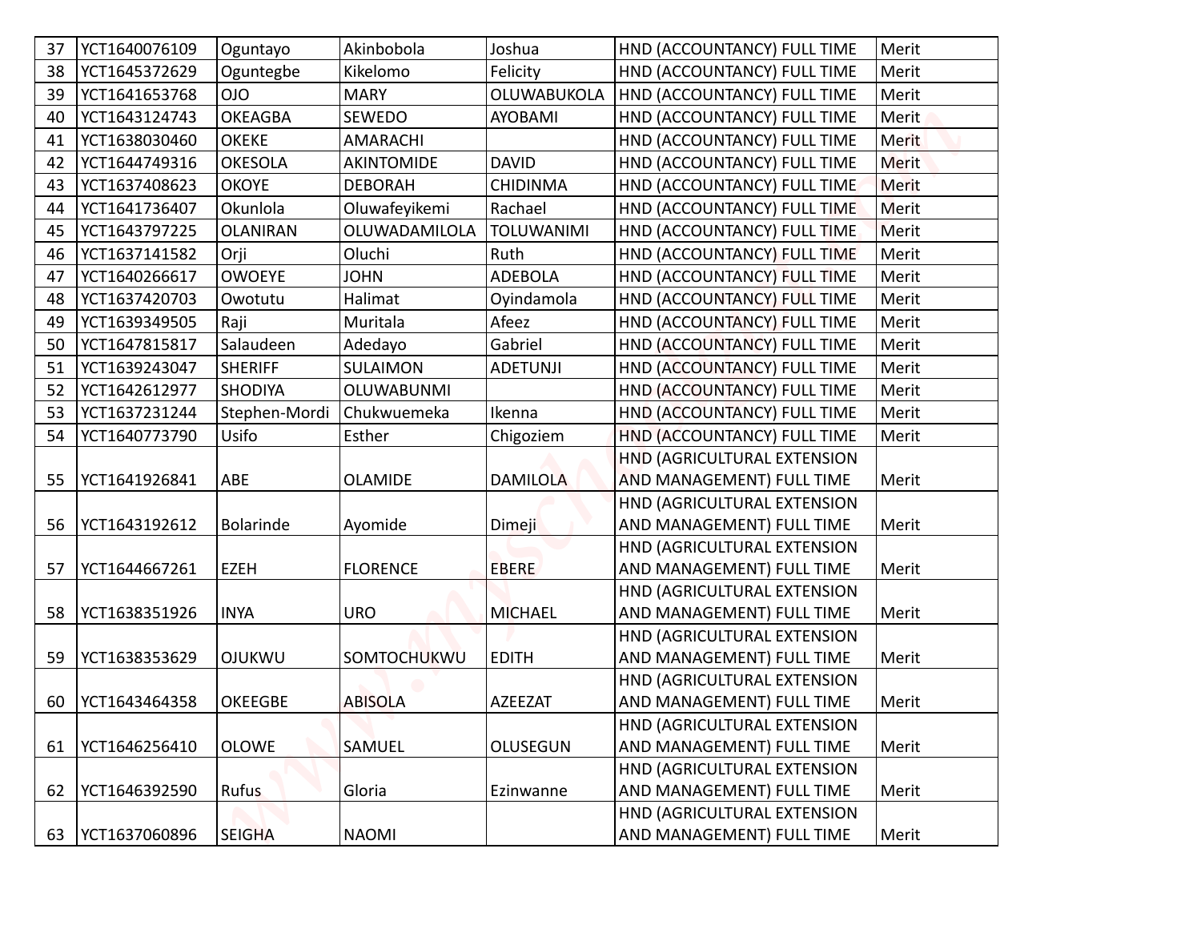| 37 | YCT1640076109 | Oguntayo | Akinbobola | Joshua | HND (ACCOUNTANCY) FULL TIME | Merit |
|---|---|---|---|---|---|---|
| 38 | YCT1645372629 | Oguntegbe | Kikelomo | Felicity | HND (ACCOUNTANCY) FULL TIME | Merit |
| 39 | YCT1641653768 | OJO | MARY | OLUWABUKOLA | HND (ACCOUNTANCY) FULL TIME | Merit |
| 40 | YCT1643124743 | OKEAGBA | SEWEDO | AYOBAMI | HND (ACCOUNTANCY) FULL TIME | Merit |
| 41 | YCT1638030460 | OKEKE | AMARACHI | | HND (ACCOUNTANCY) FULL TIME | Merit |
| 42 | YCT1644749316 | OKESOLA | AKINTOMIDE | DAVID | HND (ACCOUNTANCY) FULL TIME | Merit |
| 43 | YCT1637408623 | OKOYE | DEBORAH | CHIDINMA | HND (ACCOUNTANCY) FULL TIME | Merit |
| 44 | YCT1641736407 | Okunlola | Oluwafeyikemi | Rachael | HND (ACCOUNTANCY) FULL TIME | Merit |
| 45 | YCT1643797225 | OLANIRAN | OLUWADAMILOLA | TOLUWANIMI | HND (ACCOUNTANCY) FULL TIME | Merit |
| 46 | YCT1637141582 | Orji | Oluchi | Ruth | HND (ACCOUNTANCY) FULL TIME | Merit |
| 47 | YCT1640266617 | OWOEYE | JOHN | ADEBOLA | HND (ACCOUNTANCY) FULL TIME | Merit |
| 48 | YCT1637420703 | Owotutu | Halimat | Oyindamola | HND (ACCOUNTANCY) FULL TIME | Merit |
| 49 | YCT1639349505 | Raji | Muritala | Afeez | HND (ACCOUNTANCY) FULL TIME | Merit |
| 50 | YCT1647815817 | Salaudeen | Adedayo | Gabriel | HND (ACCOUNTANCY) FULL TIME | Merit |
| 51 | YCT1639243047 | SHERIFF | SULAIMON | ADETUNJI | HND (ACCOUNTANCY) FULL TIME | Merit |
| 52 | YCT1642612977 | SHODIYA | OLUWABUNMI | | HND (ACCOUNTANCY) FULL TIME | Merit |
| 53 | YCT1637231244 | Stephen-Mordi | Chukwuemeka | Ikenna | HND (ACCOUNTANCY) FULL TIME | Merit |
| 54 | YCT1640773790 | Usifo | Esther | Chigoziem | HND (ACCOUNTANCY) FULL TIME | Merit |
| 55 | YCT1641926841 | ABE | OLAMIDE | DAMILOLA | HND (AGRICULTURAL EXTENSION AND MANAGEMENT) FULL TIME | Merit |
| 56 | YCT1643192612 | Bolarinde | Ayomide | Dimeji | HND (AGRICULTURAL EXTENSION AND MANAGEMENT) FULL TIME | Merit |
| 57 | YCT1644667261 | EZEH | FLORENCE | EBERE | HND (AGRICULTURAL EXTENSION AND MANAGEMENT) FULL TIME | Merit |
| 58 | YCT1638351926 | INYA | URO | MICHAEL | HND (AGRICULTURAL EXTENSION AND MANAGEMENT) FULL TIME | Merit |
| 59 | YCT1638353629 | OJUKWU | SOMTOCHUKWU | EDITH | HND (AGRICULTURAL EXTENSION AND MANAGEMENT) FULL TIME | Merit |
| 60 | YCT1643464358 | OKEEGBE | ABISOLA | AZEEZAT | HND (AGRICULTURAL EXTENSION AND MANAGEMENT) FULL TIME | Merit |
| 61 | YCT1646256410 | OLOWE | SAMUEL | OLUSEGUN | HND (AGRICULTURAL EXTENSION AND MANAGEMENT) FULL TIME | Merit |
| 62 | YCT1646392590 | Rufus | Gloria | Ezinwanne | HND (AGRICULTURAL EXTENSION AND MANAGEMENT) FULL TIME | Merit |
| 63 | YCT1637060896 | SEIGHA | NAOMI | | HND (AGRICULTURAL EXTENSION AND MANAGEMENT) FULL TIME | Merit |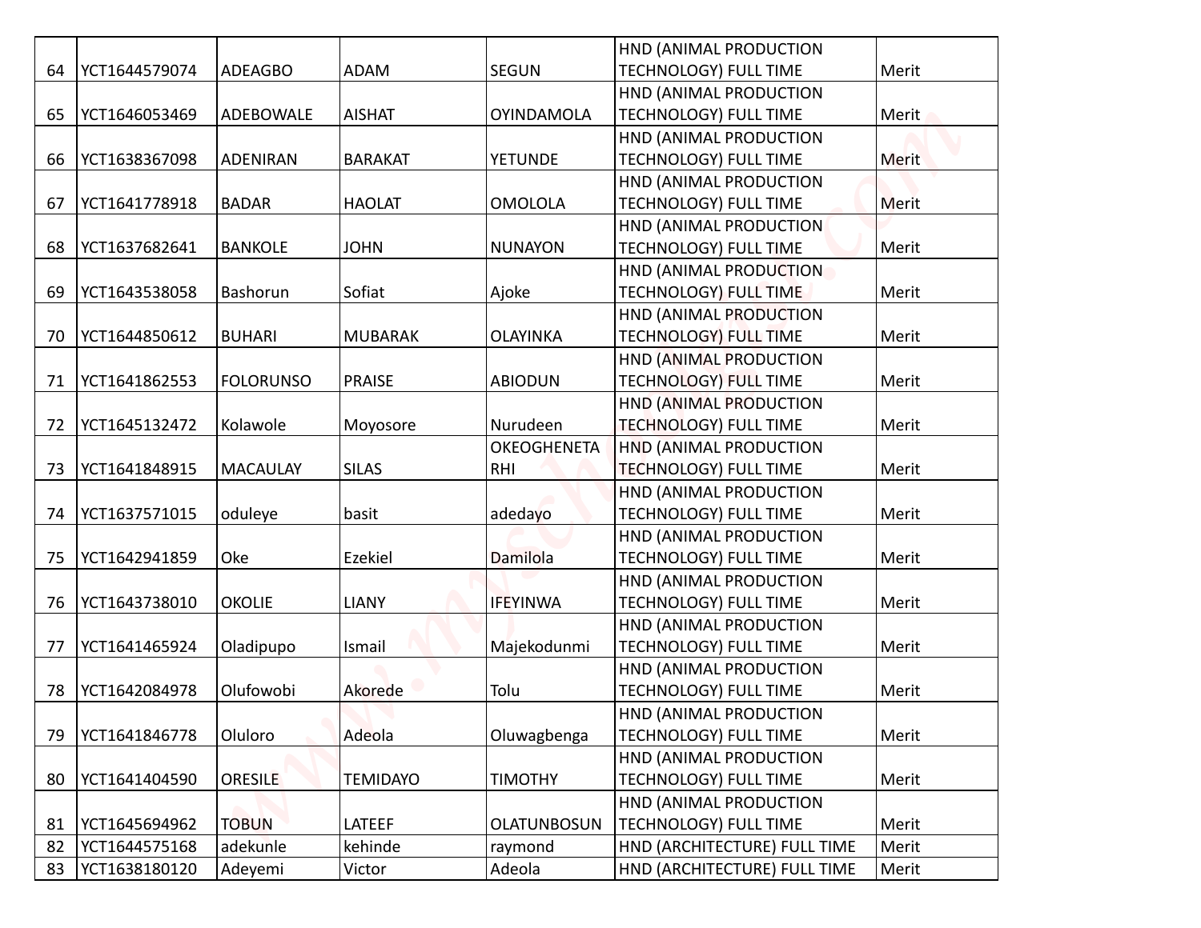| 64 | YCT1644579074 | ADEAGBO | ADAM | SEGUN | HND (ANIMAL PRODUCTION TECHNOLOGY) FULL TIME | Merit |
|---|---|---|---|---|---|---|
| 65 | YCT1646053469 | ADEBOWALE | AISHAT | OYINDAMOLA | HND (ANIMAL PRODUCTION TECHNOLOGY) FULL TIME | Merit |
| 66 | YCT1638367098 | ADENIRAN | BARAKAT | YETUNDE | HND (ANIMAL PRODUCTION TECHNOLOGY) FULL TIME | Merit |
| 67 | YCT1641778918 | BADAR | HAOLAT | OMOLOLA | HND (ANIMAL PRODUCTION TECHNOLOGY) FULL TIME | Merit |
| 68 | YCT1637682641 | BANKOLE | JOHN | NUNAYON | HND (ANIMAL PRODUCTION TECHNOLOGY) FULL TIME | Merit |
| 69 | YCT1643538058 | Bashorun | Sofiat | Ajoke | HND (ANIMAL PRODUCTION TECHNOLOGY) FULL TIME | Merit |
| 70 | YCT1644850612 | BUHARI | MUBARAK | OLAYINKA | HND (ANIMAL PRODUCTION TECHNOLOGY) FULL TIME | Merit |
| 71 | YCT1641862553 | FOLORUNSO | PRAISE | ABIODUN | HND (ANIMAL PRODUCTION TECHNOLOGY) FULL TIME | Merit |
| 72 | YCT1645132472 | Kolawole | Moyosore | Nurudeen | HND (ANIMAL PRODUCTION TECHNOLOGY) FULL TIME | Merit |
| 73 | YCT1641848915 | MACAULAY | SILAS | OKEOGHENETA RHI | HND (ANIMAL PRODUCTION TECHNOLOGY) FULL TIME | Merit |
| 74 | YCT1637571015 | oduleye | basit | adedayo | HND (ANIMAL PRODUCTION TECHNOLOGY) FULL TIME | Merit |
| 75 | YCT1642941859 | Oke | Ezekiel | Damilola | HND (ANIMAL PRODUCTION TECHNOLOGY) FULL TIME | Merit |
| 76 | YCT1643738010 | OKOLIE | LIANY | IFEYINWA | HND (ANIMAL PRODUCTION TECHNOLOGY) FULL TIME | Merit |
| 77 | YCT1641465924 | Oladipupo | Ismail | Majekodunmi | HND (ANIMAL PRODUCTION TECHNOLOGY) FULL TIME | Merit |
| 78 | YCT1642084978 | Olufowobi | Akorede | Tolu | HND (ANIMAL PRODUCTION TECHNOLOGY) FULL TIME | Merit |
| 79 | YCT1641846778 | Oluloro | Adeola | Oluwagbenga | HND (ANIMAL PRODUCTION TECHNOLOGY) FULL TIME | Merit |
| 80 | YCT1641404590 | ORESILE | TEMIDAYO | TIMOTHY | HND (ANIMAL PRODUCTION TECHNOLOGY) FULL TIME | Merit |
| 81 | YCT1645694962 | TOBUN | LATEEF | OLATUNBOSUN | HND (ANIMAL PRODUCTION TECHNOLOGY) FULL TIME | Merit |
| 82 | YCT1644575168 | adekunle | kehinde | raymond | HND (ARCHITECTURE) FULL TIME | Merit |
| 83 | YCT1638180120 | Adeyemi | Victor | Adeola | HND (ARCHITECTURE) FULL TIME | Merit |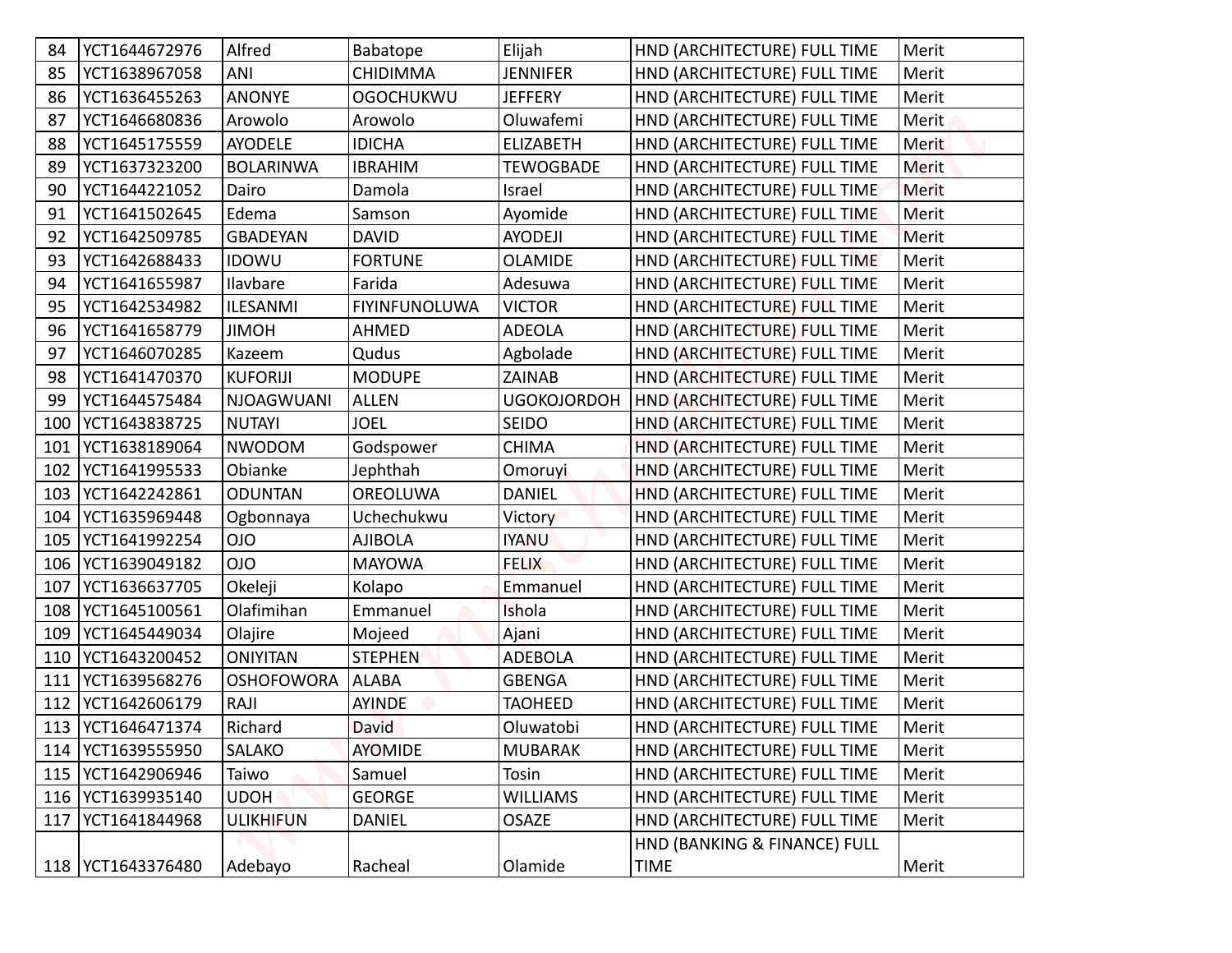| 84 | YCT1644672976 | Alfred | Babatope | Elijah | HND (ARCHITECTURE) FULL TIME | Merit |
|---|---|---|---|---|---|---|
| 85 | YCT1638967058 | ANI | CHIDIMMA | JENNIFER | HND (ARCHITECTURE) FULL TIME | Merit |
| 86 | YCT1636455263 | ANONYE | OGOCHUKWU | JEFFERY | HND (ARCHITECTURE) FULL TIME | Merit |
| 87 | YCT1646680836 | Arowolo | Arowolo | Oluwafemi | HND (ARCHITECTURE) FULL TIME | Merit |
| 88 | YCT1645175559 | AYODELE | IDICHA | ELIZABETH | HND (ARCHITECTURE) FULL TIME | Merit |
| 89 | YCT1637323200 | BOLARINWA | IBRAHIM | TEWOGBADE | HND (ARCHITECTURE) FULL TIME | Merit |
| 90 | YCT1644221052 | Dairo | Damola | Israel | HND (ARCHITECTURE) FULL TIME | Merit |
| 91 | YCT1641502645 | Edema | Samson | Ayomide | HND (ARCHITECTURE) FULL TIME | Merit |
| 92 | YCT1642509785 | GBADEYAN | DAVID | AYODEJI | HND (ARCHITECTURE) FULL TIME | Merit |
| 93 | YCT1642688433 | IDOWU | FORTUNE | OLAMIDE | HND (ARCHITECTURE) FULL TIME | Merit |
| 94 | YCT1641655987 | Ilavbare | Farida | Adesuwa | HND (ARCHITECTURE) FULL TIME | Merit |
| 95 | YCT1642534982 | ILESANMI | FIYINFUNOLUWA | VICTOR | HND (ARCHITECTURE) FULL TIME | Merit |
| 96 | YCT1641658779 | JIMOH | AHMED | ADEOLA | HND (ARCHITECTURE) FULL TIME | Merit |
| 97 | YCT1646070285 | Kazeem | Qudus | Agbolade | HND (ARCHITECTURE) FULL TIME | Merit |
| 98 | YCT1641470370 | KUFORIJI | MODUPE | ZAINAB | HND (ARCHITECTURE) FULL TIME | Merit |
| 99 | YCT1644575484 | NJOAGWUANI | ALLEN | UGOKOJORDOH | HND (ARCHITECTURE) FULL TIME | Merit |
| 100 | YCT1643838725 | NUTAYI | JOEL | SEIDO | HND (ARCHITECTURE) FULL TIME | Merit |
| 101 | YCT1638189064 | NWODOM | Godspower | CHIMA | HND (ARCHITECTURE) FULL TIME | Merit |
| 102 | YCT1641995533 | Obianke | Jephthah | Omoruyi | HND (ARCHITECTURE) FULL TIME | Merit |
| 103 | YCT1642242861 | ODUNTAN | OREOLUWA | DANIEL | HND (ARCHITECTURE) FULL TIME | Merit |
| 104 | YCT1635969448 | Ogbonnaya | Uchechukwu | Victory | HND (ARCHITECTURE) FULL TIME | Merit |
| 105 | YCT1641992254 | OJO | AJIBOLA | IYANU | HND (ARCHITECTURE) FULL TIME | Merit |
| 106 | YCT1639049182 | OJO | MAYOWA | FELIX | HND (ARCHITECTURE) FULL TIME | Merit |
| 107 | YCT1636637705 | Okeleji | Kolapo | Emmanuel | HND (ARCHITECTURE) FULL TIME | Merit |
| 108 | YCT1645100561 | Olafimihan | Emmanuel | Ishola | HND (ARCHITECTURE) FULL TIME | Merit |
| 109 | YCT1645449034 | Olajire | Mojeed | Ajani | HND (ARCHITECTURE) FULL TIME | Merit |
| 110 | YCT1643200452 | ONIYITAN | STEPHEN | ADEBOLA | HND (ARCHITECTURE) FULL TIME | Merit |
| 111 | YCT1639568276 | OSHOFOWORA | ALABA | GBENGA | HND (ARCHITECTURE) FULL TIME | Merit |
| 112 | YCT1642606179 | RAJI | AYINDE | TAOHEED | HND (ARCHITECTURE) FULL TIME | Merit |
| 113 | YCT1646471374 | Richard | David | Oluwatobi | HND (ARCHITECTURE) FULL TIME | Merit |
| 114 | YCT1639555950 | SALAKO | AYOMIDE | MUBARAK | HND (ARCHITECTURE) FULL TIME | Merit |
| 115 | YCT1642906946 | Taiwo | Samuel | Tosin | HND (ARCHITECTURE) FULL TIME | Merit |
| 116 | YCT1639935140 | UDOH | GEORGE | WILLIAMS | HND (ARCHITECTURE) FULL TIME | Merit |
| 117 | YCT1641844968 | ULIKHIFUN | DANIEL | OSAZE | HND (ARCHITECTURE) FULL TIME | Merit |
| 118 | YCT1643376480 | Adebayo | Racheal | Olamide | HND (BANKING & FINANCE) FULL TIME | Merit |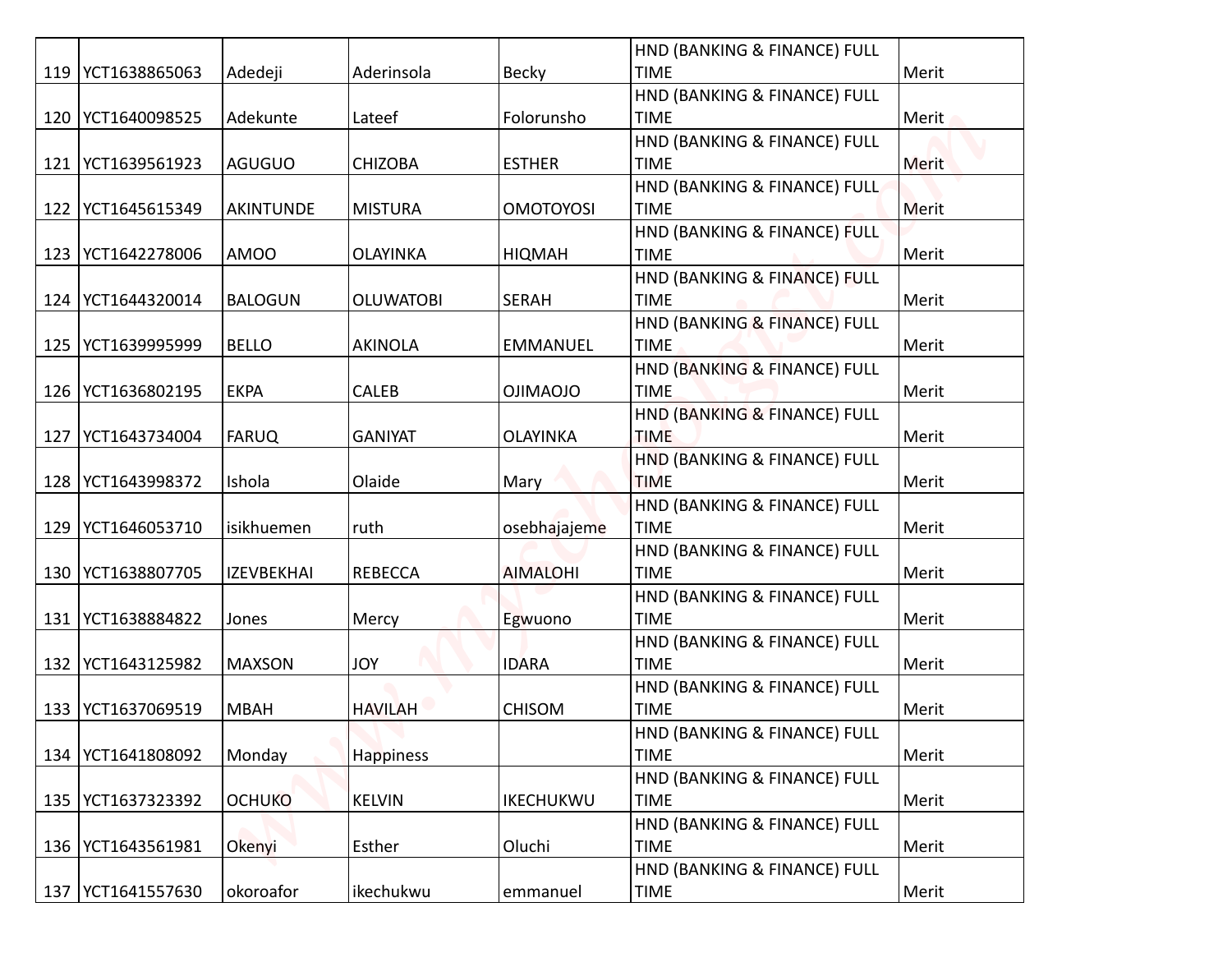| | | | | | | |
|---|---|---|---|---|---|---|
| 119 | YCT1638865063 | Adedeji | Aderinsola | Becky | HND (BANKING & FINANCE) FULL TIME | Merit |
| 120 | YCT1640098525 | Adekunte | Lateef | Folorunsho | HND (BANKING & FINANCE) FULL TIME | Merit |
| 121 | YCT1639561923 | AGUGUO | CHIZOBA | ESTHER | HND (BANKING & FINANCE) FULL TIME | Merit |
| 122 | YCT1645615349 | AKINTUNDE | MISTURA | OMOTOYOSI | HND (BANKING & FINANCE) FULL TIME | Merit |
| 123 | YCT1642278006 | AMOO | OLAYINKA | HIQMAH | HND (BANKING & FINANCE) FULL TIME | Merit |
| 124 | YCT1644320014 | BALOGUN | OLUWATOBI | SERAH | HND (BANKING & FINANCE) FULL TIME | Merit |
| 125 | YCT1639995999 | BELLO | AKINOLA | EMMANUEL | HND (BANKING & FINANCE) FULL TIME | Merit |
| 126 | YCT1636802195 | EKPA | CALEB | OJIMAOJO | HND (BANKING & FINANCE) FULL TIME | Merit |
| 127 | YCT1643734004 | FARUQ | GANIYAT | OLAYINKA | HND (BANKING & FINANCE) FULL TIME | Merit |
| 128 | YCT1643998372 | Ishola | Olaide | Mary | HND (BANKING & FINANCE) FULL TIME | Merit |
| 129 | YCT1646053710 | isikhuemen | ruth | osebhajajeme | HND (BANKING & FINANCE) FULL TIME | Merit |
| 130 | YCT1638807705 | IZEVBEKHAI | REBECCA | AIMALOHI | HND (BANKING & FINANCE) FULL TIME | Merit |
| 131 | YCT1638884822 | Jones | Mercy | Egwuono | HND (BANKING & FINANCE) FULL TIME | Merit |
| 132 | YCT1643125982 | MAXSON | JOY | IDARA | HND (BANKING & FINANCE) FULL TIME | Merit |
| 133 | YCT1637069519 | MBAH | HAVILAH | CHISOM | HND (BANKING & FINANCE) FULL TIME | Merit |
| 134 | YCT1641808092 | Monday | Happiness | | HND (BANKING & FINANCE) FULL TIME | Merit |
| 135 | YCT1637323392 | OCHUKO | KELVIN | IKECHUKWU | HND (BANKING & FINANCE) FULL TIME | Merit |
| 136 | YCT1643561981 | Okenyi | Esther | Oluchi | HND (BANKING & FINANCE) FULL TIME | Merit |
| 137 | YCT1641557630 | okoroafor | ikechukwu | emmanuel | HND (BANKING & FINANCE) FULL TIME | Merit |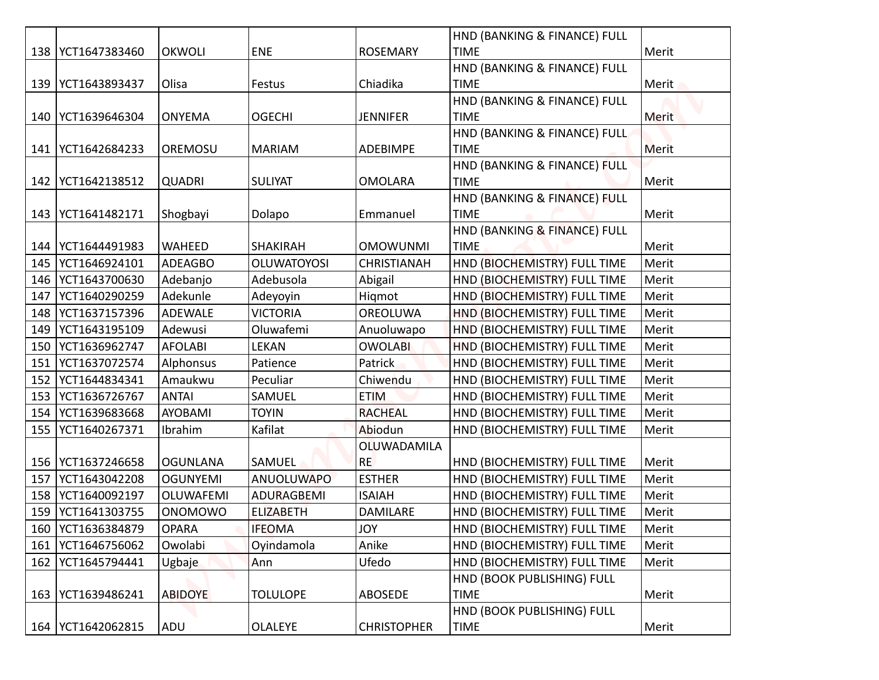| | | | | | | |
|---|---|---|---|---|---|---|
| 138 | YCT1647383460 | OKWOLI | ENE | ROSEMARY | HND (BANKING & FINANCE) FULL TIME | Merit |
| 139 | YCT1643893437 | Olisa | Festus | Chiadika | HND (BANKING & FINANCE) FULL TIME | Merit |
| 140 | YCT1639646304 | ONYEMA | OGECHI | JENNIFER | HND (BANKING & FINANCE) FULL TIME | Merit |
| 141 | YCT1642684233 | OREMOSU | MARIAM | ADEBIMPE | HND (BANKING & FINANCE) FULL TIME | Merit |
| 142 | YCT1642138512 | QUADRI | SULIYAT | OMOLARA | HND (BANKING & FINANCE) FULL TIME | Merit |
| 143 | YCT1641482171 | Shogbayi | Dolapo | Emmanuel | HND (BANKING & FINANCE) FULL TIME | Merit |
| 144 | YCT1644491983 | WAHEED | SHAKIRAH | OMOWUNMI | HND (BANKING & FINANCE) FULL TIME | Merit |
| 145 | YCT1646924101 | ADEAGBO | OLUWATOYOSI | CHRISTIANAH | HND (BIOCHEMISTRY) FULL TIME | Merit |
| 146 | YCT1643700630 | Adebanjo | Adebusola | Abigail | HND (BIOCHEMISTRY) FULL TIME | Merit |
| 147 | YCT1640290259 | Adekunle | Adeyoyin | Hiqmot | HND (BIOCHEMISTRY) FULL TIME | Merit |
| 148 | YCT1637157396 | ADEWALE | VICTORIA | OREOLUWA | HND (BIOCHEMISTRY) FULL TIME | Merit |
| 149 | YCT1643195109 | Adewusi | Oluwafemi | Anuoluwapo | HND (BIOCHEMISTRY) FULL TIME | Merit |
| 150 | YCT1636962747 | AFOLABI | LEKAN | OWOLABI | HND (BIOCHEMISTRY) FULL TIME | Merit |
| 151 | YCT1637072574 | Alphonsus | Patience | Patrick | HND (BIOCHEMISTRY) FULL TIME | Merit |
| 152 | YCT1644834341 | Amaukwu | Peculiar | Chiwendu | HND (BIOCHEMISTRY) FULL TIME | Merit |
| 153 | YCT1636726767 | ANTAI | SAMUEL | ETIM | HND (BIOCHEMISTRY) FULL TIME | Merit |
| 154 | YCT1639683668 | AYOBAMI | TOYIN | RACHEAL | HND (BIOCHEMISTRY) FULL TIME | Merit |
| 155 | YCT1640267371 | Ibrahim | Kafilat | Abiodun | HND (BIOCHEMISTRY) FULL TIME | Merit |
| 156 | YCT1637246658 | OGUNLANA | SAMUEL | OLUWADAMILARE | HND (BIOCHEMISTRY) FULL TIME | Merit |
| 157 | YCT1643042208 | OGUNYEMI | ANUOLUWAPO | ESTHER | HND (BIOCHEMISTRY) FULL TIME | Merit |
| 158 | YCT1640092197 | OLUWAFEMI | ADURAGBEMI | ISAIAH | HND (BIOCHEMISTRY) FULL TIME | Merit |
| 159 | YCT1641303755 | ONOMOWO | ELIZABETH | DAMILARE | HND (BIOCHEMISTRY) FULL TIME | Merit |
| 160 | YCT1636384879 | OPARA | IFEOMA | JOY | HND (BIOCHEMISTRY) FULL TIME | Merit |
| 161 | YCT1646756062 | Owolabi | Oyindamola | Anike | HND (BIOCHEMISTRY) FULL TIME | Merit |
| 162 | YCT1645794441 | Ugbaje | Ann | Ufedo | HND (BIOCHEMISTRY) FULL TIME | Merit |
| 163 | YCT1639486241 | ABIDOYE | TOLULOPE | ABOSEDE | HND (BOOK PUBLISHING) FULL TIME | Merit |
| 164 | YCT1642062815 | ADU | OLALEYE | CHRISTOPHER | HND (BOOK PUBLISHING) FULL TIME | Merit |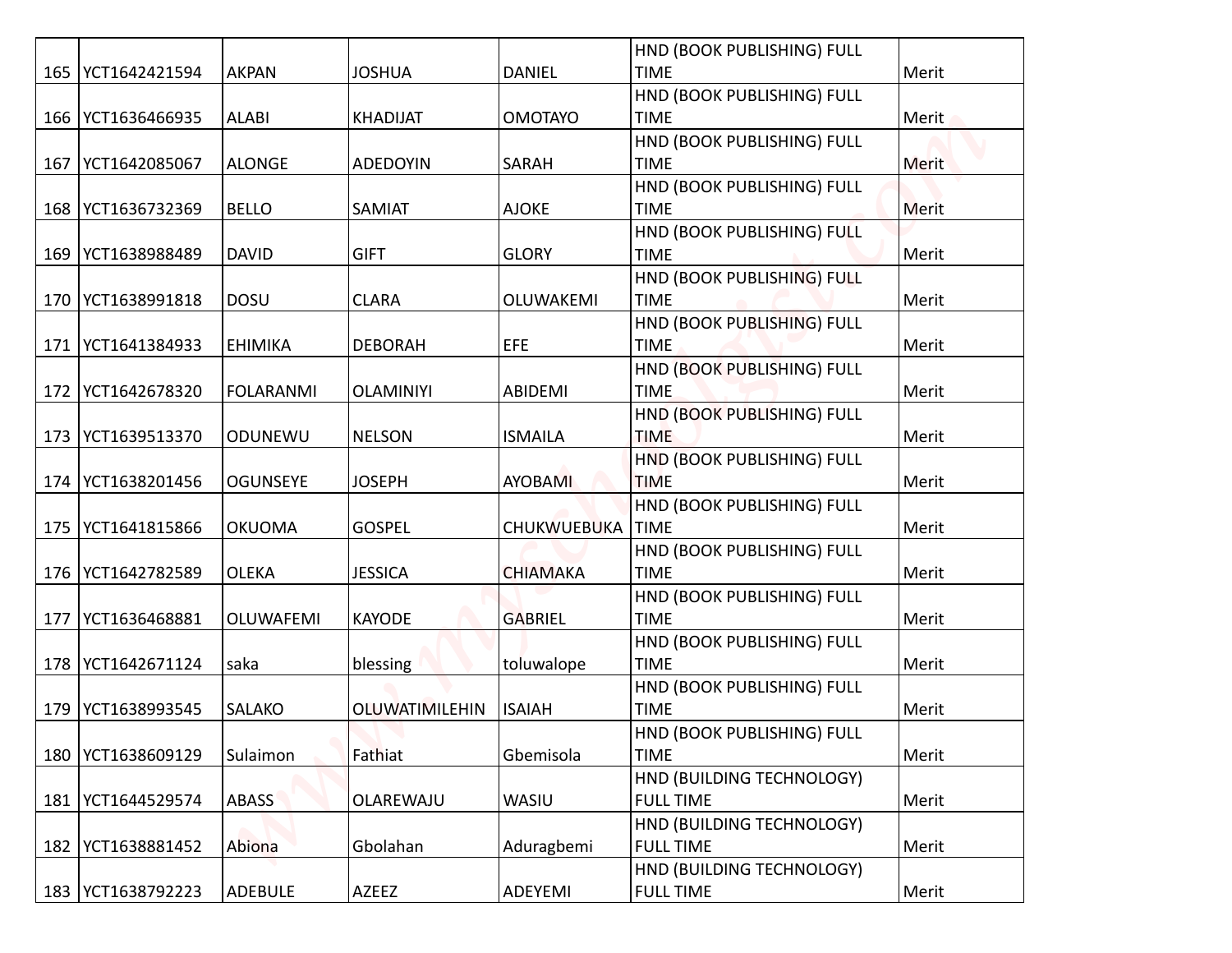| | | | | | | |
|---|---|---|---|---|---|---|
| 165 | YCT1642421594 | AKPAN | JOSHUA | DANIEL | HND (BOOK PUBLISHING) FULL TIME | Merit |
| 166 | YCT1636466935 | ALABI | KHADIJAT | OMOTAYO | HND (BOOK PUBLISHING) FULL TIME | Merit |
| 167 | YCT1642085067 | ALONGE | ADEDOYIN | SARAH | HND (BOOK PUBLISHING) FULL TIME | Merit |
| 168 | YCT1636732369 | BELLO | SAMIAT | AJOKE | HND (BOOK PUBLISHING) FULL TIME | Merit |
| 169 | YCT1638988489 | DAVID | GIFT | GLORY | HND (BOOK PUBLISHING) FULL TIME | Merit |
| 170 | YCT1638991818 | DOSU | CLARA | OLUWAKEMI | HND (BOOK PUBLISHING) FULL TIME | Merit |
| 171 | YCT1641384933 | EHIMIKA | DEBORAH | EFE | HND (BOOK PUBLISHING) FULL TIME | Merit |
| 172 | YCT1642678320 | FOLARANMI | OLAMINIYI | ABIDEMI | HND (BOOK PUBLISHING) FULL TIME | Merit |
| 173 | YCT1639513370 | ODUNEWU | NELSON | ISMAILA | HND (BOOK PUBLISHING) FULL TIME | Merit |
| 174 | YCT1638201456 | OGUNSEYE | JOSEPH | AYOBAMI | HND (BOOK PUBLISHING) FULL TIME | Merit |
| 175 | YCT1641815866 | OKUOMA | GOSPEL | CHUKWUEBUKA | HND (BOOK PUBLISHING) FULL TIME | Merit |
| 176 | YCT1642782589 | OLEKA | JESSICA | CHIAMAKA | HND (BOOK PUBLISHING) FULL TIME | Merit |
| 177 | YCT1636468881 | OLUWAFEMI | KAYODE | GABRIEL | HND (BOOK PUBLISHING) FULL TIME | Merit |
| 178 | YCT1642671124 | saka | blessing | toluwalope | HND (BOOK PUBLISHING) FULL TIME | Merit |
| 179 | YCT1638993545 | SALAKO | OLUWATIMILEHIN | ISAIAH | HND (BOOK PUBLISHING) FULL TIME | Merit |
| 180 | YCT1638609129 | Sulaimon | Fathiat | Gbemisola | HND (BOOK PUBLISHING) FULL TIME | Merit |
| 181 | YCT1644529574 | ABASS | OLAREWAJU | WASIU | HND (BUILDING TECHNOLOGY) FULL TIME | Merit |
| 182 | YCT1638881452 | Abiona | Gbolahan | Aduragbemi | HND (BUILDING TECHNOLOGY) FULL TIME | Merit |
| 183 | YCT1638792223 | ADEBULE | AZEEZ | ADEYEMI | HND (BUILDING TECHNOLOGY) FULL TIME | Merit |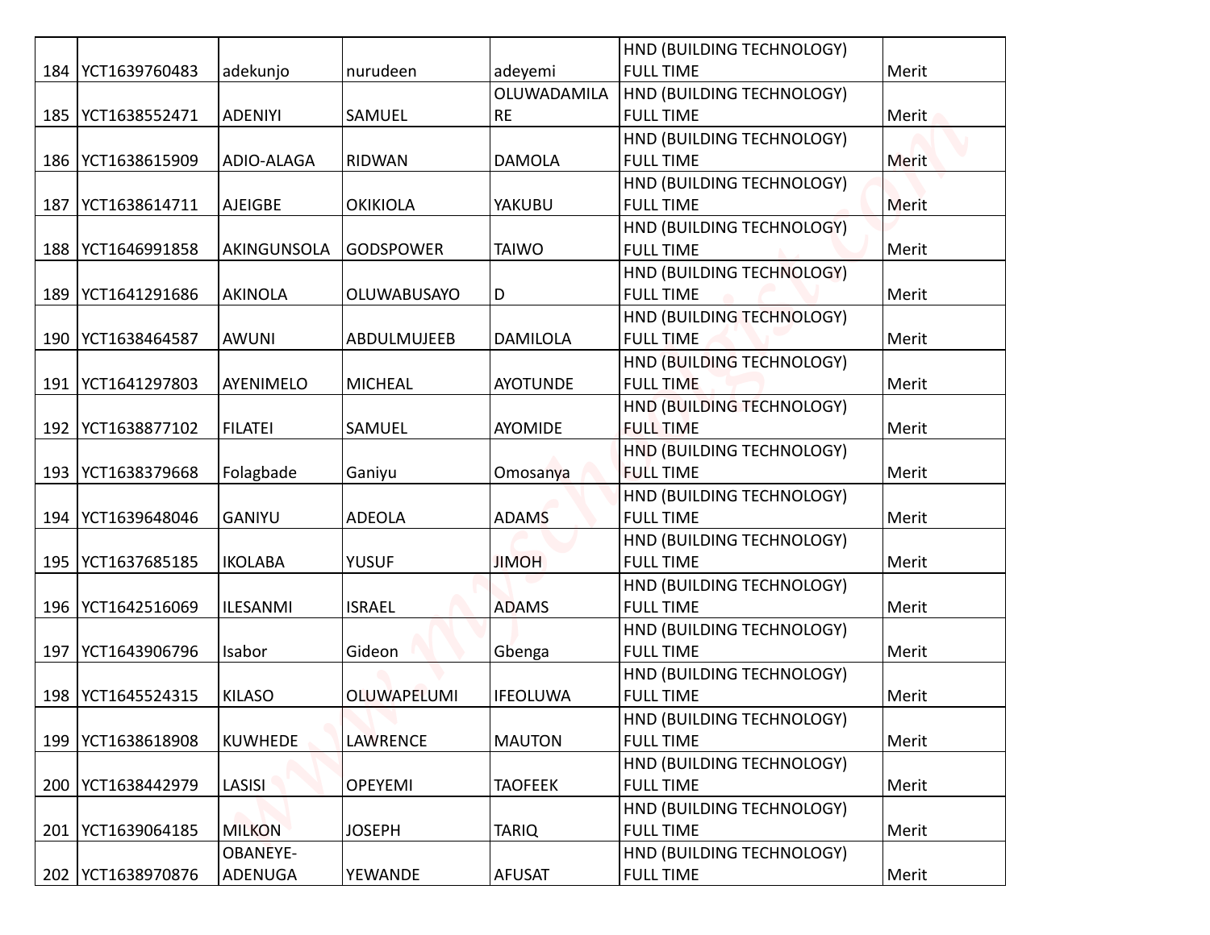| | | | | | | |
|---|---|---|---|---|---|---|
| 184 | YCT1639760483 | adekunjo | nurudeen | adeyemi | HND (BUILDING TECHNOLOGY) FULL TIME | Merit |
| 185 | YCT1638552471 | ADENIYI | SAMUEL | OLUWADAMILARE | HND (BUILDING TECHNOLOGY) FULL TIME | Merit |
| 186 | YCT1638615909 | ADIO-ALAGA | RIDWAN | DAMOLA | HND (BUILDING TECHNOLOGY) FULL TIME | Merit |
| 187 | YCT1638614711 | AJEIGBE | OKIKIOLA | YAKUBU | HND (BUILDING TECHNOLOGY) FULL TIME | Merit |
| 188 | YCT1646991858 | AKINGUNSOLA | GODSPOWER | TAIWO | HND (BUILDING TECHNOLOGY) FULL TIME | Merit |
| 189 | YCT1641291686 | AKINOLA | OLUWABUSAYO | D | HND (BUILDING TECHNOLOGY) FULL TIME | Merit |
| 190 | YCT1638464587 | AWUNI | ABDULMUJEEB | DAMILOLA | HND (BUILDING TECHNOLOGY) FULL TIME | Merit |
| 191 | YCT1641297803 | AYENIMELO | MICHEAL | AYOTUNDE | HND (BUILDING TECHNOLOGY) FULL TIME | Merit |
| 192 | YCT1638877102 | FILATEI | SAMUEL | AYOMIDE | HND (BUILDING TECHNOLOGY) FULL TIME | Merit |
| 193 | YCT1638379668 | Folagbade | Ganiyu | Omosanya | HND (BUILDING TECHNOLOGY) FULL TIME | Merit |
| 194 | YCT1639648046 | GANIYU | ADEOLA | ADAMS | HND (BUILDING TECHNOLOGY) FULL TIME | Merit |
| 195 | YCT1637685185 | IKOLABA | YUSUF | JIMOH | HND (BUILDING TECHNOLOGY) FULL TIME | Merit |
| 196 | YCT1642516069 | ILESANMI | ISRAEL | ADAMS | HND (BUILDING TECHNOLOGY) FULL TIME | Merit |
| 197 | YCT1643906796 | Isabor | Gideon | Gbenga | HND (BUILDING TECHNOLOGY) FULL TIME | Merit |
| 198 | YCT1645524315 | KILASO | OLUWAPELUMI | IFEOLUWA | HND (BUILDING TECHNOLOGY) FULL TIME | Merit |
| 199 | YCT1638618908 | KUWHEDE | LAWRENCE | MAUTON | HND (BUILDING TECHNOLOGY) FULL TIME | Merit |
| 200 | YCT1638442979 | LASISI | OPEYEMI | TAOFEEK | HND (BUILDING TECHNOLOGY) FULL TIME | Merit |
| 201 | YCT1639064185 | MILKON | JOSEPH | TARIQ | HND (BUILDING TECHNOLOGY) FULL TIME | Merit |
| 202 | YCT1638970876 | OBANEYE-ADENUGA | YEWANDE | AFUSAT | HND (BUILDING TECHNOLOGY) FULL TIME | Merit |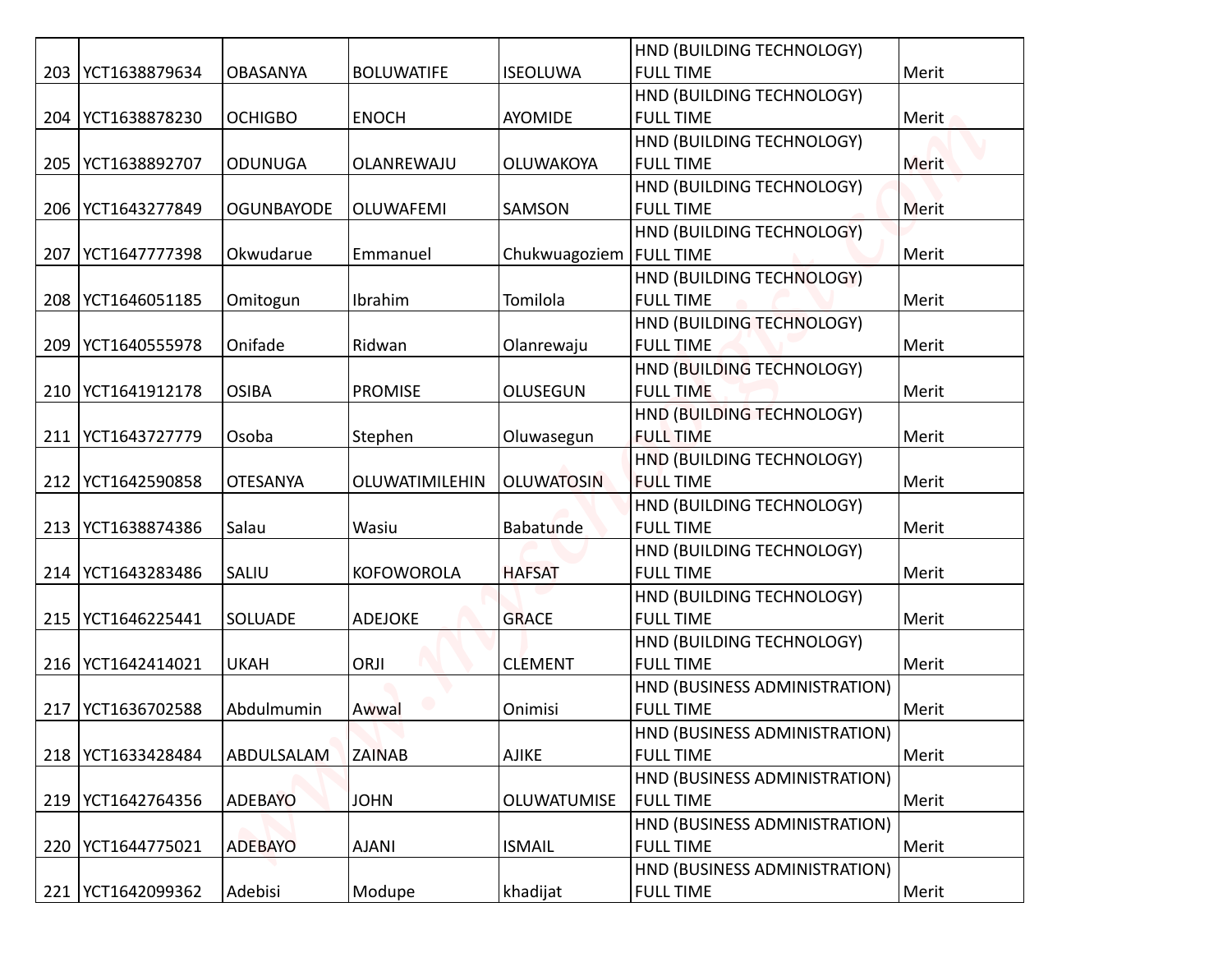| 203 | YCT1638879634 | OBASANYA | BOLUWATIFE | ISEOLUWA | HND (BUILDING TECHNOLOGY) FULL TIME | Merit |
|---|---|---|---|---|---|---|
| 204 | YCT1638878230 | OCHIGBO | ENOCH | AYOMIDE | HND (BUILDING TECHNOLOGY) FULL TIME | Merit |
| 205 | YCT1638892707 | ODUNUGA | OLANREWAJU | OLUWAKOYA | HND (BUILDING TECHNOLOGY) FULL TIME | Merit |
| 206 | YCT1643277849 | OGUNBAYODE | OLUWAFEMI | SAMSON | HND (BUILDING TECHNOLOGY) FULL TIME | Merit |
| 207 | YCT1647777398 | Okwudarue | Emmanuel | Chukwuagoziem | HND (BUILDING TECHNOLOGY) FULL TIME | Merit |
| 208 | YCT1646051185 | Omitogun | Ibrahim | Tomilola | HND (BUILDING TECHNOLOGY) FULL TIME | Merit |
| 209 | YCT1640555978 | Onifade | Ridwan | Olanrewaju | HND (BUILDING TECHNOLOGY) FULL TIME | Merit |
| 210 | YCT1641912178 | OSIBA | PROMISE | OLUSEGUN | HND (BUILDING TECHNOLOGY) FULL TIME | Merit |
| 211 | YCT1643727779 | Osoba | Stephen | Oluwasegun | HND (BUILDING TECHNOLOGY) FULL TIME | Merit |
| 212 | YCT1642590858 | OTESANYA | OLUWATIMILEHIN | OLUWATOSIN | HND (BUILDING TECHNOLOGY) FULL TIME | Merit |
| 213 | YCT1638874386 | Salau | Wasiu | Babatunde | HND (BUILDING TECHNOLOGY) FULL TIME | Merit |
| 214 | YCT1643283486 | SALIU | KOFOWOROLA | HAFSAT | HND (BUILDING TECHNOLOGY) FULL TIME | Merit |
| 215 | YCT1646225441 | SOLUADE | ADEJOKE | GRACE | HND (BUILDING TECHNOLOGY) FULL TIME | Merit |
| 216 | YCT1642414021 | UKAH | ORJI | CLEMENT | HND (BUILDING TECHNOLOGY) FULL TIME | Merit |
| 217 | YCT1636702588 | Abdulmumin | Awwal | Onimisi | HND (BUSINESS ADMINISTRATION) FULL TIME | Merit |
| 218 | YCT1633428484 | ABDULSALAM | ZAINAB | AJIKE | HND (BUSINESS ADMINISTRATION) FULL TIME | Merit |
| 219 | YCT1642764356 | ADEBAYO | JOHN | OLUWATUMISE | HND (BUSINESS ADMINISTRATION) FULL TIME | Merit |
| 220 | YCT1644775021 | ADEBAYO | AJANI | ISMAIL | HND (BUSINESS ADMINISTRATION) FULL TIME | Merit |
| 221 | YCT1642099362 | Adebisi | Modupe | khadijat | HND (BUSINESS ADMINISTRATION) FULL TIME | Merit |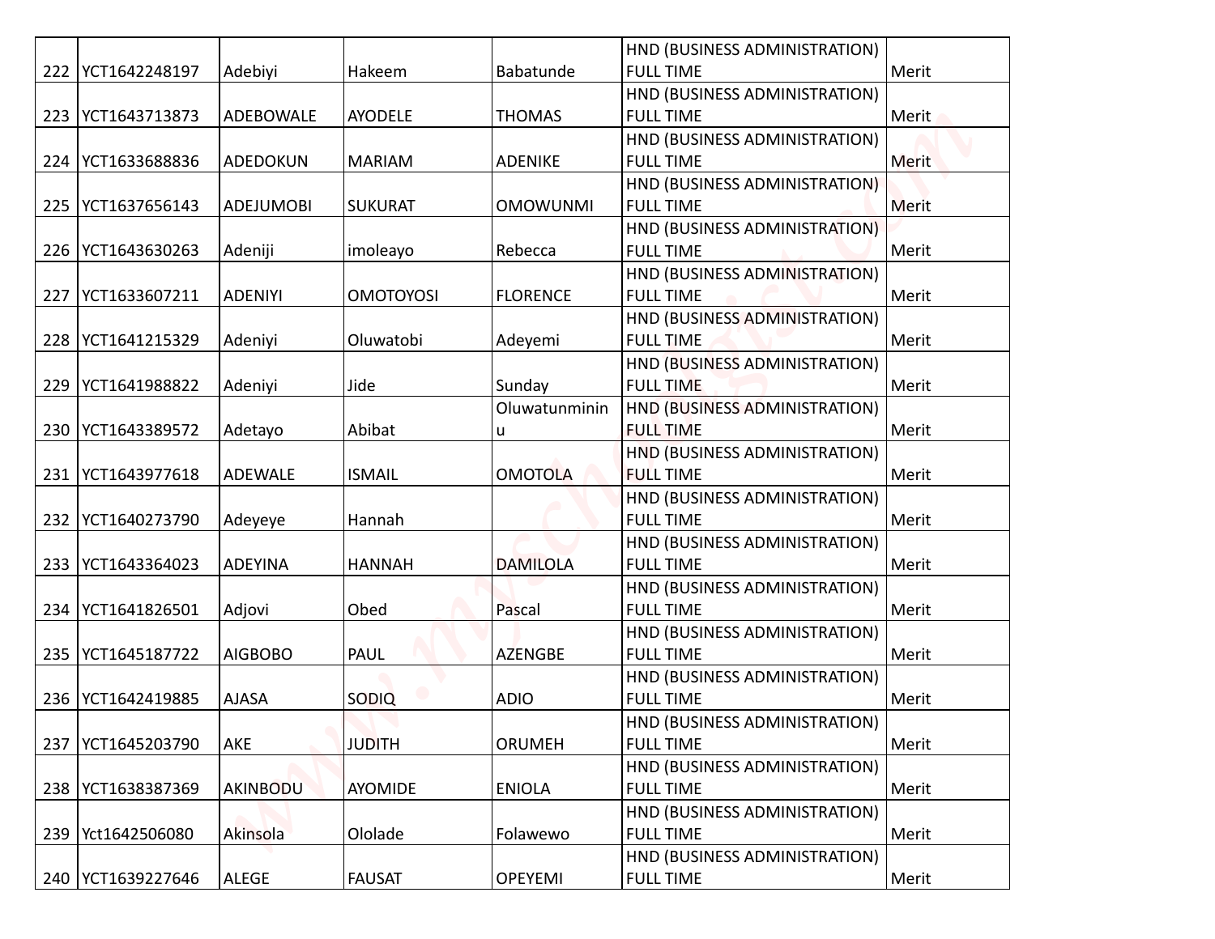| | | | | | | |
|---|---|---|---|---|---|---|
| 222 | YCT1642248197 | Adebiyi | Hakeem | Babatunde | HND (BUSINESS ADMINISTRATION) FULL TIME | Merit |
| 223 | YCT1643713873 | ADEBOWALE | AYODELE | THOMAS | HND (BUSINESS ADMINISTRATION) FULL TIME | Merit |
| 224 | YCT1633688836 | ADEDOKUN | MARIAM | ADENIKE | HND (BUSINESS ADMINISTRATION) FULL TIME | Merit |
| 225 | YCT1637656143 | ADEJUMOBI | SUKURAT | OMOWUNMI | HND (BUSINESS ADMINISTRATION) FULL TIME | Merit |
| 226 | YCT1643630263 | Adeniji | imoleayo | Rebecca | HND (BUSINESS ADMINISTRATION) FULL TIME | Merit |
| 227 | YCT1633607211 | ADENIYI | OMOTOYOSI | FLORENCE | HND (BUSINESS ADMINISTRATION) FULL TIME | Merit |
| 228 | YCT1641215329 | Adeniyi | Oluwatobi | Adeyemi | HND (BUSINESS ADMINISTRATION) FULL TIME | Merit |
| 229 | YCT1641988822 | Adeniyi | Jide | Sunday | HND (BUSINESS ADMINISTRATION) FULL TIME | Merit |
| 230 | YCT1643389572 | Adetayo | Abibat | Oluwatunmininu | HND (BUSINESS ADMINISTRATION) FULL TIME | Merit |
| 231 | YCT1643977618 | ADEWALE | ISMAIL | OMOTOLA | HND (BUSINESS ADMINISTRATION) FULL TIME | Merit |
| 232 | YCT1640273790 | Adeyeye | Hannah | | HND (BUSINESS ADMINISTRATION) FULL TIME | Merit |
| 233 | YCT1643364023 | ADEYINA | HANNAH | DAMILOLA | HND (BUSINESS ADMINISTRATION) FULL TIME | Merit |
| 234 | YCT1641826501 | Adjovi | Obed | Pascal | HND (BUSINESS ADMINISTRATION) FULL TIME | Merit |
| 235 | YCT1645187722 | AIGBOBO | PAUL | AZENGBE | HND (BUSINESS ADMINISTRATION) FULL TIME | Merit |
| 236 | YCT1642419885 | AJASA | SODIQ | ADIO | HND (BUSINESS ADMINISTRATION) FULL TIME | Merit |
| 237 | YCT1645203790 | AKE | JUDITH | ORUMEH | HND (BUSINESS ADMINISTRATION) FULL TIME | Merit |
| 238 | YCT1638387369 | AKINBODU | AYOMIDE | ENIOLA | HND (BUSINESS ADMINISTRATION) FULL TIME | Merit |
| 239 | Yct1642506080 | Akinsola | Ololade | Folawewo | HND (BUSINESS ADMINISTRATION) FULL TIME | Merit |
| 240 | YCT1639227646 | ALEGE | FAUSAT | OPEYEMI | HND (BUSINESS ADMINISTRATION) FULL TIME | Merit |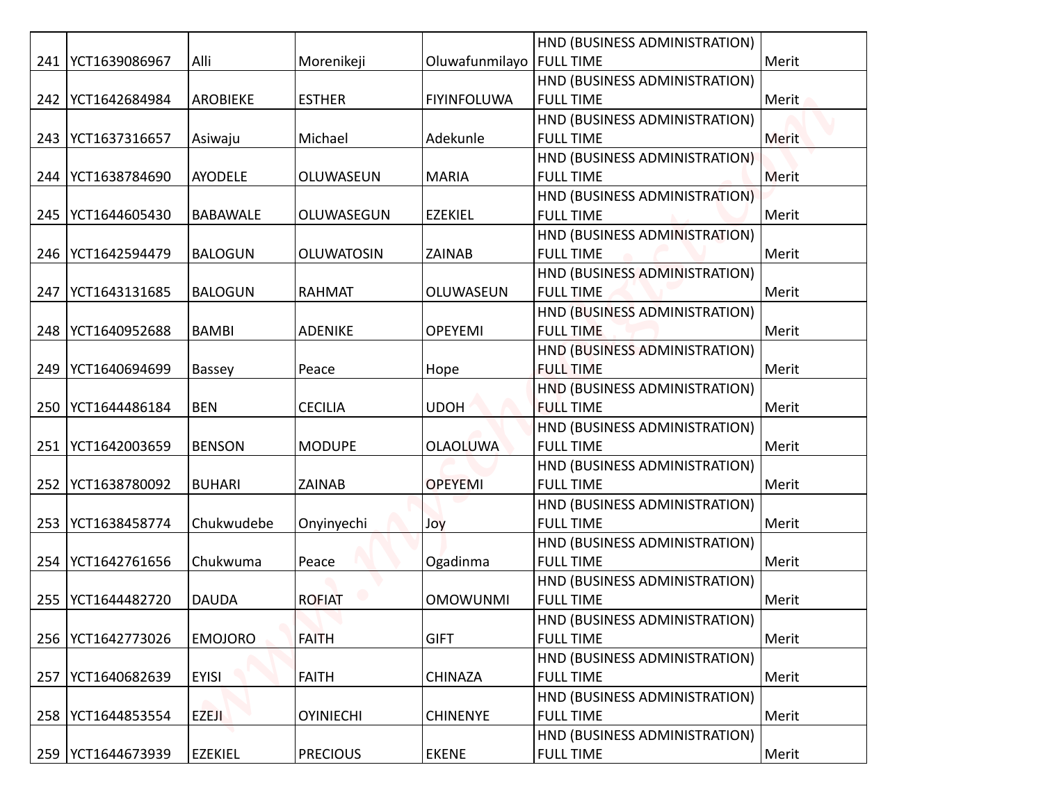| 241 | YCT1639086967 | Alli | Morenikeji | Oluwafunmilayo | HND (BUSINESS ADMINISTRATION) FULL TIME | Merit |
|---|---|---|---|---|---|---|
| 242 | YCT1642684984 | AROBIEKE | ESTHER | FIYINFOLUWA | HND (BUSINESS ADMINISTRATION) FULL TIME | Merit |
| 243 | YCT1637316657 | Asiwaju | Michael | Adekunle | HND (BUSINESS ADMINISTRATION) FULL TIME | Merit |
| 244 | YCT1638784690 | AYODELE | OLUWASEUN | MARIA | HND (BUSINESS ADMINISTRATION) FULL TIME | Merit |
| 245 | YCT1644605430 | BABAWALE | OLUWASEGUN | EZEKIEL | HND (BUSINESS ADMINISTRATION) FULL TIME | Merit |
| 246 | YCT1642594479 | BALOGUN | OLUWATOSIN | ZAINAB | HND (BUSINESS ADMINISTRATION) FULL TIME | Merit |
| 247 | YCT1643131685 | BALOGUN | RAHMAT | OLUWASEUN | HND (BUSINESS ADMINISTRATION) FULL TIME | Merit |
| 248 | YCT1640952688 | BAMBI | ADENIKE | OPEYEMI | HND (BUSINESS ADMINISTRATION) FULL TIME | Merit |
| 249 | YCT1640694699 | Bassey | Peace | Hope | HND (BUSINESS ADMINISTRATION) FULL TIME | Merit |
| 250 | YCT1644486184 | BEN | CECILIA | UDOH | HND (BUSINESS ADMINISTRATION) FULL TIME | Merit |
| 251 | YCT1642003659 | BENSON | MODUPE | OLAOLUWA | HND (BUSINESS ADMINISTRATION) FULL TIME | Merit |
| 252 | YCT1638780092 | BUHARI | ZAINAB | OPEYEMI | HND (BUSINESS ADMINISTRATION) FULL TIME | Merit |
| 253 | YCT1638458774 | Chukwudebe | Onyinyechi | Joy | HND (BUSINESS ADMINISTRATION) FULL TIME | Merit |
| 254 | YCT1642761656 | Chukwuma | Peace | Ogadinma | HND (BUSINESS ADMINISTRATION) FULL TIME | Merit |
| 255 | YCT1644482720 | DAUDA | ROFIAT | OMOWUNMI | HND (BUSINESS ADMINISTRATION) FULL TIME | Merit |
| 256 | YCT1642773026 | EMOJORO | FAITH | GIFT | HND (BUSINESS ADMINISTRATION) FULL TIME | Merit |
| 257 | YCT1640682639 | EYISI | FAITH | CHINAZA | HND (BUSINESS ADMINISTRATION) FULL TIME | Merit |
| 258 | YCT1644853554 | EZEJI | OYINIECHI | CHINENYE | HND (BUSINESS ADMINISTRATION) FULL TIME | Merit |
| 259 | YCT1644673939 | EZEKIEL | PRECIOUS | EKENE | HND (BUSINESS ADMINISTRATION) FULL TIME | Merit |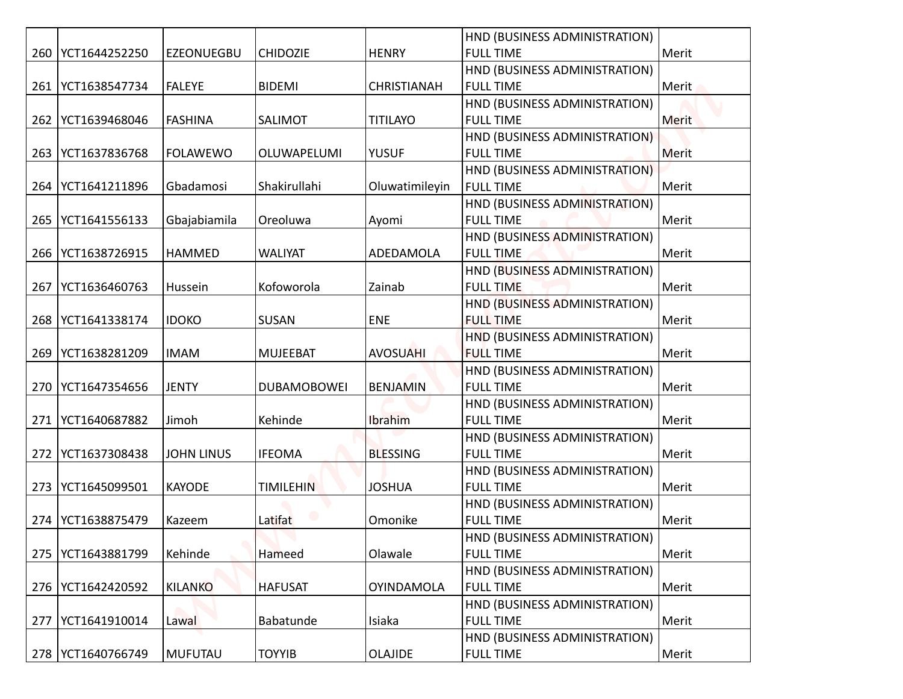| | | | | | | |
|---|---|---|---|---|---|---|
| 260 | YCT1644252250 | EZEONUEGBU | CHIDOZIE | HENRY | HND (BUSINESS ADMINISTRATION) FULL TIME | Merit |
| 261 | YCT1638547734 | FALEYE | BIDEMI | CHRISTIANAH | HND (BUSINESS ADMINISTRATION) FULL TIME | Merit |
| 262 | YCT1639468046 | FASHINA | SALIMOT | TITILAYO | HND (BUSINESS ADMINISTRATION) FULL TIME | Merit |
| 263 | YCT1637836768 | FOLAWEWO | OLUWAPELUMI | YUSUF | HND (BUSINESS ADMINISTRATION) FULL TIME | Merit |
| 264 | YCT1641211896 | Gbadamosi | Shakirullahi | Oluwatimileyin | HND (BUSINESS ADMINISTRATION) FULL TIME | Merit |
| 265 | YCT1641556133 | Gbajabiamila | Oreoluwa | Ayomi | HND (BUSINESS ADMINISTRATION) FULL TIME | Merit |
| 266 | YCT1638726915 | HAMMED | WALIYAT | ADEDAMOLA | HND (BUSINESS ADMINISTRATION) FULL TIME | Merit |
| 267 | YCT1636460763 | Hussein | Kofoworola | Zainab | HND (BUSINESS ADMINISTRATION) FULL TIME | Merit |
| 268 | YCT1641338174 | IDOKO | SUSAN | ENE | HND (BUSINESS ADMINISTRATION) FULL TIME | Merit |
| 269 | YCT1638281209 | IMAM | MUJEEBAT | AVOSUAHI | HND (BUSINESS ADMINISTRATION) FULL TIME | Merit |
| 270 | YCT1647354656 | JENTY | DUBAMOBOWEI | BENJAMIN | HND (BUSINESS ADMINISTRATION) FULL TIME | Merit |
| 271 | YCT1640687882 | Jimoh | Kehinde | Ibrahim | HND (BUSINESS ADMINISTRATION) FULL TIME | Merit |
| 272 | YCT1637308438 | JOHN LINUS | IFEOMA | BLESSING | HND (BUSINESS ADMINISTRATION) FULL TIME | Merit |
| 273 | YCT1645099501 | KAYODE | TIMILEHIN | JOSHUA | HND (BUSINESS ADMINISTRATION) FULL TIME | Merit |
| 274 | YCT1638875479 | Kazeem | Latifat | Omonike | HND (BUSINESS ADMINISTRATION) FULL TIME | Merit |
| 275 | YCT1643881799 | Kehinde | Hameed | Olawale | HND (BUSINESS ADMINISTRATION) FULL TIME | Merit |
| 276 | YCT1642420592 | KILANKO | HAFUSAT | OYINDAMOLA | HND (BUSINESS ADMINISTRATION) FULL TIME | Merit |
| 277 | YCT1641910014 | Lawal | Babatunde | Isiaka | HND (BUSINESS ADMINISTRATION) FULL TIME | Merit |
| 278 | YCT1640766749 | MUFUTAU | TOYYIB | OLAJIDE | HND (BUSINESS ADMINISTRATION) FULL TIME | Merit |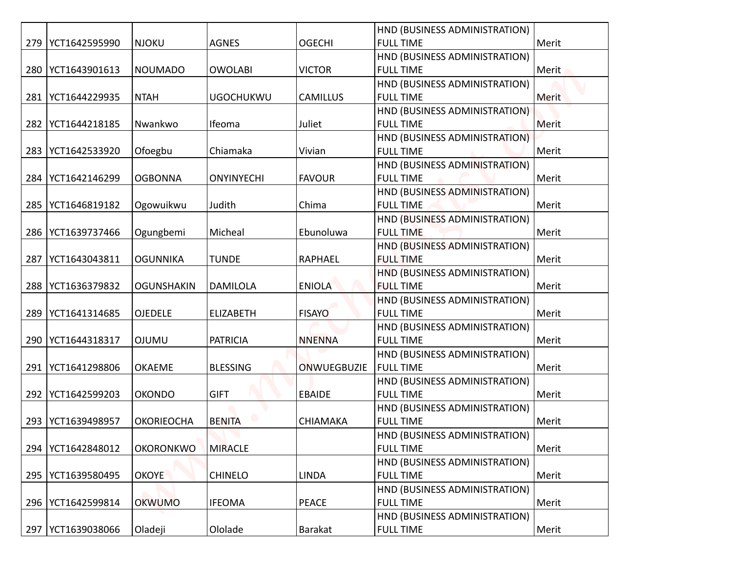| | | | | | | |
|---|---|---|---|---|---|---|
| 279 | YCT1642595990 | NJOKU | AGNES | OGECHI | HND (BUSINESS ADMINISTRATION) FULL TIME | Merit |
| 280 | YCT1643901613 | NOUMADO | OWOLABI | VICTOR | HND (BUSINESS ADMINISTRATION) FULL TIME | Merit |
| 281 | YCT1644229935 | NTAH | UGOCHUKWU | CAMILLUS | HND (BUSINESS ADMINISTRATION) FULL TIME | Merit |
| 282 | YCT1644218185 | Nwankwo | Ifeoma | Juliet | HND (BUSINESS ADMINISTRATION) FULL TIME | Merit |
| 283 | YCT1642533920 | Ofoegbu | Chiamaka | Vivian | HND (BUSINESS ADMINISTRATION) FULL TIME | Merit |
| 284 | YCT1642146299 | OGBONNA | ONYINYECHI | FAVOUR | HND (BUSINESS ADMINISTRATION) FULL TIME | Merit |
| 285 | YCT1646819182 | Ogowuikwu | Judith | Chima | HND (BUSINESS ADMINISTRATION) FULL TIME | Merit |
| 286 | YCT1639737466 | Ogungbemi | Micheal | Ebunoluwa | HND (BUSINESS ADMINISTRATION) FULL TIME | Merit |
| 287 | YCT1643043811 | OGUNNIKA | TUNDE | RAPHAEL | HND (BUSINESS ADMINISTRATION) FULL TIME | Merit |
| 288 | YCT1636379832 | OGUNSHAKIN | DAMILOLA | ENIOLA | HND (BUSINESS ADMINISTRATION) FULL TIME | Merit |
| 289 | YCT1641314685 | OJEDELE | ELIZABETH | FISAYO | HND (BUSINESS ADMINISTRATION) FULL TIME | Merit |
| 290 | YCT1644318317 | OJUMU | PATRICIA | NNENNA | HND (BUSINESS ADMINISTRATION) FULL TIME | Merit |
| 291 | YCT1641298806 | OKAEME | BLESSING | ONWUEGBUZIE | HND (BUSINESS ADMINISTRATION) FULL TIME | Merit |
| 292 | YCT1642599203 | OKONDO | GIFT | EBAIDE | HND (BUSINESS ADMINISTRATION) FULL TIME | Merit |
| 293 | YCT1639498957 | OKORIEOCHA | BENITA | CHIAMAKA | HND (BUSINESS ADMINISTRATION) FULL TIME | Merit |
| 294 | YCT1642848012 | OKORONKWO | MIRACLE | | HND (BUSINESS ADMINISTRATION) FULL TIME | Merit |
| 295 | YCT1639580495 | OKOYE | CHINELO | LINDA | HND (BUSINESS ADMINISTRATION) FULL TIME | Merit |
| 296 | YCT1642599814 | OKWUMO | IFEOMA | PEACE | HND (BUSINESS ADMINISTRATION) FULL TIME | Merit |
| 297 | YCT1639038066 | Oladeji | Ololade | Barakat | HND (BUSINESS ADMINISTRATION) FULL TIME | Merit |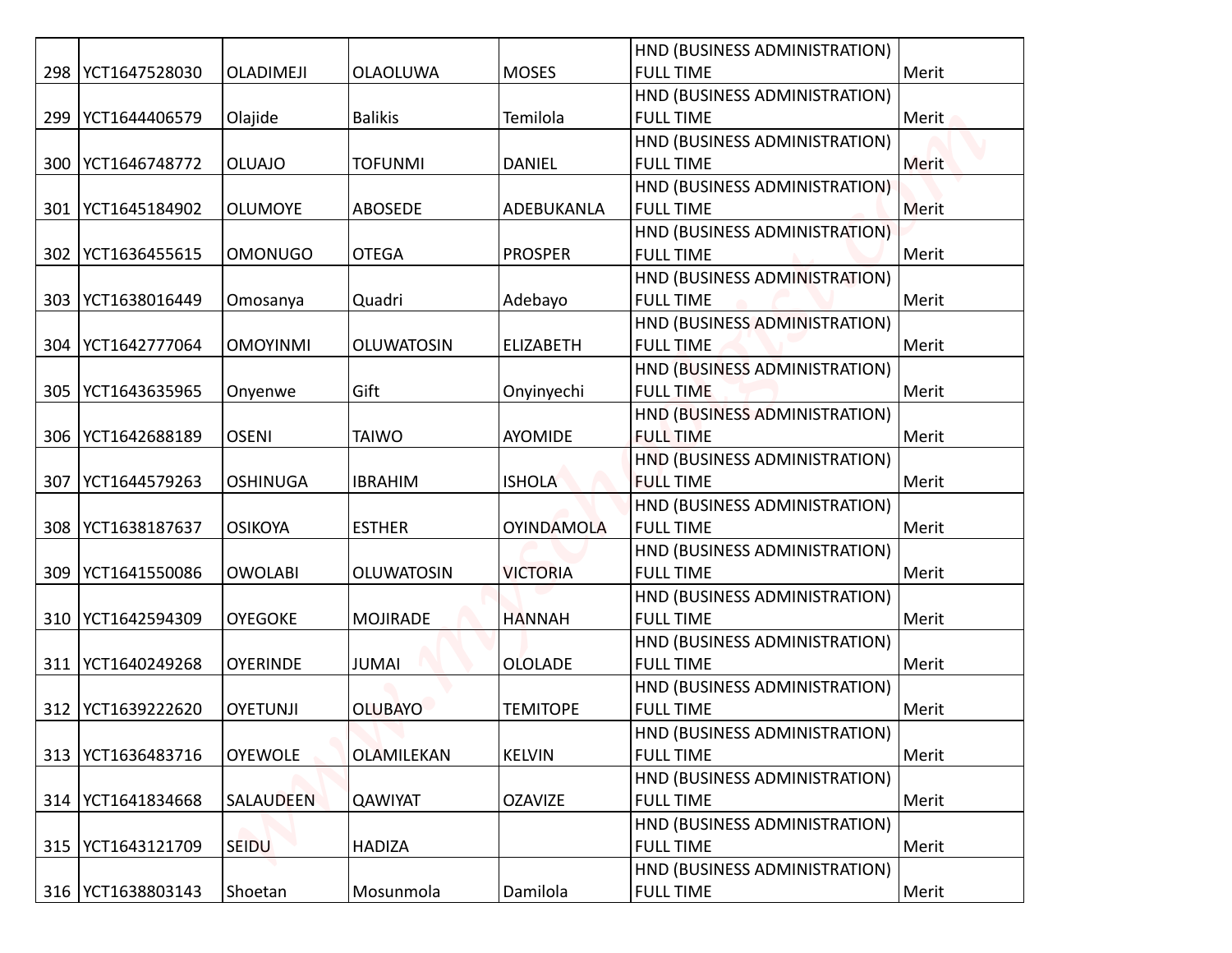| 298 | YCT1647528030 | OLADIMEJI | OLAOLUWA | MOSES | HND (BUSINESS ADMINISTRATION) FULL TIME | Merit |
|---|---|---|---|---|---|---|
| 299 | YCT1644406579 | Olajide | Balikis | Temilola | HND (BUSINESS ADMINISTRATION) FULL TIME | Merit |
| 300 | YCT1646748772 | OLUAJO | TOFUNMI | DANIEL | HND (BUSINESS ADMINISTRATION) FULL TIME | Merit |
| 301 | YCT1645184902 | OLUMOYE | ABOSEDE | ADEBUKANLA | HND (BUSINESS ADMINISTRATION) FULL TIME | Merit |
| 302 | YCT1636455615 | OMONUGO | OTEGA | PROSPER | HND (BUSINESS ADMINISTRATION) FULL TIME | Merit |
| 303 | YCT1638016449 | Omosanya | Quadri | Adebayo | HND (BUSINESS ADMINISTRATION) FULL TIME | Merit |
| 304 | YCT1642777064 | OMOYINMI | OLUWATOSIN | ELIZABETH | HND (BUSINESS ADMINISTRATION) FULL TIME | Merit |
| 305 | YCT1643635965 | Onyenwe | Gift | Onyinyechi | HND (BUSINESS ADMINISTRATION) FULL TIME | Merit |
| 306 | YCT1642688189 | OSENI | TAIWO | AYOMIDE | HND (BUSINESS ADMINISTRATION) FULL TIME | Merit |
| 307 | YCT1644579263 | OSHINUGA | IBRAHIM | ISHOLA | HND (BUSINESS ADMINISTRATION) FULL TIME | Merit |
| 308 | YCT1638187637 | OSIKOYA | ESTHER | OYINDAMOLA | HND (BUSINESS ADMINISTRATION) FULL TIME | Merit |
| 309 | YCT1641550086 | OWOLABI | OLUWATOSIN | VICTORIA | HND (BUSINESS ADMINISTRATION) FULL TIME | Merit |
| 310 | YCT1642594309 | OYEGOKE | MOJIRADE | HANNAH | HND (BUSINESS ADMINISTRATION) FULL TIME | Merit |
| 311 | YCT1640249268 | OYERINDE | JUMAI | OLOLADE | HND (BUSINESS ADMINISTRATION) FULL TIME | Merit |
| 312 | YCT1639222620 | OYETUNJI | OLUBAYO | TEMITOPE | HND (BUSINESS ADMINISTRATION) FULL TIME | Merit |
| 313 | YCT1636483716 | OYEWOLE | OLAMILEKAN | KELVIN | HND (BUSINESS ADMINISTRATION) FULL TIME | Merit |
| 314 | YCT1641834668 | SALAUDEEN | QAWIYAT | OZAVIZE | HND (BUSINESS ADMINISTRATION) FULL TIME | Merit |
| 315 | YCT1643121709 | SEIDU | HADIZA | | HND (BUSINESS ADMINISTRATION) FULL TIME | Merit |
| 316 | YCT1638803143 | Shoetan | Mosunmola | Damilola | HND (BUSINESS ADMINISTRATION) FULL TIME | Merit |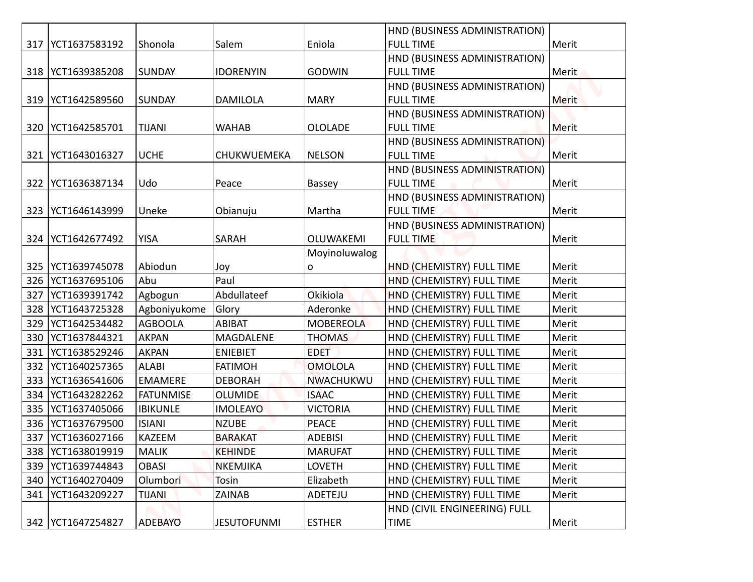| 317 | YCT1637583192 | Shonola | Salem | Eniola | HND (BUSINESS ADMINISTRATION) FULL TIME | Merit |
|---|---|---|---|---|---|---|
| 318 | YCT1639385208 | SUNDAY | IDORENYIN | GODWIN | HND (BUSINESS ADMINISTRATION) FULL TIME | Merit |
| 319 | YCT1642589560 | SUNDAY | DAMILOLA | MARY | HND (BUSINESS ADMINISTRATION) FULL TIME | Merit |
| 320 | YCT1642585701 | TIJANI | WAHAB | OLOLADE | HND (BUSINESS ADMINISTRATION) FULL TIME | Merit |
| 321 | YCT1643016327 | UCHE | CHUKWUEMEKA | NELSON | HND (BUSINESS ADMINISTRATION) FULL TIME | Merit |
| 322 | YCT1636387134 | Udo | Peace | Bassey | HND (BUSINESS ADMINISTRATION) FULL TIME | Merit |
| 323 | YCT1646143999 | Uneke | Obianuju | Martha | HND (BUSINESS ADMINISTRATION) FULL TIME | Merit |
| 324 | YCT1642677492 | YISA | SARAH | OLUWAKEMI | HND (BUSINESS ADMINISTRATION) FULL TIME | Merit |
| 325 | YCT1639745078 | Abiodun | Joy | Moyinoluwalogo | HND (CHEMISTRY) FULL TIME | Merit |
| 326 | YCT1637695106 | Abu | Paul | | HND (CHEMISTRY) FULL TIME | Merit |
| 327 | YCT1639391742 | Agbogun | Abdullateef | Okikiola | HND (CHEMISTRY) FULL TIME | Merit |
| 328 | YCT1643725328 | Agboniyukome | Glory | Aderonke | HND (CHEMISTRY) FULL TIME | Merit |
| 329 | YCT1642534482 | AGBOOLA | ABIBAT | MOBEREOLA | HND (CHEMISTRY) FULL TIME | Merit |
| 330 | YCT1637844321 | AKPAN | MAGDALENE | THOMAS | HND (CHEMISTRY) FULL TIME | Merit |
| 331 | YCT1638529246 | AKPAN | ENIEBIET | EDET | HND (CHEMISTRY) FULL TIME | Merit |
| 332 | YCT1640257365 | ALABI | FATIMOH | OMOLOLA | HND (CHEMISTRY) FULL TIME | Merit |
| 333 | YCT1636541606 | EMAMERE | DEBORAH | NWACHUKWU | HND (CHEMISTRY) FULL TIME | Merit |
| 334 | YCT1643282262 | FATUNMISE | OLUMIDE | ISAAC | HND (CHEMISTRY) FULL TIME | Merit |
| 335 | YCT1637405066 | IBIKUNLE | IMOLEAYO | VICTORIA | HND (CHEMISTRY) FULL TIME | Merit |
| 336 | YCT1637679500 | ISIANI | NZUBE | PEACE | HND (CHEMISTRY) FULL TIME | Merit |
| 337 | YCT1636027166 | KAZEEM | BARAKAT | ADEBISI | HND (CHEMISTRY) FULL TIME | Merit |
| 338 | YCT1638019919 | MALIK | KEHINDE | MARUFAT | HND (CHEMISTRY) FULL TIME | Merit |
| 339 | YCT1639744843 | OBASI | NKEMJIKA | LOVETH | HND (CHEMISTRY) FULL TIME | Merit |
| 340 | YCT1640270409 | Olumbori | Tosin | Elizabeth | HND (CHEMISTRY) FULL TIME | Merit |
| 341 | YCT1643209227 | TIJANI | ZAINAB | ADETEJU | HND (CHEMISTRY) FULL TIME | Merit |
| 342 | YCT1647254827 | ADEBAYO | JESUTOFUNMI | ESTHER | HND (CIVIL ENGINEERING) FULL TIME | Merit |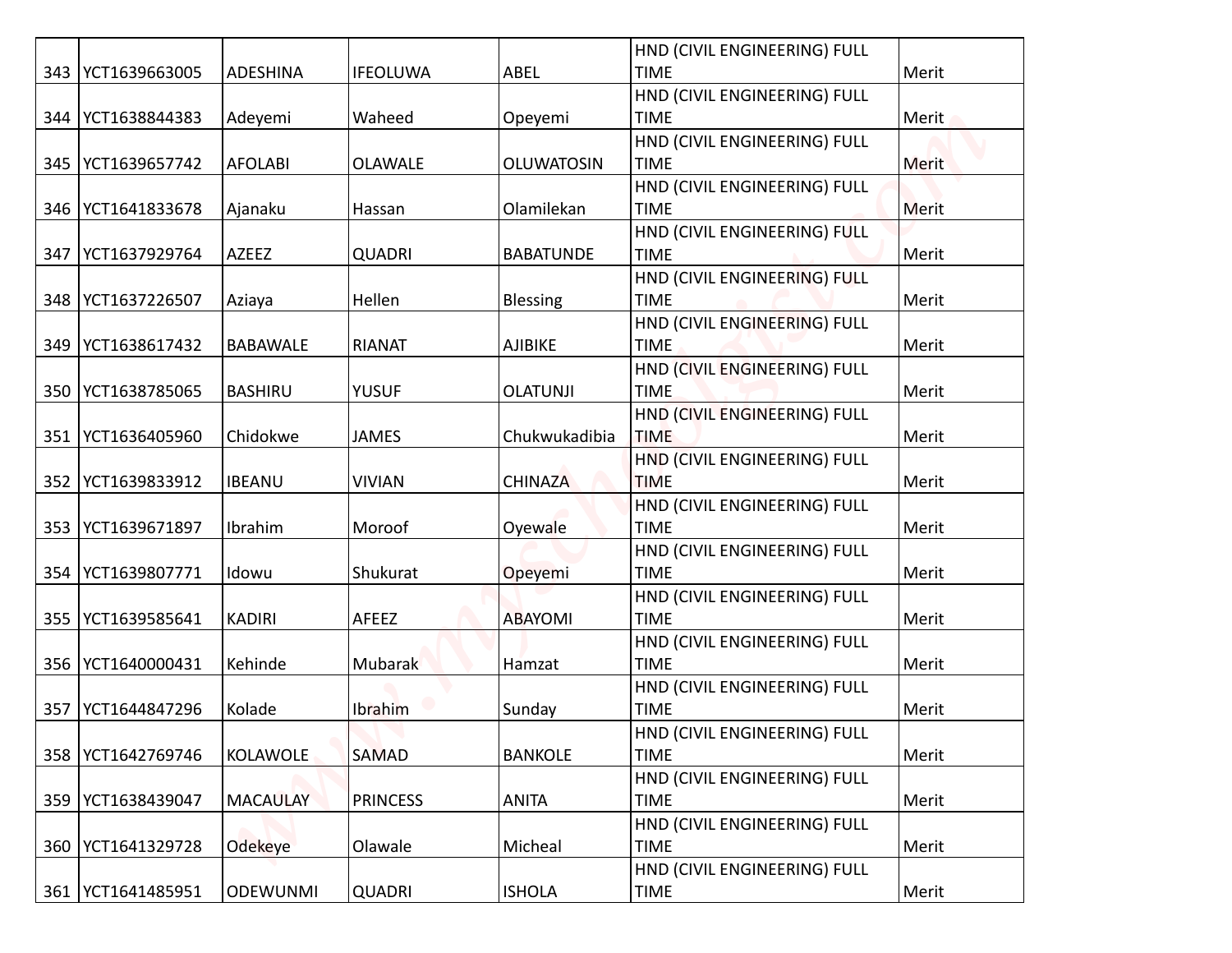| | | | | | | |
|---|---|---|---|---|---|---|
| 343 | YCT1639663005 | ADESHINA | IFEOLUWA | ABEL | HND (CIVIL ENGINEERING) FULL TIME | Merit |
| 344 | YCT1638844383 | Adeyemi | Waheed | Opeyemi | HND (CIVIL ENGINEERING) FULL TIME | Merit |
| 345 | YCT1639657742 | AFOLABI | OLAWALE | OLUWATOSIN | HND (CIVIL ENGINEERING) FULL TIME | Merit |
| 346 | YCT1641833678 | Ajanaku | Hassan | Olamilekan | HND (CIVIL ENGINEERING) FULL TIME | Merit |
| 347 | YCT1637929764 | AZEEZ | QUADRI | BABATUNDE | HND (CIVIL ENGINEERING) FULL TIME | Merit |
| 348 | YCT1637226507 | Aziaya | Hellen | Blessing | HND (CIVIL ENGINEERING) FULL TIME | Merit |
| 349 | YCT1638617432 | BABAWALE | RIANAT | AJIBIKE | HND (CIVIL ENGINEERING) FULL TIME | Merit |
| 350 | YCT1638785065 | BASHIRU | YUSUF | OLATUNJI | HND (CIVIL ENGINEERING) FULL TIME | Merit |
| 351 | YCT1636405960 | Chidokwe | JAMES | Chukwukadibia | HND (CIVIL ENGINEERING) FULL TIME | Merit |
| 352 | YCT1639833912 | IBEANU | VIVIAN | CHINAZA | HND (CIVIL ENGINEERING) FULL TIME | Merit |
| 353 | YCT1639671897 | Ibrahim | Moroof | Oyewale | HND (CIVIL ENGINEERING) FULL TIME | Merit |
| 354 | YCT1639807771 | Idowu | Shukurat | Opeyemi | HND (CIVIL ENGINEERING) FULL TIME | Merit |
| 355 | YCT1639585641 | KADIRI | AFEEZ | ABAYOMI | HND (CIVIL ENGINEERING) FULL TIME | Merit |
| 356 | YCT1640000431 | Kehinde | Mubarak | Hamzat | HND (CIVIL ENGINEERING) FULL TIME | Merit |
| 357 | YCT1644847296 | Kolade | Ibrahim | Sunday | HND (CIVIL ENGINEERING) FULL TIME | Merit |
| 358 | YCT1642769746 | KOLAWOLE | SAMAD | BANKOLE | HND (CIVIL ENGINEERING) FULL TIME | Merit |
| 359 | YCT1638439047 | MACAULAY | PRINCESS | ANITA | HND (CIVIL ENGINEERING) FULL TIME | Merit |
| 360 | YCT1641329728 | Odekeye | Olawale | Micheal | HND (CIVIL ENGINEERING) FULL TIME | Merit |
| 361 | YCT1641485951 | ODEWUNMI | QUADRI | ISHOLA | HND (CIVIL ENGINEERING) FULL TIME | Merit |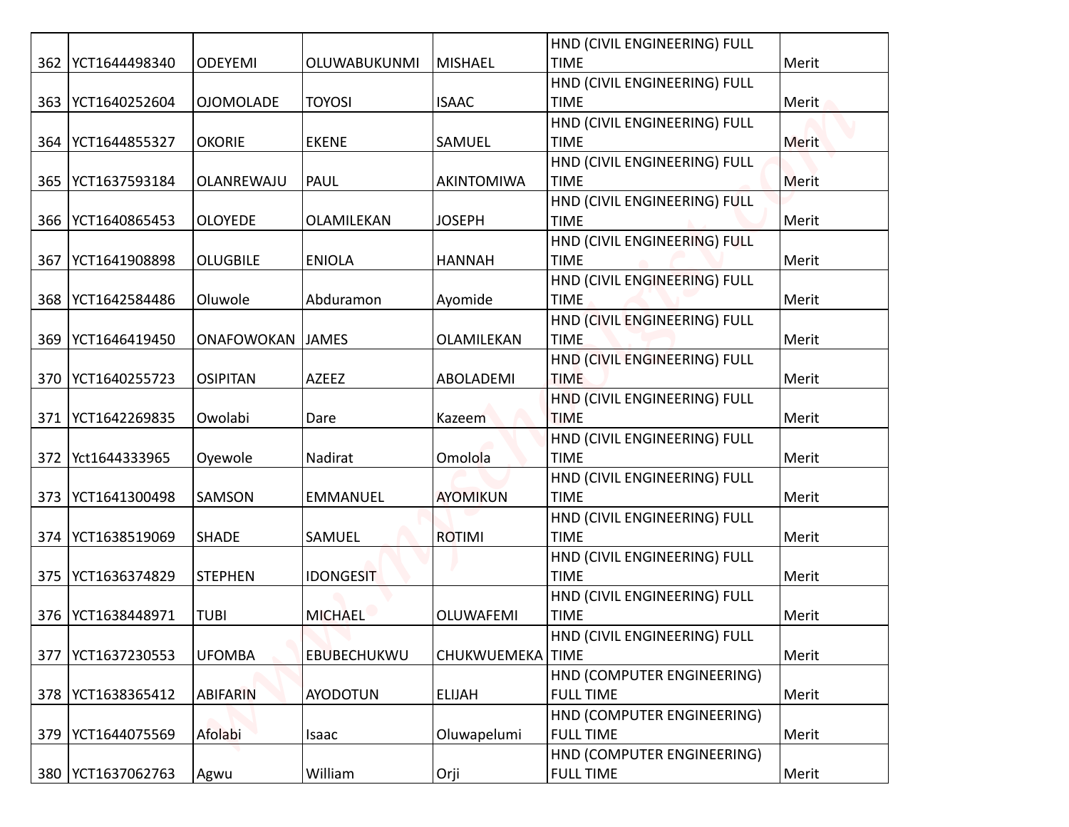| | | | | | | |
|---|---|---|---|---|---|---|
| 362 | YCT1644498340 | ODEYEMI | OLUWABUKUNMI | MISHAEL | HND (CIVIL ENGINEERING) FULL TIME | Merit |
| 363 | YCT1640252604 | OJOMOLADE | TOYOSI | ISAAC | HND (CIVIL ENGINEERING) FULL TIME | Merit |
| 364 | YCT1644855327 | OKORIE | EKENE | SAMUEL | HND (CIVIL ENGINEERING) FULL TIME | Merit |
| 365 | YCT1637593184 | OLANREWAJU | PAUL | AKINTOMIWA | HND (CIVIL ENGINEERING) FULL TIME | Merit |
| 366 | YCT1640865453 | OLOYEDE | OLAMILEKAN | JOSEPH | HND (CIVIL ENGINEERING) FULL TIME | Merit |
| 367 | YCT1641908898 | OLUGBILE | ENIOLA | HANNAH | HND (CIVIL ENGINEERING) FULL TIME | Merit |
| 368 | YCT1642584486 | Oluwole | Abduramon | Ayomide | HND (CIVIL ENGINEERING) FULL TIME | Merit |
| 369 | YCT1646419450 | ONAFOWOKAN | JAMES | OLAMILEKAN | HND (CIVIL ENGINEERING) FULL TIME | Merit |
| 370 | YCT1640255723 | OSIPITAN | AZEEZ | ABOLADEMI | HND (CIVIL ENGINEERING) FULL TIME | Merit |
| 371 | YCT1642269835 | Owolabi | Dare | Kazeem | HND (CIVIL ENGINEERING) FULL TIME | Merit |
| 372 | Yct1644333965 | Oyewole | Nadirat | Omolola | HND (CIVIL ENGINEERING) FULL TIME | Merit |
| 373 | YCT1641300498 | SAMSON | EMMANUEL | AYOMIKUN | HND (CIVIL ENGINEERING) FULL TIME | Merit |
| 374 | YCT1638519069 | SHADE | SAMUEL | ROTIMI | HND (CIVIL ENGINEERING) FULL TIME | Merit |
| 375 | YCT1636374829 | STEPHEN | IDONGESIT | | HND (CIVIL ENGINEERING) FULL TIME | Merit |
| 376 | YCT1638448971 | TUBI | MICHAEL | OLUWAFEMI | HND (CIVIL ENGINEERING) FULL TIME | Merit |
| 377 | YCT1637230553 | UFOMBA | EBUBECHUKWU | CHUKWUEMEKA | HND (CIVIL ENGINEERING) FULL TIME | Merit |
| 378 | YCT1638365412 | ABIFARIN | AYODOTUN | ELIJAH | HND (COMPUTER ENGINEERING) FULL TIME | Merit |
| 379 | YCT1644075569 | Afolabi | Isaac | Oluwapelumi | HND (COMPUTER ENGINEERING) FULL TIME | Merit |
| 380 | YCT1637062763 | Agwu | William | Orji | HND (COMPUTER ENGINEERING) FULL TIME | Merit |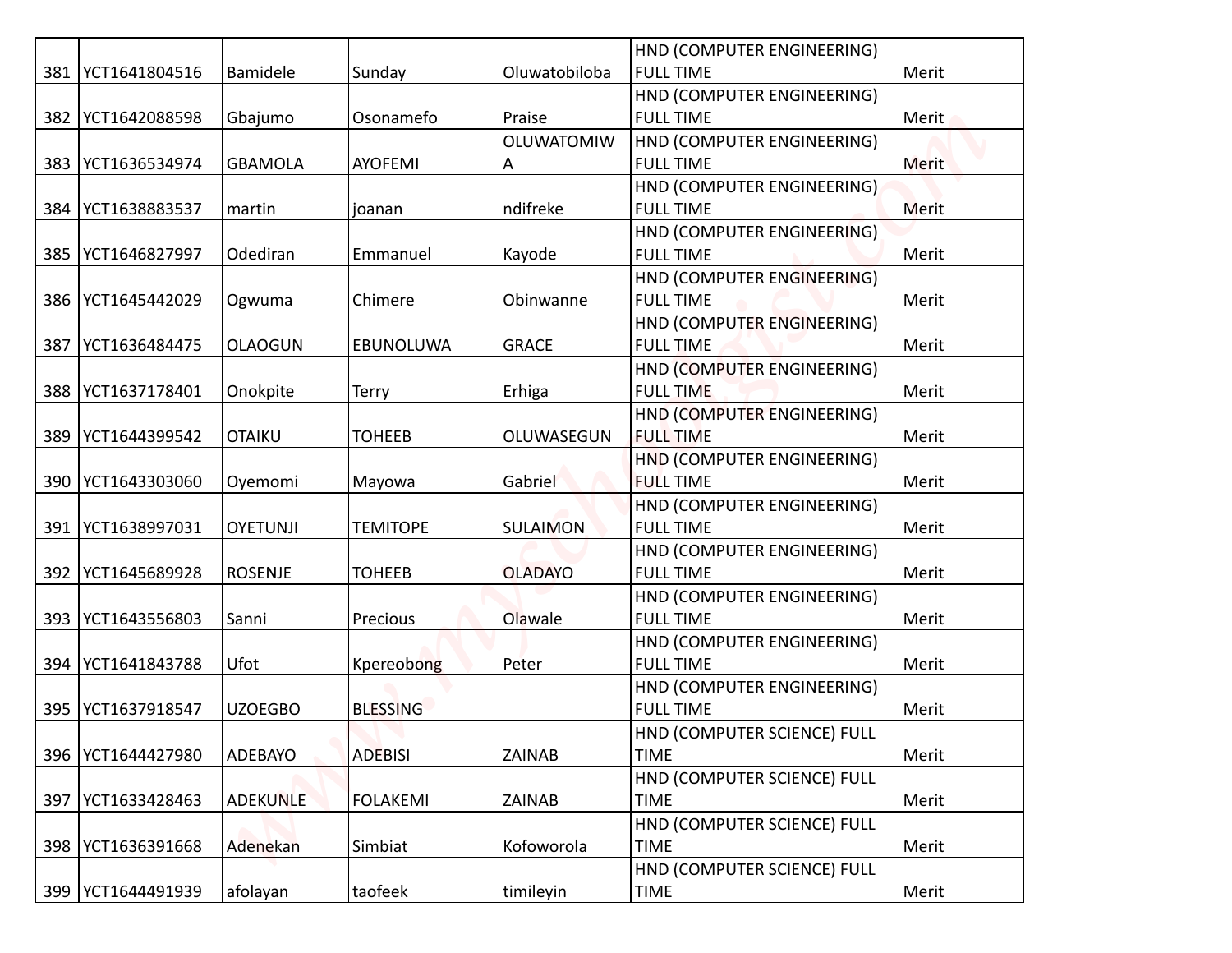| 381 | YCT1641804516 | Bamidele | Sunday | Oluwatobiloba | HND (COMPUTER ENGINEERING) FULL TIME | Merit |
|---|---|---|---|---|---|---|
| 382 | YCT1642088598 | Gbajumo | Osonamefo | Praise | HND (COMPUTER ENGINEERING) FULL TIME | Merit |
| 383 | YCT1636534974 | GBAMOLA | AYOFEMI | OLUWATOMIWA | HND (COMPUTER ENGINEERING) FULL TIME | Merit |
| 384 | YCT1638883537 | martin | joanan | ndifreke | HND (COMPUTER ENGINEERING) FULL TIME | Merit |
| 385 | YCT1646827997 | Odediran | Emmanuel | Kayode | HND (COMPUTER ENGINEERING) FULL TIME | Merit |
| 386 | YCT1645442029 | Ogwuma | Chimere | Obinwanne | HND (COMPUTER ENGINEERING) FULL TIME | Merit |
| 387 | YCT1636484475 | OLAOGUN | EBUNOLUWA | GRACE | HND (COMPUTER ENGINEERING) FULL TIME | Merit |
| 388 | YCT1637178401 | Onokpite | Terry | Erhiga | HND (COMPUTER ENGINEERING) FULL TIME | Merit |
| 389 | YCT1644399542 | OTAIKU | TOHEEB | OLUWASEGUN | HND (COMPUTER ENGINEERING) FULL TIME | Merit |
| 390 | YCT1643303060 | Oyemomi | Mayowa | Gabriel | HND (COMPUTER ENGINEERING) FULL TIME | Merit |
| 391 | YCT1638997031 | OYETUNJI | TEMITOPE | SULAIMON | HND (COMPUTER ENGINEERING) FULL TIME | Merit |
| 392 | YCT1645689928 | ROSENJE | TOHEEB | OLADAYO | HND (COMPUTER ENGINEERING) FULL TIME | Merit |
| 393 | YCT1643556803 | Sanni | Precious | Olawale | HND (COMPUTER ENGINEERING) FULL TIME | Merit |
| 394 | YCT1641843788 | Ufot | Kpereobong | Peter | HND (COMPUTER ENGINEERING) FULL TIME | Merit |
| 395 | YCT1637918547 | UZOEGBO | BLESSING | | HND (COMPUTER ENGINEERING) FULL TIME | Merit |
| 396 | YCT1644427980 | ADEBAYO | ADEBISI | ZAINAB | HND (COMPUTER SCIENCE) FULL TIME | Merit |
| 397 | YCT1633428463 | ADEKUNLE | FOLAKEMI | ZAINAB | HND (COMPUTER SCIENCE) FULL TIME | Merit |
| 398 | YCT1636391668 | Adenekan | Simbiat | Kofoworola | HND (COMPUTER SCIENCE) FULL TIME | Merit |
| 399 | YCT1644491939 | afolayan | taofeek | timileyin | HND (COMPUTER SCIENCE) FULL TIME | Merit |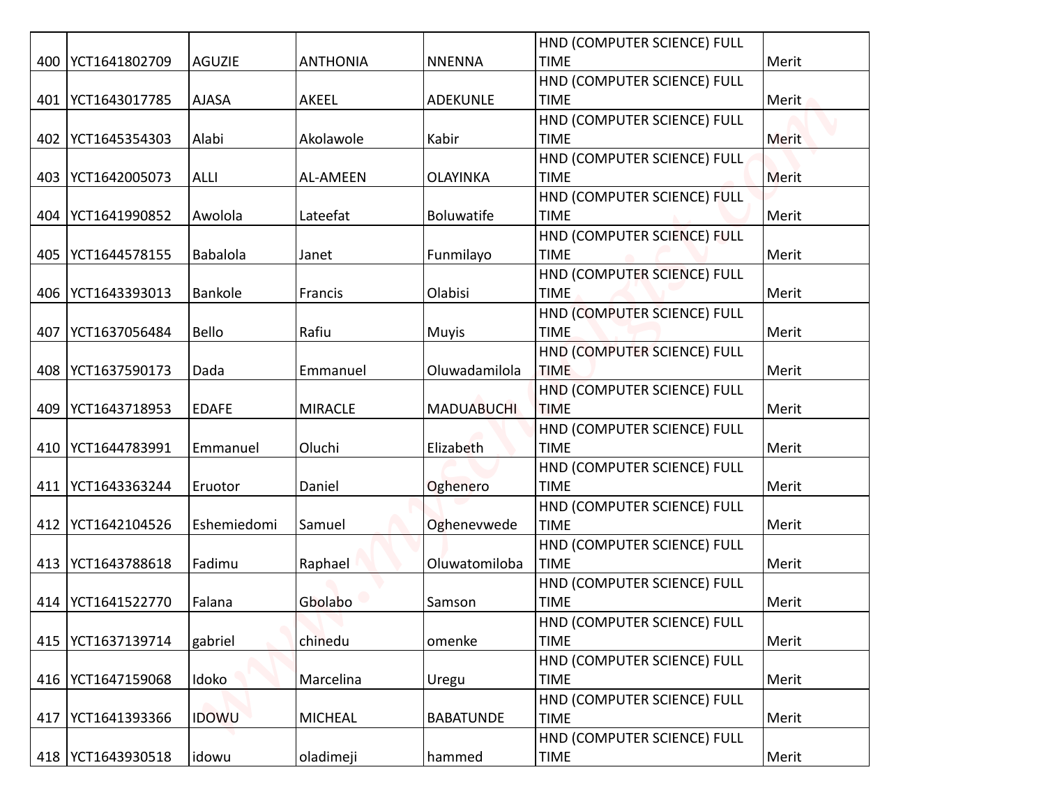| | | | | | | |
|---|---|---|---|---|---|---|
| 400 | YCT1641802709 | AGUZIE | ANTHONIA | NNENNA | HND (COMPUTER SCIENCE) FULL TIME | Merit |
| 401 | YCT1643017785 | AJASA | AKEEL | ADEKUNLE | HND (COMPUTER SCIENCE) FULL TIME | Merit |
| 402 | YCT1645354303 | Alabi | Akolawole | Kabir | HND (COMPUTER SCIENCE) FULL TIME | Merit |
| 403 | YCT1642005073 | ALLI | AL-AMEEN | OLAYINKA | HND (COMPUTER SCIENCE) FULL TIME | Merit |
| 404 | YCT1641990852 | Awolola | Lateefat | Boluwatife | HND (COMPUTER SCIENCE) FULL TIME | Merit |
| 405 | YCT1644578155 | Babalola | Janet | Funmilayo | HND (COMPUTER SCIENCE) FULL TIME | Merit |
| 406 | YCT1643393013 | Bankole | Francis | Olabisi | HND (COMPUTER SCIENCE) FULL TIME | Merit |
| 407 | YCT1637056484 | Bello | Rafiu | Muyis | HND (COMPUTER SCIENCE) FULL TIME | Merit |
| 408 | YCT1637590173 | Dada | Emmanuel | Oluwadamilola | HND (COMPUTER SCIENCE) FULL TIME | Merit |
| 409 | YCT1643718953 | EDAFE | MIRACLE | MADUABUCHI | HND (COMPUTER SCIENCE) FULL TIME | Merit |
| 410 | YCT1644783991 | Emmanuel | Oluchi | Elizabeth | HND (COMPUTER SCIENCE) FULL TIME | Merit |
| 411 | YCT1643363244 | Eruotor | Daniel | Oghenero | HND (COMPUTER SCIENCE) FULL TIME | Merit |
| 412 | YCT1642104526 | Eshemiedomi | Samuel | Oghenevwede | HND (COMPUTER SCIENCE) FULL TIME | Merit |
| 413 | YCT1643788618 | Fadimu | Raphael | Oluwatomiloba | HND (COMPUTER SCIENCE) FULL TIME | Merit |
| 414 | YCT1641522770 | Falana | Gbolabo | Samson | HND (COMPUTER SCIENCE) FULL TIME | Merit |
| 415 | YCT1637139714 | gabriel | chinedu | omenke | HND (COMPUTER SCIENCE) FULL TIME | Merit |
| 416 | YCT1647159068 | Idoko | Marcelina | Uregu | HND (COMPUTER SCIENCE) FULL TIME | Merit |
| 417 | YCT1641393366 | IDOWU | MICHEAL | BABATUNDE | HND (COMPUTER SCIENCE) FULL TIME | Merit |
| 418 | YCT1643930518 | idowu | oladimeji | hammed | HND (COMPUTER SCIENCE) FULL TIME | Merit |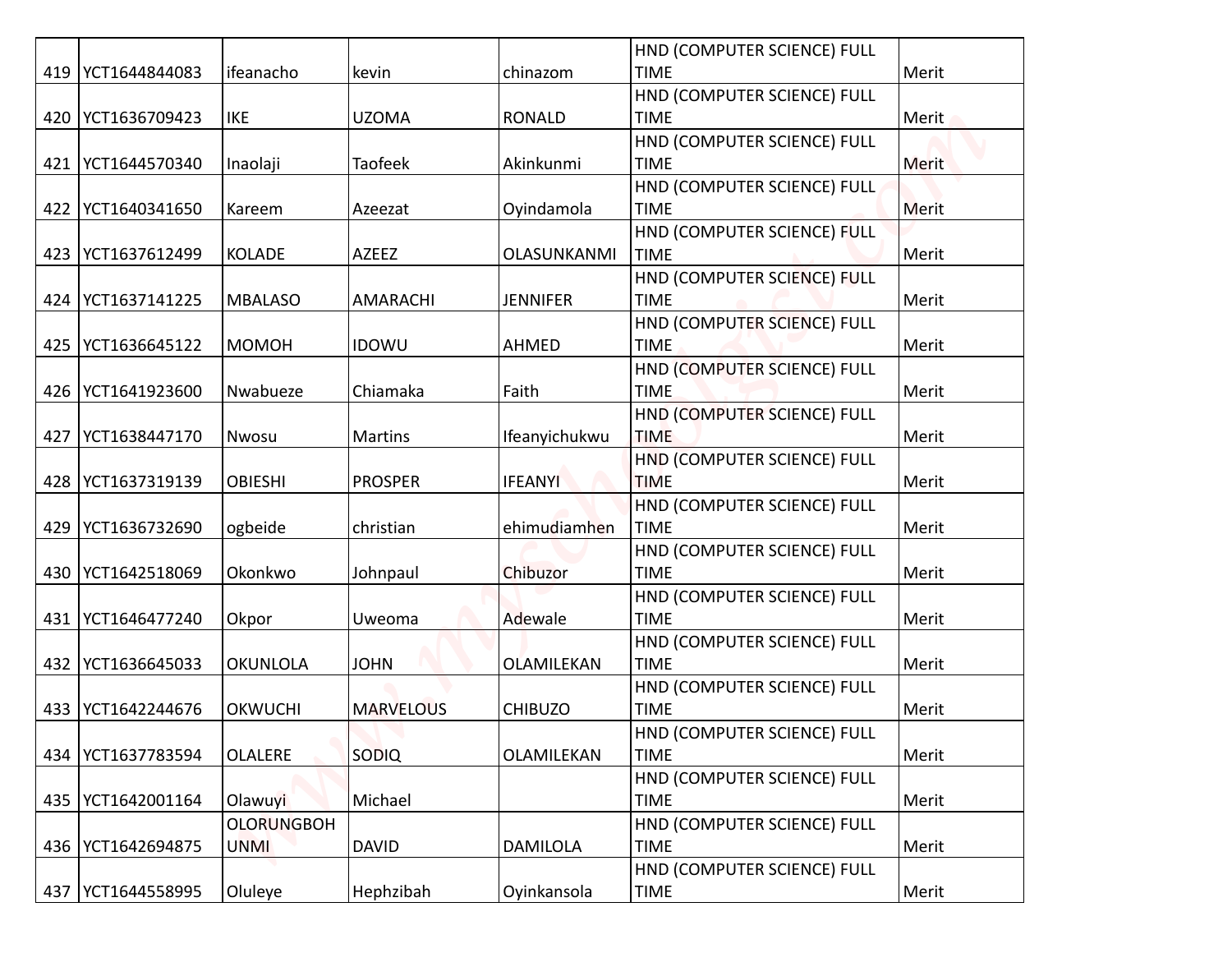| 419 | YCT1644844083 | ifeanacho | kevin | chinazom | HND (COMPUTER SCIENCE) FULL TIME | Merit |
|---|---|---|---|---|---|---|
| 420 | YCT1636709423 | IKE | UZOMA | RONALD | HND (COMPUTER SCIENCE) FULL TIME | Merit |
| 421 | YCT1644570340 | Inaolaji | Taofeek | Akinkunmi | HND (COMPUTER SCIENCE) FULL TIME | Merit |
| 422 | YCT1640341650 | Kareem | Azeezat | Oyindamola | HND (COMPUTER SCIENCE) FULL TIME | Merit |
| 423 | YCT1637612499 | KOLADE | AZEEZ | OLASUNKANMI | HND (COMPUTER SCIENCE) FULL TIME | Merit |
| 424 | YCT1637141225 | MBALASO | AMARACHI | JENNIFER | HND (COMPUTER SCIENCE) FULL TIME | Merit |
| 425 | YCT1636645122 | MOMOH | IDOWU | AHMED | HND (COMPUTER SCIENCE) FULL TIME | Merit |
| 426 | YCT1641923600 | Nwabueze | Chiamaka | Faith | HND (COMPUTER SCIENCE) FULL TIME | Merit |
| 427 | YCT1638447170 | Nwosu | Martins | Ifeanyichukwu | HND (COMPUTER SCIENCE) FULL TIME | Merit |
| 428 | YCT1637319139 | OBIESHI | PROSPER | IFEANYI | HND (COMPUTER SCIENCE) FULL TIME | Merit |
| 429 | YCT1636732690 | ogbeide | christian | ehimudiamhen | HND (COMPUTER SCIENCE) FULL TIME | Merit |
| 430 | YCT1642518069 | Okonkwo | Johnpaul | Chibuzor | HND (COMPUTER SCIENCE) FULL TIME | Merit |
| 431 | YCT1646477240 | Okpor | Uweoma | Adewale | HND (COMPUTER SCIENCE) FULL TIME | Merit |
| 432 | YCT1636645033 | OKUNLOLA | JOHN | OLAMILEKAN | HND (COMPUTER SCIENCE) FULL TIME | Merit |
| 433 | YCT1642244676 | OKWUCHI | MARVELOUS | CHIBUZO | HND (COMPUTER SCIENCE) FULL TIME | Merit |
| 434 | YCT1637783594 | OLALERE | SODIQ | OLAMILEKAN | HND (COMPUTER SCIENCE) FULL TIME | Merit |
| 435 | YCT1642001164 | Olawuyi | Michael | | HND (COMPUTER SCIENCE) FULL TIME | Merit |
| 436 | YCT1642694875 | OLORUNGBOH UNMI | DAVID | DAMILOLA | HND (COMPUTER SCIENCE) FULL TIME | Merit |
| 437 | YCT1644558995 | Oluleye | Hephzibah | Oyinkansola | HND (COMPUTER SCIENCE) FULL TIME | Merit |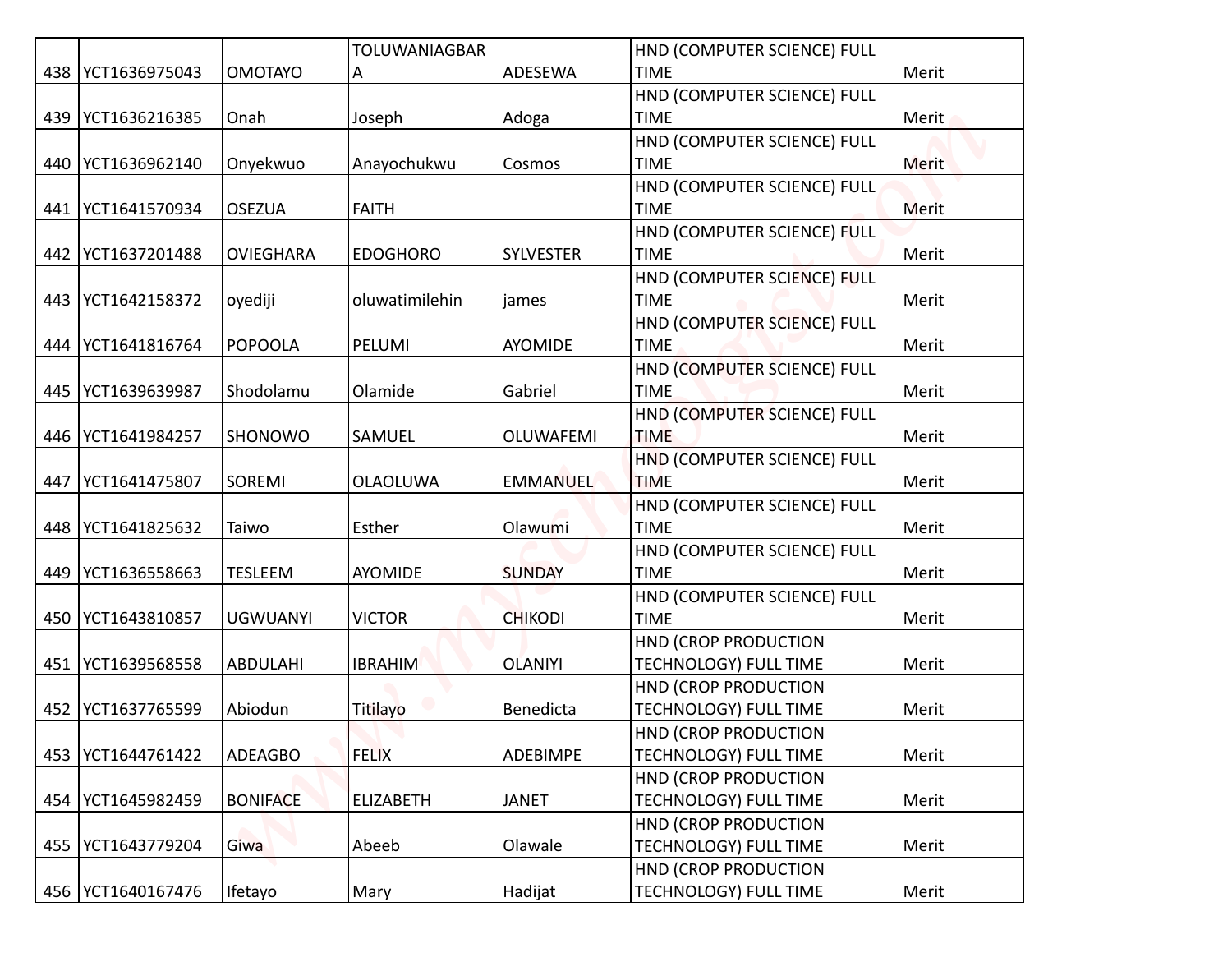| 438 | YCT1636975043 | OMOTAYO | TOLUWANIAGBARA | ADESEWA | HND (COMPUTER SCIENCE) FULL TIME | Merit |
|---|---|---|---|---|---|---|
| 439 | YCT1636216385 | Onah | Joseph | Adoga | HND (COMPUTER SCIENCE) FULL TIME | Merit |
| 440 | YCT1636962140 | Onyekwuo | Anayochukwu | Cosmos | HND (COMPUTER SCIENCE) FULL TIME | Merit |
| 441 | YCT1641570934 | OSEZUA | FAITH | | HND (COMPUTER SCIENCE) FULL TIME | Merit |
| 442 | YCT1637201488 | OVIEGHARA | EDOGHORO | SYLVESTER | HND (COMPUTER SCIENCE) FULL TIME | Merit |
| 443 | YCT1642158372 | oyediji | oluwatimilehin | james | HND (COMPUTER SCIENCE) FULL TIME | Merit |
| 444 | YCT1641816764 | POPOOLA | PELUMI | AYOMIDE | HND (COMPUTER SCIENCE) FULL TIME | Merit |
| 445 | YCT1639639987 | Shodolamu | Olamide | Gabriel | HND (COMPUTER SCIENCE) FULL TIME | Merit |
| 446 | YCT1641984257 | SHONOWO | SAMUEL | OLUWAFEMI | HND (COMPUTER SCIENCE) FULL TIME | Merit |
| 447 | YCT1641475807 | SOREMI | OLAOLUWA | EMMANUEL | HND (COMPUTER SCIENCE) FULL TIME | Merit |
| 448 | YCT1641825632 | Taiwo | Esther | Olawumi | HND (COMPUTER SCIENCE) FULL TIME | Merit |
| 449 | YCT1636558663 | TESLEEM | AYOMIDE | SUNDAY | HND (COMPUTER SCIENCE) FULL TIME | Merit |
| 450 | YCT1643810857 | UGWUANYI | VICTOR | CHIKODI | HND (COMPUTER SCIENCE) FULL TIME | Merit |
| 451 | YCT1639568558 | ABDULAHI | IBRAHIM | OLANIYI | HND (CROP PRODUCTION TECHNOLOGY) FULL TIME | Merit |
| 452 | YCT1637765599 | Abiodun | Titilayo | Benedicta | HND (CROP PRODUCTION TECHNOLOGY) FULL TIME | Merit |
| 453 | YCT1644761422 | ADEAGBO | FELIX | ADEBIMPE | HND (CROP PRODUCTION TECHNOLOGY) FULL TIME | Merit |
| 454 | YCT1645982459 | BONIFACE | ELIZABETH | JANET | HND (CROP PRODUCTION TECHNOLOGY) FULL TIME | Merit |
| 455 | YCT1643779204 | Giwa | Abeeb | Olawale | HND (CROP PRODUCTION TECHNOLOGY) FULL TIME | Merit |
| 456 | YCT1640167476 | Ifetayo | Mary | Hadijat | HND (CROP PRODUCTION TECHNOLOGY) FULL TIME | Merit |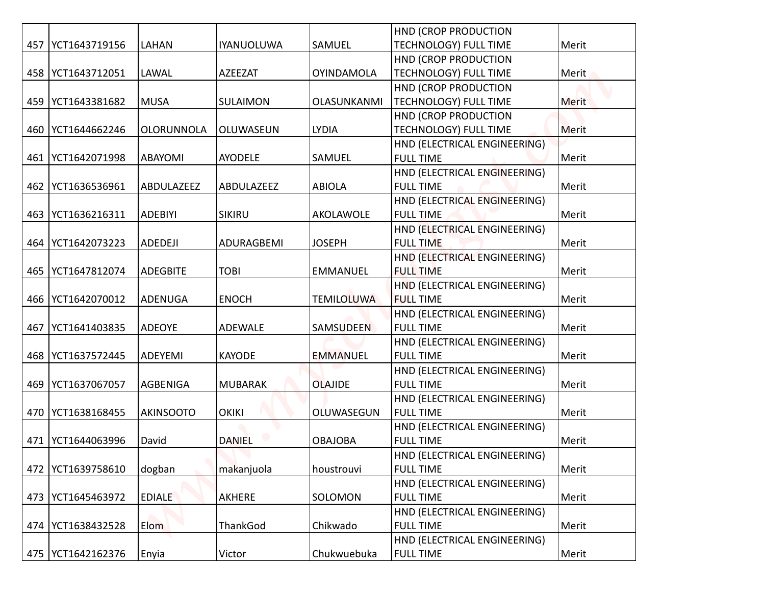| 457 | YCT1643719156 | LAHAN | IYANUOLUWA | SAMUEL | HND (CROP PRODUCTION TECHNOLOGY) FULL TIME | Merit |
|---|---|---|---|---|---|---|
| 458 | YCT1643712051 | LAWAL | AZEEZAT | OYINDAMOLA | HND (CROP PRODUCTION TECHNOLOGY) FULL TIME | Merit |
| 459 | YCT1643381682 | MUSA | SULAIMON | OLASUNKANMI | HND (CROP PRODUCTION TECHNOLOGY) FULL TIME | Merit |
| 460 | YCT1644662246 | OLORUNNOLA | OLUWASEUN | LYDIA | HND (CROP PRODUCTION TECHNOLOGY) FULL TIME | Merit |
| 461 | YCT1642071998 | ABAYOMI | AYODELE | SAMUEL | HND (ELECTRICAL ENGINEERING) FULL TIME | Merit |
| 462 | YCT1636536961 | ABDULAZEEZ | ABDULAZEEZ | ABIOLA | HND (ELECTRICAL ENGINEERING) FULL TIME | Merit |
| 463 | YCT1636216311 | ADEBIYI | SIKIRU | AKOLAWOLE | HND (ELECTRICAL ENGINEERING) FULL TIME | Merit |
| 464 | YCT1642073223 | ADEDEJI | ADURAGBEMI | JOSEPH | HND (ELECTRICAL ENGINEERING) FULL TIME | Merit |
| 465 | YCT1647812074 | ADEGBITE | TOBI | EMMANUEL | HND (ELECTRICAL ENGINEERING) FULL TIME | Merit |
| 466 | YCT1642070012 | ADENUGA | ENOCH | TEMILOLUWA | HND (ELECTRICAL ENGINEERING) FULL TIME | Merit |
| 467 | YCT1641403835 | ADEOYE | ADEWALE | SAMSUDEEN | HND (ELECTRICAL ENGINEERING) FULL TIME | Merit |
| 468 | YCT1637572445 | ADEYEMI | KAYODE | EMMANUEL | HND (ELECTRICAL ENGINEERING) FULL TIME | Merit |
| 469 | YCT1637067057 | AGBENIGA | MUBARAK | OLAJIDE | HND (ELECTRICAL ENGINEERING) FULL TIME | Merit |
| 470 | YCT1638168455 | AKINSOOTO | OKIKI | OLUWASEGUN | HND (ELECTRICAL ENGINEERING) FULL TIME | Merit |
| 471 | YCT1644063996 | David | DANIEL | OBAJOBA | HND (ELECTRICAL ENGINEERING) FULL TIME | Merit |
| 472 | YCT1639758610 | dogban | makanjuola | houstrouvi | HND (ELECTRICAL ENGINEERING) FULL TIME | Merit |
| 473 | YCT1645463972 | EDIALE | AKHERE | SOLOMON | HND (ELECTRICAL ENGINEERING) FULL TIME | Merit |
| 474 | YCT1638432528 | Elom | ThankGod | Chikwado | HND (ELECTRICAL ENGINEERING) FULL TIME | Merit |
| 475 | YCT1642162376 | Enyia | Victor | Chukwuebuka | HND (ELECTRICAL ENGINEERING) FULL TIME | Merit |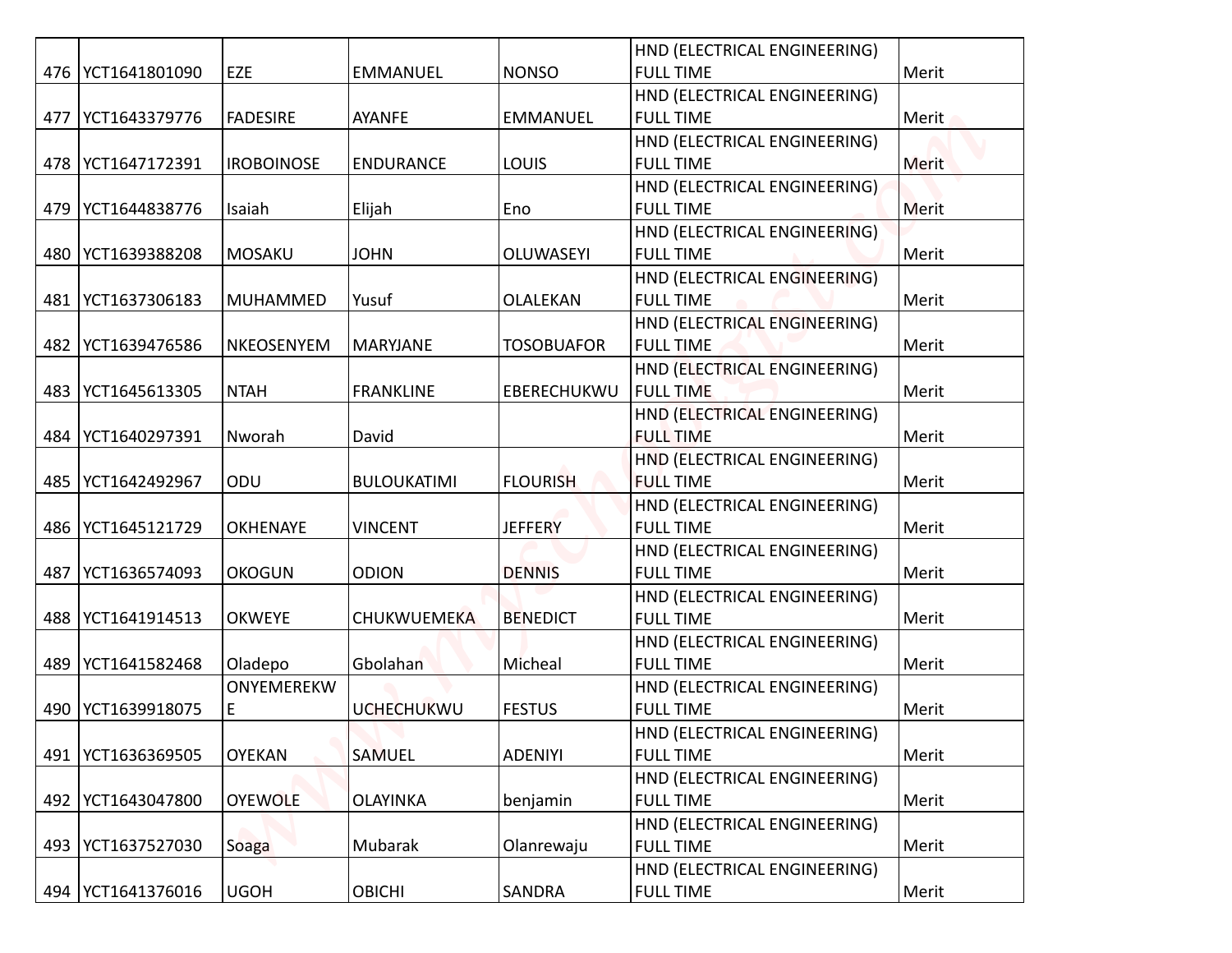| | | | | | | |
|---|---|---|---|---|---|---|
| 476 | YCT1641801090 | EZE | EMMANUEL | NONSO | HND (ELECTRICAL ENGINEERING) FULL TIME | Merit |
| 477 | YCT1643379776 | FADESIRE | AYANFE | EMMANUEL | HND (ELECTRICAL ENGINEERING) FULL TIME | Merit |
| 478 | YCT1647172391 | IROBOINOSE | ENDURANCE | LOUIS | HND (ELECTRICAL ENGINEERING) FULL TIME | Merit |
| 479 | YCT1644838776 | Isaiah | Elijah | Eno | HND (ELECTRICAL ENGINEERING) FULL TIME | Merit |
| 480 | YCT1639388208 | MOSAKU | JOHN | OLUWASEYI | HND (ELECTRICAL ENGINEERING) FULL TIME | Merit |
| 481 | YCT1637306183 | MUHAMMED | Yusuf | OLALEKAN | HND (ELECTRICAL ENGINEERING) FULL TIME | Merit |
| 482 | YCT1639476586 | NKEOSENYEM | MARYJANE | TOSOBUAFOR | HND (ELECTRICAL ENGINEERING) FULL TIME | Merit |
| 483 | YCT1645613305 | NTAH | FRANKLINE | EBERECHUKWU | HND (ELECTRICAL ENGINEERING) FULL TIME | Merit |
| 484 | YCT1640297391 | Nworah | David | | HND (ELECTRICAL ENGINEERING) FULL TIME | Merit |
| 485 | YCT1642492967 | ODU | BULOUKATIMI | FLOURISH | HND (ELECTRICAL ENGINEERING) FULL TIME | Merit |
| 486 | YCT1645121729 | OKHENAYE | VINCENT | JEFFERY | HND (ELECTRICAL ENGINEERING) FULL TIME | Merit |
| 487 | YCT1636574093 | OKOGUN | ODION | DENNIS | HND (ELECTRICAL ENGINEERING) FULL TIME | Merit |
| 488 | YCT1641914513 | OKWEYE | CHUKWUEMEKA | BENEDICT | HND (ELECTRICAL ENGINEERING) FULL TIME | Merit |
| 489 | YCT1641582468 | Oladepo | Gbolahan | Micheal | HND (ELECTRICAL ENGINEERING) FULL TIME | Merit |
| 490 | YCT1639918075 | ONYEMEREKWE | UCHECHUKWU | FESTUS | HND (ELECTRICAL ENGINEERING) FULL TIME | Merit |
| 491 | YCT1636369505 | OYEKAN | SAMUEL | ADENIYI | HND (ELECTRICAL ENGINEERING) FULL TIME | Merit |
| 492 | YCT1643047800 | OYEWOLE | OLAYINKA | benjamin | HND (ELECTRICAL ENGINEERING) FULL TIME | Merit |
| 493 | YCT1637527030 | Soaga | Mubarak | Olanrewaju | HND (ELECTRICAL ENGINEERING) FULL TIME | Merit |
| 494 | YCT1641376016 | UGOH | OBICHI | SANDRA | HND (ELECTRICAL ENGINEERING) FULL TIME | Merit |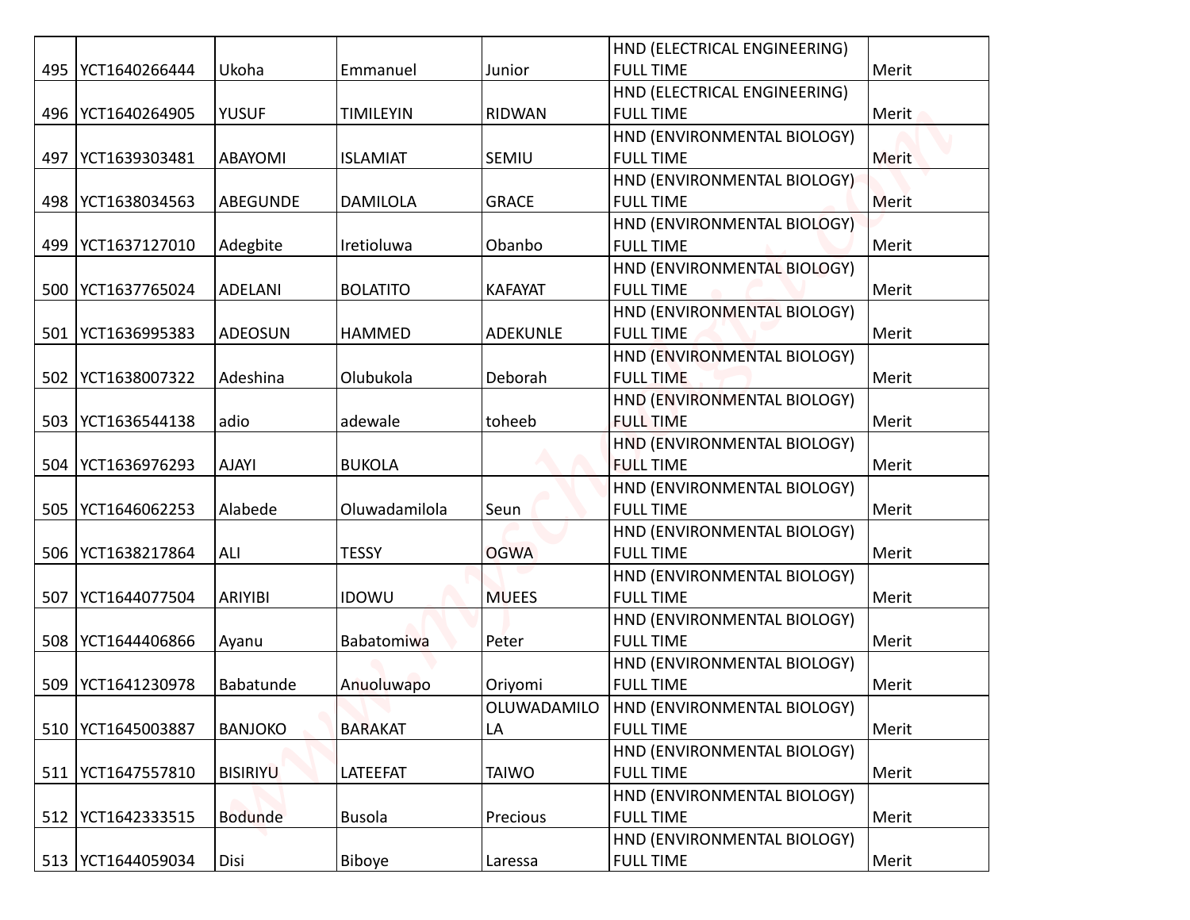| 495 | YCT1640266444 | Ukoha | Emmanuel | Junior | HND (ELECTRICAL ENGINEERING) FULL TIME | Merit |
|---|---|---|---|---|---|---|
| 496 | YCT1640264905 | YUSUF | TIMILEYIN | RIDWAN | HND (ELECTRICAL ENGINEERING) FULL TIME | Merit |
| 497 | YCT1639303481 | ABAYOMI | ISLAMIAT | SEMIU | HND (ENVIRONMENTAL BIOLOGY) FULL TIME | Merit |
| 498 | YCT1638034563 | ABEGUNDE | DAMILOLA | GRACE | HND (ENVIRONMENTAL BIOLOGY) FULL TIME | Merit |
| 499 | YCT1637127010 | Adegbite | Iretioluwa | Obanbo | HND (ENVIRONMENTAL BIOLOGY) FULL TIME | Merit |
| 500 | YCT1637765024 | ADELANI | BOLATITO | KAFAYAT | HND (ENVIRONMENTAL BIOLOGY) FULL TIME | Merit |
| 501 | YCT1636995383 | ADEOSUN | HAMMED | ADEKUNLE | HND (ENVIRONMENTAL BIOLOGY) FULL TIME | Merit |
| 502 | YCT1638007322 | Adeshina | Olubukola | Deborah | HND (ENVIRONMENTAL BIOLOGY) FULL TIME | Merit |
| 503 | YCT1636544138 | adio | adewale | toheeb | HND (ENVIRONMENTAL BIOLOGY) FULL TIME | Merit |
| 504 | YCT1636976293 | AJAYI | BUKOLA | | HND (ENVIRONMENTAL BIOLOGY) FULL TIME | Merit |
| 505 | YCT1646062253 | Alabede | Oluwadamilola | Seun | HND (ENVIRONMENTAL BIOLOGY) FULL TIME | Merit |
| 506 | YCT1638217864 | ALI | TESSY | OGWA | HND (ENVIRONMENTAL BIOLOGY) FULL TIME | Merit |
| 507 | YCT1644077504 | ARIYIBI | IDOWU | MUEES | HND (ENVIRONMENTAL BIOLOGY) FULL TIME | Merit |
| 508 | YCT1644406866 | Ayanu | Babatomiwa | Peter | HND (ENVIRONMENTAL BIOLOGY) FULL TIME | Merit |
| 509 | YCT1641230978 | Babatunde | Anuoluwapo | Oriyomi | HND (ENVIRONMENTAL BIOLOGY) FULL TIME | Merit |
| 510 | YCT1645003887 | BANJOKO | BARAKAT | OLUWADAMILOLA | HND (ENVIRONMENTAL BIOLOGY) FULL TIME | Merit |
| 511 | YCT1647557810 | BISIRIYU | LATEEFAT | TAIWO | HND (ENVIRONMENTAL BIOLOGY) FULL TIME | Merit |
| 512 | YCT1642333515 | Bodunde | Busola | Precious | HND (ENVIRONMENTAL BIOLOGY) FULL TIME | Merit |
| 513 | YCT1644059034 | Disi | Biboye | Laressa | HND (ENVIRONMENTAL BIOLOGY) FULL TIME | Merit |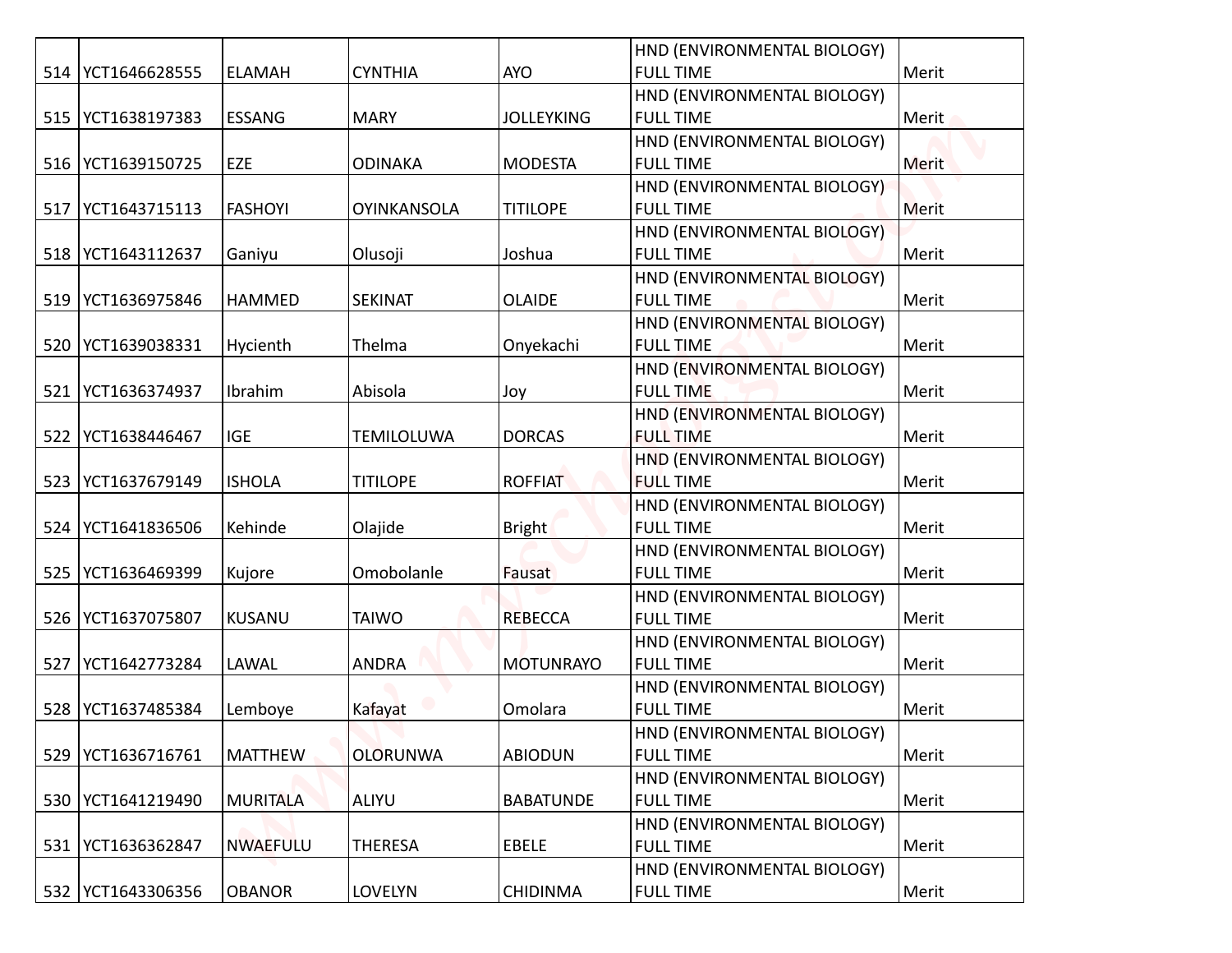| | | | | | | |
|---|---|---|---|---|---|---|
| 514 | YCT1646628555 | ELAMAH | CYNTHIA | AYO | HND (ENVIRONMENTAL BIOLOGY) FULL TIME | Merit |
| 515 | YCT1638197383 | ESSANG | MARY | JOLLEYKING | HND (ENVIRONMENTAL BIOLOGY) FULL TIME | Merit |
| 516 | YCT1639150725 | EZE | ODINAKA | MODESTA | HND (ENVIRONMENTAL BIOLOGY) FULL TIME | Merit |
| 517 | YCT1643715113 | FASHOYI | OYINKANSOLA | TITILOPE | HND (ENVIRONMENTAL BIOLOGY) FULL TIME | Merit |
| 518 | YCT1643112637 | Ganiyu | Olusoji | Joshua | HND (ENVIRONMENTAL BIOLOGY) FULL TIME | Merit |
| 519 | YCT1636975846 | HAMMED | SEKINAT | OLAIDE | HND (ENVIRONMENTAL BIOLOGY) FULL TIME | Merit |
| 520 | YCT1639038331 | Hycienth | Thelma | Onyekachi | HND (ENVIRONMENTAL BIOLOGY) FULL TIME | Merit |
| 521 | YCT1636374937 | Ibrahim | Abisola | Joy | HND (ENVIRONMENTAL BIOLOGY) FULL TIME | Merit |
| 522 | YCT1638446467 | IGE | TEMILOLUWA | DORCAS | HND (ENVIRONMENTAL BIOLOGY) FULL TIME | Merit |
| 523 | YCT1637679149 | ISHOLA | TITILOPE | ROFFIAT | HND (ENVIRONMENTAL BIOLOGY) FULL TIME | Merit |
| 524 | YCT1641836506 | Kehinde | Olajide | Bright | HND (ENVIRONMENTAL BIOLOGY) FULL TIME | Merit |
| 525 | YCT1636469399 | Kujore | Omobolanle | Fausat | HND (ENVIRONMENTAL BIOLOGY) FULL TIME | Merit |
| 526 | YCT1637075807 | KUSANU | TAIWO | REBECCA | HND (ENVIRONMENTAL BIOLOGY) FULL TIME | Merit |
| 527 | YCT1642773284 | LAWAL | ANDRA | MOTUNRAYO | HND (ENVIRONMENTAL BIOLOGY) FULL TIME | Merit |
| 528 | YCT1637485384 | Lemboye | Kafayat | Omolara | HND (ENVIRONMENTAL BIOLOGY) FULL TIME | Merit |
| 529 | YCT1636716761 | MATTHEW | OLORUNWA | ABIODUN | HND (ENVIRONMENTAL BIOLOGY) FULL TIME | Merit |
| 530 | YCT1641219490 | MURITALA | ALIYU | BABATUNDE | HND (ENVIRONMENTAL BIOLOGY) FULL TIME | Merit |
| 531 | YCT1636362847 | NWAEFULU | THERESA | EBELE | HND (ENVIRONMENTAL BIOLOGY) FULL TIME | Merit |
| 532 | YCT1643306356 | OBANOR | LOVELYN | CHIDINMA | HND (ENVIRONMENTAL BIOLOGY) FULL TIME | Merit |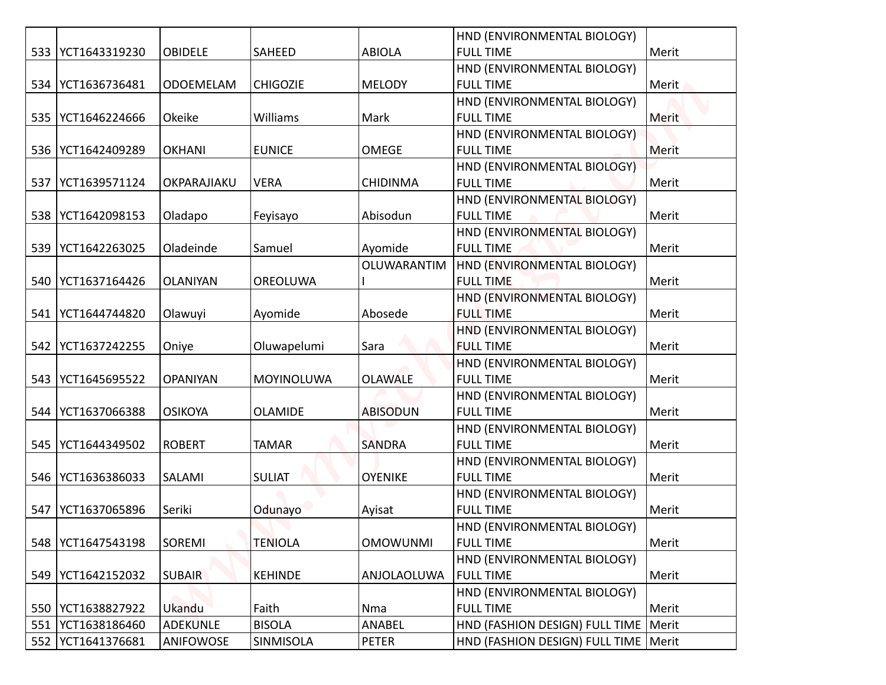| 533 | YCT1643319230 | OBIDELE | SAHEED | ABIOLA | HND (ENVIRONMENTAL BIOLOGY) FULL TIME | Merit |
|---|---|---|---|---|---|---|
| 534 | YCT1636736481 | ODOEMELAM | CHIGOZIE | MELODY | HND (ENVIRONMENTAL BIOLOGY) FULL TIME | Merit |
| 535 | YCT1646224666 | Okeike | Williams | Mark | HND (ENVIRONMENTAL BIOLOGY) FULL TIME | Merit |
| 536 | YCT1642409289 | OKHANI | EUNICE | OMEGE | HND (ENVIRONMENTAL BIOLOGY) FULL TIME | Merit |
| 537 | YCT1639571124 | OKPARAJIAKU | VERA | CHIDINMA | HND (ENVIRONMENTAL BIOLOGY) FULL TIME | Merit |
| 538 | YCT1642098153 | Oladapo | Feyisayo | Abisodun | HND (ENVIRONMENTAL BIOLOGY) FULL TIME | Merit |
| 539 | YCT1642263025 | Oladeinde | Samuel | Ayomide | HND (ENVIRONMENTAL BIOLOGY) FULL TIME | Merit |
| 540 | YCT1637164426 | OLANIYAN | OREOLUWA | OLUWARANTIMI | HND (ENVIRONMENTAL BIOLOGY) FULL TIME | Merit |
| 541 | YCT1644744820 | Olawuyi | Ayomide | Abosede | HND (ENVIRONMENTAL BIOLOGY) FULL TIME | Merit |
| 542 | YCT1637242255 | Oniye | Oluwapelumi | Sara | HND (ENVIRONMENTAL BIOLOGY) FULL TIME | Merit |
| 543 | YCT1645695522 | OPANIYAN | MOYINOLUWA | OLAWALE | HND (ENVIRONMENTAL BIOLOGY) FULL TIME | Merit |
| 544 | YCT1637066388 | OSIKOYA | OLAMIDE | ABISODUN | HND (ENVIRONMENTAL BIOLOGY) FULL TIME | Merit |
| 545 | YCT1644349502 | ROBERT | TAMAR | SANDRA | HND (ENVIRONMENTAL BIOLOGY) FULL TIME | Merit |
| 546 | YCT1636386033 | SALAMI | SULIAT | OYENIKE | HND (ENVIRONMENTAL BIOLOGY) FULL TIME | Merit |
| 547 | YCT1637065896 | Seriki | Odunayo | Ayisat | HND (ENVIRONMENTAL BIOLOGY) FULL TIME | Merit |
| 548 | YCT1647543198 | SOREMI | TENIOLA | OMOWUNMI | HND (ENVIRONMENTAL BIOLOGY) FULL TIME | Merit |
| 549 | YCT1642152032 | SUBAIR | KEHINDE | ANJOLAOLUWA | HND (ENVIRONMENTAL BIOLOGY) FULL TIME | Merit |
| 550 | YCT1638827922 | Ukandu | Faith | Nma | HND (ENVIRONMENTAL BIOLOGY) FULL TIME | Merit |
| 551 | YCT1638186460 | ADEKUNLE | BISOLA | ANABEL | HND (FASHION DESIGN) FULL TIME | Merit |
| 552 | YCT1641376681 | ANIFOWOSE | SINMISOLA | PETER | HND (FASHION DESIGN) FULL TIME | Merit |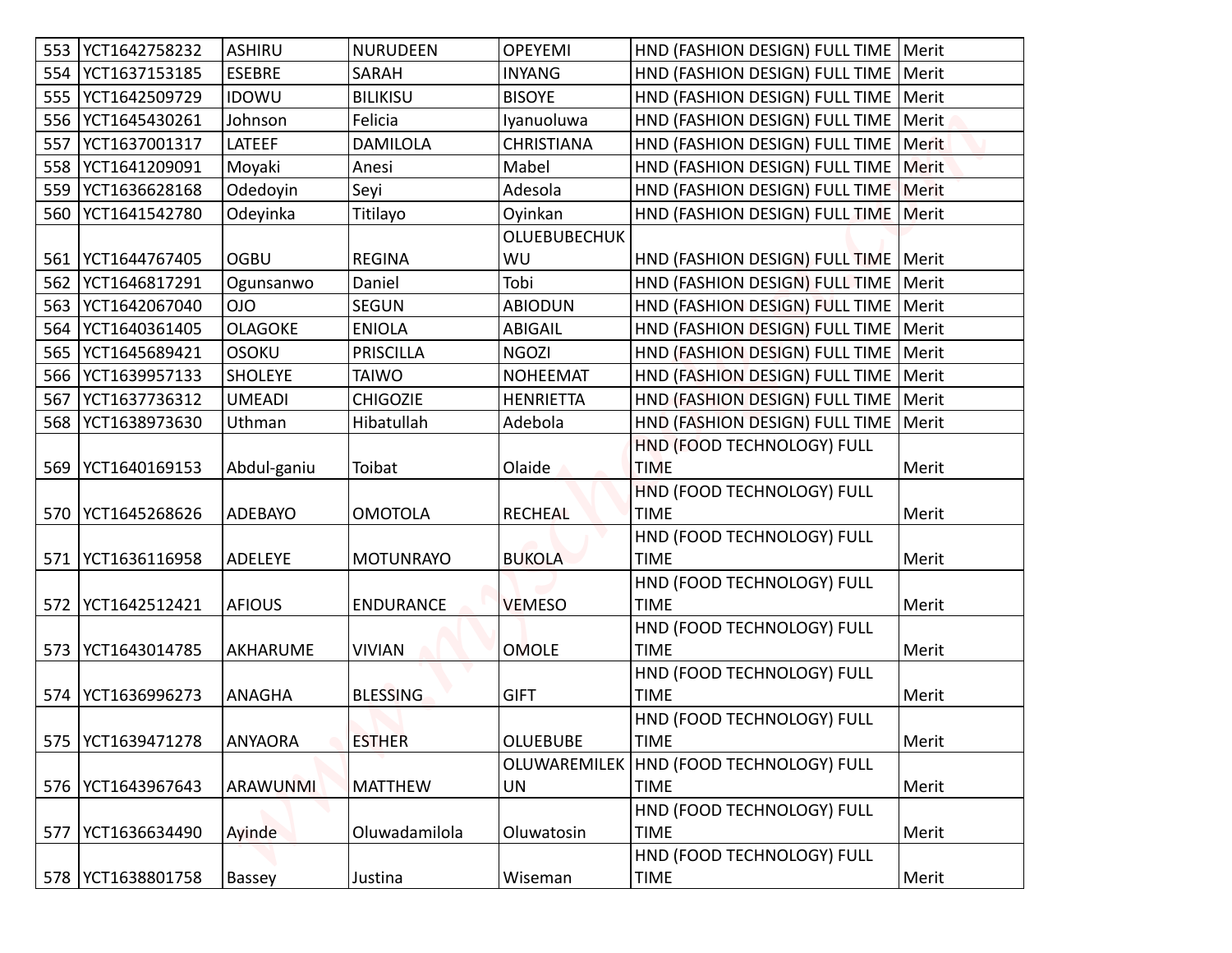| | | | | | | |
|---|---|---|---|---|---|---|
| 553 | YCT1642758232 | ASHIRU | NURUDEEN | OPEYEMI | HND (FASHION DESIGN) FULL TIME | Merit |
| 554 | YCT1637153185 | ESEBRE | SARAH | INYANG | HND (FASHION DESIGN) FULL TIME | Merit |
| 555 | YCT1642509729 | IDOWU | BILIKISU | BISOYE | HND (FASHION DESIGN) FULL TIME | Merit |
| 556 | YCT1645430261 | Johnson | Felicia | Iyanuoluwa | HND (FASHION DESIGN) FULL TIME | Merit |
| 557 | YCT1637001317 | LATEEF | DAMILOLA | CHRISTIANA | HND (FASHION DESIGN) FULL TIME | Merit |
| 558 | YCT1641209091 | Moyaki | Anesi | Mabel | HND (FASHION DESIGN) FULL TIME | Merit |
| 559 | YCT1636628168 | Odedoyin | Seyi | Adesola | HND (FASHION DESIGN) FULL TIME | Merit |
| 560 | YCT1641542780 | Odeyinka | Titilayo | Oyinkan | HND (FASHION DESIGN) FULL TIME | Merit |
| 561 | YCT1644767405 | OGBU | REGINA | OLUEBUBECHUKWU | HND (FASHION DESIGN) FULL TIME | Merit |
| 562 | YCT1646817291 | Ogunsanwo | Daniel | Tobi | HND (FASHION DESIGN) FULL TIME | Merit |
| 563 | YCT1642067040 | OJO | SEGUN | ABIODUN | HND (FASHION DESIGN) FULL TIME | Merit |
| 564 | YCT1640361405 | OLAGOKE | ENIOLA | ABIGAIL | HND (FASHION DESIGN) FULL TIME | Merit |
| 565 | YCT1645689421 | OSOKU | PRISCILLA | NGOZI | HND (FASHION DESIGN) FULL TIME | Merit |
| 566 | YCT1639957133 | SHOLEYE | TAIWO | NOHEEMAT | HND (FASHION DESIGN) FULL TIME | Merit |
| 567 | YCT1637736312 | UMEADI | CHIGOZIE | HENRIETTA | HND (FASHION DESIGN) FULL TIME | Merit |
| 568 | YCT1638973630 | Uthman | Hibatullah | Adebola | HND (FASHION DESIGN) FULL TIME | Merit |
| 569 | YCT1640169153 | Abdul-ganiu | Toibat | Olaide | HND (FOOD TECHNOLOGY) FULL TIME | Merit |
| 570 | YCT1645268626 | ADEBAYO | OMOTOLA | RECHEAL | HND (FOOD TECHNOLOGY) FULL TIME | Merit |
| 571 | YCT1636116958 | ADELEYE | MOTUNRAYO | BUKOLA | HND (FOOD TECHNOLOGY) FULL TIME | Merit |
| 572 | YCT1642512421 | AFIOUS | ENDURANCE | VEMESO | HND (FOOD TECHNOLOGY) FULL TIME | Merit |
| 573 | YCT1643014785 | AKHARUME | VIVIAN | OMOLE | HND (FOOD TECHNOLOGY) FULL TIME | Merit |
| 574 | YCT1636996273 | ANAGHA | BLESSING | GIFT | HND (FOOD TECHNOLOGY) FULL TIME | Merit |
| 575 | YCT1639471278 | ANYAORA | ESTHER | OLUEBUBE | HND (FOOD TECHNOLOGY) FULL TIME | Merit |
| 576 | YCT1643967643 | ARAWUNMI | MATTHEW | OLUWAREMILEKUN | HND (FOOD TECHNOLOGY) FULL TIME | Merit |
| 577 | YCT1636634490 | Ayinde | Oluwadamilola | Oluwatosin | HND (FOOD TECHNOLOGY) FULL TIME | Merit |
| 578 | YCT1638801758 | Bassey | Justina | Wiseman | HND (FOOD TECHNOLOGY) FULL TIME | Merit |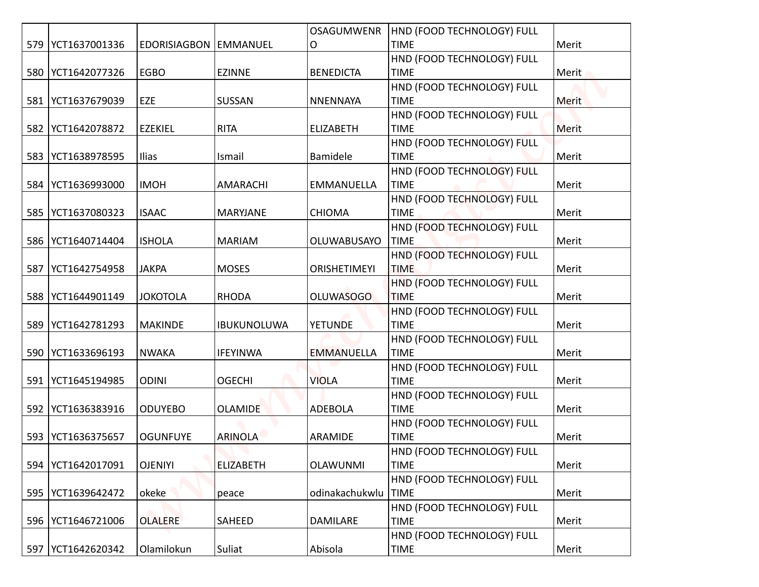| 579 | YCT1637001336 | EDORISIAGBON | EMMANUEL | OSAGUMWENRO | HND (FOOD TECHNOLOGY) FULL TIME | Merit |
|---|---|---|---|---|---|---|
| 580 | YCT1642077326 | EGBO | EZINNE | BENEDICTA | HND (FOOD TECHNOLOGY) FULL TIME | Merit |
| 581 | YCT1637679039 | EZE | SUSSAN | NNENNAYA | HND (FOOD TECHNOLOGY) FULL TIME | Merit |
| 582 | YCT1642078872 | EZEKIEL | RITA | ELIZABETH | HND (FOOD TECHNOLOGY) FULL TIME | Merit |
| 583 | YCT1638978595 | Ilias | Ismail | Bamidele | HND (FOOD TECHNOLOGY) FULL TIME | Merit |
| 584 | YCT1636993000 | IMOH | AMARACHI | EMMANUELLA | HND (FOOD TECHNOLOGY) FULL TIME | Merit |
| 585 | YCT1637080323 | ISAAC | MARYJANE | CHIOMA | HND (FOOD TECHNOLOGY) FULL TIME | Merit |
| 586 | YCT1640714404 | ISHOLA | MARIAM | OLUWABUSAYO | HND (FOOD TECHNOLOGY) FULL TIME | Merit |
| 587 | YCT1642754958 | JAKPA | MOSES | ORISHETIMEYI | HND (FOOD TECHNOLOGY) FULL TIME | Merit |
| 588 | YCT1644901149 | JOKOTOLA | RHODA | OLUWASOGO | HND (FOOD TECHNOLOGY) FULL TIME | Merit |
| 589 | YCT1642781293 | MAKINDE | IBUKUNOLUWA | YETUNDE | HND (FOOD TECHNOLOGY) FULL TIME | Merit |
| 590 | YCT1633696193 | NWAKA | IFEYINWA | EMMANUELLA | HND (FOOD TECHNOLOGY) FULL TIME | Merit |
| 591 | YCT1645194985 | ODINI | OGECHI | VIOLA | HND (FOOD TECHNOLOGY) FULL TIME | Merit |
| 592 | YCT1636383916 | ODUYEBO | OLAMIDE | ADEBOLA | HND (FOOD TECHNOLOGY) FULL TIME | Merit |
| 593 | YCT1636375657 | OGUNFUYE | ARINOLA | ARAMIDE | HND (FOOD TECHNOLOGY) FULL TIME | Merit |
| 594 | YCT1642017091 | OJENIYI | ELIZABETH | OLAWUNMI | HND (FOOD TECHNOLOGY) FULL TIME | Merit |
| 595 | YCT1639642472 | okeke | peace | odinakachukwlu | HND (FOOD TECHNOLOGY) FULL TIME | Merit |
| 596 | YCT1646721006 | OLALERE | SAHEED | DAMILARE | HND (FOOD TECHNOLOGY) FULL TIME | Merit |
| 597 | YCT1642620342 | Olamilokun | Suliat | Abisola | HND (FOOD TECHNOLOGY) FULL TIME | Merit |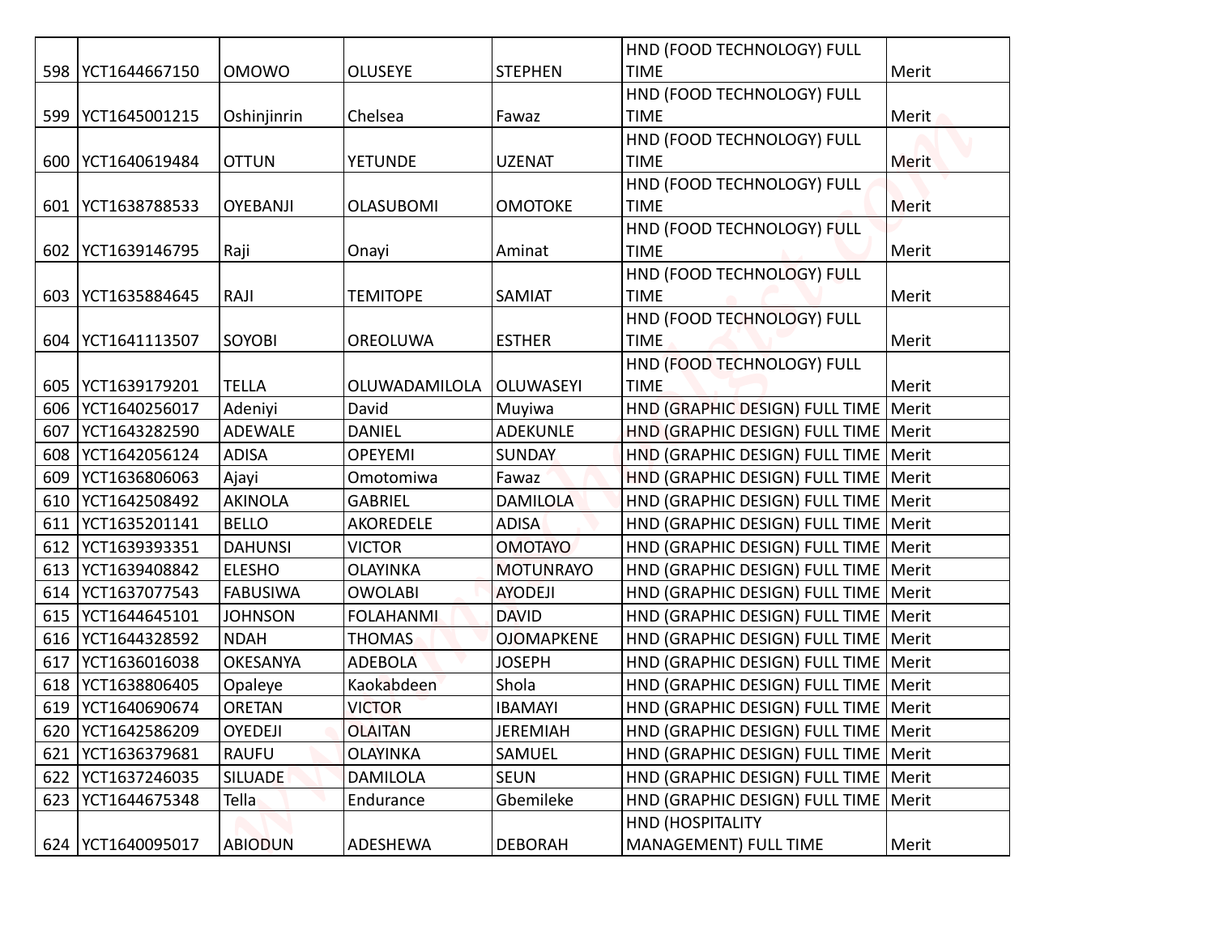| 598 | YCT1644667150 | OMOWO | OLUSEYE | STEPHEN | HND (FOOD TECHNOLOGY) FULL TIME | Merit |
|---|---|---|---|---|---|---|
| 599 | YCT1645001215 | Oshinjinrin | Chelsea | Fawaz | HND (FOOD TECHNOLOGY) FULL TIME | Merit |
| 600 | YCT1640619484 | OTTUN | YETUNDE | UZENAT | HND (FOOD TECHNOLOGY) FULL TIME | Merit |
| 601 | YCT1638788533 | OYEBANJI | OLASUBOMI | OMOTOKE | HND (FOOD TECHNOLOGY) FULL TIME | Merit |
| 602 | YCT1639146795 | Raji | Onayi | Aminat | HND (FOOD TECHNOLOGY) FULL TIME | Merit |
| 603 | YCT1635884645 | RAJI | TEMITOPE | SAMIAT | HND (FOOD TECHNOLOGY) FULL TIME | Merit |
| 604 | YCT1641113507 | SOYOBI | OREOLUWA | ESTHER | HND (FOOD TECHNOLOGY) FULL TIME | Merit |
| 605 | YCT1639179201 | TELLA | OLUWADAMILOLA | OLUWASEYI | HND (FOOD TECHNOLOGY) FULL TIME | Merit |
| 606 | YCT1640256017 | Adeniyi | David | Muyiwa | HND (GRAPHIC DESIGN) FULL TIME | Merit |
| 607 | YCT1643282590 | ADEWALE | DANIEL | ADEKUNLE | HND (GRAPHIC DESIGN) FULL TIME | Merit |
| 608 | YCT1642056124 | ADISA | OPEYEMI | SUNDAY | HND (GRAPHIC DESIGN) FULL TIME | Merit |
| 609 | YCT1636806063 | Ajayi | Omotomiwa | Fawaz | HND (GRAPHIC DESIGN) FULL TIME | Merit |
| 610 | YCT1642508492 | AKINOLA | GABRIEL | DAMILOLA | HND (GRAPHIC DESIGN) FULL TIME | Merit |
| 611 | YCT1635201141 | BELLO | AKOREDELE | ADISA | HND (GRAPHIC DESIGN) FULL TIME | Merit |
| 612 | YCT1639393351 | DAHUNSI | VICTOR | OMOTAYO | HND (GRAPHIC DESIGN) FULL TIME | Merit |
| 613 | YCT1639408842 | ELESHO | OLAYINKA | MOTUNRAYO | HND (GRAPHIC DESIGN) FULL TIME | Merit |
| 614 | YCT1637077543 | FABUSIWA | OWOLABI | AYODEJI | HND (GRAPHIC DESIGN) FULL TIME | Merit |
| 615 | YCT1644645101 | JOHNSON | FOLAHANMI | DAVID | HND (GRAPHIC DESIGN) FULL TIME | Merit |
| 616 | YCT1644328592 | NDAH | THOMAS | OJOMAPKENE | HND (GRAPHIC DESIGN) FULL TIME | Merit |
| 617 | YCT1636016038 | OKESANYA | ADEBOLA | JOSEPH | HND (GRAPHIC DESIGN) FULL TIME | Merit |
| 618 | YCT1638806405 | Opaleye | Kaokabdeen | Shola | HND (GRAPHIC DESIGN) FULL TIME | Merit |
| 619 | YCT1640690674 | ORETAN | VICTOR | IBAMAYI | HND (GRAPHIC DESIGN) FULL TIME | Merit |
| 620 | YCT1642586209 | OYEDEJI | OLAITAN | JEREMIAH | HND (GRAPHIC DESIGN) FULL TIME | Merit |
| 621 | YCT1636379681 | RAUFU | OLAYINKA | SAMUEL | HND (GRAPHIC DESIGN) FULL TIME | Merit |
| 622 | YCT1637246035 | SILUADE | DAMILOLA | SEUN | HND (GRAPHIC DESIGN) FULL TIME | Merit |
| 623 | YCT1644675348 | Tella | Endurance | Gbemileke | HND (GRAPHIC DESIGN) FULL TIME | Merit |
| 624 | YCT1640095017 | ABIODUN | ADESHEWA | DEBORAH | HND (HOSPITALITY MANAGEMENT) FULL TIME | Merit |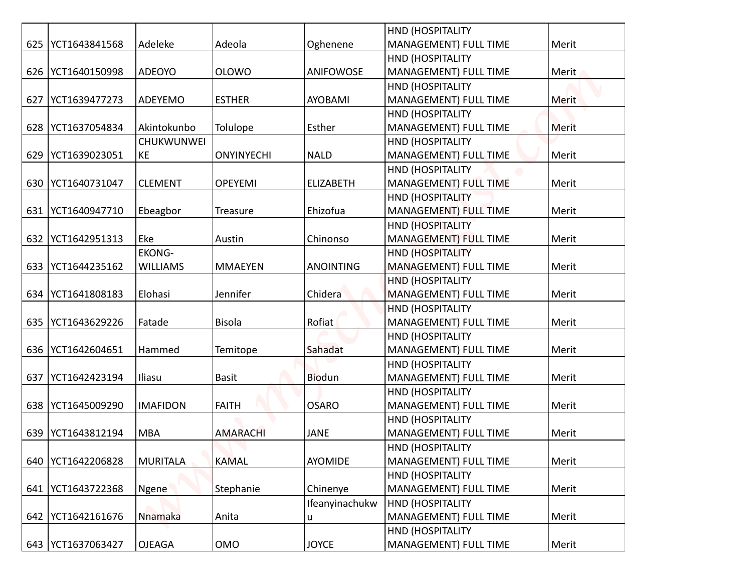| | | | | | | |
|---|---|---|---|---|---|---|
| 625 | YCT1643841568 | Adeleke | Adeola | Oghenene | HND (HOSPITALITY MANAGEMENT) FULL TIME | Merit |
| 626 | YCT1640150998 | ADEOYO | OLOWO | ANIFOWOSE | HND (HOSPITALITY MANAGEMENT) FULL TIME | Merit |
| 627 | YCT1639477273 | ADEYEMO | ESTHER | AYOBAMI | HND (HOSPITALITY MANAGEMENT) FULL TIME | Merit |
| 628 | YCT1637054834 | Akintokunbo | Tolulope | Esther | HND (HOSPITALITY MANAGEMENT) FULL TIME | Merit |
| 629 | YCT1639023051 | CHUKWUNWEIKE | ONYINYECHI | NALD | HND (HOSPITALITY MANAGEMENT) FULL TIME | Merit |
| 630 | YCT1640731047 | CLEMENT | OPEYEMI | ELIZABETH | HND (HOSPITALITY MANAGEMENT) FULL TIME | Merit |
| 631 | YCT1640947710 | Ebeagbor | Treasure | Ehizofua | HND (HOSPITALITY MANAGEMENT) FULL TIME | Merit |
| 632 | YCT1642951313 | Eke | Austin | Chinonso | HND (HOSPITALITY MANAGEMENT) FULL TIME | Merit |
| 633 | YCT1644235162 | EKONG-WILLIAMS | MMAEYEN | ANOINTING | HND (HOSPITALITY MANAGEMENT) FULL TIME | Merit |
| 634 | YCT1641808183 | Elohasi | Jennifer | Chidera | HND (HOSPITALITY MANAGEMENT) FULL TIME | Merit |
| 635 | YCT1643629226 | Fatade | Bisola | Rofiat | HND (HOSPITALITY MANAGEMENT) FULL TIME | Merit |
| 636 | YCT1642604651 | Hammed | Temitope | Sahadat | HND (HOSPITALITY MANAGEMENT) FULL TIME | Merit |
| 637 | YCT1642423194 | Iliasu | Basit | Biodun | HND (HOSPITALITY MANAGEMENT) FULL TIME | Merit |
| 638 | YCT1645009290 | IMAFIDON | FAITH | OSARO | HND (HOSPITALITY MANAGEMENT) FULL TIME | Merit |
| 639 | YCT1643812194 | MBA | AMARACHI | JANE | HND (HOSPITALITY MANAGEMENT) FULL TIME | Merit |
| 640 | YCT1642206828 | MURITALA | KAMAL | AYOMIDE | HND (HOSPITALITY MANAGEMENT) FULL TIME | Merit |
| 641 | YCT1643722368 | Ngene | Stephanie | Chinenye | HND (HOSPITALITY MANAGEMENT) FULL TIME | Merit |
| 642 | YCT1642161676 | Nnamaka | Anita | Ifeanyinachukwu | HND (HOSPITALITY MANAGEMENT) FULL TIME | Merit |
| 643 | YCT1637063427 | OJEAGA | OMO | JOYCE | HND (HOSPITALITY MANAGEMENT) FULL TIME | Merit |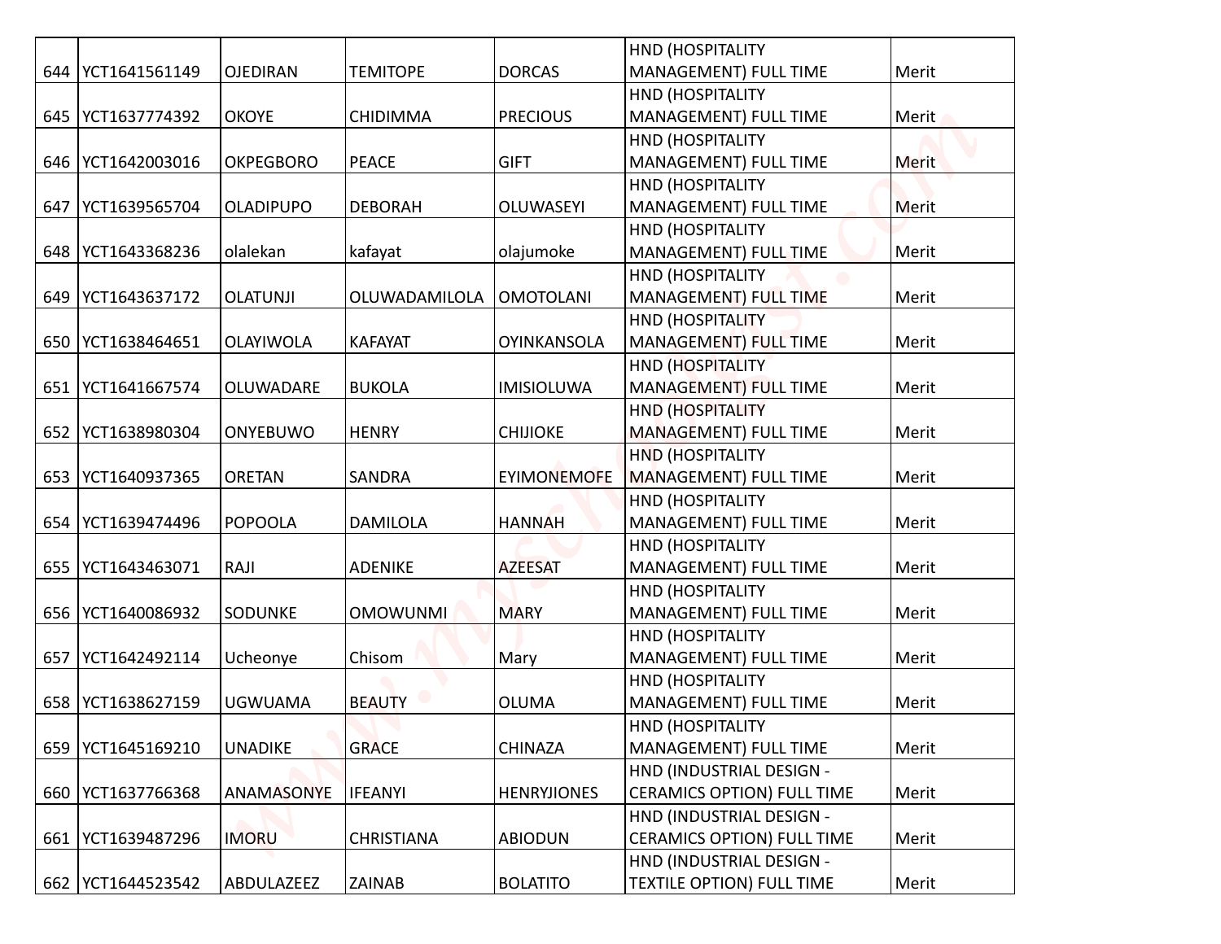| 644 | YCT1641561149 | OJEDIRAN | TEMITOPE | DORCAS | HND (HOSPITALITY MANAGEMENT) FULL TIME | Merit |
|---|---|---|---|---|---|---|
| 645 | YCT1637774392 | OKOYE | CHIDIMMA | PRECIOUS | HND (HOSPITALITY MANAGEMENT) FULL TIME | Merit |
| 646 | YCT1642003016 | OKPEGBORO | PEACE | GIFT | HND (HOSPITALITY MANAGEMENT) FULL TIME | Merit |
| 647 | YCT1639565704 | OLADIPUPO | DEBORAH | OLUWASEYI | HND (HOSPITALITY MANAGEMENT) FULL TIME | Merit |
| 648 | YCT1643368236 | olalekan | kafayat | olajumoke | HND (HOSPITALITY MANAGEMENT) FULL TIME | Merit |
| 649 | YCT1643637172 | OLATUNJI | OLUWADAMILOLA | OMOTOLANI | HND (HOSPITALITY MANAGEMENT) FULL TIME | Merit |
| 650 | YCT1638464651 | OLAYIWOLA | KAFAYAT | OYINKANSOLA | HND (HOSPITALITY MANAGEMENT) FULL TIME | Merit |
| 651 | YCT1641667574 | OLUWADARE | BUKOLA | IMISIOLUWA | HND (HOSPITALITY MANAGEMENT) FULL TIME | Merit |
| 652 | YCT1638980304 | ONYEBUWO | HENRY | CHIJIOKE | HND (HOSPITALITY MANAGEMENT) FULL TIME | Merit |
| 653 | YCT1640937365 | ORETAN | SANDRA | EYIMONEMOFE | HND (HOSPITALITY MANAGEMENT) FULL TIME | Merit |
| 654 | YCT1639474496 | POPOOLA | DAMILOLA | HANNAH | HND (HOSPITALITY MANAGEMENT) FULL TIME | Merit |
| 655 | YCT1643463071 | RAJI | ADENIKE | AZEESAT | HND (HOSPITALITY MANAGEMENT) FULL TIME | Merit |
| 656 | YCT1640086932 | SODUNKE | OMOWUNMI | MARY | HND (HOSPITALITY MANAGEMENT) FULL TIME | Merit |
| 657 | YCT1642492114 | Ucheonye | Chisom | Mary | HND (HOSPITALITY MANAGEMENT) FULL TIME | Merit |
| 658 | YCT1638627159 | UGWUAMA | BEAUTY | OLUMA | HND (HOSPITALITY MANAGEMENT) FULL TIME | Merit |
| 659 | YCT1645169210 | UNADIKE | GRACE | CHINAZA | HND (HOSPITALITY MANAGEMENT) FULL TIME | Merit |
| 660 | YCT1637766368 | ANAMASONYE | IFEANYI | HENRYJIONES | HND (INDUSTRIAL DESIGN - CERAMICS OPTION) FULL TIME | Merit |
| 661 | YCT1639487296 | IMORU | CHRISTIANA | ABIODUN | HND (INDUSTRIAL DESIGN - CERAMICS OPTION) FULL TIME | Merit |
| 662 | YCT1644523542 | ABDULAZEEZ | ZAINAB | BOLATITO | HND (INDUSTRIAL DESIGN - TEXTILE OPTION) FULL TIME | Merit |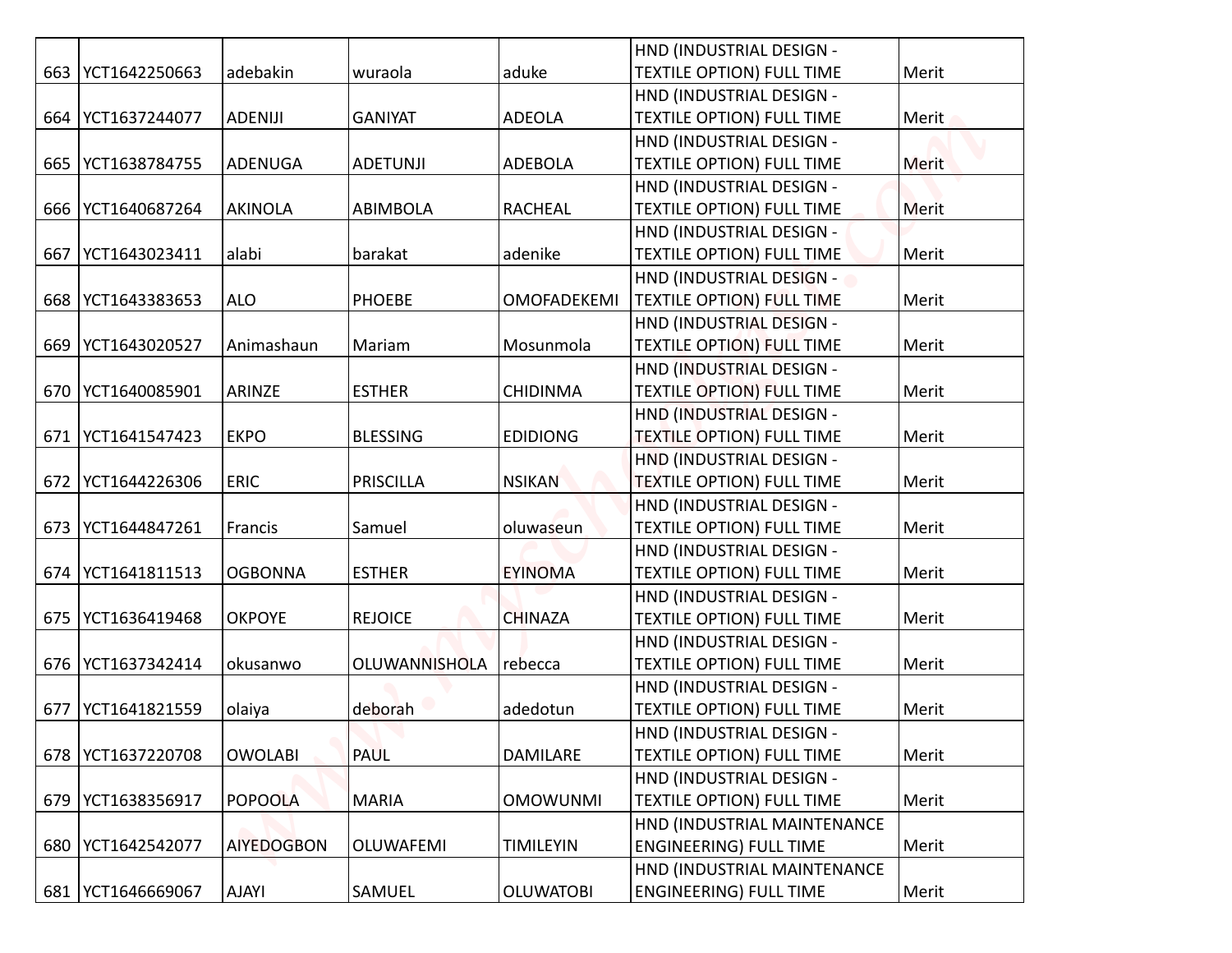| 663 | YCT1642250663 | adebakin | wuraola | aduke | HND (INDUSTRIAL DESIGN - TEXTILE OPTION) FULL TIME | Merit |
|---|---|---|---|---|---|---|
| 664 | YCT1637244077 | ADENIJI | GANIYAT | ADEOLA | HND (INDUSTRIAL DESIGN - TEXTILE OPTION) FULL TIME | Merit |
| 665 | YCT1638784755 | ADENUGA | ADETUNJI | ADEBOLA | HND (INDUSTRIAL DESIGN - TEXTILE OPTION) FULL TIME | Merit |
| 666 | YCT1640687264 | AKINOLA | ABIMBOLA | RACHEAL | HND (INDUSTRIAL DESIGN - TEXTILE OPTION) FULL TIME | Merit |
| 667 | YCT1643023411 | alabi | barakat | adenike | HND (INDUSTRIAL DESIGN - TEXTILE OPTION) FULL TIME | Merit |
| 668 | YCT1643383653 | ALO | PHOEBE | OMOFADEKEMI | HND (INDUSTRIAL DESIGN - TEXTILE OPTION) FULL TIME | Merit |
| 669 | YCT1643020527 | Animashaun | Mariam | Mosunmola | HND (INDUSTRIAL DESIGN - TEXTILE OPTION) FULL TIME | Merit |
| 670 | YCT1640085901 | ARINZE | ESTHER | CHIDINMA | HND (INDUSTRIAL DESIGN - TEXTILE OPTION) FULL TIME | Merit |
| 671 | YCT1641547423 | EKPO | BLESSING | EDIDIONG | HND (INDUSTRIAL DESIGN - TEXTILE OPTION) FULL TIME | Merit |
| 672 | YCT1644226306 | ERIC | PRISCILLA | NSIKAN | HND (INDUSTRIAL DESIGN - TEXTILE OPTION) FULL TIME | Merit |
| 673 | YCT1644847261 | Francis | Samuel | oluwaseun | HND (INDUSTRIAL DESIGN - TEXTILE OPTION) FULL TIME | Merit |
| 674 | YCT1641811513 | OGBONNA | ESTHER | EYINOMA | HND (INDUSTRIAL DESIGN - TEXTILE OPTION) FULL TIME | Merit |
| 675 | YCT1636419468 | OKPOYE | REJOICE | CHINAZA | HND (INDUSTRIAL DESIGN - TEXTILE OPTION) FULL TIME | Merit |
| 676 | YCT1637342414 | okusanwo | OLUWANNISHOLA | rebecca | HND (INDUSTRIAL DESIGN - TEXTILE OPTION) FULL TIME | Merit |
| 677 | YCT1641821559 | olaiya | deborah | adedotun | HND (INDUSTRIAL DESIGN - TEXTILE OPTION) FULL TIME | Merit |
| 678 | YCT1637220708 | OWOLABI | PAUL | DAMILARE | HND (INDUSTRIAL DESIGN - TEXTILE OPTION) FULL TIME | Merit |
| 679 | YCT1638356917 | POPOOLA | MARIA | OMOWUNMI | HND (INDUSTRIAL DESIGN - TEXTILE OPTION) FULL TIME | Merit |
| 680 | YCT1642542077 | AIYEDOGBON | OLUWAFEMI | TIMILEYIN | HND (INDUSTRIAL MAINTENANCE ENGINEERING) FULL TIME | Merit |
| 681 | YCT1646669067 | AJAYI | SAMUEL | OLUWATOBI | HND (INDUSTRIAL MAINTENANCE ENGINEERING) FULL TIME | Merit |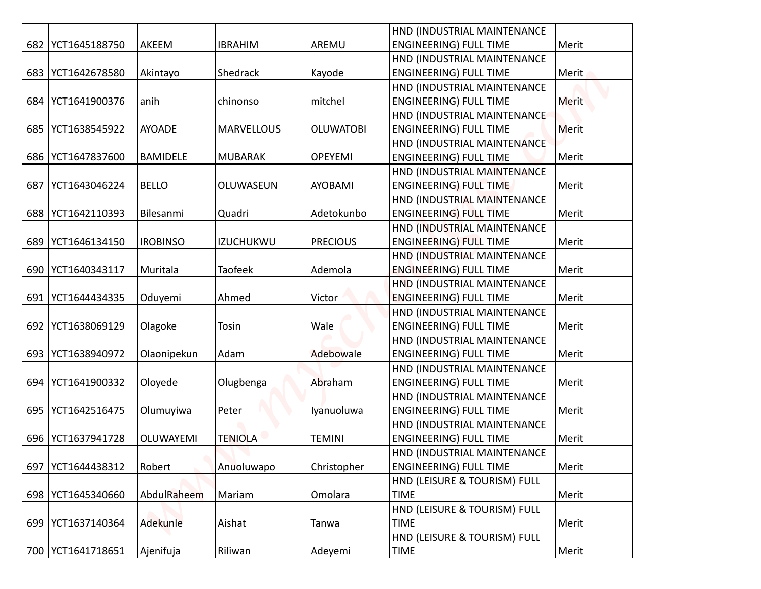| 682 | YCT1645188750 | AKEEM | IBRAHIM | AREMU | HND (INDUSTRIAL MAINTENANCE ENGINEERING) FULL TIME | Merit |
|---|---|---|---|---|---|---|
| 683 | YCT1642678580 | Akintayo | Shedrack | Kayode | HND (INDUSTRIAL MAINTENANCE ENGINEERING) FULL TIME | Merit |
| 684 | YCT1641900376 | anih | chinonso | mitchel | HND (INDUSTRIAL MAINTENANCE ENGINEERING) FULL TIME | Merit |
| 685 | YCT1638545922 | AYOADE | MARVELLOUS | OLUWATOBI | HND (INDUSTRIAL MAINTENANCE ENGINEERING) FULL TIME | Merit |
| 686 | YCT1647837600 | BAMIDELE | MUBARAK | OPEYEMI | HND (INDUSTRIAL MAINTENANCE ENGINEERING) FULL TIME | Merit |
| 687 | YCT1643046224 | BELLO | OLUWASEUN | AYOBAMI | HND (INDUSTRIAL MAINTENANCE ENGINEERING) FULL TIME | Merit |
| 688 | YCT1642110393 | Bilesanmi | Quadri | Adetokunbo | HND (INDUSTRIAL MAINTENANCE ENGINEERING) FULL TIME | Merit |
| 689 | YCT1646134150 | IROBINSO | IZUCHUKWU | PRECIOUS | HND (INDUSTRIAL MAINTENANCE ENGINEERING) FULL TIME | Merit |
| 690 | YCT1640343117 | Muritala | Taofeek | Ademola | HND (INDUSTRIAL MAINTENANCE ENGINEERING) FULL TIME | Merit |
| 691 | YCT1644434335 | Oduyemi | Ahmed | Victor | HND (INDUSTRIAL MAINTENANCE ENGINEERING) FULL TIME | Merit |
| 692 | YCT1638069129 | Olagoke | Tosin | Wale | HND (INDUSTRIAL MAINTENANCE ENGINEERING) FULL TIME | Merit |
| 693 | YCT1638940972 | Olaonipekun | Adam | Adebowale | HND (INDUSTRIAL MAINTENANCE ENGINEERING) FULL TIME | Merit |
| 694 | YCT1641900332 | Oloyede | Olugbenga | Abraham | HND (INDUSTRIAL MAINTENANCE ENGINEERING) FULL TIME | Merit |
| 695 | YCT1642516475 | Olumuyiwa | Peter | Iyanuoluwa | HND (INDUSTRIAL MAINTENANCE ENGINEERING) FULL TIME | Merit |
| 696 | YCT1637941728 | OLUWAYEMI | TENIOLA | TEMINI | HND (INDUSTRIAL MAINTENANCE ENGINEERING) FULL TIME | Merit |
| 697 | YCT1644438312 | Robert | Anuoluwapo | Christopher | HND (INDUSTRIAL MAINTENANCE ENGINEERING) FULL TIME | Merit |
| 698 | YCT1645340660 | AbdulRaheem | Mariam | Omolara | HND (LEISURE & TOURISM) FULL TIME | Merit |
| 699 | YCT1637140364 | Adekunle | Aishat | Tanwa | HND (LEISURE & TOURISM) FULL TIME | Merit |
| 700 | YCT1641718651 | Ajenifuja | Riliwan | Adeyemi | HND (LEISURE & TOURISM) FULL TIME | Merit |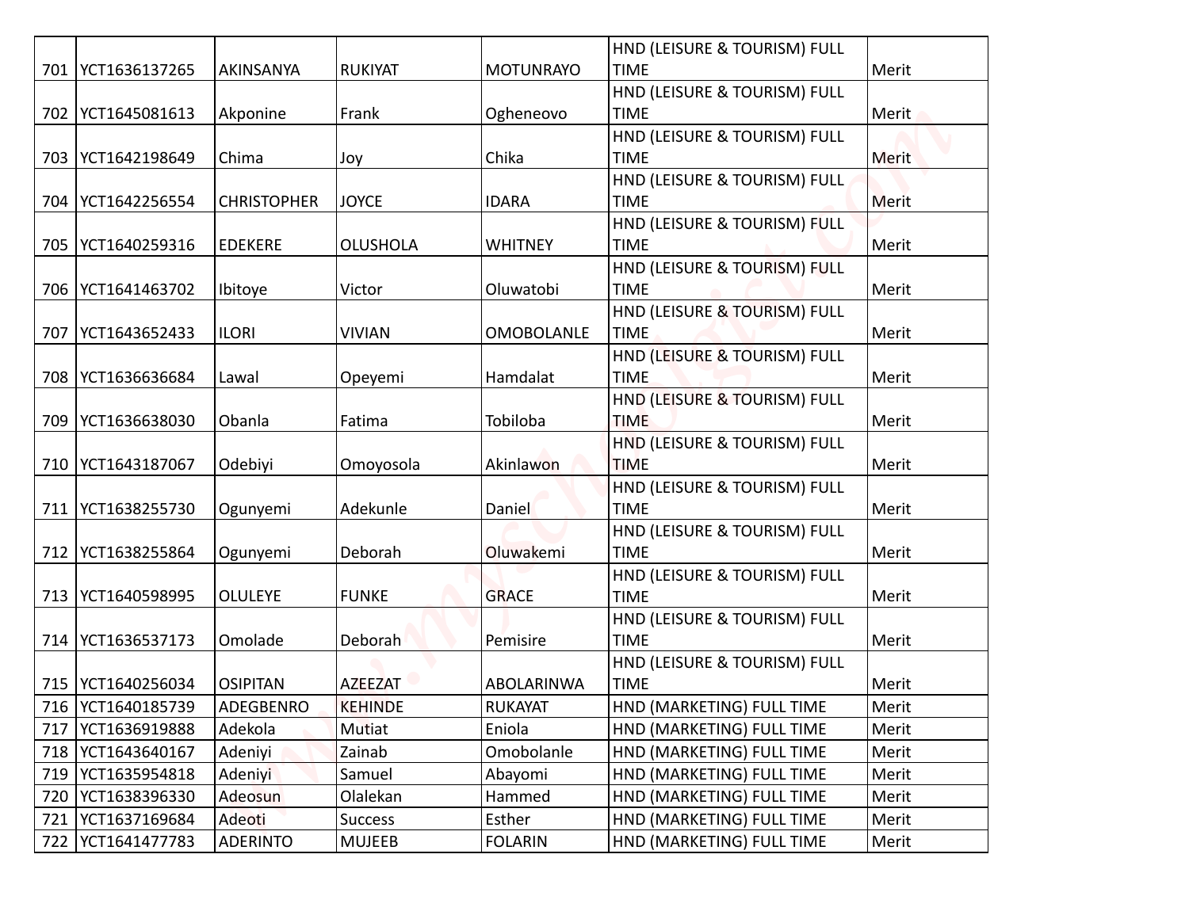| 701 | YCT1636137265 | AKINSANYA | RUKIYAT | MOTUNRAYO | HND (LEISURE & TOURISM) FULL TIME | Merit |
|---|---|---|---|---|---|---|
| 702 | YCT1645081613 | Akponine | Frank | Ogheneovo | HND (LEISURE & TOURISM) FULL TIME | Merit |
| 703 | YCT1642198649 | Chima | Joy | Chika | HND (LEISURE & TOURISM) FULL TIME | Merit |
| 704 | YCT1642256554 | CHRISTOPHER | JOYCE | IDARA | HND (LEISURE & TOURISM) FULL TIME | Merit |
| 705 | YCT1640259316 | EDEKERE | OLUSHOLA | WHITNEY | HND (LEISURE & TOURISM) FULL TIME | Merit |
| 706 | YCT1641463702 | Ibitoye | Victor | Oluwatobi | HND (LEISURE & TOURISM) FULL TIME | Merit |
| 707 | YCT1643652433 | ILORI | VIVIAN | OMOBOLANLE | HND (LEISURE & TOURISM) FULL TIME | Merit |
| 708 | YCT1636636684 | Lawal | Opeyemi | Hamdalat | HND (LEISURE & TOURISM) FULL TIME | Merit |
| 709 | YCT1636638030 | Obanla | Fatima | Tobiloba | HND (LEISURE & TOURISM) FULL TIME | Merit |
| 710 | YCT1643187067 | Odebiyi | Omoyosola | Akinlawon | HND (LEISURE & TOURISM) FULL TIME | Merit |
| 711 | YCT1638255730 | Ogunyemi | Adekunle | Daniel | HND (LEISURE & TOURISM) FULL TIME | Merit |
| 712 | YCT1638255864 | Ogunyemi | Deborah | Oluwakemi | HND (LEISURE & TOURISM) FULL TIME | Merit |
| 713 | YCT1640598995 | OLULEYE | FUNKE | GRACE | HND (LEISURE & TOURISM) FULL TIME | Merit |
| 714 | YCT1636537173 | Omolade | Deborah | Pemisire | HND (LEISURE & TOURISM) FULL TIME | Merit |
| 715 | YCT1640256034 | OSIPITAN | AZEEZAT | ABOLARINWA | HND (LEISURE & TOURISM) FULL TIME | Merit |
| 716 | YCT1640185739 | ADEGBENRO | KEHINDE | RUKAYAT | HND (MARKETING) FULL TIME | Merit |
| 717 | YCT1636919888 | Adekola | Mutiat | Eniola | HND (MARKETING) FULL TIME | Merit |
| 718 | YCT1643640167 | Adeniyi | Zainab | Omobolanle | HND (MARKETING) FULL TIME | Merit |
| 719 | YCT1635954818 | Adeniyi | Samuel | Abayomi | HND (MARKETING) FULL TIME | Merit |
| 720 | YCT1638396330 | Adeosun | Olalekan | Hammed | HND (MARKETING) FULL TIME | Merit |
| 721 | YCT1637169684 | Adeoti | Success | Esther | HND (MARKETING) FULL TIME | Merit |
| 722 | YCT1641477783 | ADERINTO | MUJEEB | FOLARIN | HND (MARKETING) FULL TIME | Merit |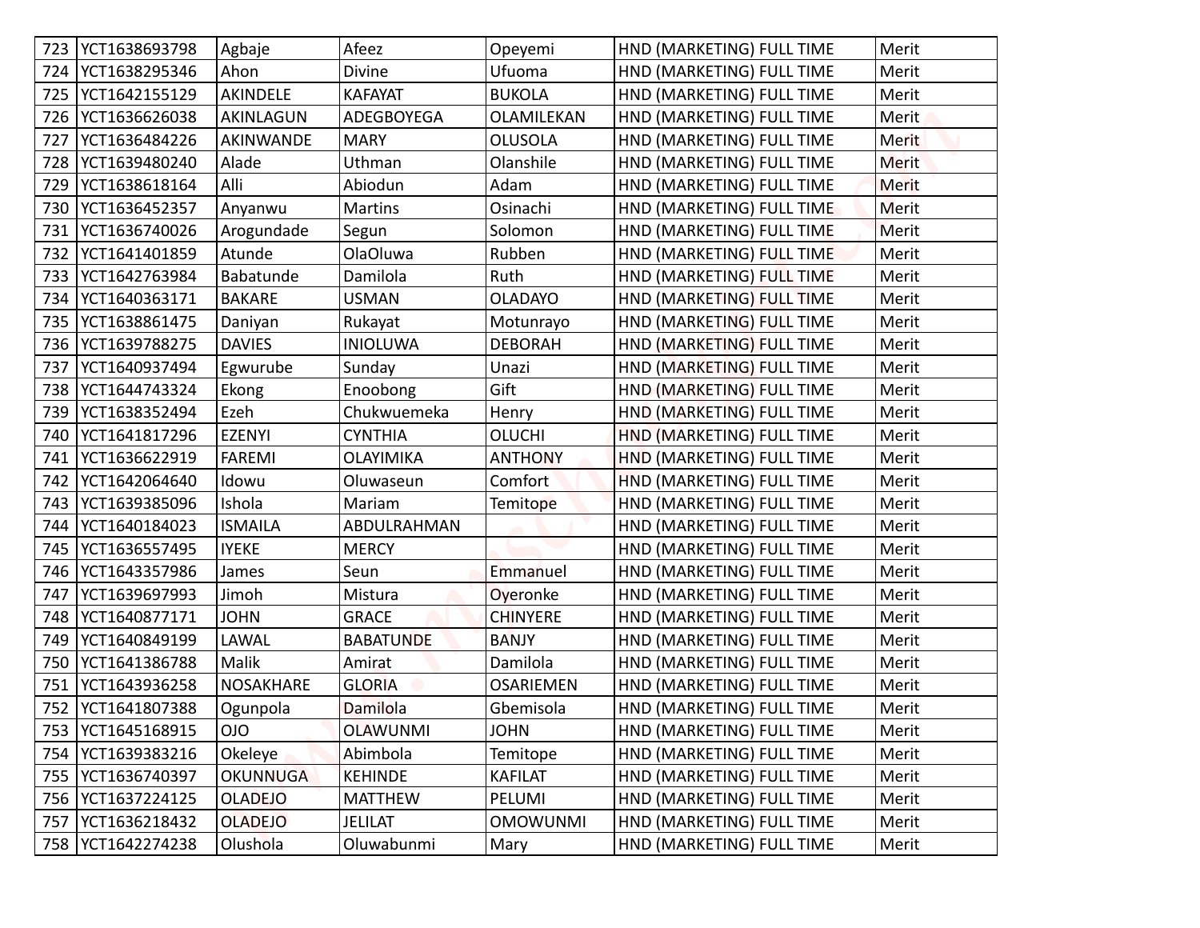| 723 | YCT1638693798 | Agbaje | Afeez | Opeyemi | HND (MARKETING) FULL TIME | Merit |
|---|---|---|---|---|---|---|
| 724 | YCT1638295346 | Ahon | Divine | Ufuoma | HND (MARKETING) FULL TIME | Merit |
| 725 | YCT1642155129 | AKINDELE | KAFAYAT | BUKOLA | HND (MARKETING) FULL TIME | Merit |
| 726 | YCT1636626038 | AKINLAGUN | ADEGBOYEGA | OLAMILEKAN | HND (MARKETING) FULL TIME | Merit |
| 727 | YCT1636484226 | AKINWANDE | MARY | OLUSOLA | HND (MARKETING) FULL TIME | Merit |
| 728 | YCT1639480240 | Alade | Uthman | Olanshile | HND (MARKETING) FULL TIME | Merit |
| 729 | YCT1638618164 | Alli | Abiodun | Adam | HND (MARKETING) FULL TIME | Merit |
| 730 | YCT1636452357 | Anyanwu | Martins | Osinachi | HND (MARKETING) FULL TIME | Merit |
| 731 | YCT1636740026 | Arogundade | Segun | Solomon | HND (MARKETING) FULL TIME | Merit |
| 732 | YCT1641401859 | Atunde | OlaOluwa | Rubben | HND (MARKETING) FULL TIME | Merit |
| 733 | YCT1642763984 | Babatunde | Damilola | Ruth | HND (MARKETING) FULL TIME | Merit |
| 734 | YCT1640363171 | BAKARE | USMAN | OLADAYO | HND (MARKETING) FULL TIME | Merit |
| 735 | YCT1638861475 | Daniyan | Rukayat | Motunrayo | HND (MARKETING) FULL TIME | Merit |
| 736 | YCT1639788275 | DAVIES | INIOLUWA | DEBORAH | HND (MARKETING) FULL TIME | Merit |
| 737 | YCT1640937494 | Egwurube | Sunday | Unazi | HND (MARKETING) FULL TIME | Merit |
| 738 | YCT1644743324 | Ekong | Enoobong | Gift | HND (MARKETING) FULL TIME | Merit |
| 739 | YCT1638352494 | Ezeh | Chukwuemeka | Henry | HND (MARKETING) FULL TIME | Merit |
| 740 | YCT1641817296 | EZENYI | CYNTHIA | OLUCHI | HND (MARKETING) FULL TIME | Merit |
| 741 | YCT1636622919 | FAREMI | OLAYIMIKA | ANTHONY | HND (MARKETING) FULL TIME | Merit |
| 742 | YCT1642064640 | Idowu | Oluwaseun | Comfort | HND (MARKETING) FULL TIME | Merit |
| 743 | YCT1639385096 | Ishola | Mariam | Temitope | HND (MARKETING) FULL TIME | Merit |
| 744 | YCT1640184023 | ISMAILA | ABDULRAHMAN | | HND (MARKETING) FULL TIME | Merit |
| 745 | YCT1636557495 | IYEKE | MERCY | | HND (MARKETING) FULL TIME | Merit |
| 746 | YCT1643357986 | James | Seun | Emmanuel | HND (MARKETING) FULL TIME | Merit |
| 747 | YCT1639697993 | Jimoh | Mistura | Oyeronke | HND (MARKETING) FULL TIME | Merit |
| 748 | YCT1640877171 | JOHN | GRACE | CHINYERE | HND (MARKETING) FULL TIME | Merit |
| 749 | YCT1640849199 | LAWAL | BABATUNDE | BANJY | HND (MARKETING) FULL TIME | Merit |
| 750 | YCT1641386788 | Malik | Amirat | Damilola | HND (MARKETING) FULL TIME | Merit |
| 751 | YCT1643936258 | NOSAKHARE | GLORIA | OSARIEMEN | HND (MARKETING) FULL TIME | Merit |
| 752 | YCT1641807388 | Ogunpola | Damilola | Gbemisola | HND (MARKETING) FULL TIME | Merit |
| 753 | YCT1645168915 | OJO | OLAWUNMI | JOHN | HND (MARKETING) FULL TIME | Merit |
| 754 | YCT1639383216 | Okeleye | Abimbola | Temitope | HND (MARKETING) FULL TIME | Merit |
| 755 | YCT1636740397 | OKUNNUGA | KEHINDE | KAFILAT | HND (MARKETING) FULL TIME | Merit |
| 756 | YCT1637224125 | OLADEJO | MATTHEW | PELUMI | HND (MARKETING) FULL TIME | Merit |
| 757 | YCT1636218432 | OLADEJO | JELILAT | OMOWUNMI | HND (MARKETING) FULL TIME | Merit |
| 758 | YCT1642274238 | Olushola | Oluwabunmi | Mary | HND (MARKETING) FULL TIME | Merit |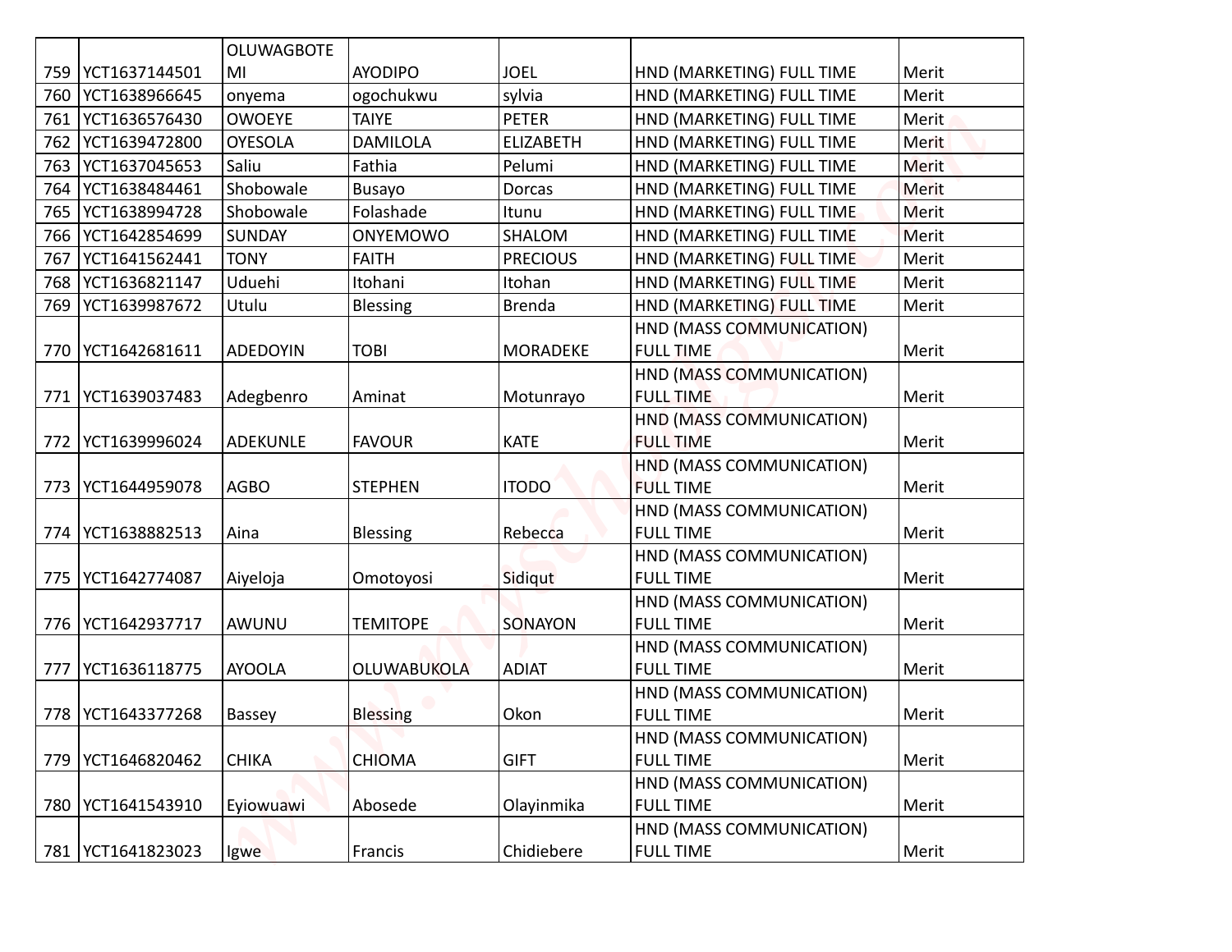| | | | | | | |
|---|---|---|---|---|---|---|
| 759 | YCT1637144501 | OLUWAGBOTEMI | AYODIPO | JOEL | HND (MARKETING) FULL TIME | Merit |
| 760 | YCT1638966645 | onyema | ogochukwu | sylvia | HND (MARKETING) FULL TIME | Merit |
| 761 | YCT1636576430 | OWOEYE | TAIYE | PETER | HND (MARKETING) FULL TIME | Merit |
| 762 | YCT1639472800 | OYESOLA | DAMILOLA | ELIZABETH | HND (MARKETING) FULL TIME | Merit |
| 763 | YCT1637045653 | Saliu | Fathia | Pelumi | HND (MARKETING) FULL TIME | Merit |
| 764 | YCT1638484461 | Shobowale | Busayo | Dorcas | HND (MARKETING) FULL TIME | Merit |
| 765 | YCT1638994728 | Shobowale | Folashade | Itunu | HND (MARKETING) FULL TIME | Merit |
| 766 | YCT1642854699 | SUNDAY | ONYEMOWO | SHALOM | HND (MARKETING) FULL TIME | Merit |
| 767 | YCT1641562441 | TONY | FAITH | PRECIOUS | HND (MARKETING) FULL TIME | Merit |
| 768 | YCT1636821147 | Uduehi | Itohani | Itohan | HND (MARKETING) FULL TIME | Merit |
| 769 | YCT1639987672 | Utulu | Blessing | Brenda | HND (MARKETING) FULL TIME | Merit |
| 770 | YCT1642681611 | ADEDOYIN | TOBI | MORADEKE | HND (MASS COMMUNICATION) FULL TIME | Merit |
| 771 | YCT1639037483 | Adegbenro | Aminat | Motunrayo | HND (MASS COMMUNICATION) FULL TIME | Merit |
| 772 | YCT1639996024 | ADEKUNLE | FAVOUR | KATE | HND (MASS COMMUNICATION) FULL TIME | Merit |
| 773 | YCT1644959078 | AGBO | STEPHEN | ITODO | HND (MASS COMMUNICATION) FULL TIME | Merit |
| 774 | YCT1638882513 | Aina | Blessing | Rebecca | HND (MASS COMMUNICATION) FULL TIME | Merit |
| 775 | YCT1642774087 | Aiyeloja | Omotoyosi | Sidiqut | HND (MASS COMMUNICATION) FULL TIME | Merit |
| 776 | YCT1642937717 | AWUNU | TEMITOPE | SONAYON | HND (MASS COMMUNICATION) FULL TIME | Merit |
| 777 | YCT1636118775 | AYOOLA | OLUWABUKOLA | ADIAT | HND (MASS COMMUNICATION) FULL TIME | Merit |
| 778 | YCT1643377268 | Bassey | Blessing | Okon | HND (MASS COMMUNICATION) FULL TIME | Merit |
| 779 | YCT1646820462 | CHIKA | CHIOMA | GIFT | HND (MASS COMMUNICATION) FULL TIME | Merit |
| 780 | YCT1641543910 | Eyiowuawi | Abosede | Olayinmika | HND (MASS COMMUNICATION) FULL TIME | Merit |
| 781 | YCT1641823023 | Igwe | Francis | Chidiebere | HND (MASS COMMUNICATION) FULL TIME | Merit |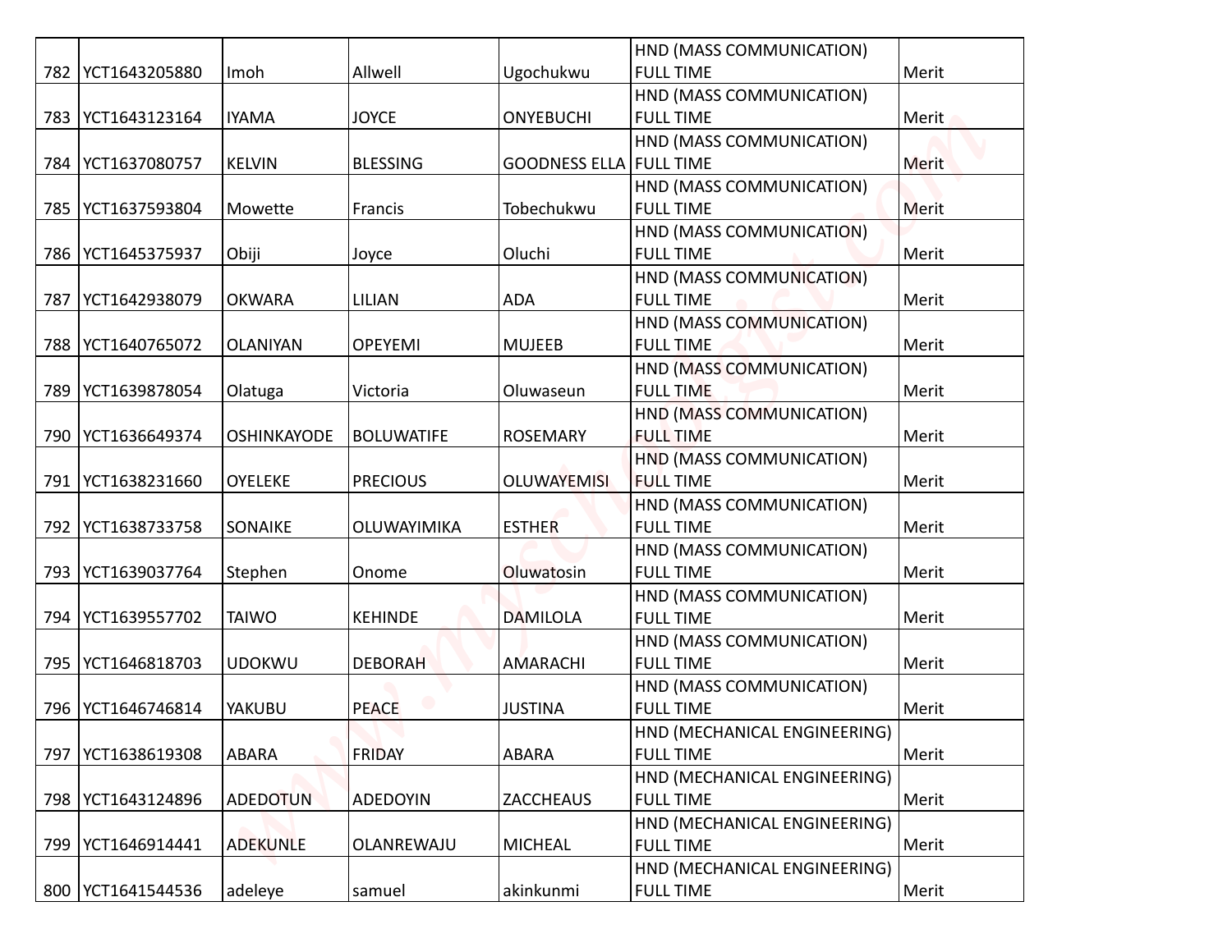| | | | | | | |
|---|---|---|---|---|---|---|
| 782 | YCT1643205880 | Imoh | Allwell | Ugochukwu | HND (MASS COMMUNICATION) FULL TIME | Merit |
| 783 | YCT1643123164 | IYAMA | JOYCE | ONYEBUCHI | HND (MASS COMMUNICATION) FULL TIME | Merit |
| 784 | YCT1637080757 | KELVIN | BLESSING | GOODNESS ELLA | HND (MASS COMMUNICATION) FULL TIME | Merit |
| 785 | YCT1637593804 | Mowette | Francis | Tobechukwu | HND (MASS COMMUNICATION) FULL TIME | Merit |
| 786 | YCT1645375937 | Obiji | Joyce | Oluchi | HND (MASS COMMUNICATION) FULL TIME | Merit |
| 787 | YCT1642938079 | OKWARA | LILIAN | ADA | HND (MASS COMMUNICATION) FULL TIME | Merit |
| 788 | YCT1640765072 | OLANIYAN | OPEYEMI | MUJEEB | HND (MASS COMMUNICATION) FULL TIME | Merit |
| 789 | YCT1639878054 | Olatuga | Victoria | Oluwaseun | HND (MASS COMMUNICATION) FULL TIME | Merit |
| 790 | YCT1636649374 | OSHINKAYODE | BOLUWATIFE | ROSEMARY | HND (MASS COMMUNICATION) FULL TIME | Merit |
| 791 | YCT1638231660 | OYELEKE | PRECIOUS | OLUWAYEMISI | HND (MASS COMMUNICATION) FULL TIME | Merit |
| 792 | YCT1638733758 | SONAIKE | OLUWAYIMIKA | ESTHER | HND (MASS COMMUNICATION) FULL TIME | Merit |
| 793 | YCT1639037764 | Stephen | Onome | Oluwatosin | HND (MASS COMMUNICATION) FULL TIME | Merit |
| 794 | YCT1639557702 | TAIWO | KEHINDE | DAMILOLA | HND (MASS COMMUNICATION) FULL TIME | Merit |
| 795 | YCT1646818703 | UDOKWU | DEBORAH | AMARACHI | HND (MASS COMMUNICATION) FULL TIME | Merit |
| 796 | YCT1646746814 | YAKUBU | PEACE | JUSTINA | HND (MASS COMMUNICATION) FULL TIME | Merit |
| 797 | YCT1638619308 | ABARA | FRIDAY | ABARA | HND (MECHANICAL ENGINEERING) FULL TIME | Merit |
| 798 | YCT1643124896 | ADEDOTUN | ADEDOYIN | ZACCHEAUS | HND (MECHANICAL ENGINEERING) FULL TIME | Merit |
| 799 | YCT1646914441 | ADEKUNLE | OLANREWAJU | MICHEAL | HND (MECHANICAL ENGINEERING) FULL TIME | Merit |
| 800 | YCT1641544536 | adeleye | samuel | akinkunmi | HND (MECHANICAL ENGINEERING) FULL TIME | Merit |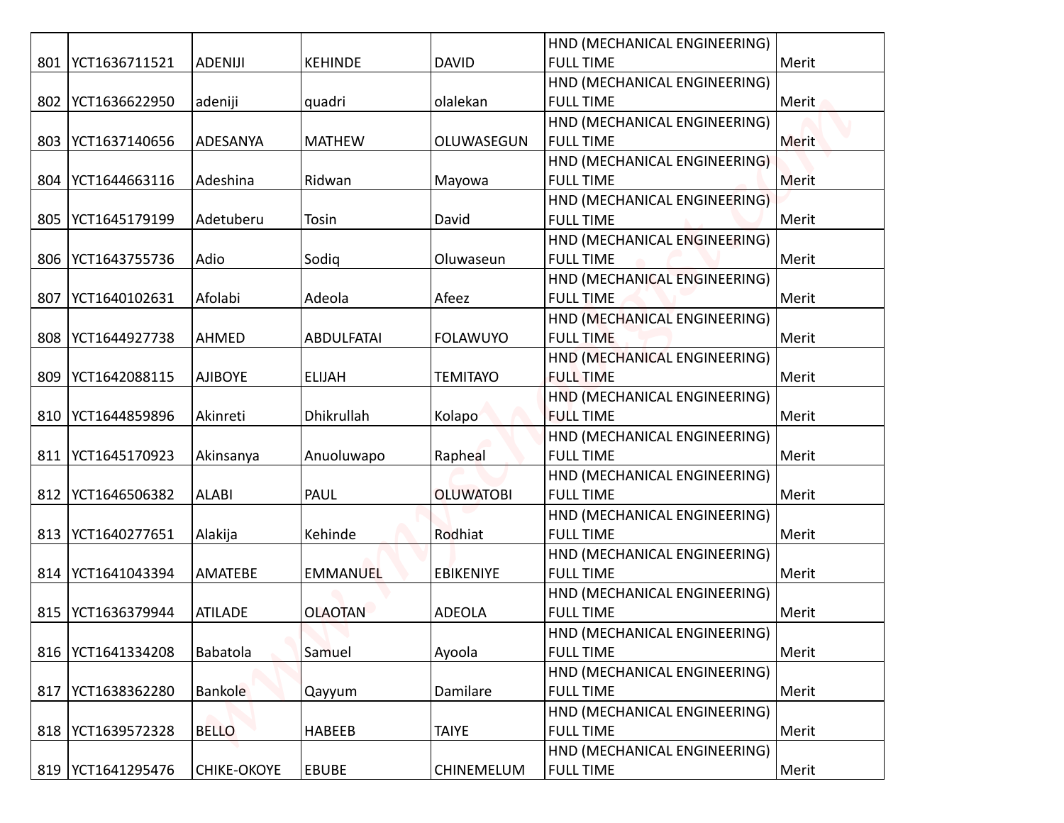| | | | | | | |
|---|---|---|---|---|---|---|
| 801 | YCT1636711521 | ADENIJI | KEHINDE | DAVID | HND (MECHANICAL ENGINEERING) FULL TIME | Merit |
| 802 | YCT1636622950 | adeniji | quadri | olalekan | HND (MECHANICAL ENGINEERING) FULL TIME | Merit |
| 803 | YCT1637140656 | ADESANYA | MATHEW | OLUWASEGUN | HND (MECHANICAL ENGINEERING) FULL TIME | Merit |
| 804 | YCT1644663116 | Adeshina | Ridwan | Mayowa | HND (MECHANICAL ENGINEERING) FULL TIME | Merit |
| 805 | YCT1645179199 | Adetuberu | Tosin | David | HND (MECHANICAL ENGINEERING) FULL TIME | Merit |
| 806 | YCT1643755736 | Adio | Sodiq | Oluwaseun | HND (MECHANICAL ENGINEERING) FULL TIME | Merit |
| 807 | YCT1640102631 | Afolabi | Adeola | Afeez | HND (MECHANICAL ENGINEERING) FULL TIME | Merit |
| 808 | YCT1644927738 | AHMED | ABDULFATAI | FOLAWUYO | HND (MECHANICAL ENGINEERING) FULL TIME | Merit |
| 809 | YCT1642088115 | AJIBOYE | ELIJAH | TEMITAYO | HND (MECHANICAL ENGINEERING) FULL TIME | Merit |
| 810 | YCT1644859896 | Akinreti | Dhikrullah | Kolapo | HND (MECHANICAL ENGINEERING) FULL TIME | Merit |
| 811 | YCT1645170923 | Akinsanya | Anuoluwapo | Rapheal | HND (MECHANICAL ENGINEERING) FULL TIME | Merit |
| 812 | YCT1646506382 | ALABI | PAUL | OLUWATOBI | HND (MECHANICAL ENGINEERING) FULL TIME | Merit |
| 813 | YCT1640277651 | Alakija | Kehinde | Rodhiat | HND (MECHANICAL ENGINEERING) FULL TIME | Merit |
| 814 | YCT1641043394 | AMATEBE | EMMANUEL | EBIKENIYE | HND (MECHANICAL ENGINEERING) FULL TIME | Merit |
| 815 | YCT1636379944 | ATILADE | OLAOTAN | ADEOLA | HND (MECHANICAL ENGINEERING) FULL TIME | Merit |
| 816 | YCT1641334208 | Babatola | Samuel | Ayoola | HND (MECHANICAL ENGINEERING) FULL TIME | Merit |
| 817 | YCT1638362280 | Bankole | Qayyum | Damilare | HND (MECHANICAL ENGINEERING) FULL TIME | Merit |
| 818 | YCT1639572328 | BELLO | HABEEB | TAIYE | HND (MECHANICAL ENGINEERING) FULL TIME | Merit |
| 819 | YCT1641295476 | CHIKE-OKOYE | EBUBE | CHINEMELUM | HND (MECHANICAL ENGINEERING) FULL TIME | Merit |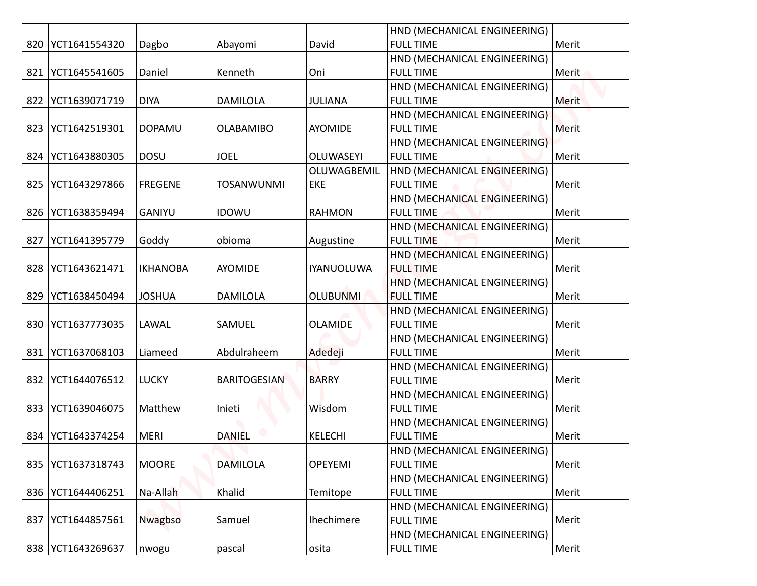| | | | | | | |
|---|---|---|---|---|---|---|
| 820 | YCT1641554320 | Dagbo | Abayomi | David | HND (MECHANICAL ENGINEERING) FULL TIME | Merit |
| 821 | YCT1645541605 | Daniel | Kenneth | Oni | HND (MECHANICAL ENGINEERING) FULL TIME | Merit |
| 822 | YCT1639071719 | DIYA | DAMILOLA | JULIANA | HND (MECHANICAL ENGINEERING) FULL TIME | Merit |
| 823 | YCT1642519301 | DOPAMU | OLABAMIBO | AYOMIDE | HND (MECHANICAL ENGINEERING) FULL TIME | Merit |
| 824 | YCT1643880305 | DOSU | JOEL | OLUWASEYI | HND (MECHANICAL ENGINEERING) FULL TIME | Merit |
| 825 | YCT1643297866 | FREGENE | TOSANWUNMI | OLUWAGBEMILEKE | HND (MECHANICAL ENGINEERING) FULL TIME | Merit |
| 826 | YCT1638359494 | GANIYU | IDOWU | RAHMON | HND (MECHANICAL ENGINEERING) FULL TIME | Merit |
| 827 | YCT1641395779 | Goddy | obioma | Augustine | HND (MECHANICAL ENGINEERING) FULL TIME | Merit |
| 828 | YCT1643621471 | IKHANOBA | AYOMIDE | IYANUOLUWA | HND (MECHANICAL ENGINEERING) FULL TIME | Merit |
| 829 | YCT1638450494 | JOSHUA | DAMILOLA | OLUBUNMI | HND (MECHANICAL ENGINEERING) FULL TIME | Merit |
| 830 | YCT1637773035 | LAWAL | SAMUEL | OLAMIDE | HND (MECHANICAL ENGINEERING) FULL TIME | Merit |
| 831 | YCT1637068103 | Liameed | Abdulraheem | Adedeji | HND (MECHANICAL ENGINEERING) FULL TIME | Merit |
| 832 | YCT1644076512 | LUCKY | BARITOGESIAN | BARRY | HND (MECHANICAL ENGINEERING) FULL TIME | Merit |
| 833 | YCT1639046075 | Matthew | Inieti | Wisdom | HND (MECHANICAL ENGINEERING) FULL TIME | Merit |
| 834 | YCT1643374254 | MERI | DANIEL | KELECHI | HND (MECHANICAL ENGINEERING) FULL TIME | Merit |
| 835 | YCT1637318743 | MOORE | DAMILOLA | OPEYEMI | HND (MECHANICAL ENGINEERING) FULL TIME | Merit |
| 836 | YCT1644406251 | Na-Allah | Khalid | Temitope | HND (MECHANICAL ENGINEERING) FULL TIME | Merit |
| 837 | YCT1644857561 | Nwagbso | Samuel | Ihechimere | HND (MECHANICAL ENGINEERING) FULL TIME | Merit |
| 838 | YCT1643269637 | nwogu | pascal | osita | HND (MECHANICAL ENGINEERING) FULL TIME | Merit |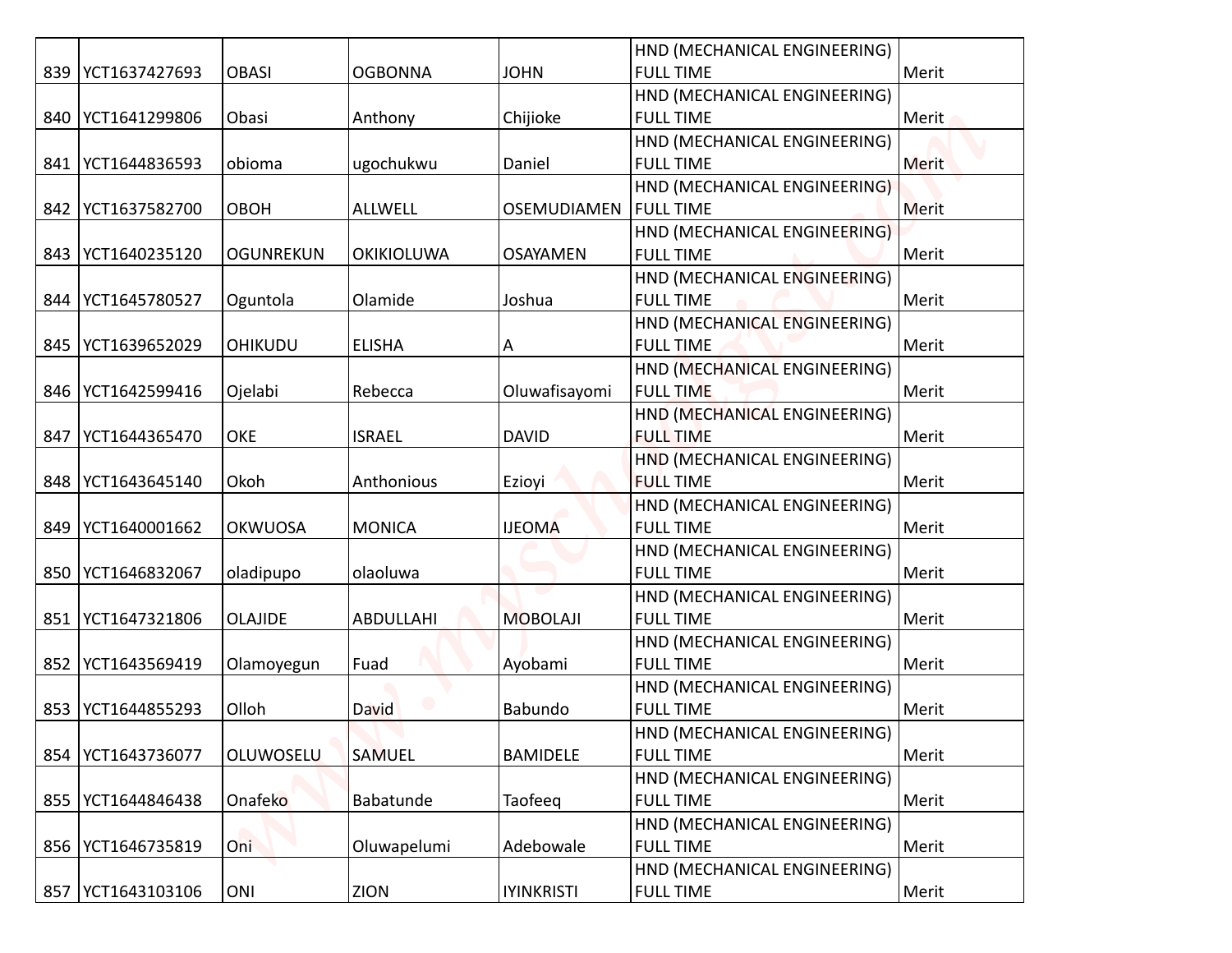| | | | | | | |
|---|---|---|---|---|---|---|
| 839 | YCT1637427693 | OBASI | OGBONNA | JOHN | HND (MECHANICAL ENGINEERING) FULL TIME | Merit |
| 840 | YCT1641299806 | Obasi | Anthony | Chijioke | HND (MECHANICAL ENGINEERING) FULL TIME | Merit |
| 841 | YCT1644836593 | obioma | ugochukwu | Daniel | HND (MECHANICAL ENGINEERING) FULL TIME | Merit |
| 842 | YCT1637582700 | OBOH | ALLWELL | OSEMUDIAMEN | HND (MECHANICAL ENGINEERING) FULL TIME | Merit |
| 843 | YCT1640235120 | OGUNREKUN | OKIKIOLUWA | OSAYAMEN | HND (MECHANICAL ENGINEERING) FULL TIME | Merit |
| 844 | YCT1645780527 | Oguntola | Olamide | Joshua | HND (MECHANICAL ENGINEERING) FULL TIME | Merit |
| 845 | YCT1639652029 | OHIKUDU | ELISHA | A | HND (MECHANICAL ENGINEERING) FULL TIME | Merit |
| 846 | YCT1642599416 | Ojelabi | Rebecca | Oluwafisayomi | HND (MECHANICAL ENGINEERING) FULL TIME | Merit |
| 847 | YCT1644365470 | OKE | ISRAEL | DAVID | HND (MECHANICAL ENGINEERING) FULL TIME | Merit |
| 848 | YCT1643645140 | Okoh | Anthonious | Ezioyi | HND (MECHANICAL ENGINEERING) FULL TIME | Merit |
| 849 | YCT1640001662 | OKWUOSA | MONICA | IJEOMA | HND (MECHANICAL ENGINEERING) FULL TIME | Merit |
| 850 | YCT1646832067 | oladipupo | olaoluwa | | HND (MECHANICAL ENGINEERING) FULL TIME | Merit |
| 851 | YCT1647321806 | OLAJIDE | ABDULLAHI | MOBOLAJI | HND (MECHANICAL ENGINEERING) FULL TIME | Merit |
| 852 | YCT1643569419 | Olamoyegun | Fuad | Ayobami | HND (MECHANICAL ENGINEERING) FULL TIME | Merit |
| 853 | YCT1644855293 | Olloh | David | Babundo | HND (MECHANICAL ENGINEERING) FULL TIME | Merit |
| 854 | YCT1643736077 | OLUWOSELU | SAMUEL | BAMIDELE | HND (MECHANICAL ENGINEERING) FULL TIME | Merit |
| 855 | YCT1644846438 | Onafeko | Babatunde | Taofeeq | HND (MECHANICAL ENGINEERING) FULL TIME | Merit |
| 856 | YCT1646735819 | Oni | Oluwapelumi | Adebowale | HND (MECHANICAL ENGINEERING) FULL TIME | Merit |
| 857 | YCT1643103106 | ONI | ZION | IYINKRISTI | HND (MECHANICAL ENGINEERING) FULL TIME | Merit |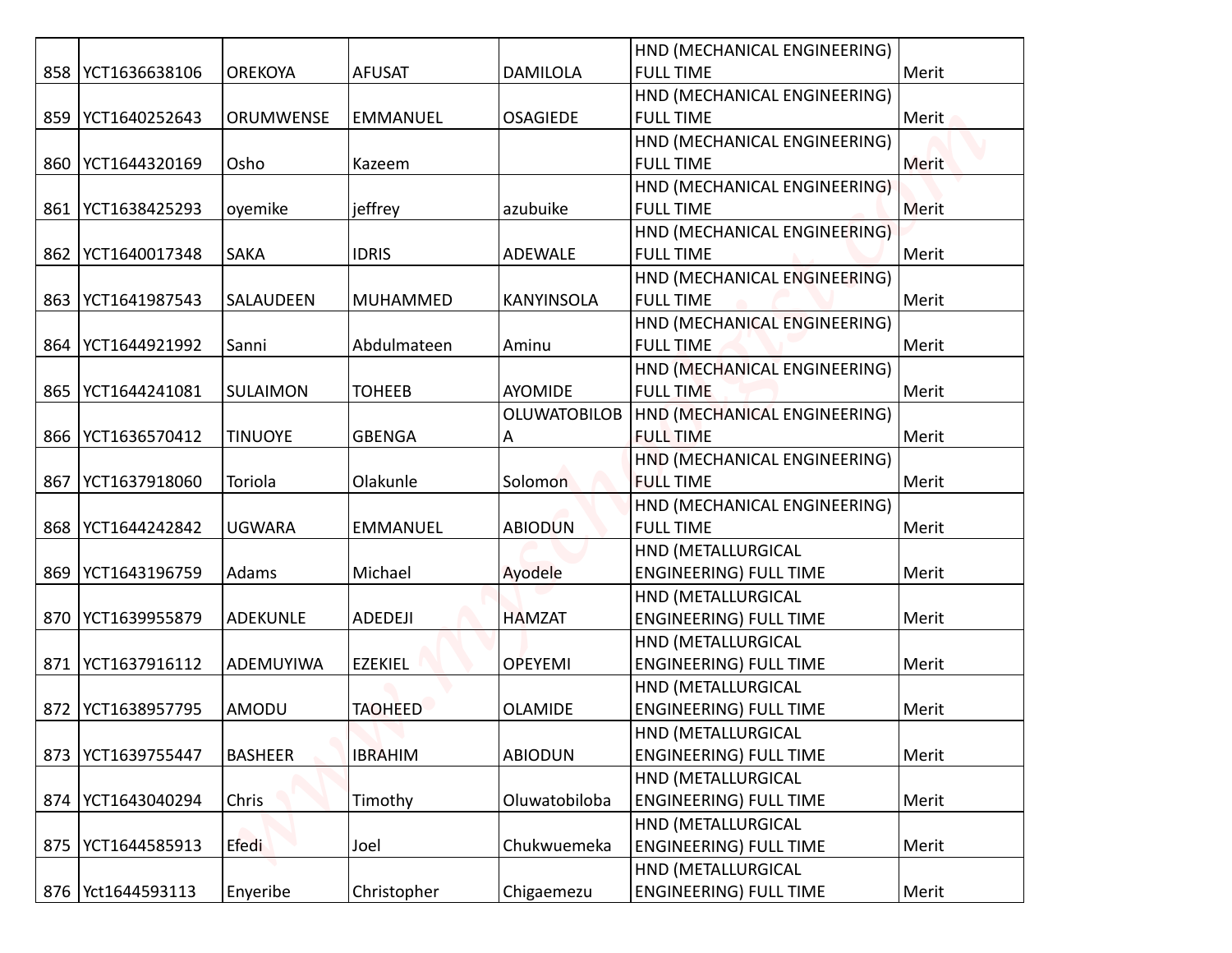| | | | | | | |
|---|---|---|---|---|---|---|
| 858 | YCT1636638106 | OREKOYA | AFUSAT | DAMILOLA | HND (MECHANICAL ENGINEERING) FULL TIME | Merit |
| 859 | YCT1640252643 | ORUMWENSE | EMMANUEL | OSAGIEDE | HND (MECHANICAL ENGINEERING) FULL TIME | Merit |
| 860 | YCT1644320169 | Osho | Kazeem | | HND (MECHANICAL ENGINEERING) FULL TIME | Merit |
| 861 | YCT1638425293 | oyemike | jeffrey | azubuike | HND (MECHANICAL ENGINEERING) FULL TIME | Merit |
| 862 | YCT1640017348 | SAKA | IDRIS | ADEWALE | HND (MECHANICAL ENGINEERING) FULL TIME | Merit |
| 863 | YCT1641987543 | SALAUDEEN | MUHAMMED | KANYINSOLA | HND (MECHANICAL ENGINEERING) FULL TIME | Merit |
| 864 | YCT1644921992 | Sanni | Abdulmateen | Aminu | HND (MECHANICAL ENGINEERING) FULL TIME | Merit |
| 865 | YCT1644241081 | SULAIMON | TOHEEB | AYOMIDE | HND (MECHANICAL ENGINEERING) FULL TIME | Merit |
| 866 | YCT1636570412 | TINUOYE | GBENGA | OLUWATOBILOBA | HND (MECHANICAL ENGINEERING) FULL TIME | Merit |
| 867 | YCT1637918060 | Toriola | Olakunle | Solomon | HND (MECHANICAL ENGINEERING) FULL TIME | Merit |
| 868 | YCT1644242842 | UGWARA | EMMANUEL | ABIODUN | HND (MECHANICAL ENGINEERING) FULL TIME | Merit |
| 869 | YCT1643196759 | Adams | Michael | Ayodele | HND (METALLURGICAL ENGINEERING) FULL TIME | Merit |
| 870 | YCT1639955879 | ADEKUNLE | ADEDEJI | HAMZAT | HND (METALLURGICAL ENGINEERING) FULL TIME | Merit |
| 871 | YCT1637916112 | ADEMUYIWA | EZEKIEL | OPEYEMI | HND (METALLURGICAL ENGINEERING) FULL TIME | Merit |
| 872 | YCT1638957795 | AMODU | TAOHEED | OLAMIDE | HND (METALLURGICAL ENGINEERING) FULL TIME | Merit |
| 873 | YCT1639755447 | BASHEER | IBRAHIM | ABIODUN | HND (METALLURGICAL ENGINEERING) FULL TIME | Merit |
| 874 | YCT1643040294 | Chris | Timothy | Oluwatobiloba | HND (METALLURGICAL ENGINEERING) FULL TIME | Merit |
| 875 | YCT1644585913 | Efedi | Joel | Chukwuemeka | HND (METALLURGICAL ENGINEERING) FULL TIME | Merit |
| 876 | Yct1644593113 | Enyeribe | Christopher | Chigaemezu | HND (METALLURGICAL ENGINEERING) FULL TIME | Merit |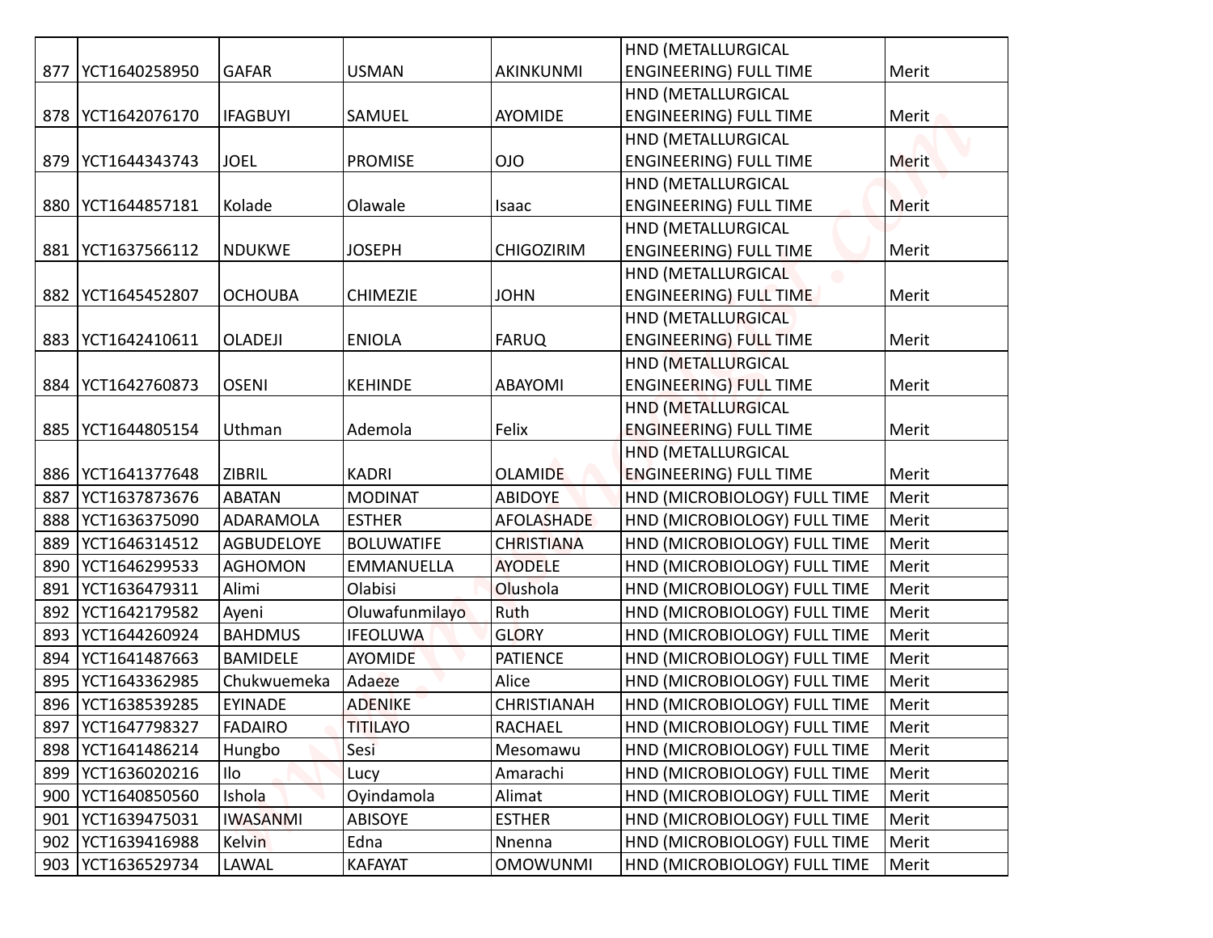| | | | | | | |
|---|---|---|---|---|---|---|
| 877 | YCT1640258950 | GAFAR | USMAN | AKINKUNMI | HND (METALLURGICAL ENGINEERING) FULL TIME | Merit |
| 878 | YCT1642076170 | IFAGBUYI | SAMUEL | AYOMIDE | HND (METALLURGICAL ENGINEERING) FULL TIME | Merit |
| 879 | YCT1644343743 | JOEL | PROMISE | OJO | HND (METALLURGICAL ENGINEERING) FULL TIME | Merit |
| 880 | YCT1644857181 | Kolade | Olawale | Isaac | HND (METALLURGICAL ENGINEERING) FULL TIME | Merit |
| 881 | YCT1637566112 | NDUKWE | JOSEPH | CHIGOZIRIM | HND (METALLURGICAL ENGINEERING) FULL TIME | Merit |
| 882 | YCT1645452807 | OCHOUBA | CHIMEZIE | JOHN | HND (METALLURGICAL ENGINEERING) FULL TIME | Merit |
| 883 | YCT1642410611 | OLADEJI | ENIOLA | FARUQ | HND (METALLURGICAL ENGINEERING) FULL TIME | Merit |
| 884 | YCT1642760873 | OSENI | KEHINDE | ABAYOMI | HND (METALLURGICAL ENGINEERING) FULL TIME | Merit |
| 885 | YCT1644805154 | Uthman | Ademola | Felix | HND (METALLURGICAL ENGINEERING) FULL TIME | Merit |
| 886 | YCT1641377648 | ZIBRIL | KADRI | OLAMIDE | HND (METALLURGICAL ENGINEERING) FULL TIME | Merit |
| 887 | YCT1637873676 | ABATAN | MODINAT | ABIDOYE | HND (MICROBIOLOGY) FULL TIME | Merit |
| 888 | YCT1636375090 | ADARAMOLA | ESTHER | AFOLASHADE | HND (MICROBIOLOGY) FULL TIME | Merit |
| 889 | YCT1646314512 | AGBUDELOYE | BOLUWATIFE | CHRISTIANA | HND (MICROBIOLOGY) FULL TIME | Merit |
| 890 | YCT1646299533 | AGHOMON | EMMANUELLA | AYODELE | HND (MICROBIOLOGY) FULL TIME | Merit |
| 891 | YCT1636479311 | Alimi | Olabisi | Olushola | HND (MICROBIOLOGY) FULL TIME | Merit |
| 892 | YCT1642179582 | Ayeni | Oluwafunmilayo | Ruth | HND (MICROBIOLOGY) FULL TIME | Merit |
| 893 | YCT1644260924 | BAHDMUS | IFEOLUWA | GLORY | HND (MICROBIOLOGY) FULL TIME | Merit |
| 894 | YCT1641487663 | BAMIDELE | AYOMIDE | PATIENCE | HND (MICROBIOLOGY) FULL TIME | Merit |
| 895 | YCT1643362985 | Chukwuemeka | Adaeze | Alice | HND (MICROBIOLOGY) FULL TIME | Merit |
| 896 | YCT1638539285 | EYINADE | ADENIKE | CHRISTIANAH | HND (MICROBIOLOGY) FULL TIME | Merit |
| 897 | YCT1647798327 | FADAIRO | TITILAYO | RACHAEL | HND (MICROBIOLOGY) FULL TIME | Merit |
| 898 | YCT1641486214 | Hungbo | Sesi | Mesomawu | HND (MICROBIOLOGY) FULL TIME | Merit |
| 899 | YCT1636020216 | Ilo | Lucy | Amarachi | HND (MICROBIOLOGY) FULL TIME | Merit |
| 900 | YCT1640850560 | Ishola | Oyindamola | Alimat | HND (MICROBIOLOGY) FULL TIME | Merit |
| 901 | YCT1639475031 | IWASANMI | ABISOYE | ESTHER | HND (MICROBIOLOGY) FULL TIME | Merit |
| 902 | YCT1639416988 | Kelvin | Edna | Nnenna | HND (MICROBIOLOGY) FULL TIME | Merit |
| 903 | YCT1636529734 | LAWAL | KAFAYAT | OMOWUNMI | HND (MICROBIOLOGY) FULL TIME | Merit |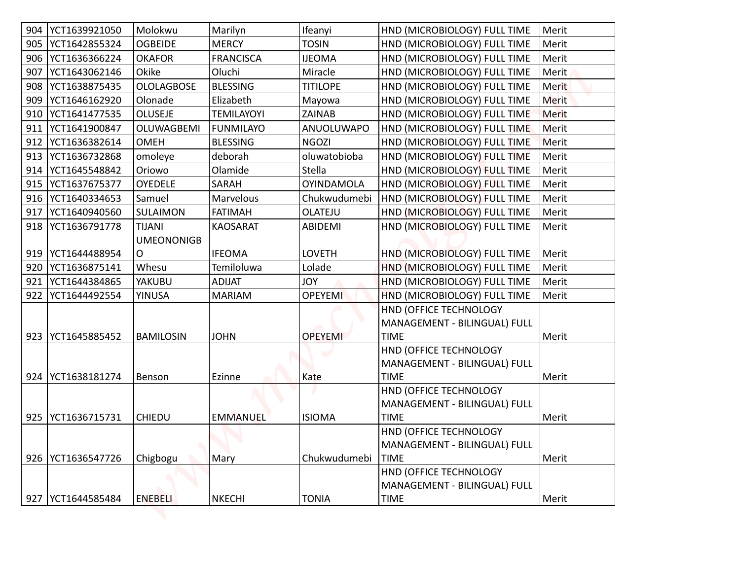| | | | | | | |
|---|---|---|---|---|---|---|
| 904 | YCT1639921050 | Molokwu | Marilyn | Ifeanyi | HND (MICROBIOLOGY) FULL TIME | Merit |
| 905 | YCT1642855324 | OGBEIDE | MERCY | TOSIN | HND (MICROBIOLOGY) FULL TIME | Merit |
| 906 | YCT1636366224 | OKAFOR | FRANCISCA | IJEOMA | HND (MICROBIOLOGY) FULL TIME | Merit |
| 907 | YCT1643062146 | Okike | Oluchi | Miracle | HND (MICROBIOLOGY) FULL TIME | Merit |
| 908 | YCT1638875435 | OLOLAGBOSE | BLESSING | TITILOPE | HND (MICROBIOLOGY) FULL TIME | Merit |
| 909 | YCT1646162920 | Olonade | Elizabeth | Mayowa | HND (MICROBIOLOGY) FULL TIME | Merit |
| 910 | YCT1641477535 | OLUSEJE | TEMILAYOYI | ZAINAB | HND (MICROBIOLOGY) FULL TIME | Merit |
| 911 | YCT1641900847 | OLUWAGBEMI | FUNMILAYO | ANUOLUWAPO | HND (MICROBIOLOGY) FULL TIME | Merit |
| 912 | YCT1636382614 | OMEH | BLESSING | NGOZI | HND (MICROBIOLOGY) FULL TIME | Merit |
| 913 | YCT1636732868 | omoleye | deborah | oluwatobioba | HND (MICROBIOLOGY) FULL TIME | Merit |
| 914 | YCT1645548842 | Oriowo | Olamide | Stella | HND (MICROBIOLOGY) FULL TIME | Merit |
| 915 | YCT1637675377 | OYEDELE | SARAH | OYINDAMOLA | HND (MICROBIOLOGY) FULL TIME | Merit |
| 916 | YCT1640334653 | Samuel | Marvelous | Chukwudumebi | HND (MICROBIOLOGY) FULL TIME | Merit |
| 917 | YCT1640940560 | SULAIMON | FATIMAH | OLATEJU | HND (MICROBIOLOGY) FULL TIME | Merit |
| 918 | YCT1636791778 | TIJANI | KAOSARAT | ABIDEMI | HND (MICROBIOLOGY) FULL TIME | Merit |
| 919 | YCT1644488954 | UMEONONIGBO | IFEOMA | LOVETH | HND (MICROBIOLOGY) FULL TIME | Merit |
| 920 | YCT1636875141 | Whesu | Temiloluwa | Lolade | HND (MICROBIOLOGY) FULL TIME | Merit |
| 921 | YCT1644384865 | YAKUBU | ADIJAT | JOY | HND (MICROBIOLOGY) FULL TIME | Merit |
| 922 | YCT1644492554 | YINUSA | MARIAM | OPEYEMI | HND (MICROBIOLOGY) FULL TIME | Merit |
| 923 | YCT1645885452 | BAMILOSIN | JOHN | OPEYEMI | HND (OFFICE TECHNOLOGY MANAGEMENT - BILINGUAL) FULL TIME | Merit |
| 924 | YCT1638181274 | Benson | Ezinne | Kate | HND (OFFICE TECHNOLOGY MANAGEMENT - BILINGUAL) FULL TIME | Merit |
| 925 | YCT1636715731 | CHIEDU | EMMANUEL | ISIOMA | HND (OFFICE TECHNOLOGY MANAGEMENT - BILINGUAL) FULL TIME | Merit |
| 926 | YCT1636547726 | Chigbogu | Mary | Chukwudumebi | HND (OFFICE TECHNOLOGY MANAGEMENT - BILINGUAL) FULL TIME | Merit |
| 927 | YCT1644585484 | ENEBELI | NKECHI | TONIA | HND (OFFICE TECHNOLOGY MANAGEMENT - BILINGUAL) FULL TIME | Merit |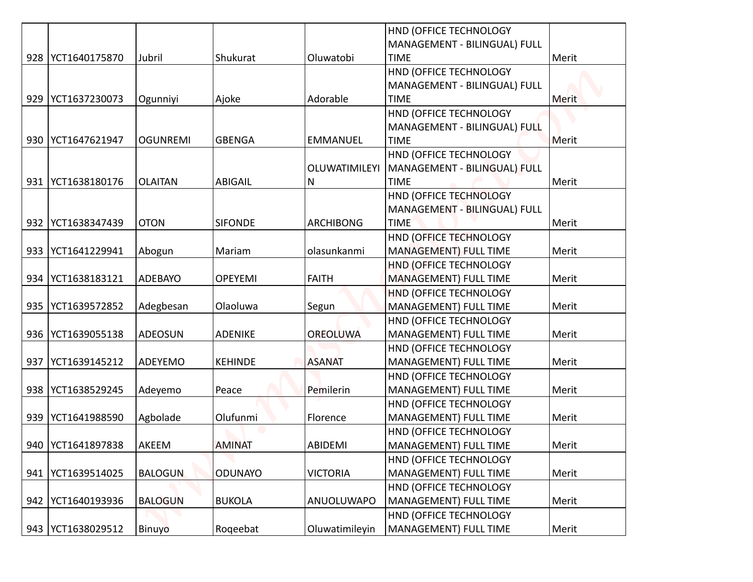| | | | | | | |
|---|---|---|---|---|---|---|
| 928 | YCT1640175870 | Jubril | Shukurat | Oluwatobi | HND (OFFICE TECHNOLOGY MANAGEMENT - BILINGUAL) FULL TIME | Merit |
| 929 | YCT1637230073 | Ogunniyi | Ajoke | Adorable | HND (OFFICE TECHNOLOGY MANAGEMENT - BILINGUAL) FULL TIME | Merit |
| 930 | YCT1647621947 | OGUNREMI | GBENGA | EMMANUEL | HND (OFFICE TECHNOLOGY MANAGEMENT - BILINGUAL) FULL TIME | Merit |
| 931 | YCT1638180176 | OLAITAN | ABIGAIL | OLUWATIMILEYIN | HND (OFFICE TECHNOLOGY MANAGEMENT - BILINGUAL) FULL TIME | Merit |
| 932 | YCT1638347439 | OTON | SIFONDE | ARCHIBONG | HND (OFFICE TECHNOLOGY MANAGEMENT - BILINGUAL) FULL TIME | Merit |
| 933 | YCT1641229941 | Abogun | Mariam | olasunkanmi | HND (OFFICE TECHNOLOGY MANAGEMENT) FULL TIME | Merit |
| 934 | YCT1638183121 | ADEBAYO | OPEYEMI | FAITH | HND (OFFICE TECHNOLOGY MANAGEMENT) FULL TIME | Merit |
| 935 | YCT1639572852 | Adegbesan | Olaoluwa | Segun | HND (OFFICE TECHNOLOGY MANAGEMENT) FULL TIME | Merit |
| 936 | YCT1639055138 | ADEOSUN | ADENIKE | OREOLUWA | HND (OFFICE TECHNOLOGY MANAGEMENT) FULL TIME | Merit |
| 937 | YCT1639145212 | ADEYEMO | KEHINDE | ASANAT | HND (OFFICE TECHNOLOGY MANAGEMENT) FULL TIME | Merit |
| 938 | YCT1638529245 | Adeyemo | Peace | Pemilerin | HND (OFFICE TECHNOLOGY MANAGEMENT) FULL TIME | Merit |
| 939 | YCT1641988590 | Agbolade | Olufunmi | Florence | HND (OFFICE TECHNOLOGY MANAGEMENT) FULL TIME | Merit |
| 940 | YCT1641897838 | AKEEM | AMINAT | ABIDEMI | HND (OFFICE TECHNOLOGY MANAGEMENT) FULL TIME | Merit |
| 941 | YCT1639514025 | BALOGUN | ODUNAYO | VICTORIA | HND (OFFICE TECHNOLOGY MANAGEMENT) FULL TIME | Merit |
| 942 | YCT1640193936 | BALOGUN | BUKOLA | ANUOLUWAPO | HND (OFFICE TECHNOLOGY MANAGEMENT) FULL TIME | Merit |
| 943 | YCT1638029512 | Binuyo | Roqeebat | Oluwatimileyin | HND (OFFICE TECHNOLOGY MANAGEMENT) FULL TIME | Merit |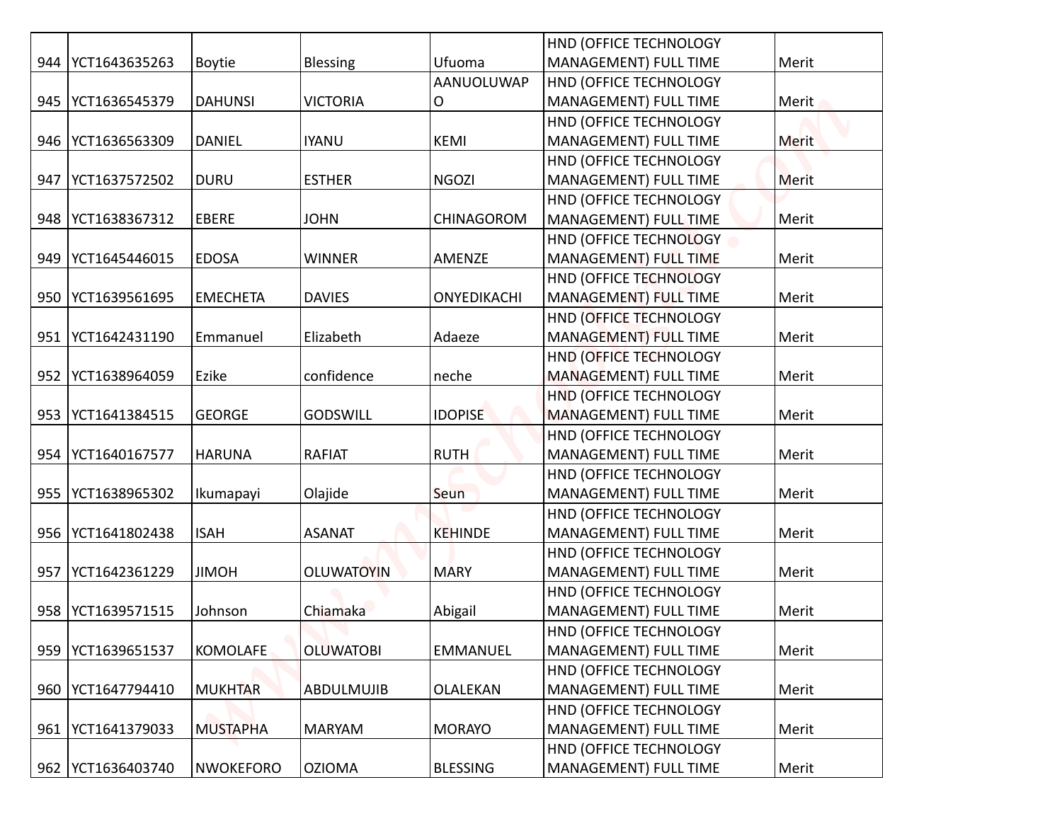| 944 | YCT1643635263 | Boytie | Blessing | Ufuoma | HND (OFFICE TECHNOLOGY MANAGEMENT) FULL TIME | Merit |
|---|---|---|---|---|---|---|
| 945 | YCT1636545379 | DAHUNSI | VICTORIA | AANUOLUWAPO | HND (OFFICE TECHNOLOGY MANAGEMENT) FULL TIME | Merit |
| 946 | YCT1636563309 | DANIEL | IYANU | KEMI | HND (OFFICE TECHNOLOGY MANAGEMENT) FULL TIME | Merit |
| 947 | YCT1637572502 | DURU | ESTHER | NGOZI | HND (OFFICE TECHNOLOGY MANAGEMENT) FULL TIME | Merit |
| 948 | YCT1638367312 | EBERE | JOHN | CHINAGOROM | HND (OFFICE TECHNOLOGY MANAGEMENT) FULL TIME | Merit |
| 949 | YCT1645446015 | EDOSA | WINNER | AMENZE | HND (OFFICE TECHNOLOGY MANAGEMENT) FULL TIME | Merit |
| 950 | YCT1639561695 | EMECHETA | DAVIES | ONYEDIKACHI | HND (OFFICE TECHNOLOGY MANAGEMENT) FULL TIME | Merit |
| 951 | YCT1642431190 | Emmanuel | Elizabeth | Adaeze | HND (OFFICE TECHNOLOGY MANAGEMENT) FULL TIME | Merit |
| 952 | YCT1638964059 | Ezike | confidence | neche | HND (OFFICE TECHNOLOGY MANAGEMENT) FULL TIME | Merit |
| 953 | YCT1641384515 | GEORGE | GODSWILL | IDOPISE | HND (OFFICE TECHNOLOGY MANAGEMENT) FULL TIME | Merit |
| 954 | YCT1640167577 | HARUNA | RAFIAT | RUTH | HND (OFFICE TECHNOLOGY MANAGEMENT) FULL TIME | Merit |
| 955 | YCT1638965302 | Ikumapayi | Olajide | Seun | HND (OFFICE TECHNOLOGY MANAGEMENT) FULL TIME | Merit |
| 956 | YCT1641802438 | ISAH | ASANAT | KEHINDE | HND (OFFICE TECHNOLOGY MANAGEMENT) FULL TIME | Merit |
| 957 | YCT1642361229 | JIMOH | OLUWATOYIN | MARY | HND (OFFICE TECHNOLOGY MANAGEMENT) FULL TIME | Merit |
| 958 | YCT1639571515 | Johnson | Chiamaka | Abigail | HND (OFFICE TECHNOLOGY MANAGEMENT) FULL TIME | Merit |
| 959 | YCT1639651537 | KOMOLAFE | OLUWATOBI | EMMANUEL | HND (OFFICE TECHNOLOGY MANAGEMENT) FULL TIME | Merit |
| 960 | YCT1647794410 | MUKHTAR | ABDULMUJIB | OLALEKAN | HND (OFFICE TECHNOLOGY MANAGEMENT) FULL TIME | Merit |
| 961 | YCT1641379033 | MUSTAPHA | MARYAM | MORAYO | HND (OFFICE TECHNOLOGY MANAGEMENT) FULL TIME | Merit |
| 962 | YCT1636403740 | NWOKEFORO | OZIOMA | BLESSING | HND (OFFICE TECHNOLOGY MANAGEMENT) FULL TIME | Merit |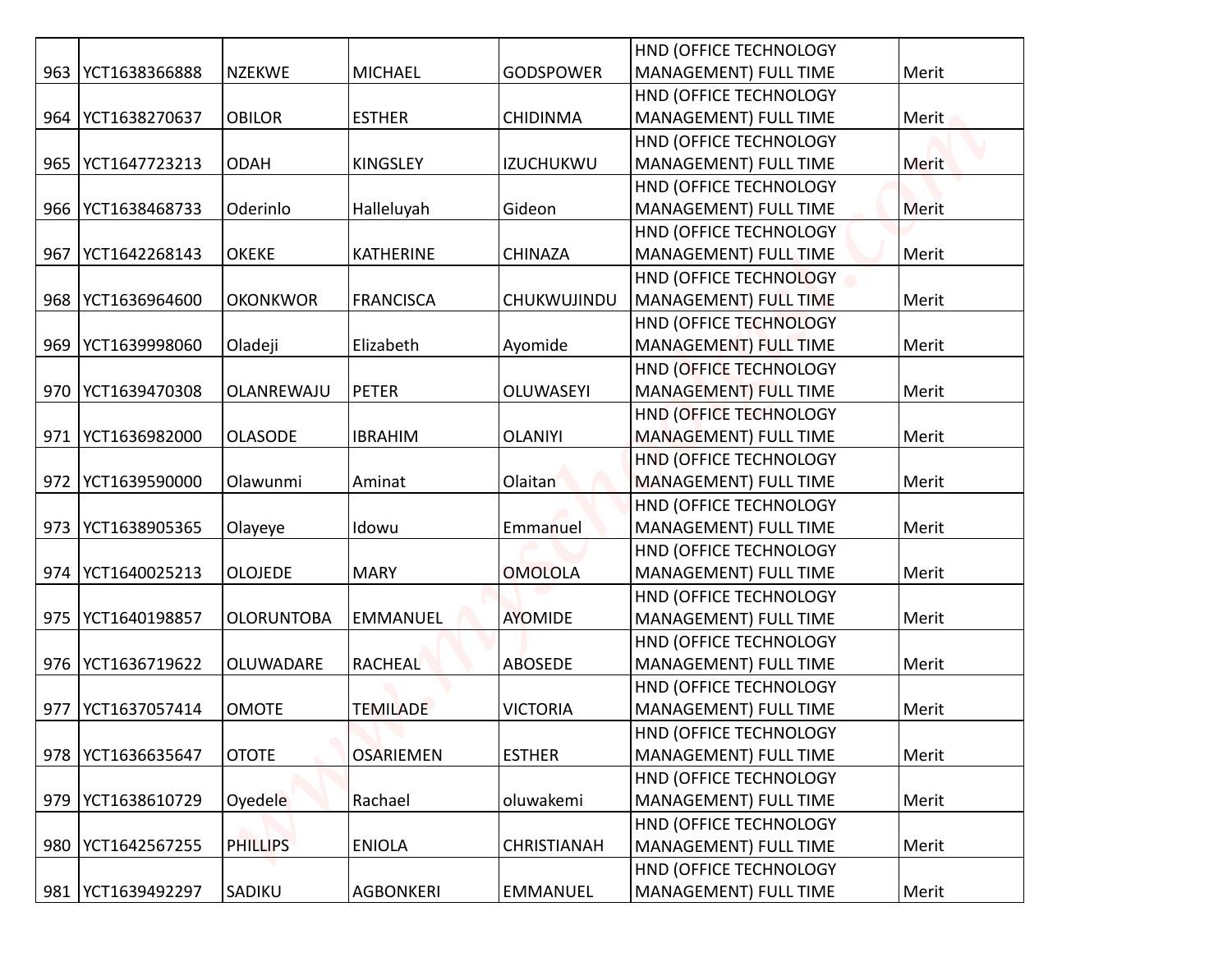| | | | | | | |
|---|---|---|---|---|---|---|
| 963 | YCT1638366888 | NZEKWE | MICHAEL | GODSPOWER | HND (OFFICE TECHNOLOGY MANAGEMENT) FULL TIME | Merit |
| 964 | YCT1638270637 | OBILOR | ESTHER | CHIDINMA | HND (OFFICE TECHNOLOGY MANAGEMENT) FULL TIME | Merit |
| 965 | YCT1647723213 | ODAH | KINGSLEY | IZUCHUKWU | HND (OFFICE TECHNOLOGY MANAGEMENT) FULL TIME | Merit |
| 966 | YCT1638468733 | Oderinlo | Halleluyah | Gideon | HND (OFFICE TECHNOLOGY MANAGEMENT) FULL TIME | Merit |
| 967 | YCT1642268143 | OKEKE | KATHERINE | CHINAZA | HND (OFFICE TECHNOLOGY MANAGEMENT) FULL TIME | Merit |
| 968 | YCT1636964600 | OKONKWOR | FRANCISCA | CHUKWUJINDU | HND (OFFICE TECHNOLOGY MANAGEMENT) FULL TIME | Merit |
| 969 | YCT1639998060 | Oladeji | Elizabeth | Ayomide | HND (OFFICE TECHNOLOGY MANAGEMENT) FULL TIME | Merit |
| 970 | YCT1639470308 | OLANREWAJU | PETER | OLUWASEYI | HND (OFFICE TECHNOLOGY MANAGEMENT) FULL TIME | Merit |
| 971 | YCT1636982000 | OLASODE | IBRAHIM | OLANIYI | HND (OFFICE TECHNOLOGY MANAGEMENT) FULL TIME | Merit |
| 972 | YCT1639590000 | Olawunmi | Aminat | Olaitan | HND (OFFICE TECHNOLOGY MANAGEMENT) FULL TIME | Merit |
| 973 | YCT1638905365 | Olayeye | Idowu | Emmanuel | HND (OFFICE TECHNOLOGY MANAGEMENT) FULL TIME | Merit |
| 974 | YCT1640025213 | OLOJEDE | MARY | OMOLOLA | HND (OFFICE TECHNOLOGY MANAGEMENT) FULL TIME | Merit |
| 975 | YCT1640198857 | OLORUNTOBA | EMMANUEL | AYOMIDE | HND (OFFICE TECHNOLOGY MANAGEMENT) FULL TIME | Merit |
| 976 | YCT1636719622 | OLUWADARE | RACHEAL | ABOSEDE | HND (OFFICE TECHNOLOGY MANAGEMENT) FULL TIME | Merit |
| 977 | YCT1637057414 | OMOTE | TEMILADE | VICTORIA | HND (OFFICE TECHNOLOGY MANAGEMENT) FULL TIME | Merit |
| 978 | YCT1636635647 | OTOTE | OSARIEMEN | ESTHER | HND (OFFICE TECHNOLOGY MANAGEMENT) FULL TIME | Merit |
| 979 | YCT1638610729 | Oyedele | Rachael | oluwakemi | HND (OFFICE TECHNOLOGY MANAGEMENT) FULL TIME | Merit |
| 980 | YCT1642567255 | PHILLIPS | ENIOLA | CHRISTIANAH | HND (OFFICE TECHNOLOGY MANAGEMENT) FULL TIME | Merit |
| 981 | YCT1639492297 | SADIKU | AGBONKERI | EMMANUEL | HND (OFFICE TECHNOLOGY MANAGEMENT) FULL TIME | Merit |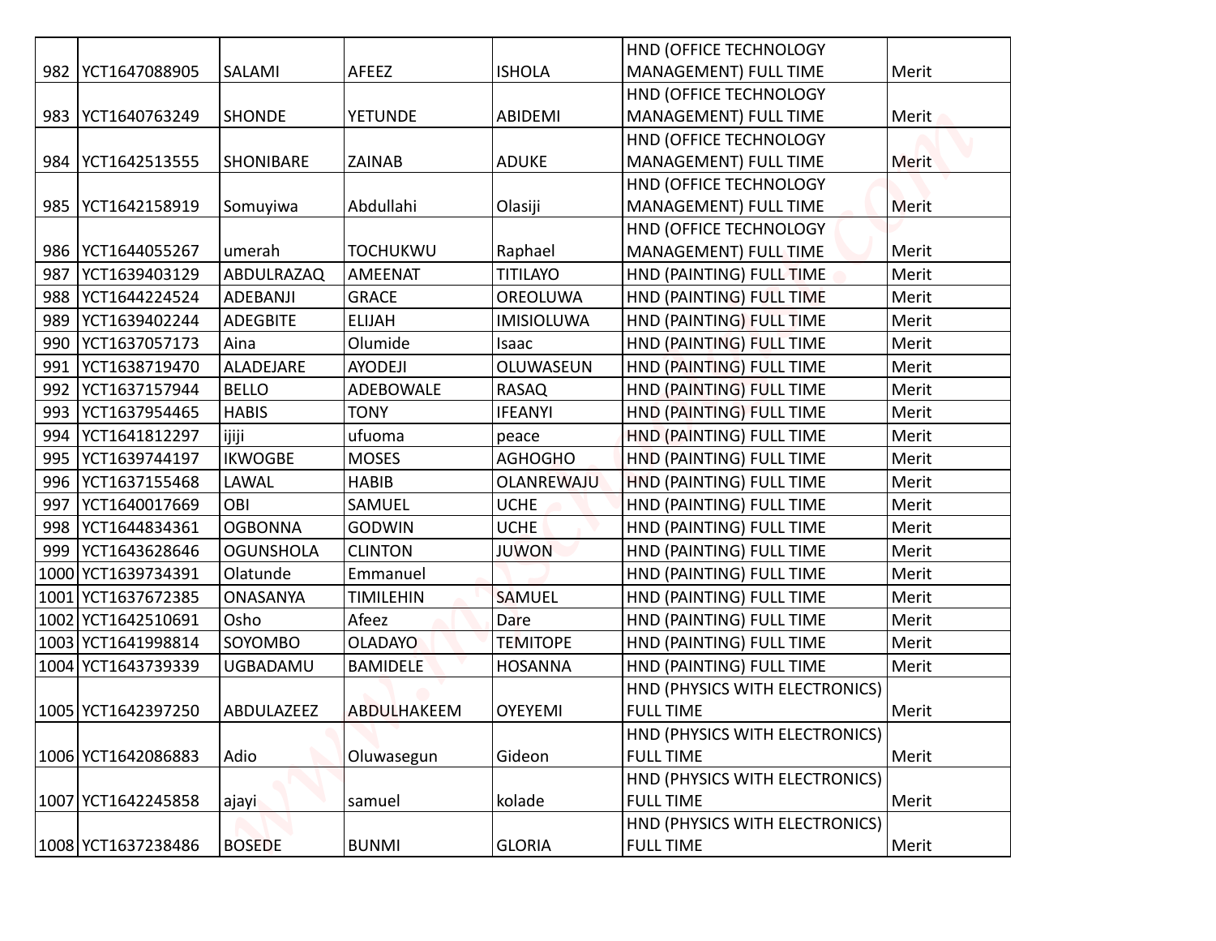| 982 | YCT1647088905 | SALAMI | AFEEZ | ISHOLA | HND (OFFICE TECHNOLOGY MANAGEMENT) FULL TIME | Merit |
|---|---|---|---|---|---|---|
| 983 | YCT1640763249 | SHONDE | YETUNDE | ABIDEMI | HND (OFFICE TECHNOLOGY MANAGEMENT) FULL TIME | Merit |
| 984 | YCT1642513555 | SHONIBARE | ZAINAB | ADUKE | HND (OFFICE TECHNOLOGY MANAGEMENT) FULL TIME | Merit |
| 985 | YCT1642158919 | Somuyiwa | Abdullahi | Olasiji | HND (OFFICE TECHNOLOGY MANAGEMENT) FULL TIME | Merit |
| 986 | YCT1644055267 | umerah | TOCHUKWU | Raphael | HND (OFFICE TECHNOLOGY MANAGEMENT) FULL TIME | Merit |
| 987 | YCT1639403129 | ABDULRAZAQ | AMEENAT | TITILAYO | HND (PAINTING) FULL TIME | Merit |
| 988 | YCT1644224524 | ADEBANJI | GRACE | OREOLUWA | HND (PAINTING) FULL TIME | Merit |
| 989 | YCT1639402244 | ADEGBITE | ELIJAH | IMISIOLUWA | HND (PAINTING) FULL TIME | Merit |
| 990 | YCT1637057173 | Aina | Olumide | Isaac | HND (PAINTING) FULL TIME | Merit |
| 991 | YCT1638719470 | ALADEJARE | AYODEJI | OLUWASEUN | HND (PAINTING) FULL TIME | Merit |
| 992 | YCT1637157944 | BELLO | ADEBOWALE | RASAQ | HND (PAINTING) FULL TIME | Merit |
| 993 | YCT1637954465 | HABIS | TONY | IFEANYI | HND (PAINTING) FULL TIME | Merit |
| 994 | YCT1641812297 | ijiji | ufuoma | peace | HND (PAINTING) FULL TIME | Merit |
| 995 | YCT1639744197 | IKWOGBE | MOSES | AGHOGHO | HND (PAINTING) FULL TIME | Merit |
| 996 | YCT1637155468 | LAWAL | HABIB | OLANREWAJU | HND (PAINTING) FULL TIME | Merit |
| 997 | YCT1640017669 | OBI | SAMUEL | UCHE | HND (PAINTING) FULL TIME | Merit |
| 998 | YCT1644834361 | OGBONNA | GODWIN | UCHE | HND (PAINTING) FULL TIME | Merit |
| 999 | YCT1643628646 | OGUNSHOLA | CLINTON | JUWON | HND (PAINTING) FULL TIME | Merit |
| 1000 | YCT1639734391 | Olatunde | Emmanuel | | HND (PAINTING) FULL TIME | Merit |
| 1001 | YCT1637672385 | ONASANYA | TIMILEHIN | SAMUEL | HND (PAINTING) FULL TIME | Merit |
| 1002 | YCT1642510691 | Osho | Afeez | Dare | HND (PAINTING) FULL TIME | Merit |
| 1003 | YCT1641998814 | SOYOMBO | OLADAYO | TEMITOPE | HND (PAINTING) FULL TIME | Merit |
| 1004 | YCT1643739339 | UGBADAMU | BAMIDELE | HOSANNA | HND (PAINTING) FULL TIME | Merit |
| 1005 | YCT1642397250 | ABDULAZEEZ | ABDULHAKEEM | OYEYEMI | HND (PHYSICS WITH ELECTRONICS) FULL TIME | Merit |
| 1006 | YCT1642086883 | Adio | Oluwasegun | Gideon | HND (PHYSICS WITH ELECTRONICS) FULL TIME | Merit |
| 1007 | YCT1642245858 | ajayi | samuel | kolade | HND (PHYSICS WITH ELECTRONICS) FULL TIME | Merit |
| 1008 | YCT1637238486 | BOSEDE | BUNMI | GLORIA | HND (PHYSICS WITH ELECTRONICS) FULL TIME | Merit |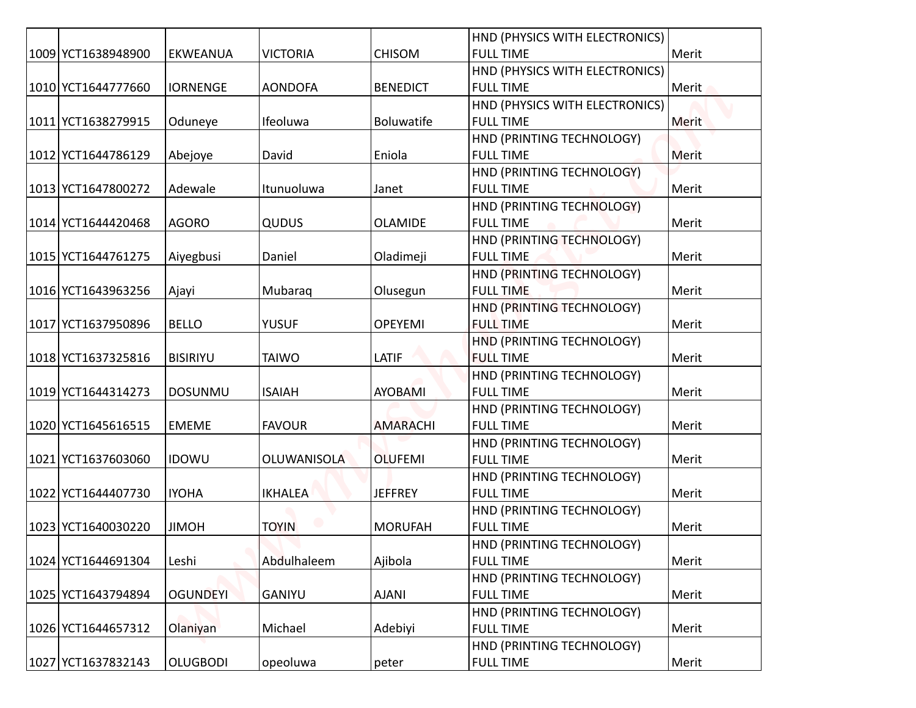| | | | | | | |
|---|---|---|---|---|---|---|
| 1009 | YCT1638948900 | EKWEANUA | VICTORIA | CHISOM | HND (PHYSICS WITH ELECTRONICS) FULL TIME | Merit |
| 1010 | YCT1644777660 | IORNENGE | AONDOFA | BENEDICT | HND (PHYSICS WITH ELECTRONICS) FULL TIME | Merit |
| 1011 | YCT1638279915 | Oduneye | Ifeoluwa | Boluwatife | HND (PHYSICS WITH ELECTRONICS) FULL TIME | Merit |
| 1012 | YCT1644786129 | Abejoye | David | Eniola | HND (PRINTING TECHNOLOGY) FULL TIME | Merit |
| 1013 | YCT1647800272 | Adewale | Itunuoluwa | Janet | HND (PRINTING TECHNOLOGY) FULL TIME | Merit |
| 1014 | YCT1644420468 | AGORO | QUDUS | OLAMIDE | HND (PRINTING TECHNOLOGY) FULL TIME | Merit |
| 1015 | YCT1644761275 | Aiyegbusi | Daniel | Oladimeji | HND (PRINTING TECHNOLOGY) FULL TIME | Merit |
| 1016 | YCT1643963256 | Ajayi | Mubaraq | Olusegun | HND (PRINTING TECHNOLOGY) FULL TIME | Merit |
| 1017 | YCT1637950896 | BELLO | YUSUF | OPEYEMI | HND (PRINTING TECHNOLOGY) FULL TIME | Merit |
| 1018 | YCT1637325816 | BISIRIYU | TAIWO | LATIF | HND (PRINTING TECHNOLOGY) FULL TIME | Merit |
| 1019 | YCT1644314273 | DOSUNMU | ISAIAH | AYOBAMI | HND (PRINTING TECHNOLOGY) FULL TIME | Merit |
| 1020 | YCT1645616515 | EMEME | FAVOUR | AMARACHI | HND (PRINTING TECHNOLOGY) FULL TIME | Merit |
| 1021 | YCT1637603060 | IDOWU | OLUWANISOLA | OLUFEMI | HND (PRINTING TECHNOLOGY) FULL TIME | Merit |
| 1022 | YCT1644407730 | IYOHA | IKHALEA | JEFFREY | HND (PRINTING TECHNOLOGY) FULL TIME | Merit |
| 1023 | YCT1640030220 | JIMOH | TOYIN | MORUFAH | HND (PRINTING TECHNOLOGY) FULL TIME | Merit |
| 1024 | YCT1644691304 | Leshi | Abdulhaleem | Ajibola | HND (PRINTING TECHNOLOGY) FULL TIME | Merit |
| 1025 | YCT1643794894 | OGUNDEYI | GANIYU | AJANI | HND (PRINTING TECHNOLOGY) FULL TIME | Merit |
| 1026 | YCT1644657312 | Olaniyan | Michael | Adebiyi | HND (PRINTING TECHNOLOGY) FULL TIME | Merit |
| 1027 | YCT1637832143 | OLUGBODI | opeoluwa | peter | HND (PRINTING TECHNOLOGY) FULL TIME | Merit |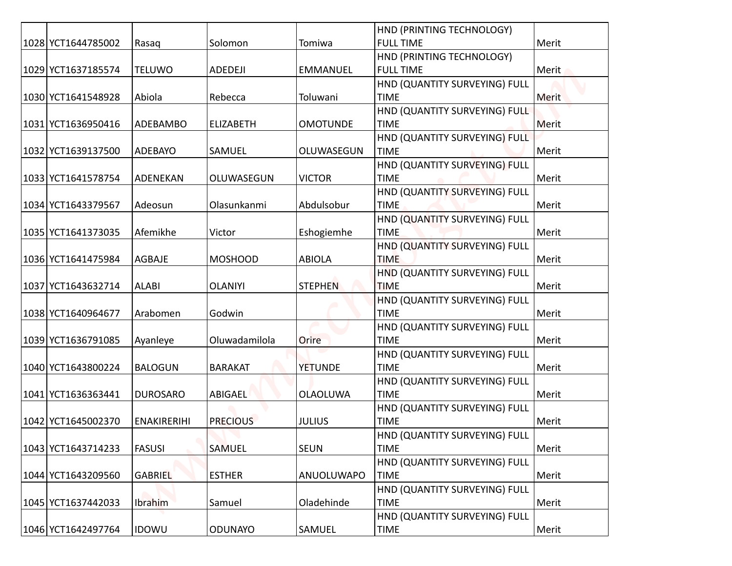| | | | | | | |
|---|---|---|---|---|---|---|
| 1028 | YCT1644785002 | Rasaq | Solomon | Tomiwa | HND (PRINTING TECHNOLOGY) FULL TIME | Merit |
| 1029 | YCT1637185574 | TELUWO | ADEDEJI | EMMANUEL | HND (PRINTING TECHNOLOGY) FULL TIME | Merit |
| 1030 | YCT1641548928 | Abiola | Rebecca | Toluwani | HND (QUANTITY SURVEYING) FULL TIME | Merit |
| 1031 | YCT1636950416 | ADEBAMBO | ELIZABETH | OMOTUNDE | HND (QUANTITY SURVEYING) FULL TIME | Merit |
| 1032 | YCT1639137500 | ADEBAYO | SAMUEL | OLUWASEGUN | HND (QUANTITY SURVEYING) FULL TIME | Merit |
| 1033 | YCT1641578754 | ADENEKAN | OLUWASEGUN | VICTOR | HND (QUANTITY SURVEYING) FULL TIME | Merit |
| 1034 | YCT1643379567 | Adeosun | Olasunkanmi | Abdulsobur | HND (QUANTITY SURVEYING) FULL TIME | Merit |
| 1035 | YCT1641373035 | Afemikhe | Victor | Eshogiemhe | HND (QUANTITY SURVEYING) FULL TIME | Merit |
| 1036 | YCT1641475984 | AGBAJE | MOSHOOD | ABIOLA | HND (QUANTITY SURVEYING) FULL TIME | Merit |
| 1037 | YCT1643632714 | ALABI | OLANIYI | STEPHEN | HND (QUANTITY SURVEYING) FULL TIME | Merit |
| 1038 | YCT1640964677 | Arabomen | Godwin | | HND (QUANTITY SURVEYING) FULL TIME | Merit |
| 1039 | YCT1636791085 | Ayanleye | Oluwadamilola | Orire | HND (QUANTITY SURVEYING) FULL TIME | Merit |
| 1040 | YCT1643800224 | BALOGUN | BARAKAT | YETUNDE | HND (QUANTITY SURVEYING) FULL TIME | Merit |
| 1041 | YCT1636363441 | DUROSARO | ABIGAEL | OLAOLUWA | HND (QUANTITY SURVEYING) FULL TIME | Merit |
| 1042 | YCT1645002370 | ENAKIRERIHI | PRECIOUS | JULIUS | HND (QUANTITY SURVEYING) FULL TIME | Merit |
| 1043 | YCT1643714233 | FASUSI | SAMUEL | SEUN | HND (QUANTITY SURVEYING) FULL TIME | Merit |
| 1044 | YCT1643209560 | GABRIEL | ESTHER | ANUOLUWAPO | HND (QUANTITY SURVEYING) FULL TIME | Merit |
| 1045 | YCT1637442033 | Ibrahim | Samuel | Oladehinde | HND (QUANTITY SURVEYING) FULL TIME | Merit |
| 1046 | YCT1642497764 | IDOWU | ODUNAYO | SAMUEL | HND (QUANTITY SURVEYING) FULL TIME | Merit |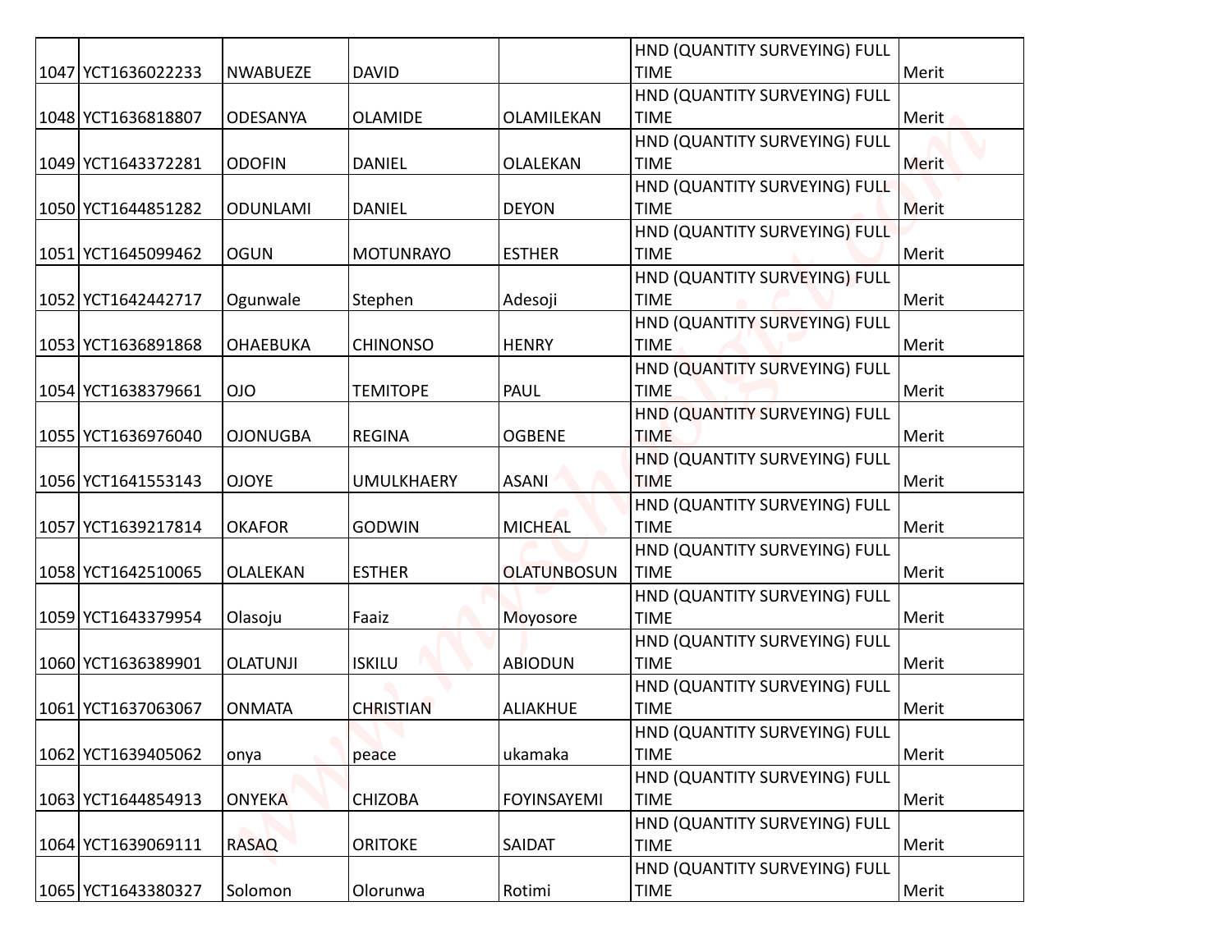| | | | | | | |
|---|---|---|---|---|---|---|
| 1047 | YCT1636022233 | NWABUEZE | DAVID | | HND (QUANTITY SURVEYING) FULL TIME | Merit |
| 1048 | YCT1636818807 | ODESANYA | OLAMIDE | OLAMILEKAN | HND (QUANTITY SURVEYING) FULL TIME | Merit |
| 1049 | YCT1643372281 | ODOFIN | DANIEL | OLALEKAN | HND (QUANTITY SURVEYING) FULL TIME | Merit |
| 1050 | YCT1644851282 | ODUNLAMI | DANIEL | DEYON | HND (QUANTITY SURVEYING) FULL TIME | Merit |
| 1051 | YCT1645099462 | OGUN | MOTUNRAYO | ESTHER | HND (QUANTITY SURVEYING) FULL TIME | Merit |
| 1052 | YCT1642442717 | Ogunwale | Stephen | Adesoji | HND (QUANTITY SURVEYING) FULL TIME | Merit |
| 1053 | YCT1636891868 | OHAEBUKA | CHINONSO | HENRY | HND (QUANTITY SURVEYING) FULL TIME | Merit |
| 1054 | YCT1638379661 | OJO | TEMITOPE | PAUL | HND (QUANTITY SURVEYING) FULL TIME | Merit |
| 1055 | YCT1636976040 | OJONUGBA | REGINA | OGBENE | HND (QUANTITY SURVEYING) FULL TIME | Merit |
| 1056 | YCT1641553143 | OJOYE | UMULKHAERY | ASANI | HND (QUANTITY SURVEYING) FULL TIME | Merit |
| 1057 | YCT1639217814 | OKAFOR | GODWIN | MICHEAL | HND (QUANTITY SURVEYING) FULL TIME | Merit |
| 1058 | YCT1642510065 | OLALEKAN | ESTHER | OLATUNBOSUN | HND (QUANTITY SURVEYING) FULL TIME | Merit |
| 1059 | YCT1643379954 | Olasoju | Faaiz | Moyosore | HND (QUANTITY SURVEYING) FULL TIME | Merit |
| 1060 | YCT1636389901 | OLATUNJI | ISKILU | ABIODUN | HND (QUANTITY SURVEYING) FULL TIME | Merit |
| 1061 | YCT1637063067 | ONMATA | CHRISTIAN | ALIAKHUE | HND (QUANTITY SURVEYING) FULL TIME | Merit |
| 1062 | YCT1639405062 | onya | peace | ukamaka | HND (QUANTITY SURVEYING) FULL TIME | Merit |
| 1063 | YCT1644854913 | ONYEKA | CHIZOBA | FOYINSAYEMI | HND (QUANTITY SURVEYING) FULL TIME | Merit |
| 1064 | YCT1639069111 | RASAQ | ORITOKE | SAIDAT | HND (QUANTITY SURVEYING) FULL TIME | Merit |
| 1065 | YCT1643380327 | Solomon | Olorunwa | Rotimi | HND (QUANTITY SURVEYING) FULL TIME | Merit |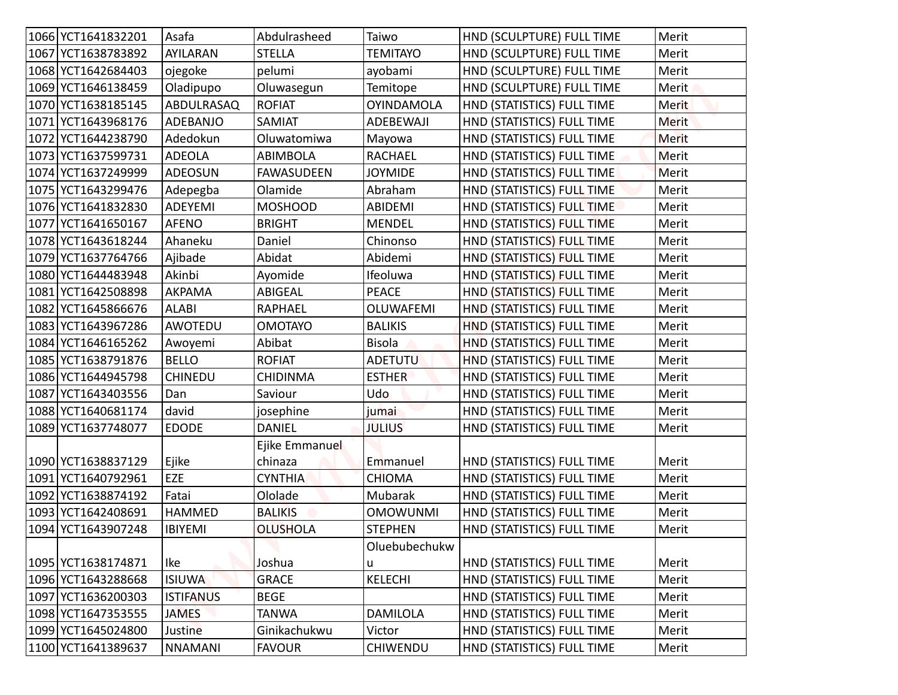| | | | | | | |
|---|---|---|---|---|---|---|
| 1066 | YCT1641832201 | Asafa | Abdulrasheed | Taiwo | HND (SCULPTURE) FULL TIME | Merit |
| 1067 | YCT1638783892 | AYILARAN | STELLA | TEMITAYO | HND (SCULPTURE) FULL TIME | Merit |
| 1068 | YCT1642684403 | ojegoke | pelumi | ayobami | HND (SCULPTURE) FULL TIME | Merit |
| 1069 | YCT1646138459 | Oladipupo | Oluwasegun | Temitope | HND (SCULPTURE) FULL TIME | Merit |
| 1070 | YCT1638185145 | ABDULRASAQ | ROFIAT | OYINDAMOLA | HND (STATISTICS) FULL TIME | Merit |
| 1071 | YCT1643968176 | ADEBANJO | SAMIAT | ADEBEWAJI | HND (STATISTICS) FULL TIME | Merit |
| 1072 | YCT1644238790 | Adedokun | Oluwatomiwa | Mayowa | HND (STATISTICS) FULL TIME | Merit |
| 1073 | YCT1637599731 | ADEOLA | ABIMBOLA | RACHAEL | HND (STATISTICS) FULL TIME | Merit |
| 1074 | YCT1637249999 | ADEOSUN | FAWASUDEEN | JOYMIDE | HND (STATISTICS) FULL TIME | Merit |
| 1075 | YCT1643299476 | Adepegba | Olamide | Abraham | HND (STATISTICS) FULL TIME | Merit |
| 1076 | YCT1641832830 | ADEYEMI | MOSHOOD | ABIDEMI | HND (STATISTICS) FULL TIME | Merit |
| 1077 | YCT1641650167 | AFENO | BRIGHT | MENDEL | HND (STATISTICS) FULL TIME | Merit |
| 1078 | YCT1643618244 | Ahaneku | Daniel | Chinonso | HND (STATISTICS) FULL TIME | Merit |
| 1079 | YCT1637764766 | Ajibade | Abidat | Abidemi | HND (STATISTICS) FULL TIME | Merit |
| 1080 | YCT1644483948 | Akinbi | Ayomide | Ifeoluwa | HND (STATISTICS) FULL TIME | Merit |
| 1081 | YCT1642508898 | AKPAMA | ABIGEAL | PEACE | HND (STATISTICS) FULL TIME | Merit |
| 1082 | YCT1645866676 | ALABI | RAPHAEL | OLUWAFEMI | HND (STATISTICS) FULL TIME | Merit |
| 1083 | YCT1643967286 | AWOTEDU | OMOTAYO | BALIKIS | HND (STATISTICS) FULL TIME | Merit |
| 1084 | YCT1646165262 | Awoyemi | Abibat | Bisola | HND (STATISTICS) FULL TIME | Merit |
| 1085 | YCT1638791876 | BELLO | ROFIAT | ADETUTU | HND (STATISTICS) FULL TIME | Merit |
| 1086 | YCT1644945798 | CHINEDU | CHIDINMA | ESTHER | HND (STATISTICS) FULL TIME | Merit |
| 1087 | YCT1643403556 | Dan | Saviour | Udo | HND (STATISTICS) FULL TIME | Merit |
| 1088 | YCT1640681174 | david | josephine | jumai | HND (STATISTICS) FULL TIME | Merit |
| 1089 | YCT1637748077 | EDODE | DANIEL | JULIUS | HND (STATISTICS) FULL TIME | Merit |
| 1090 | YCT1638837129 | Ejike | Ejike Emmanuel chinaza | Emmanuel | HND (STATISTICS) FULL TIME | Merit |
| 1091 | YCT1640792961 | EZE | CYNTHIA | CHIOMA | HND (STATISTICS) FULL TIME | Merit |
| 1092 | YCT1638874192 | Fatai | Ololade | Mubarak | HND (STATISTICS) FULL TIME | Merit |
| 1093 | YCT1642408691 | HAMMED | BALIKIS | OMOWUNMI | HND (STATISTICS) FULL TIME | Merit |
| 1094 | YCT1643907248 | IBIYEMI | OLUSHOLA | STEPHEN | HND (STATISTICS) FULL TIME | Merit |
| 1095 | YCT1638174871 | Ike | Joshua | Oluebubechukwu | HND (STATISTICS) FULL TIME | Merit |
| 1096 | YCT1643288668 | ISIUWA | GRACE | KELECHI | HND (STATISTICS) FULL TIME | Merit |
| 1097 | YCT1636200303 | ISTIFANUS | BEGE | | HND (STATISTICS) FULL TIME | Merit |
| 1098 | YCT1647353555 | JAMES | TANWA | DAMILOLA | HND (STATISTICS) FULL TIME | Merit |
| 1099 | YCT1645024800 | Justine | Ginikachukwu | Victor | HND (STATISTICS) FULL TIME | Merit |
| 1100 | YCT1641389637 | NNAMANI | FAVOUR | CHIWENDU | HND (STATISTICS) FULL TIME | Merit |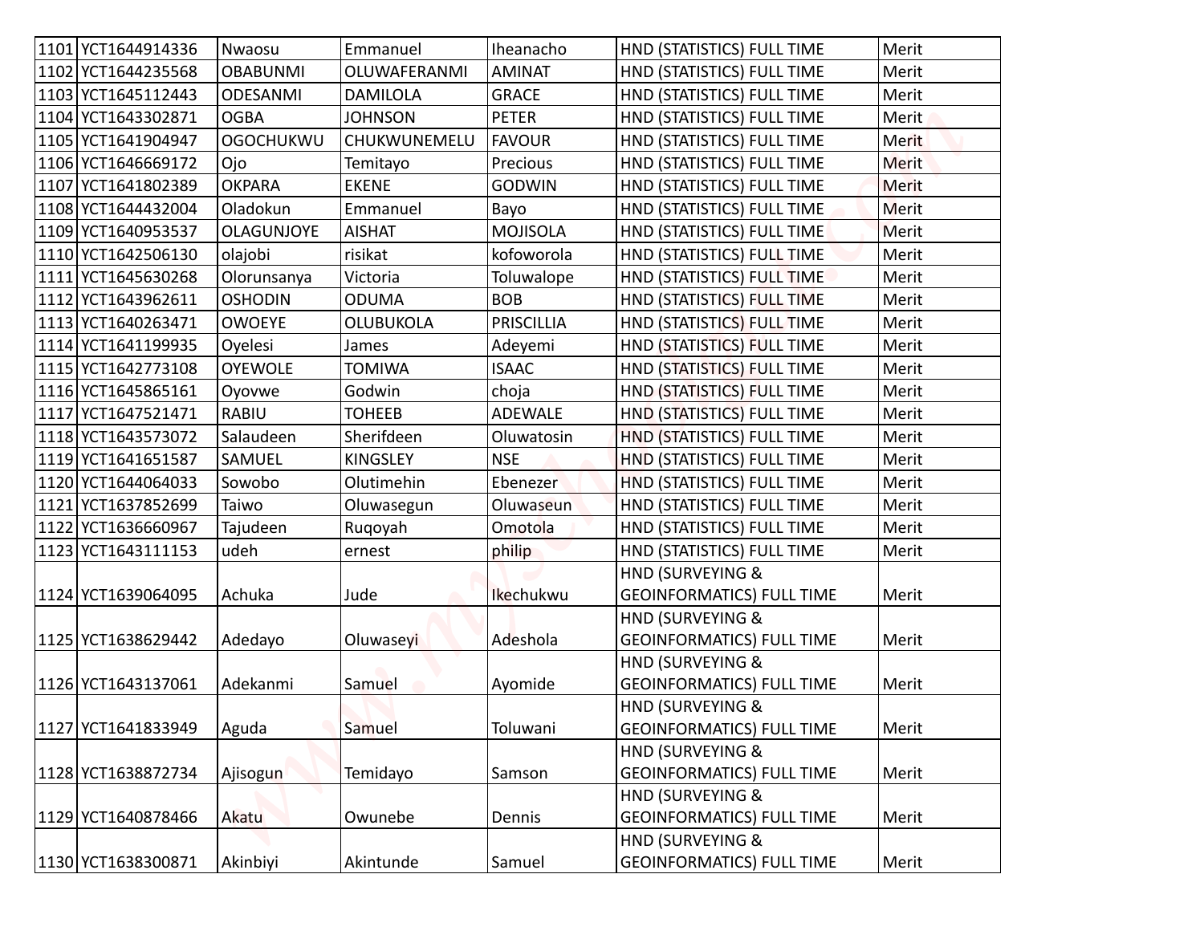| | | | | | | |
|---|---|---|---|---|---|---|
| 1101 | YCT1644914336 | Nwaosu | Emmanuel | Iheanacho | HND (STATISTICS) FULL TIME | Merit |
| 1102 | YCT1644235568 | OBABUNMI | OLUWAFERANMI | AMINAT | HND (STATISTICS) FULL TIME | Merit |
| 1103 | YCT1645112443 | ODESANMI | DAMILOLA | GRACE | HND (STATISTICS) FULL TIME | Merit |
| 1104 | YCT1643302871 | OGBA | JOHNSON | PETER | HND (STATISTICS) FULL TIME | Merit |
| 1105 | YCT1641904947 | OGOCHUKWU | CHUKWUNEMELU | FAVOUR | HND (STATISTICS) FULL TIME | Merit |
| 1106 | YCT1646669172 | Ojo | Temitayo | Precious | HND (STATISTICS) FULL TIME | Merit |
| 1107 | YCT1641802389 | OKPARA | EKENE | GODWIN | HND (STATISTICS) FULL TIME | Merit |
| 1108 | YCT1644432004 | Oladokun | Emmanuel | Bayo | HND (STATISTICS) FULL TIME | Merit |
| 1109 | YCT1640953537 | OLAGUNJOYE | AISHAT | MOJISOLA | HND (STATISTICS) FULL TIME | Merit |
| 1110 | YCT1642506130 | olajobi | risikat | kofoworola | HND (STATISTICS) FULL TIME | Merit |
| 1111 | YCT1645630268 | Olorunsanya | Victoria | Toluwalope | HND (STATISTICS) FULL TIME | Merit |
| 1112 | YCT1643962611 | OSHODIN | ODUMA | BOB | HND (STATISTICS) FULL TIME | Merit |
| 1113 | YCT1640263471 | OWOEYE | OLUBUKOLA | PRISCILLIA | HND (STATISTICS) FULL TIME | Merit |
| 1114 | YCT1641199935 | Oyelesi | James | Adeyemi | HND (STATISTICS) FULL TIME | Merit |
| 1115 | YCT1642773108 | OYEWOLE | TOMIWA | ISAAC | HND (STATISTICS) FULL TIME | Merit |
| 1116 | YCT1645865161 | Oyovwe | Godwin | choja | HND (STATISTICS) FULL TIME | Merit |
| 1117 | YCT1647521471 | RABIU | TOHEEB | ADEWALE | HND (STATISTICS) FULL TIME | Merit |
| 1118 | YCT1643573072 | Salaudeen | Sherifdeen | Oluwatosin | HND (STATISTICS) FULL TIME | Merit |
| 1119 | YCT1641651587 | SAMUEL | KINGSLEY | NSE | HND (STATISTICS) FULL TIME | Merit |
| 1120 | YCT1644064033 | Sowobo | Olutimehin | Ebenezer | HND (STATISTICS) FULL TIME | Merit |
| 1121 | YCT1637852699 | Taiwo | Oluwasegun | Oluwaseun | HND (STATISTICS) FULL TIME | Merit |
| 1122 | YCT1636660967 | Tajudeen | Ruqoyah | Omotola | HND (STATISTICS) FULL TIME | Merit |
| 1123 | YCT1643111153 | udeh | ernest | philip | HND (STATISTICS) FULL TIME | Merit |
| 1124 | YCT1639064095 | Achuka | Jude | Ikechukwu | HND (SURVEYING & GEOINFORMATICS) FULL TIME | Merit |
| 1125 | YCT1638629442 | Adedayo | Oluwaseyi | Adeshola | HND (SURVEYING & GEOINFORMATICS) FULL TIME | Merit |
| 1126 | YCT1643137061 | Adekanmi | Samuel | Ayomide | HND (SURVEYING & GEOINFORMATICS) FULL TIME | Merit |
| 1127 | YCT1641833949 | Aguda | Samuel | Toluwani | HND (SURVEYING & GEOINFORMATICS) FULL TIME | Merit |
| 1128 | YCT1638872734 | Ajisogun | Temidayo | Samson | HND (SURVEYING & GEOINFORMATICS) FULL TIME | Merit |
| 1129 | YCT1640878466 | Akatu | Owunebe | Dennis | HND (SURVEYING & GEOINFORMATICS) FULL TIME | Merit |
| 1130 | YCT1638300871 | Akinbiyi | Akintunde | Samuel | HND (SURVEYING & GEOINFORMATICS) FULL TIME | Merit |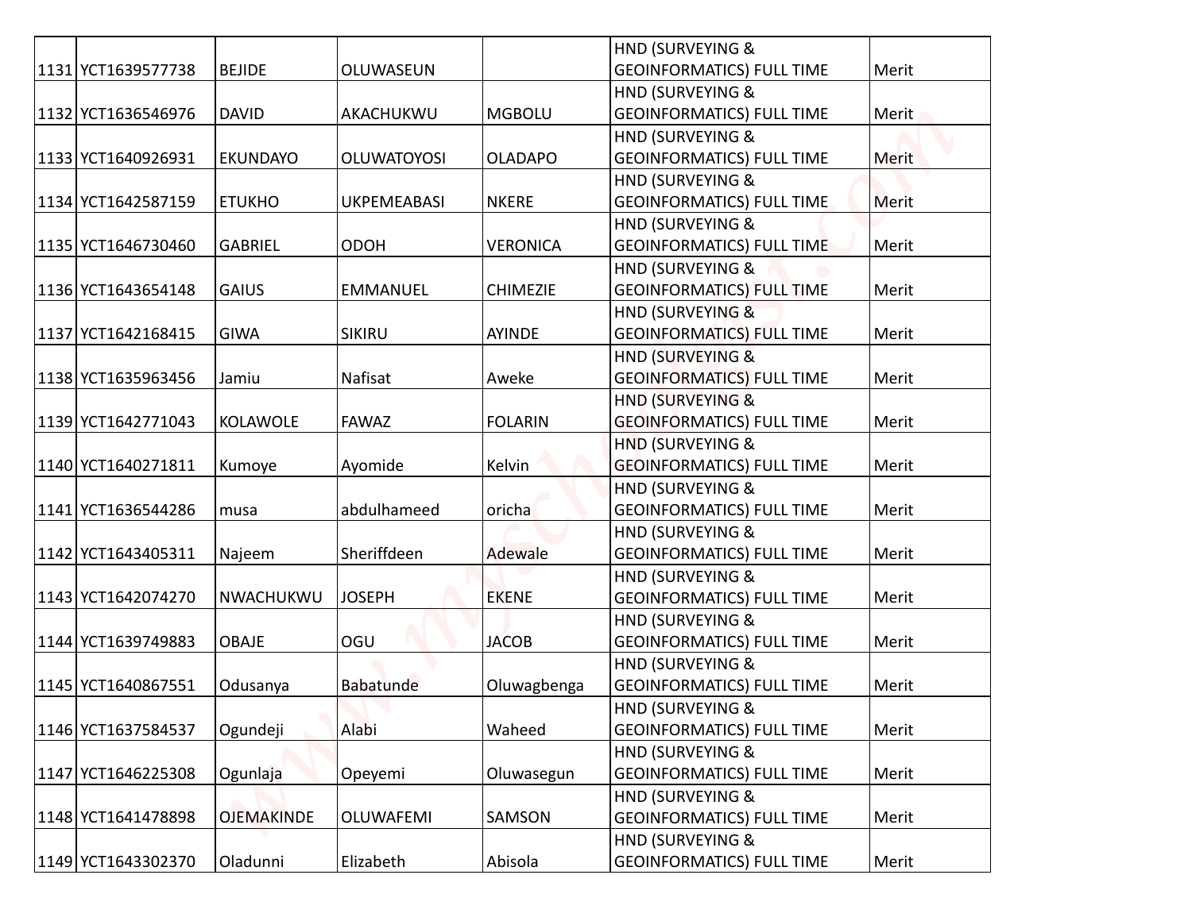| | | | | | | |
|---|---|---|---|---|---|---|
| 1131 | YCT1639577738 | BEJIDE | OLUWASEUN | | HND (SURVEYING & GEOINFORMATICS) FULL TIME | Merit |
| 1132 | YCT1636546976 | DAVID | AKACHUKWU | MGBOLU | HND (SURVEYING & GEOINFORMATICS) FULL TIME | Merit |
| 1133 | YCT1640926931 | EKUNDAYO | OLUWATOYOSI | OLADAPO | HND (SURVEYING & GEOINFORMATICS) FULL TIME | Merit |
| 1134 | YCT1642587159 | ETUKHO | UKPEMEABASI | NKERE | HND (SURVEYING & GEOINFORMATICS) FULL TIME | Merit |
| 1135 | YCT1646730460 | GABRIEL | ODOH | VERONICA | HND (SURVEYING & GEOINFORMATICS) FULL TIME | Merit |
| 1136 | YCT1643654148 | GAIUS | EMMANUEL | CHIMEZIE | HND (SURVEYING & GEOINFORMATICS) FULL TIME | Merit |
| 1137 | YCT1642168415 | GIWA | SIKIRU | AYINDE | HND (SURVEYING & GEOINFORMATICS) FULL TIME | Merit |
| 1138 | YCT1635963456 | Jamiu | Nafisat | Aweke | HND (SURVEYING & GEOINFORMATICS) FULL TIME | Merit |
| 1139 | YCT1642771043 | KOLAWOLE | FAWAZ | FOLARIN | HND (SURVEYING & GEOINFORMATICS) FULL TIME | Merit |
| 1140 | YCT1640271811 | Kumoye | Ayomide | Kelvin | HND (SURVEYING & GEOINFORMATICS) FULL TIME | Merit |
| 1141 | YCT1636544286 | musa | abdulhameed | oricha | HND (SURVEYING & GEOINFORMATICS) FULL TIME | Merit |
| 1142 | YCT1643405311 | Najeem | Sheriffdeen | Adewale | HND (SURVEYING & GEOINFORMATICS) FULL TIME | Merit |
| 1143 | YCT1642074270 | NWACHUKWU | JOSEPH | EKENE | HND (SURVEYING & GEOINFORMATICS) FULL TIME | Merit |
| 1144 | YCT1639749883 | OBAJE | OGU | JACOB | HND (SURVEYING & GEOINFORMATICS) FULL TIME | Merit |
| 1145 | YCT1640867551 | Odusanya | Babatunde | Oluwagbenga | HND (SURVEYING & GEOINFORMATICS) FULL TIME | Merit |
| 1146 | YCT1637584537 | Ogundeji | Alabi | Waheed | HND (SURVEYING & GEOINFORMATICS) FULL TIME | Merit |
| 1147 | YCT1646225308 | Ogunlaja | Opeyemi | Oluwasegun | HND (SURVEYING & GEOINFORMATICS) FULL TIME | Merit |
| 1148 | YCT1641478898 | OJEMAKINDE | OLUWAFEMI | SAMSON | HND (SURVEYING & GEOINFORMATICS) FULL TIME | Merit |
| 1149 | YCT1643302370 | Oladunni | Elizabeth | Abisola | HND (SURVEYING & GEOINFORMATICS) FULL TIME | Merit |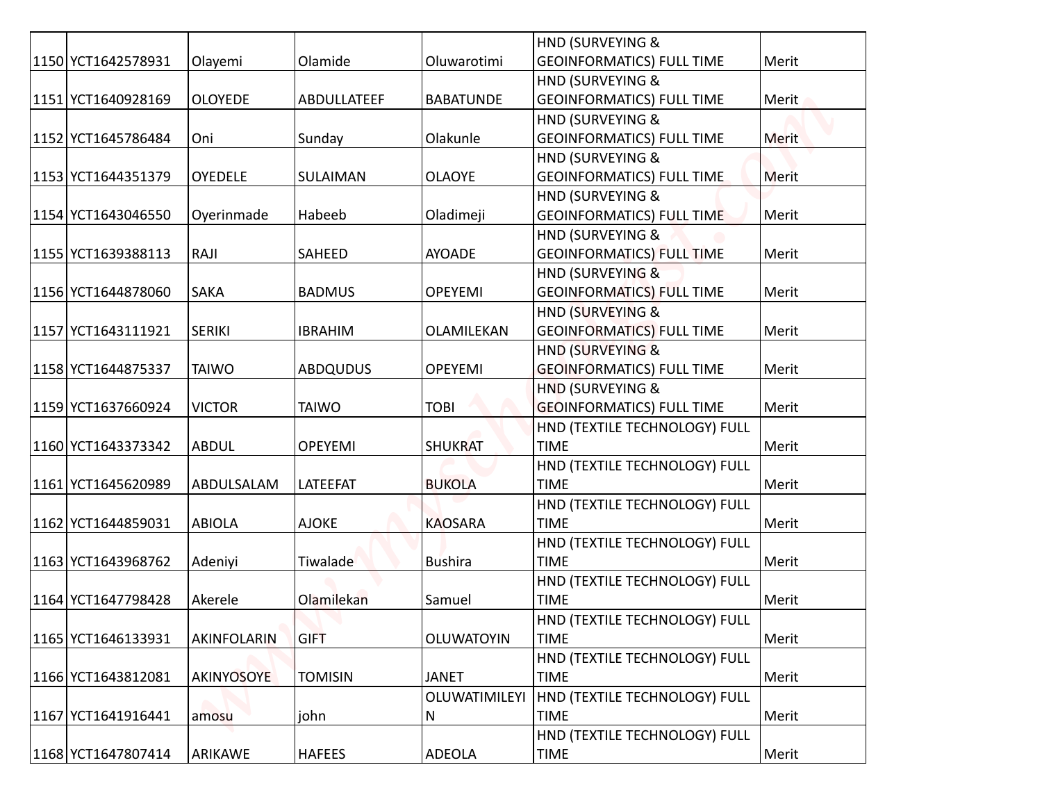| | | | | | | |
|---|---|---|---|---|---|---|
| 1150 | YCT1642578931 | Olayemi | Olamide | Oluwarotimi | HND (SURVEYING & GEOINFORMATICS) FULL TIME | Merit |
| 1151 | YCT1640928169 | OLOYEDE | ABDULLATEEF | BABATUNDE | HND (SURVEYING & GEOINFORMATICS) FULL TIME | Merit |
| 1152 | YCT1645786484 | Oni | Sunday | Olakunle | HND (SURVEYING & GEOINFORMATICS) FULL TIME | Merit |
| 1153 | YCT1644351379 | OYEDELE | SULAIMAN | OLAOYE | HND (SURVEYING & GEOINFORMATICS) FULL TIME | Merit |
| 1154 | YCT1643046550 | Oyerinmade | Habeeb | Oladimeji | HND (SURVEYING & GEOINFORMATICS) FULL TIME | Merit |
| 1155 | YCT1639388113 | RAJI | SAHEED | AYOADE | HND (SURVEYING & GEOINFORMATICS) FULL TIME | Merit |
| 1156 | YCT1644878060 | SAKA | BADMUS | OPEYEMI | HND (SURVEYING & GEOINFORMATICS) FULL TIME | Merit |
| 1157 | YCT1643111921 | SERIKI | IBRAHIM | OLAMILEKAN | HND (SURVEYING & GEOINFORMATICS) FULL TIME | Merit |
| 1158 | YCT1644875337 | TAIWO | ABDQUDUS | OPEYEMI | HND (SURVEYING & GEOINFORMATICS) FULL TIME | Merit |
| 1159 | YCT1637660924 | VICTOR | TAIWO | TOBI | HND (SURVEYING & GEOINFORMATICS) FULL TIME | Merit |
| 1160 | YCT1643373342 | ABDUL | OPEYEMI | SHUKRAT | HND (TEXTILE TECHNOLOGY) FULL TIME | Merit |
| 1161 | YCT1645620989 | ABDULSALAM | LATEEFAT | BUKOLA | HND (TEXTILE TECHNOLOGY) FULL TIME | Merit |
| 1162 | YCT1644859031 | ABIOLA | AJOKE | KAOSARA | HND (TEXTILE TECHNOLOGY) FULL TIME | Merit |
| 1163 | YCT1643968762 | Adeniyi | Tiwalade | Bushira | HND (TEXTILE TECHNOLOGY) FULL TIME | Merit |
| 1164 | YCT1647798428 | Akerele | Olamilekan | Samuel | HND (TEXTILE TECHNOLOGY) FULL TIME | Merit |
| 1165 | YCT1646133931 | AKINFOLARIN | GIFT | OLUWATOYIN | HND (TEXTILE TECHNOLOGY) FULL TIME | Merit |
| 1166 | YCT1643812081 | AKINYOSOYE | TOMISIN | JANET | HND (TEXTILE TECHNOLOGY) FULL TIME | Merit |
| 1167 | YCT1641916441 | amosu | john | OLUWATIMILEYIN | HND (TEXTILE TECHNOLOGY) FULL TIME | Merit |
| 1168 | YCT1647807414 | ARIKAWE | HAFEES | ADEOLA | HND (TEXTILE TECHNOLOGY) FULL TIME | Merit |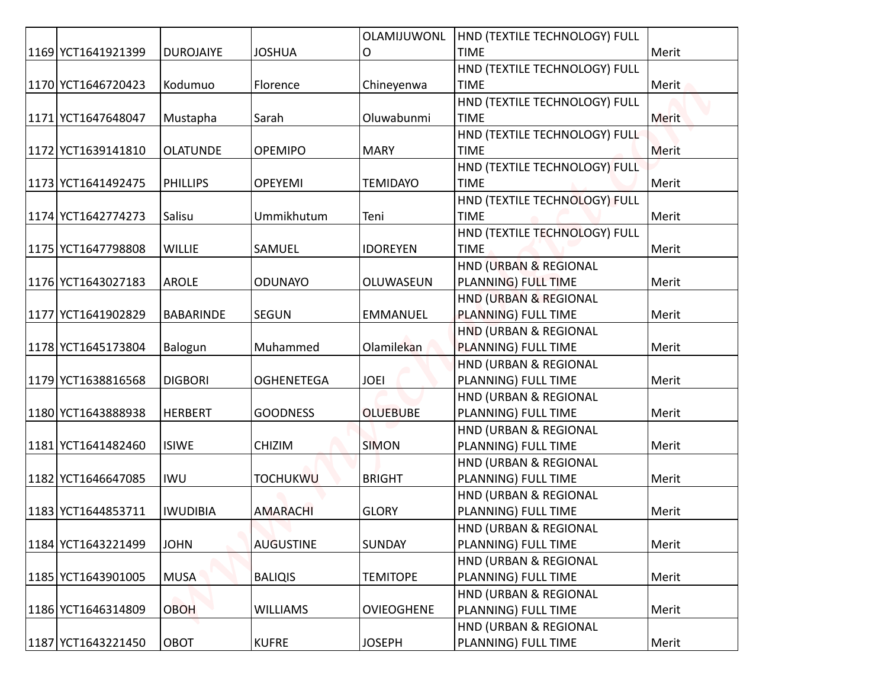| | | | | | | |
|---|---|---|---|---|---|---|
| 1169 | YCT1641921399 | DUROJAIYE | JOSHUA | OLAMIJUWONLO | HND (TEXTILE TECHNOLOGY) FULL TIME | Merit |
| 1170 | YCT1646720423 | Kodumuo | Florence | Chineyenwa | HND (TEXTILE TECHNOLOGY) FULL TIME | Merit |
| 1171 | YCT1647648047 | Mustapha | Sarah | Oluwabunmi | HND (TEXTILE TECHNOLOGY) FULL TIME | Merit |
| 1172 | YCT1639141810 | OLATUNDE | OPEMIPO | MARY | HND (TEXTILE TECHNOLOGY) FULL TIME | Merit |
| 1173 | YCT1641492475 | PHILLIPS | OPEYEMI | TEMIDAYO | HND (TEXTILE TECHNOLOGY) FULL TIME | Merit |
| 1174 | YCT1642774273 | Salisu | Ummikhutum | Teni | HND (TEXTILE TECHNOLOGY) FULL TIME | Merit |
| 1175 | YCT1647798808 | WILLIE | SAMUEL | IDOREYEN | HND (TEXTILE TECHNOLOGY) FULL TIME | Merit |
| 1176 | YCT1643027183 | AROLE | ODUNAYO | OLUWASEUN | HND (URBAN & REGIONAL PLANNING) FULL TIME | Merit |
| 1177 | YCT1641902829 | BABARINDE | SEGUN | EMMANUEL | HND (URBAN & REGIONAL PLANNING) FULL TIME | Merit |
| 1178 | YCT1645173804 | Balogun | Muhammed | Olamilekan | HND (URBAN & REGIONAL PLANNING) FULL TIME | Merit |
| 1179 | YCT1638816568 | DIGBORI | OGHENETEGA | JOEI | HND (URBAN & REGIONAL PLANNING) FULL TIME | Merit |
| 1180 | YCT1643888938 | HERBERT | GOODNESS | OLUEBUBE | HND (URBAN & REGIONAL PLANNING) FULL TIME | Merit |
| 1181 | YCT1641482460 | ISIWE | CHIZIM | SIMON | HND (URBAN & REGIONAL PLANNING) FULL TIME | Merit |
| 1182 | YCT1646647085 | IWU | TOCHUKWU | BRIGHT | HND (URBAN & REGIONAL PLANNING) FULL TIME | Merit |
| 1183 | YCT1644853711 | IWUDIBIA | AMARACHI | GLORY | HND (URBAN & REGIONAL PLANNING) FULL TIME | Merit |
| 1184 | YCT1643221499 | JOHN | AUGUSTINE | SUNDAY | HND (URBAN & REGIONAL PLANNING) FULL TIME | Merit |
| 1185 | YCT1643901005 | MUSA | BALIQIS | TEMITOPE | HND (URBAN & REGIONAL PLANNING) FULL TIME | Merit |
| 1186 | YCT1646314809 | OBOH | WILLIAMS | OVIEOGHENE | HND (URBAN & REGIONAL PLANNING) FULL TIME | Merit |
| 1187 | YCT1643221450 | OBOT | KUFRE | JOSEPH | HND (URBAN & REGIONAL PLANNING) FULL TIME | Merit |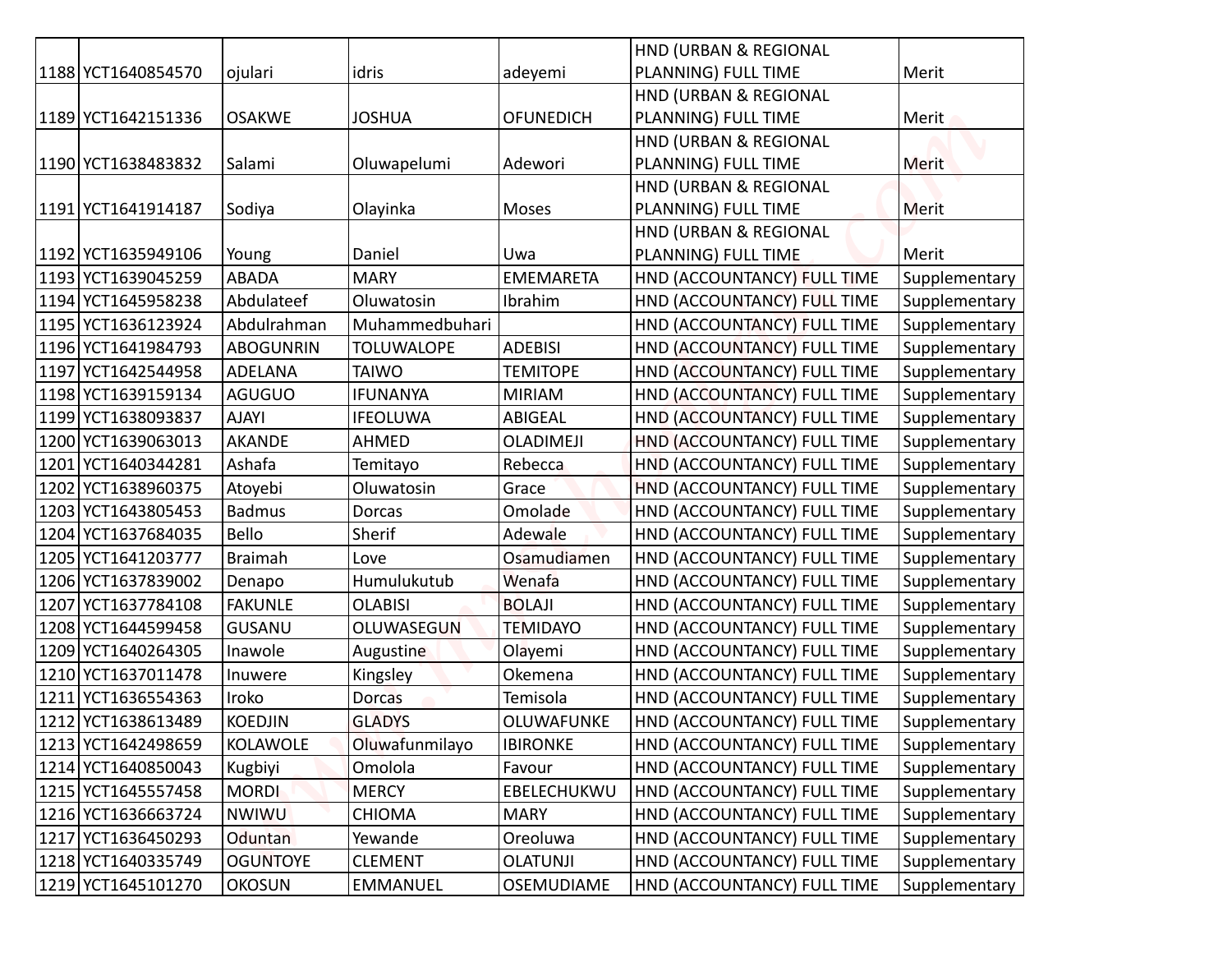| 1188 | YCT1640854570 | ojulari | idris | adeyemi | HND (URBAN & REGIONAL PLANNING) FULL TIME | Merit |
|---|---|---|---|---|---|---|
| 1189 | YCT1642151336 | OSAKWE | JOSHUA | OFUNEDICH | HND (URBAN & REGIONAL PLANNING) FULL TIME | Merit |
| 1190 | YCT1638483832 | Salami | Oluwapelumi | Adewori | HND (URBAN & REGIONAL PLANNING) FULL TIME | Merit |
| 1191 | YCT1641914187 | Sodiya | Olayinka | Moses | HND (URBAN & REGIONAL PLANNING) FULL TIME | Merit |
| 1192 | YCT1635949106 | Young | Daniel | Uwa | HND (URBAN & REGIONAL PLANNING) FULL TIME | Merit |
| 1193 | YCT1639045259 | ABADA | MARY | EMEMARETA | HND (ACCOUNTANCY) FULL TIME | Supplementary |
| 1194 | YCT1645958238 | Abdulateef | Oluwatosin | Ibrahim | HND (ACCOUNTANCY) FULL TIME | Supplementary |
| 1195 | YCT1636123924 | Abdulrahman | Muhammedbuhari | | HND (ACCOUNTANCY) FULL TIME | Supplementary |
| 1196 | YCT1641984793 | ABOGUNRIN | TOLUWALOPE | ADEBISI | HND (ACCOUNTANCY) FULL TIME | Supplementary |
| 1197 | YCT1642544958 | ADELANA | TAIWO | TEMITOPE | HND (ACCOUNTANCY) FULL TIME | Supplementary |
| 1198 | YCT1639159134 | AGUGUO | IFUNANYA | MIRIAM | HND (ACCOUNTANCY) FULL TIME | Supplementary |
| 1199 | YCT1638093837 | AJAYI | IFEOLUWA | ABIGEAL | HND (ACCOUNTANCY) FULL TIME | Supplementary |
| 1200 | YCT1639063013 | AKANDE | AHMED | OLADIMEJI | HND (ACCOUNTANCY) FULL TIME | Supplementary |
| 1201 | YCT1640344281 | Ashafa | Temitayo | Rebecca | HND (ACCOUNTANCY) FULL TIME | Supplementary |
| 1202 | YCT1638960375 | Atoyebi | Oluwatosin | Grace | HND (ACCOUNTANCY) FULL TIME | Supplementary |
| 1203 | YCT1643805453 | Badmus | Dorcas | Omolade | HND (ACCOUNTANCY) FULL TIME | Supplementary |
| 1204 | YCT1637684035 | Bello | Sherif | Adewale | HND (ACCOUNTANCY) FULL TIME | Supplementary |
| 1205 | YCT1641203777 | Braimah | Love | Osamudiamen | HND (ACCOUNTANCY) FULL TIME | Supplementary |
| 1206 | YCT1637839002 | Denapo | Humulukutub | Wenafa | HND (ACCOUNTANCY) FULL TIME | Supplementary |
| 1207 | YCT1637784108 | FAKUNLE | OLABISI | BOLAJI | HND (ACCOUNTANCY) FULL TIME | Supplementary |
| 1208 | YCT1644599458 | GUSANU | OLUWASEGUN | TEMIDAYO | HND (ACCOUNTANCY) FULL TIME | Supplementary |
| 1209 | YCT1640264305 | Inawole | Augustine | Olayemi | HND (ACCOUNTANCY) FULL TIME | Supplementary |
| 1210 | YCT1637011478 | Inuwere | Kingsley | Okemena | HND (ACCOUNTANCY) FULL TIME | Supplementary |
| 1211 | YCT1636554363 | Iroko | Dorcas | Temisola | HND (ACCOUNTANCY) FULL TIME | Supplementary |
| 1212 | YCT1638613489 | KOEDJIN | GLADYS | OLUWAFUNKE | HND (ACCOUNTANCY) FULL TIME | Supplementary |
| 1213 | YCT1642498659 | KOLAWOLE | Oluwafunmilayo | IBIRONKE | HND (ACCOUNTANCY) FULL TIME | Supplementary |
| 1214 | YCT1640850043 | Kugbiyi | Omolola | Favour | HND (ACCOUNTANCY) FULL TIME | Supplementary |
| 1215 | YCT1645557458 | MORDI | MERCY | EBELECHUKWU | HND (ACCOUNTANCY) FULL TIME | Supplementary |
| 1216 | YCT1636663724 | NWIWU | CHIOMA | MARY | HND (ACCOUNTANCY) FULL TIME | Supplementary |
| 1217 | YCT1636450293 | Oduntan | Yewande | Oreoluwa | HND (ACCOUNTANCY) FULL TIME | Supplementary |
| 1218 | YCT1640335749 | OGUNTOYE | CLEMENT | OLATUNJI | HND (ACCOUNTANCY) FULL TIME | Supplementary |
| 1219 | YCT1645101270 | OKOSUN | EMMANUEL | OSEMUDIAME | HND (ACCOUNTANCY) FULL TIME | Supplementary |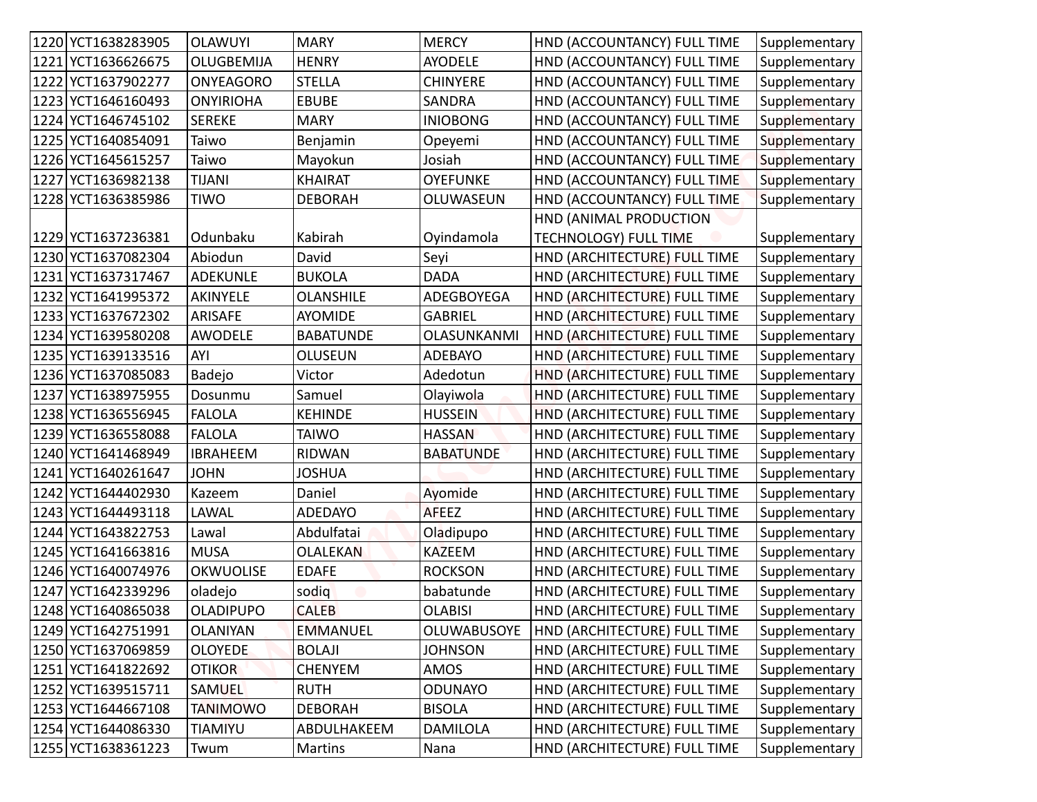| 1220 | YCT1638283905 | OLAWUYI | MARY | MERCY | HND (ACCOUNTANCY) FULL TIME | Supplementary |
|---|---|---|---|---|---|---|
| 1221 | YCT1636626675 | OLUGBEMIJA | HENRY | AYODELE | HND (ACCOUNTANCY) FULL TIME | Supplementary |
| 1222 | YCT1637902277 | ONYEAGORO | STELLA | CHINYERE | HND (ACCOUNTANCY) FULL TIME | Supplementary |
| 1223 | YCT1646160493 | ONYIRIOHA | EBUBE | SANDRA | HND (ACCOUNTANCY) FULL TIME | Supplementary |
| 1224 | YCT1646745102 | SEREKE | MARY | INIOBONG | HND (ACCOUNTANCY) FULL TIME | Supplementary |
| 1225 | YCT1640854091 | Taiwo | Benjamin | Opeyemi | HND (ACCOUNTANCY) FULL TIME | Supplementary |
| 1226 | YCT1645615257 | Taiwo | Mayokun | Josiah | HND (ACCOUNTANCY) FULL TIME | Supplementary |
| 1227 | YCT1636982138 | TIJANI | KHAIRAT | OYEFUNKE | HND (ACCOUNTANCY) FULL TIME | Supplementary |
| 1228 | YCT1636385986 | TIWO | DEBORAH | OLUWASEUN | HND (ACCOUNTANCY) FULL TIME | Supplementary |
| 1229 | YCT1637236381 | Odunbaku | Kabirah | Oyindamola | HND (ANIMAL PRODUCTION TECHNOLOGY) FULL TIME | Supplementary |
| 1230 | YCT1637082304 | Abiodun | David | Seyi | HND (ARCHITECTURE) FULL TIME | Supplementary |
| 1231 | YCT1637317467 | ADEKUNLE | BUKOLA | DADA | HND (ARCHITECTURE) FULL TIME | Supplementary |
| 1232 | YCT1641995372 | AKINYELE | OLANSHILE | ADEGBOYEGA | HND (ARCHITECTURE) FULL TIME | Supplementary |
| 1233 | YCT1637672302 | ARISAFE | AYOMIDE | GABRIEL | HND (ARCHITECTURE) FULL TIME | Supplementary |
| 1234 | YCT1639580208 | AWODELE | BABATUNDE | OLASUNKANMI | HND (ARCHITECTURE) FULL TIME | Supplementary |
| 1235 | YCT1639133516 | AYI | OLUSEUN | ADEBAYO | HND (ARCHITECTURE) FULL TIME | Supplementary |
| 1236 | YCT1637085083 | Badejo | Victor | Adedotun | HND (ARCHITECTURE) FULL TIME | Supplementary |
| 1237 | YCT1638975955 | Dosunmu | Samuel | Olayiwola | HND (ARCHITECTURE) FULL TIME | Supplementary |
| 1238 | YCT1636556945 | FALOLA | KEHINDE | HUSSEIN | HND (ARCHITECTURE) FULL TIME | Supplementary |
| 1239 | YCT1636558088 | FALOLA | TAIWO | HASSAN | HND (ARCHITECTURE) FULL TIME | Supplementary |
| 1240 | YCT1641468949 | IBRAHEEM | RIDWAN | BABATUNDE | HND (ARCHITECTURE) FULL TIME | Supplementary |
| 1241 | YCT1640261647 | JOHN | JOSHUA | | HND (ARCHITECTURE) FULL TIME | Supplementary |
| 1242 | YCT1644402930 | Kazeem | Daniel | Ayomide | HND (ARCHITECTURE) FULL TIME | Supplementary |
| 1243 | YCT1644493118 | LAWAL | ADEDAYO | AFEEZ | HND (ARCHITECTURE) FULL TIME | Supplementary |
| 1244 | YCT1643822753 | Lawal | Abdulfatai | Oladipupo | HND (ARCHITECTURE) FULL TIME | Supplementary |
| 1245 | YCT1641663816 | MUSA | OLALEKAN | KAZEEM | HND (ARCHITECTURE) FULL TIME | Supplementary |
| 1246 | YCT1640074976 | OKWUOLISE | EDAFE | ROCKSON | HND (ARCHITECTURE) FULL TIME | Supplementary |
| 1247 | YCT1642339296 | oladejo | sodiq | babatunde | HND (ARCHITECTURE) FULL TIME | Supplementary |
| 1248 | YCT1640865038 | OLADIPUPO | CALEB | OLABISI | HND (ARCHITECTURE) FULL TIME | Supplementary |
| 1249 | YCT1642751991 | OLANIYAN | EMMANUEL | OLUWABUSOYE | HND (ARCHITECTURE) FULL TIME | Supplementary |
| 1250 | YCT1637069859 | OLOYEDE | BOLAJI | JOHNSON | HND (ARCHITECTURE) FULL TIME | Supplementary |
| 1251 | YCT1641822692 | OTIKOR | CHENYEM | AMOS | HND (ARCHITECTURE) FULL TIME | Supplementary |
| 1252 | YCT1639515711 | SAMUEL | RUTH | ODUNAYO | HND (ARCHITECTURE) FULL TIME | Supplementary |
| 1253 | YCT1644667108 | TANIMOWO | DEBORAH | BISOLA | HND (ARCHITECTURE) FULL TIME | Supplementary |
| 1254 | YCT1644086330 | TIAMIYU | ABDULHAKEEM | DAMILOLA | HND (ARCHITECTURE) FULL TIME | Supplementary |
| 1255 | YCT1638361223 | Twum | Martins | Nana | HND (ARCHITECTURE) FULL TIME | Supplementary |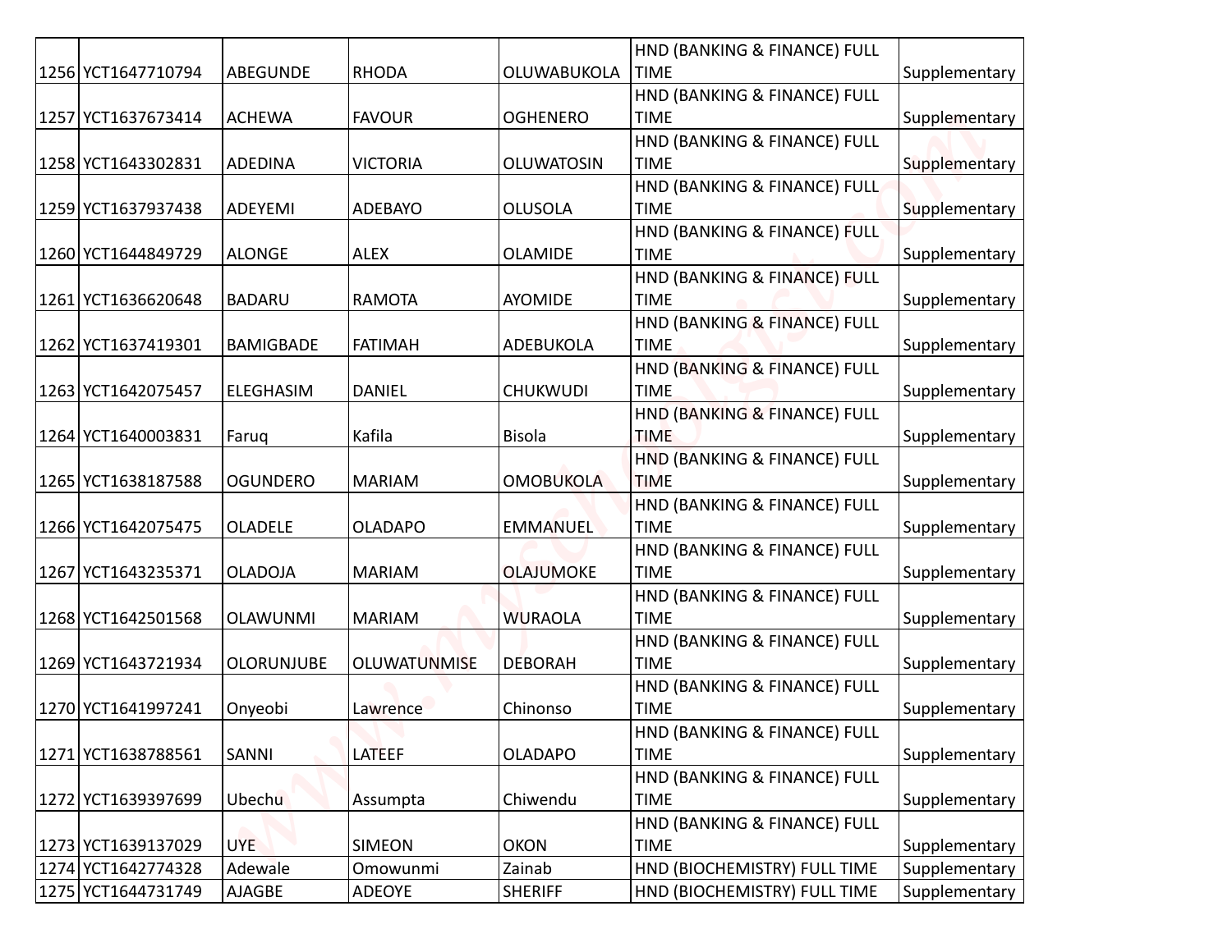| | | | | | | |
|---|---|---|---|---|---|---|
| 1256 | YCT1647710794 | ABEGUNDE | RHODA | OLUWABUKOLA | HND (BANKING & FINANCE) FULL TIME | Supplementary |
| 1257 | YCT1637673414 | ACHEWA | FAVOUR | OGHENERO | HND (BANKING & FINANCE) FULL TIME | Supplementary |
| 1258 | YCT1643302831 | ADEDINA | VICTORIA | OLUWATOSIN | HND (BANKING & FINANCE) FULL TIME | Supplementary |
| 1259 | YCT1637937438 | ADEYEMI | ADEBAYO | OLUSOLA | HND (BANKING & FINANCE) FULL TIME | Supplementary |
| 1260 | YCT1644849729 | ALONGE | ALEX | OLAMIDE | HND (BANKING & FINANCE) FULL TIME | Supplementary |
| 1261 | YCT1636620648 | BADARU | RAMOTA | AYOMIDE | HND (BANKING & FINANCE) FULL TIME | Supplementary |
| 1262 | YCT1637419301 | BAMIGBADE | FATIMAH | ADEBUKOLA | HND (BANKING & FINANCE) FULL TIME | Supplementary |
| 1263 | YCT1642075457 | ELEGHASIM | DANIEL | CHUKWUDI | HND (BANKING & FINANCE) FULL TIME | Supplementary |
| 1264 | YCT1640003831 | Faruq | Kafila | Bisola | HND (BANKING & FINANCE) FULL TIME | Supplementary |
| 1265 | YCT1638187588 | OGUNDERO | MARIAM | OMOBUKOLA | HND (BANKING & FINANCE) FULL TIME | Supplementary |
| 1266 | YCT1642075475 | OLADELE | OLADAPO | EMMANUEL | HND (BANKING & FINANCE) FULL TIME | Supplementary |
| 1267 | YCT1643235371 | OLADOJA | MARIAM | OLAJUMOKE | HND (BANKING & FINANCE) FULL TIME | Supplementary |
| 1268 | YCT1642501568 | OLAWUNMI | MARIAM | WURAOLA | HND (BANKING & FINANCE) FULL TIME | Supplementary |
| 1269 | YCT1643721934 | OLORUNJUBE | OLUWATUNMISE | DEBORAH | HND (BANKING & FINANCE) FULL TIME | Supplementary |
| 1270 | YCT1641997241 | Onyeobi | Lawrence | Chinonso | HND (BANKING & FINANCE) FULL TIME | Supplementary |
| 1271 | YCT1638788561 | SANNI | LATEEF | OLADAPO | HND (BANKING & FINANCE) FULL TIME | Supplementary |
| 1272 | YCT1639397699 | Ubechu | Assumpta | Chiwendu | HND (BANKING & FINANCE) FULL TIME | Supplementary |
| 1273 | YCT1639137029 | UYE | SIMEON | OKON | HND (BANKING & FINANCE) FULL TIME | Supplementary |
| 1274 | YCT1642774328 | Adewale | Omowunmi | Zainab | HND (BIOCHEMISTRY) FULL TIME | Supplementary |
| 1275 | YCT1644731749 | AJAGBE | ADEOYE | SHERIFF | HND (BIOCHEMISTRY) FULL TIME | Supplementary |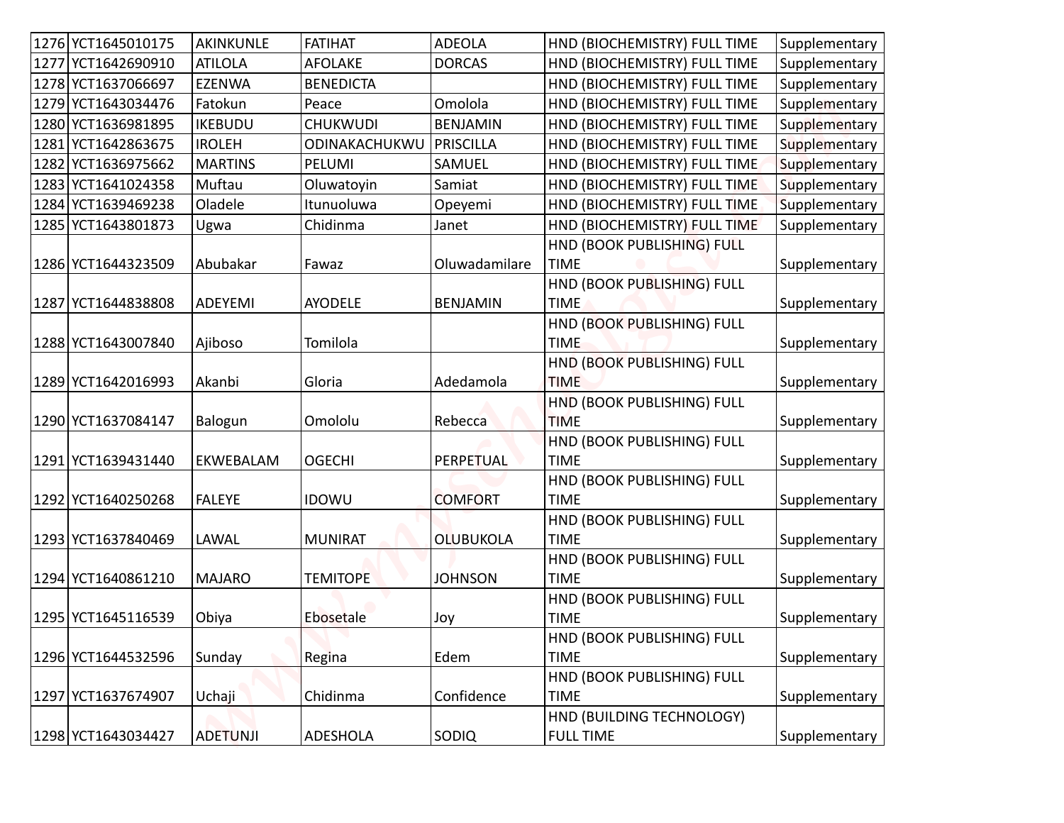| | | | | | | |
|---|---|---|---|---|---|---|
| 1276 | YCT1645010175 | AKINKUNLE | FATIHAT | ADEOLA | HND (BIOCHEMISTRY) FULL TIME | Supplementary |
| 1277 | YCT1642690910 | ATILOLA | AFOLAKE | DORCAS | HND (BIOCHEMISTRY) FULL TIME | Supplementary |
| 1278 | YCT1637066697 | EZENWA | BENEDICTA | | HND (BIOCHEMISTRY) FULL TIME | Supplementary |
| 1279 | YCT1643034476 | Fatokun | Peace | Omolola | HND (BIOCHEMISTRY) FULL TIME | Supplementary |
| 1280 | YCT1636981895 | IKEBUDU | CHUKWUDI | BENJAMIN | HND (BIOCHEMISTRY) FULL TIME | Supplementary |
| 1281 | YCT1642863675 | IROLEH | ODINAKACHUKWU | PRISCILLA | HND (BIOCHEMISTRY) FULL TIME | Supplementary |
| 1282 | YCT1636975662 | MARTINS | PELUMI | SAMUEL | HND (BIOCHEMISTRY) FULL TIME | Supplementary |
| 1283 | YCT1641024358 | Muftau | Oluwatoyin | Samiat | HND (BIOCHEMISTRY) FULL TIME | Supplementary |
| 1284 | YCT1639469238 | Oladele | Itunuoluwa | Opeyemi | HND (BIOCHEMISTRY) FULL TIME | Supplementary |
| 1285 | YCT1643801873 | Ugwa | Chidinma | Janet | HND (BIOCHEMISTRY) FULL TIME | Supplementary |
| 1286 | YCT1644323509 | Abubakar | Fawaz | Oluwadamilare | HND (BOOK PUBLISHING) FULL TIME | Supplementary |
| 1287 | YCT1644838808 | ADEYEMI | AYODELE | BENJAMIN | HND (BOOK PUBLISHING) FULL TIME | Supplementary |
| 1288 | YCT1643007840 | Ajiboso | Tomilola | | HND (BOOK PUBLISHING) FULL TIME | Supplementary |
| 1289 | YCT1642016993 | Akanbi | Gloria | Adedamola | HND (BOOK PUBLISHING) FULL TIME | Supplementary |
| 1290 | YCT1637084147 | Balogun | Omololu | Rebecca | HND (BOOK PUBLISHING) FULL TIME | Supplementary |
| 1291 | YCT1639431440 | EKWEBALAM | OGECHI | PERPETUAL | HND (BOOK PUBLISHING) FULL TIME | Supplementary |
| 1292 | YCT1640250268 | FALEYE | IDOWU | COMFORT | HND (BOOK PUBLISHING) FULL TIME | Supplementary |
| 1293 | YCT1637840469 | LAWAL | MUNIRAT | OLUBUKOLA | HND (BOOK PUBLISHING) FULL TIME | Supplementary |
| 1294 | YCT1640861210 | MAJARO | TEMITOPE | JOHNSON | HND (BOOK PUBLISHING) FULL TIME | Supplementary |
| 1295 | YCT1645116539 | Obiya | Ebosetale | Joy | HND (BOOK PUBLISHING) FULL TIME | Supplementary |
| 1296 | YCT1644532596 | Sunday | Regina | Edem | HND (BOOK PUBLISHING) FULL TIME | Supplementary |
| 1297 | YCT1637674907 | Uchaji | Chidinma | Confidence | HND (BOOK PUBLISHING) FULL TIME | Supplementary |
| 1298 | YCT1643034427 | ADETUNJI | ADESHOLA | SODIQ | HND (BUILDING TECHNOLOGY) FULL TIME | Supplementary |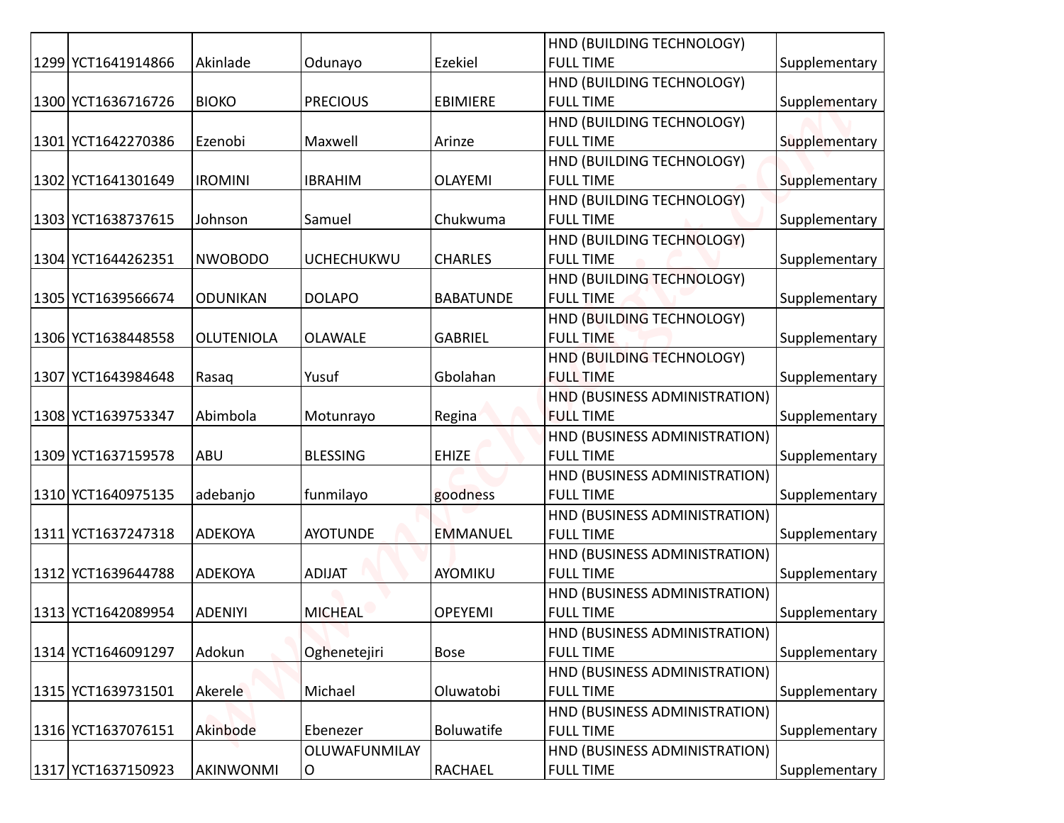| 1299 | YCT1641914866 | Akinlade | Odunayo | Ezekiel | HND (BUILDING TECHNOLOGY) FULL TIME | Supplementary |
|---|---|---|---|---|---|---|
| 1300 | YCT1636716726 | BIOKO | PRECIOUS | EBIMIERE | HND (BUILDING TECHNOLOGY) FULL TIME | Supplementary |
| 1301 | YCT1642270386 | Ezenobi | Maxwell | Arinze | HND (BUILDING TECHNOLOGY) FULL TIME | Supplementary |
| 1302 | YCT1641301649 | IROMINI | IBRAHIM | OLAYEMI | HND (BUILDING TECHNOLOGY) FULL TIME | Supplementary |
| 1303 | YCT1638737615 | Johnson | Samuel | Chukwuma | HND (BUILDING TECHNOLOGY) FULL TIME | Supplementary |
| 1304 | YCT1644262351 | NWOBODO | UCHECHUKWU | CHARLES | HND (BUILDING TECHNOLOGY) FULL TIME | Supplementary |
| 1305 | YCT1639566674 | ODUNIKAN | DOLAPO | BABATUNDE | HND (BUILDING TECHNOLOGY) FULL TIME | Supplementary |
| 1306 | YCT1638448558 | OLUTENIOLA | OLAWALE | GABRIEL | HND (BUILDING TECHNOLOGY) FULL TIME | Supplementary |
| 1307 | YCT1643984648 | Rasaq | Yusuf | Gbolahan | HND (BUILDING TECHNOLOGY) FULL TIME | Supplementary |
| 1308 | YCT1639753347 | Abimbola | Motunrayo | Regina | HND (BUSINESS ADMINISTRATION) FULL TIME | Supplementary |
| 1309 | YCT1637159578 | ABU | BLESSING | EHIZE | HND (BUSINESS ADMINISTRATION) FULL TIME | Supplementary |
| 1310 | YCT1640975135 | adebanjo | funmilayo | goodness | HND (BUSINESS ADMINISTRATION) FULL TIME | Supplementary |
| 1311 | YCT1637247318 | ADEKOYA | AYOTUNDE | EMMANUEL | HND (BUSINESS ADMINISTRATION) FULL TIME | Supplementary |
| 1312 | YCT1639644788 | ADEKOYA | ADIJAT | AYOMIKU | HND (BUSINESS ADMINISTRATION) FULL TIME | Supplementary |
| 1313 | YCT1642089954 | ADENIYI | MICHEAL | OPEYEMI | HND (BUSINESS ADMINISTRATION) FULL TIME | Supplementary |
| 1314 | YCT1646091297 | Adokun | Oghenetejiri | Bose | HND (BUSINESS ADMINISTRATION) FULL TIME | Supplementary |
| 1315 | YCT1639731501 | Akerele | Michael | Oluwatobi | HND (BUSINESS ADMINISTRATION) FULL TIME | Supplementary |
| 1316 | YCT1637076151 | Akinbode | Ebenezer | Boluwatife | HND (BUSINESS ADMINISTRATION) FULL TIME | Supplementary |
| 1317 | YCT1637150923 | AKINWONMI | OLUWAFUNMILAYO | RACHAEL | HND (BUSINESS ADMINISTRATION) FULL TIME | Supplementary |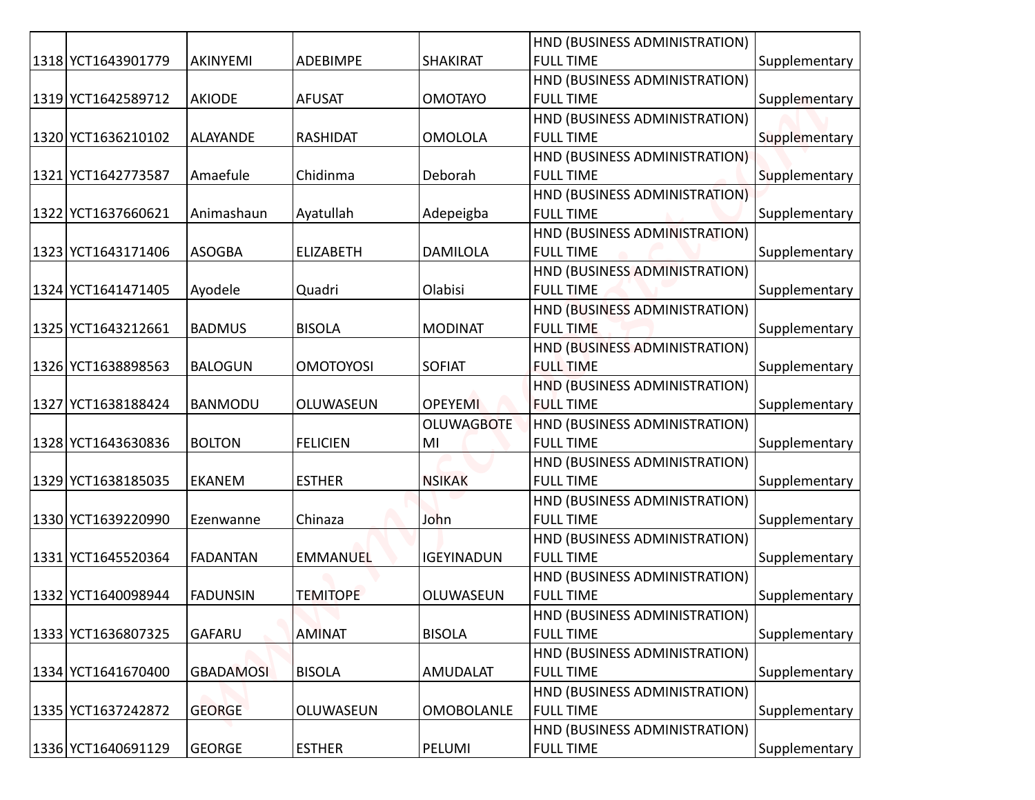| | | | | | | |
|---|---|---|---|---|---|---|
| 1318 | YCT1643901779 | AKINYEMI | ADEBIMPE | SHAKIRAT | HND (BUSINESS ADMINISTRATION) FULL TIME | Supplementary |
| 1319 | YCT1642589712 | AKIODE | AFUSAT | OMOTAYO | HND (BUSINESS ADMINISTRATION) FULL TIME | Supplementary |
| 1320 | YCT1636210102 | ALAYANDE | RASHIDAT | OMOLOLA | HND (BUSINESS ADMINISTRATION) FULL TIME | Supplementary |
| 1321 | YCT1642773587 | Amaefule | Chidinma | Deborah | HND (BUSINESS ADMINISTRATION) FULL TIME | Supplementary |
| 1322 | YCT1637660621 | Animashaun | Ayatullah | Adepeigba | HND (BUSINESS ADMINISTRATION) FULL TIME | Supplementary |
| 1323 | YCT1643171406 | ASOGBA | ELIZABETH | DAMILOLA | HND (BUSINESS ADMINISTRATION) FULL TIME | Supplementary |
| 1324 | YCT1641471405 | Ayodele | Quadri | Olabisi | HND (BUSINESS ADMINISTRATION) FULL TIME | Supplementary |
| 1325 | YCT1643212661 | BADMUS | BISOLA | MODINAT | HND (BUSINESS ADMINISTRATION) FULL TIME | Supplementary |
| 1326 | YCT1638898563 | BALOGUN | OMOTOYOSI | SOFIAT | HND (BUSINESS ADMINISTRATION) FULL TIME | Supplementary |
| 1327 | YCT1638188424 | BANMODU | OLUWASEUN | OPEYEMI | HND (BUSINESS ADMINISTRATION) FULL TIME | Supplementary |
| 1328 | YCT1643630836 | BOLTON | FELICIEN | OLUWAGBOTEMI | HND (BUSINESS ADMINISTRATION) FULL TIME | Supplementary |
| 1329 | YCT1638185035 | EKANEM | ESTHER | NSIKAK | HND (BUSINESS ADMINISTRATION) FULL TIME | Supplementary |
| 1330 | YCT1639220990 | Ezenwanne | Chinaza | John | HND (BUSINESS ADMINISTRATION) FULL TIME | Supplementary |
| 1331 | YCT1645520364 | FADANTAN | EMMANUEL | IGEYINADUN | HND (BUSINESS ADMINISTRATION) FULL TIME | Supplementary |
| 1332 | YCT1640098944 | FADUNSIN | TEMITOPE | OLUWASEUN | HND (BUSINESS ADMINISTRATION) FULL TIME | Supplementary |
| 1333 | YCT1636807325 | GAFARU | AMINAT | BISOLA | HND (BUSINESS ADMINISTRATION) FULL TIME | Supplementary |
| 1334 | YCT1641670400 | GBADAMOSI | BISOLA | AMUDALAT | HND (BUSINESS ADMINISTRATION) FULL TIME | Supplementary |
| 1335 | YCT1637242872 | GEORGE | OLUWASEUN | OMOBOLANLE | HND (BUSINESS ADMINISTRATION) FULL TIME | Supplementary |
| 1336 | YCT1640691129 | GEORGE | ESTHER | PELUMI | HND (BUSINESS ADMINISTRATION) FULL TIME | Supplementary |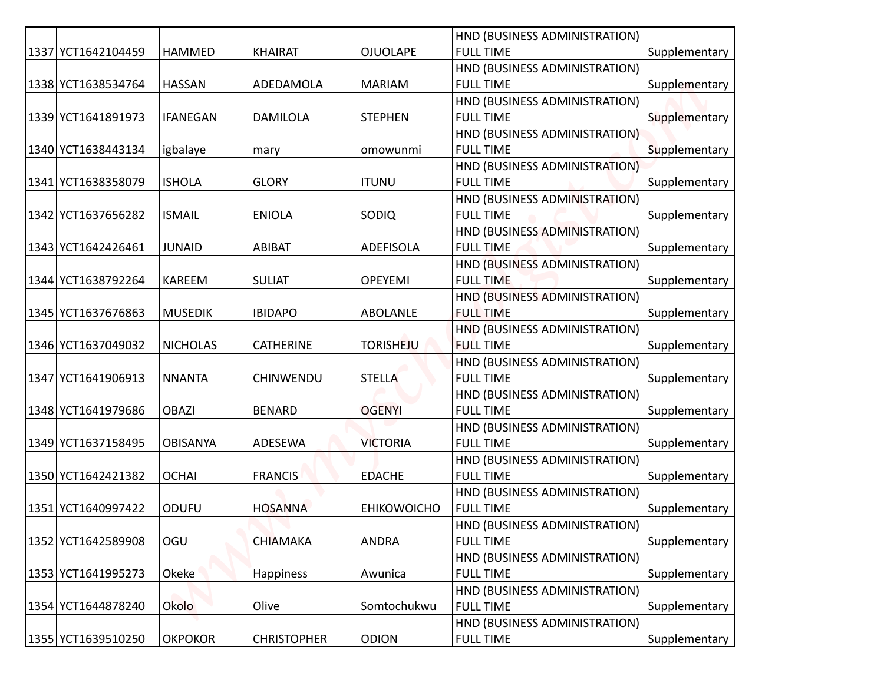| | | | | | | |
|---|---|---|---|---|---|---|
| 1337 | YCT1642104459 | HAMMED | KHAIRAT | OJUOLAPE | HND (BUSINESS ADMINISTRATION) FULL TIME | Supplementary |
| 1338 | YCT1638534764 | HASSAN | ADEDAMOLA | MARIAM | HND (BUSINESS ADMINISTRATION) FULL TIME | Supplementary |
| 1339 | YCT1641891973 | IFANEGAN | DAMILOLA | STEPHEN | HND (BUSINESS ADMINISTRATION) FULL TIME | Supplementary |
| 1340 | YCT1638443134 | igbalaye | mary | omowunmi | HND (BUSINESS ADMINISTRATION) FULL TIME | Supplementary |
| 1341 | YCT1638358079 | ISHOLA | GLORY | ITUNU | HND (BUSINESS ADMINISTRATION) FULL TIME | Supplementary |
| 1342 | YCT1637656282 | ISMAIL | ENIOLA | SODIQ | HND (BUSINESS ADMINISTRATION) FULL TIME | Supplementary |
| 1343 | YCT1642426461 | JUNAID | ABIBAT | ADEFISOLA | HND (BUSINESS ADMINISTRATION) FULL TIME | Supplementary |
| 1344 | YCT1638792264 | KAREEM | SULIAT | OPEYEMI | HND (BUSINESS ADMINISTRATION) FULL TIME | Supplementary |
| 1345 | YCT1637676863 | MUSEDIK | IBIDAPO | ABOLANLE | HND (BUSINESS ADMINISTRATION) FULL TIME | Supplementary |
| 1346 | YCT1637049032 | NICHOLAS | CATHERINE | TORISHEJU | HND (BUSINESS ADMINISTRATION) FULL TIME | Supplementary |
| 1347 | YCT1641906913 | NNANTA | CHINWENDU | STELLA | HND (BUSINESS ADMINISTRATION) FULL TIME | Supplementary |
| 1348 | YCT1641979686 | OBAZI | BENARD | OGENYI | HND (BUSINESS ADMINISTRATION) FULL TIME | Supplementary |
| 1349 | YCT1637158495 | OBISANYA | ADESEWA | VICTORIA | HND (BUSINESS ADMINISTRATION) FULL TIME | Supplementary |
| 1350 | YCT1642421382 | OCHAI | FRANCIS | EDACHE | HND (BUSINESS ADMINISTRATION) FULL TIME | Supplementary |
| 1351 | YCT1640997422 | ODUFU | HOSANNA | EHIKOWOICHO | HND (BUSINESS ADMINISTRATION) FULL TIME | Supplementary |
| 1352 | YCT1642589908 | OGU | CHIAMAKA | ANDRA | HND (BUSINESS ADMINISTRATION) FULL TIME | Supplementary |
| 1353 | YCT1641995273 | Okeke | Happiness | Awunica | HND (BUSINESS ADMINISTRATION) FULL TIME | Supplementary |
| 1354 | YCT1644878240 | Okolo | Olive | Somtochukwu | HND (BUSINESS ADMINISTRATION) FULL TIME | Supplementary |
| 1355 | YCT1639510250 | OKPOKOR | CHRISTOPHER | ODION | HND (BUSINESS ADMINISTRATION) FULL TIME | Supplementary |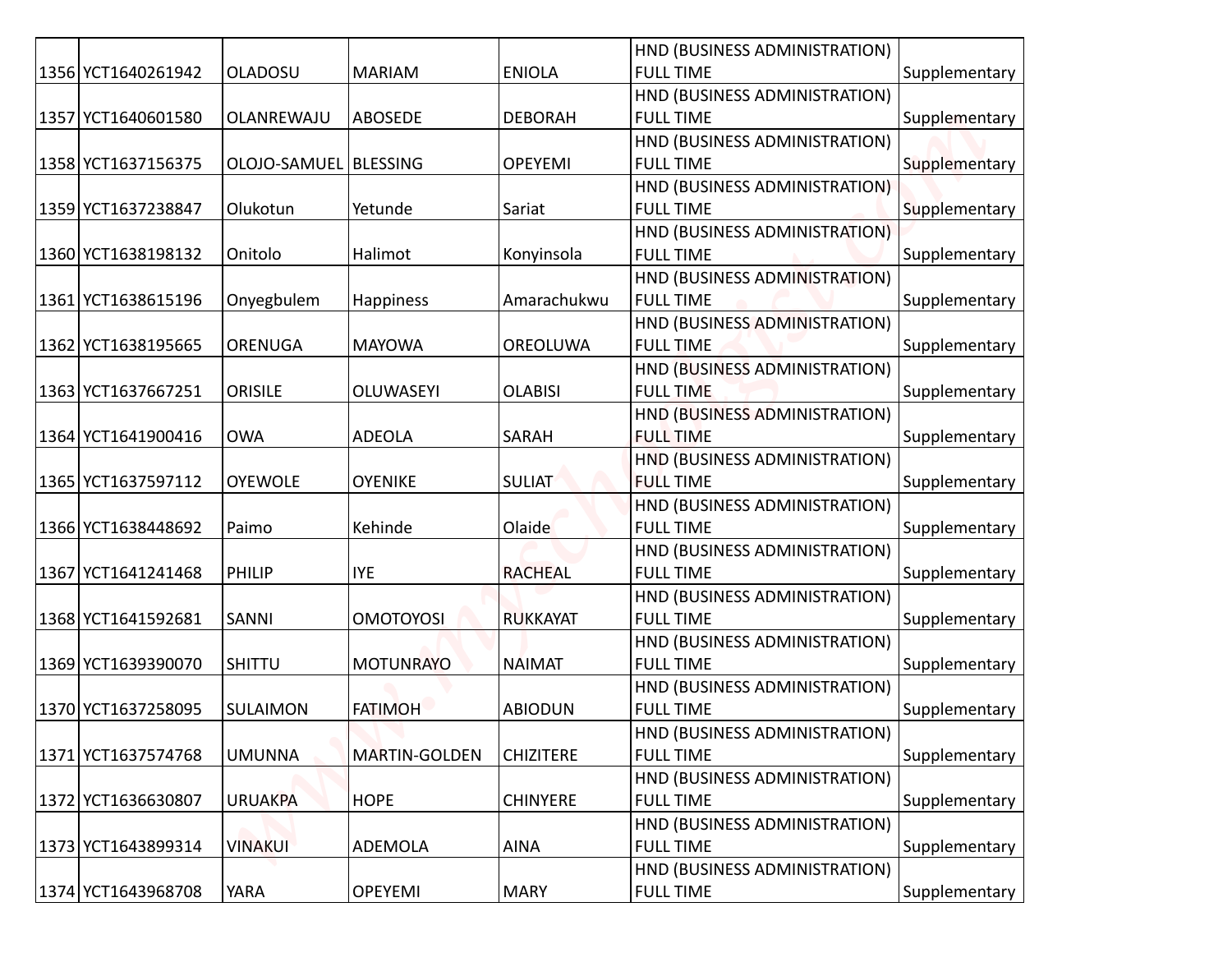| | | | | | | |
|---|---|---|---|---|---|---|
| 1356 | YCT1640261942 | OLADOSU | MARIAM | ENIOLA | HND (BUSINESS ADMINISTRATION) FULL TIME | Supplementary |
| 1357 | YCT1640601580 | OLANREWAJU | ABOSEDE | DEBORAH | HND (BUSINESS ADMINISTRATION) FULL TIME | Supplementary |
| 1358 | YCT1637156375 | OLOJO-SAMUEL | BLESSING | OPEYEMI | HND (BUSINESS ADMINISTRATION) FULL TIME | Supplementary |
| 1359 | YCT1637238847 | Olukotun | Yetunde | Sariat | HND (BUSINESS ADMINISTRATION) FULL TIME | Supplementary |
| 1360 | YCT1638198132 | Onitolo | Halimot | Konyinsola | HND (BUSINESS ADMINISTRATION) FULL TIME | Supplementary |
| 1361 | YCT1638615196 | Onyegbulem | Happiness | Amarachukwu | HND (BUSINESS ADMINISTRATION) FULL TIME | Supplementary |
| 1362 | YCT1638195665 | ORENUGA | MAYOWA | OREOLUWA | HND (BUSINESS ADMINISTRATION) FULL TIME | Supplementary |
| 1363 | YCT1637667251 | ORISILE | OLUWASEYI | OLABISI | HND (BUSINESS ADMINISTRATION) FULL TIME | Supplementary |
| 1364 | YCT1641900416 | OWA | ADEOLA | SARAH | HND (BUSINESS ADMINISTRATION) FULL TIME | Supplementary |
| 1365 | YCT1637597112 | OYEWOLE | OYENIKE | SULIAT | HND (BUSINESS ADMINISTRATION) FULL TIME | Supplementary |
| 1366 | YCT1638448692 | Paimo | Kehinde | Olaide | HND (BUSINESS ADMINISTRATION) FULL TIME | Supplementary |
| 1367 | YCT1641241468 | PHILIP | IYE | RACHEAL | HND (BUSINESS ADMINISTRATION) FULL TIME | Supplementary |
| 1368 | YCT1641592681 | SANNI | OMOTOYOSI | RUKKAYAT | HND (BUSINESS ADMINISTRATION) FULL TIME | Supplementary |
| 1369 | YCT1639390070 | SHITTU | MOTUNRAYO | NAIMAT | HND (BUSINESS ADMINISTRATION) FULL TIME | Supplementary |
| 1370 | YCT1637258095 | SULAIMON | FATIMOH | ABIODUN | HND (BUSINESS ADMINISTRATION) FULL TIME | Supplementary |
| 1371 | YCT1637574768 | UMUNNA | MARTIN-GOLDEN | CHIZITERE | HND (BUSINESS ADMINISTRATION) FULL TIME | Supplementary |
| 1372 | YCT1636630807 | URUAKPA | HOPE | CHINYERE | HND (BUSINESS ADMINISTRATION) FULL TIME | Supplementary |
| 1373 | YCT1643899314 | VINAKUI | ADEMOLA | AINA | HND (BUSINESS ADMINISTRATION) FULL TIME | Supplementary |
| 1374 | YCT1643968708 | YARA | OPEYEMI | MARY | HND (BUSINESS ADMINISTRATION) FULL TIME | Supplementary |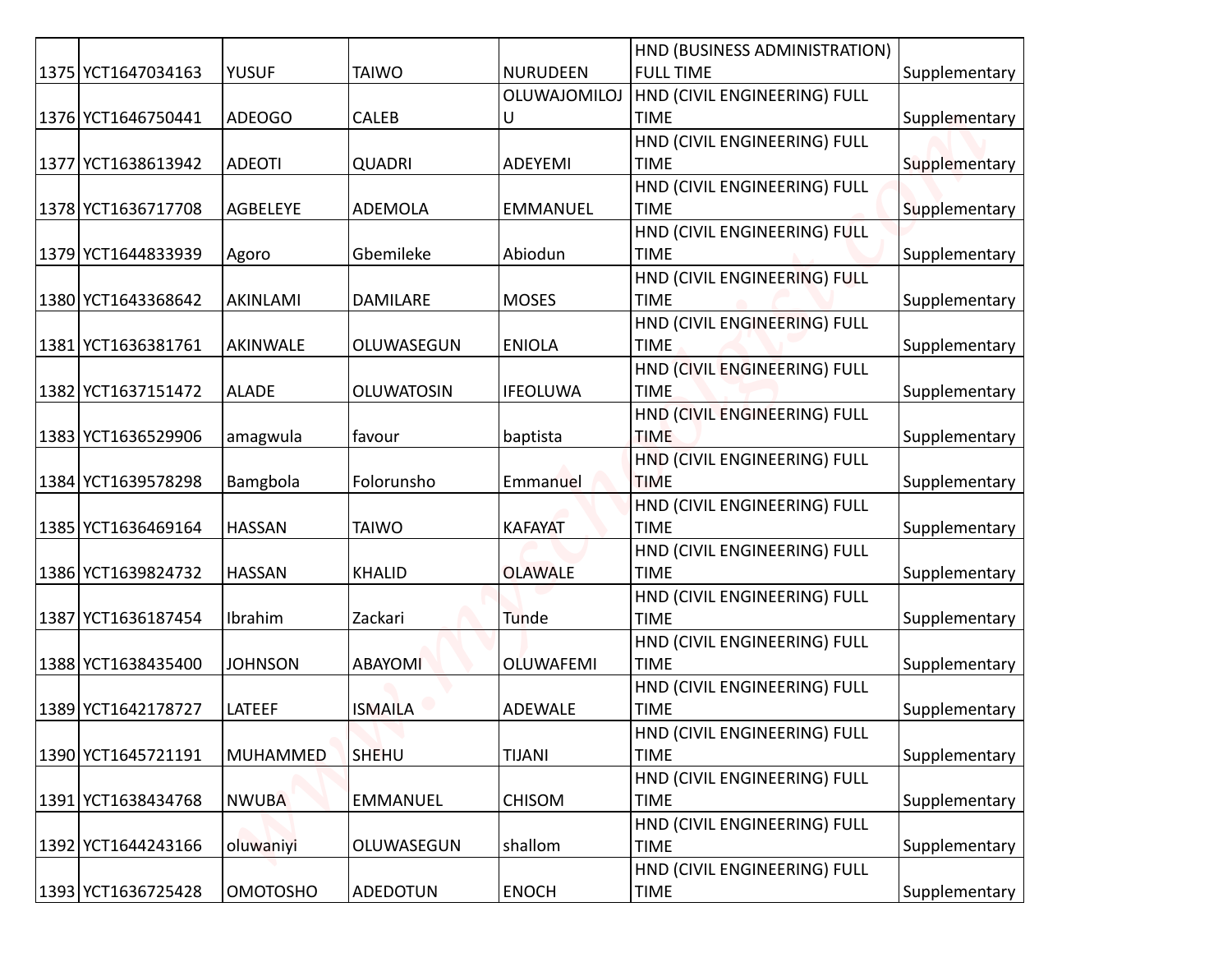| | | | | | | |
|---|---|---|---|---|---|---|
| 1375 | YCT1647034163 | YUSUF | TAIWO | NURUDEEN | HND (BUSINESS ADMINISTRATION) FULL TIME | Supplementary |
| 1376 | YCT1646750441 | ADEOGO | CALEB | OLUWAJOMILOJU | HND (CIVIL ENGINEERING) FULL TIME | Supplementary |
| 1377 | YCT1638613942 | ADEOTI | QUADRI | ADEYEMI | HND (CIVIL ENGINEERING) FULL TIME | Supplementary |
| 1378 | YCT1636717708 | AGBELEYE | ADEMOLA | EMMANUEL | HND (CIVIL ENGINEERING) FULL TIME | Supplementary |
| 1379 | YCT1644833939 | Agoro | Gbemileke | Abiodun | HND (CIVIL ENGINEERING) FULL TIME | Supplementary |
| 1380 | YCT1643368642 | AKINLAMI | DAMILARE | MOSES | HND (CIVIL ENGINEERING) FULL TIME | Supplementary |
| 1381 | YCT1636381761 | AKINWALE | OLUWASEGUN | ENIOLA | HND (CIVIL ENGINEERING) FULL TIME | Supplementary |
| 1382 | YCT1637151472 | ALADE | OLUWATOSIN | IFEOLUWA | HND (CIVIL ENGINEERING) FULL TIME | Supplementary |
| 1383 | YCT1636529906 | amagwula | favour | baptista | HND (CIVIL ENGINEERING) FULL TIME | Supplementary |
| 1384 | YCT1639578298 | Bamgbola | Folorunsho | Emmanuel | HND (CIVIL ENGINEERING) FULL TIME | Supplementary |
| 1385 | YCT1636469164 | HASSAN | TAIWO | KAFAYAT | HND (CIVIL ENGINEERING) FULL TIME | Supplementary |
| 1386 | YCT1639824732 | HASSAN | KHALID | OLAWALE | HND (CIVIL ENGINEERING) FULL TIME | Supplementary |
| 1387 | YCT1636187454 | Ibrahim | Zackari | Tunde | HND (CIVIL ENGINEERING) FULL TIME | Supplementary |
| 1388 | YCT1638435400 | JOHNSON | ABAYOMI | OLUWAFEMI | HND (CIVIL ENGINEERING) FULL TIME | Supplementary |
| 1389 | YCT1642178727 | LATEEF | ISMAILA | ADEWALE | HND (CIVIL ENGINEERING) FULL TIME | Supplementary |
| 1390 | YCT1645721191 | MUHAMMED | SHEHU | TIJANI | HND (CIVIL ENGINEERING) FULL TIME | Supplementary |
| 1391 | YCT1638434768 | NWUBA | EMMANUEL | CHISOM | HND (CIVIL ENGINEERING) FULL TIME | Supplementary |
| 1392 | YCT1644243166 | oluwaniyi | OLUWASEGUN | shallom | HND (CIVIL ENGINEERING) FULL TIME | Supplementary |
| 1393 | YCT1636725428 | OMOTOSHO | ADEDOTUN | ENOCH | HND (CIVIL ENGINEERING) FULL TIME | Supplementary |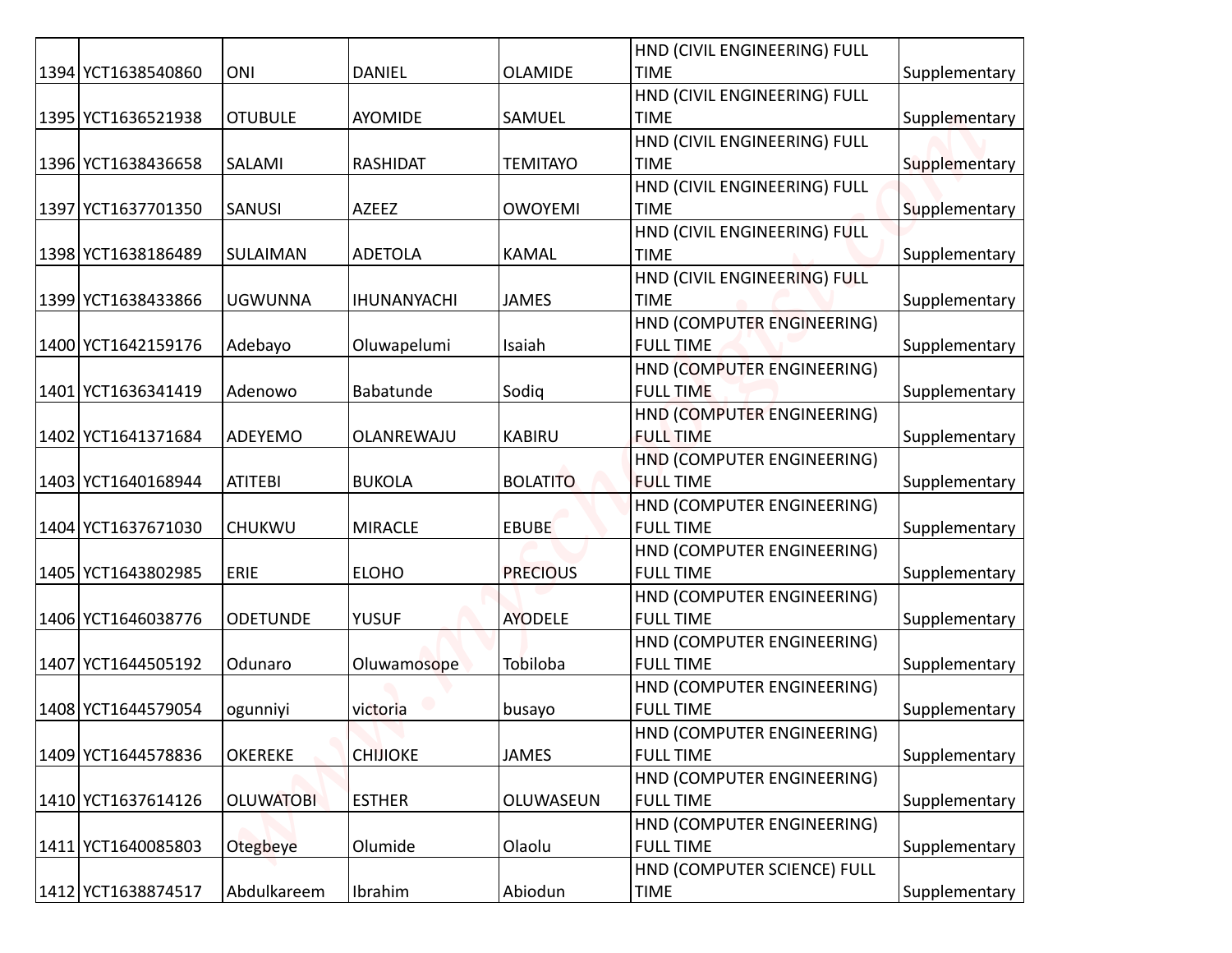| | | | | | | |
|---|---|---|---|---|---|---|
| 1394 | YCT1638540860 | ONI | DANIEL | OLAMIDE | HND (CIVIL ENGINEERING) FULL TIME | Supplementary |
| 1395 | YCT1636521938 | OTUBULE | AYOMIDE | SAMUEL | HND (CIVIL ENGINEERING) FULL TIME | Supplementary |
| 1396 | YCT1638436658 | SALAMI | RASHIDAT | TEMITAYO | HND (CIVIL ENGINEERING) FULL TIME | Supplementary |
| 1397 | YCT1637701350 | SANUSI | AZEEZ | OWOYEMI | HND (CIVIL ENGINEERING) FULL TIME | Supplementary |
| 1398 | YCT1638186489 | SULAIMAN | ADETOLA | KAMAL | HND (CIVIL ENGINEERING) FULL TIME | Supplementary |
| 1399 | YCT1638433866 | UGWUNNA | IHUNANYACHI | JAMES | HND (CIVIL ENGINEERING) FULL TIME | Supplementary |
| 1400 | YCT1642159176 | Adebayo | Oluwapelumi | Isaiah | HND (COMPUTER ENGINEERING) FULL TIME | Supplementary |
| 1401 | YCT1636341419 | Adenowo | Babatunde | Sodiq | HND (COMPUTER ENGINEERING) FULL TIME | Supplementary |
| 1402 | YCT1641371684 | ADEYEMO | OLANREWAJU | KABIRU | HND (COMPUTER ENGINEERING) FULL TIME | Supplementary |
| 1403 | YCT1640168944 | ATITEBI | BUKOLA | BOLATITO | HND (COMPUTER ENGINEERING) FULL TIME | Supplementary |
| 1404 | YCT1637671030 | CHUKWU | MIRACLE | EBUBE | HND (COMPUTER ENGINEERING) FULL TIME | Supplementary |
| 1405 | YCT1643802985 | ERIE | ELOHO | PRECIOUS | HND (COMPUTER ENGINEERING) FULL TIME | Supplementary |
| 1406 | YCT1646038776 | ODETUNDE | YUSUF | AYODELE | HND (COMPUTER ENGINEERING) FULL TIME | Supplementary |
| 1407 | YCT1644505192 | Odunaro | Oluwamosope | Tobiloba | HND (COMPUTER ENGINEERING) FULL TIME | Supplementary |
| 1408 | YCT1644579054 | ogunniyi | victoria | busayo | HND (COMPUTER ENGINEERING) FULL TIME | Supplementary |
| 1409 | YCT1644578836 | OKEREKE | CHIJIOKE | JAMES | HND (COMPUTER ENGINEERING) FULL TIME | Supplementary |
| 1410 | YCT1637614126 | OLUWATOBI | ESTHER | OLUWASEUN | HND (COMPUTER ENGINEERING) FULL TIME | Supplementary |
| 1411 | YCT1640085803 | Otegbeye | Olumide | Olaolu | HND (COMPUTER ENGINEERING) FULL TIME | Supplementary |
| 1412 | YCT1638874517 | Abdulkareem | Ibrahim | Abiodun | HND (COMPUTER SCIENCE) FULL TIME | Supplementary |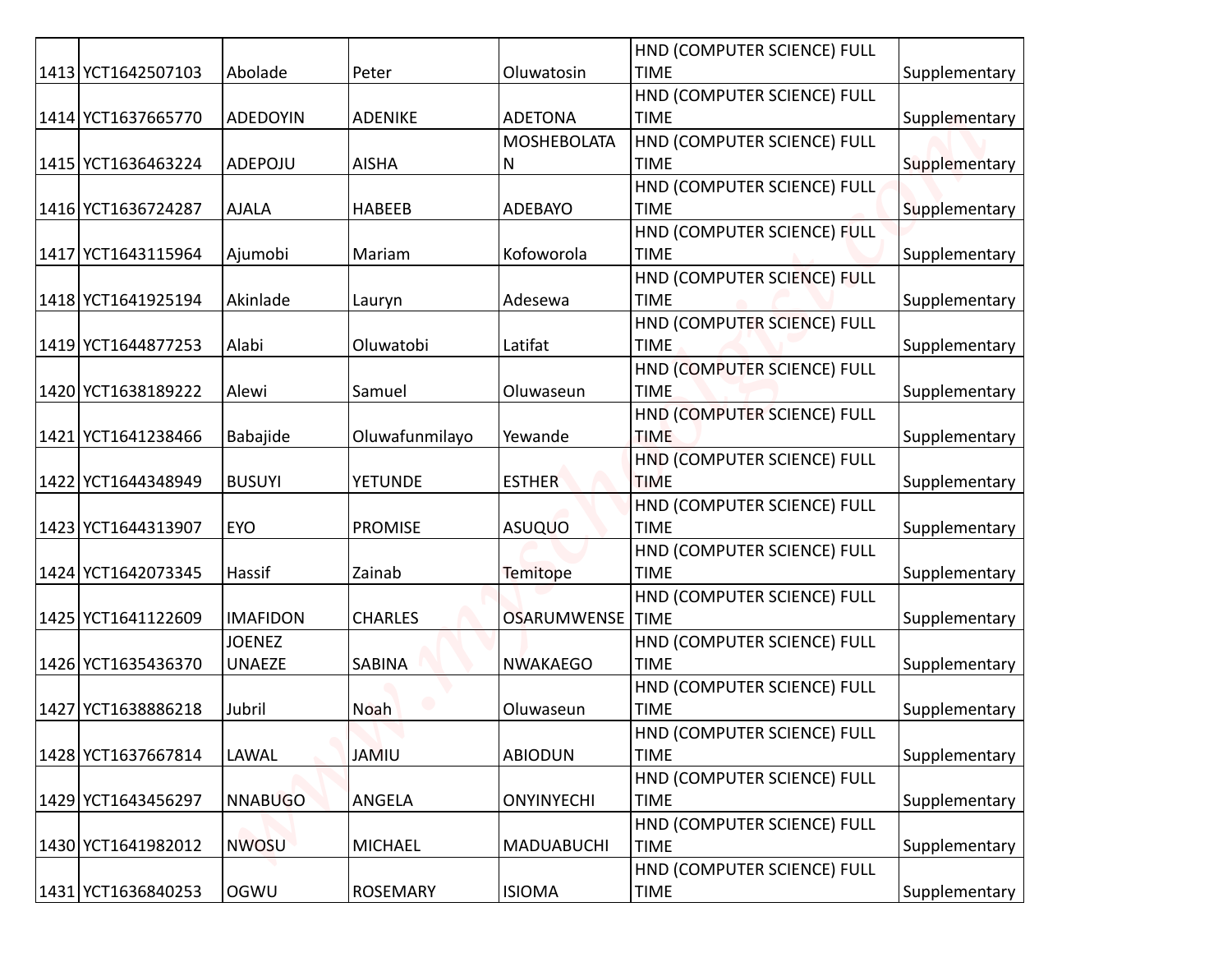| | | | | | | |
|---|---|---|---|---|---|---|
| 1413 | YCT1642507103 | Abolade | Peter | Oluwatosin | HND (COMPUTER SCIENCE) FULL TIME | Supplementary |
| 1414 | YCT1637665770 | ADEDOYIN | ADENIKE | ADETONA | HND (COMPUTER SCIENCE) FULL TIME | Supplementary |
| 1415 | YCT1636463224 | ADEPOJU | AISHA | MOSHEBOLATAN | HND (COMPUTER SCIENCE) FULL TIME | Supplementary |
| 1416 | YCT1636724287 | AJALA | HABEEB | ADEBAYO | HND (COMPUTER SCIENCE) FULL TIME | Supplementary |
| 1417 | YCT1643115964 | Ajumobi | Mariam | Kofoworola | HND (COMPUTER SCIENCE) FULL TIME | Supplementary |
| 1418 | YCT1641925194 | Akinlade | Lauryn | Adesewa | HND (COMPUTER SCIENCE) FULL TIME | Supplementary |
| 1419 | YCT1644877253 | Alabi | Oluwatobi | Latifat | HND (COMPUTER SCIENCE) FULL TIME | Supplementary |
| 1420 | YCT1638189222 | Alewi | Samuel | Oluwaseun | HND (COMPUTER SCIENCE) FULL TIME | Supplementary |
| 1421 | YCT1641238466 | Babajide | Oluwafunmilayo | Yewande | HND (COMPUTER SCIENCE) FULL TIME | Supplementary |
| 1422 | YCT1644348949 | BUSUYI | YETUNDE | ESTHER | HND (COMPUTER SCIENCE) FULL TIME | Supplementary |
| 1423 | YCT1644313907 | EYO | PROMISE | ASUQUO | HND (COMPUTER SCIENCE) FULL TIME | Supplementary |
| 1424 | YCT1642073345 | Hassif | Zainab | Temitope | HND (COMPUTER SCIENCE) FULL TIME | Supplementary |
| 1425 | YCT1641122609 | IMAFIDON | CHARLES | OSARUMWENSE | HND (COMPUTER SCIENCE) FULL TIME | Supplementary |
| 1426 | YCT1635436370 | JOENEZ UNAEZE | SABINA | NWAKAEGO | HND (COMPUTER SCIENCE) FULL TIME | Supplementary |
| 1427 | YCT1638886218 | Jubril | Noah | Oluwaseun | HND (COMPUTER SCIENCE) FULL TIME | Supplementary |
| 1428 | YCT1637667814 | LAWAL | JAMIU | ABIODUN | HND (COMPUTER SCIENCE) FULL TIME | Supplementary |
| 1429 | YCT1643456297 | NNABUGO | ANGELA | ONYINYECHI | HND (COMPUTER SCIENCE) FULL TIME | Supplementary |
| 1430 | YCT1641982012 | NWOSU | MICHAEL | MADUABUCHI | HND (COMPUTER SCIENCE) FULL TIME | Supplementary |
| 1431 | YCT1636840253 | OGWU | ROSEMARY | ISIOMA | HND (COMPUTER SCIENCE) FULL TIME | Supplementary |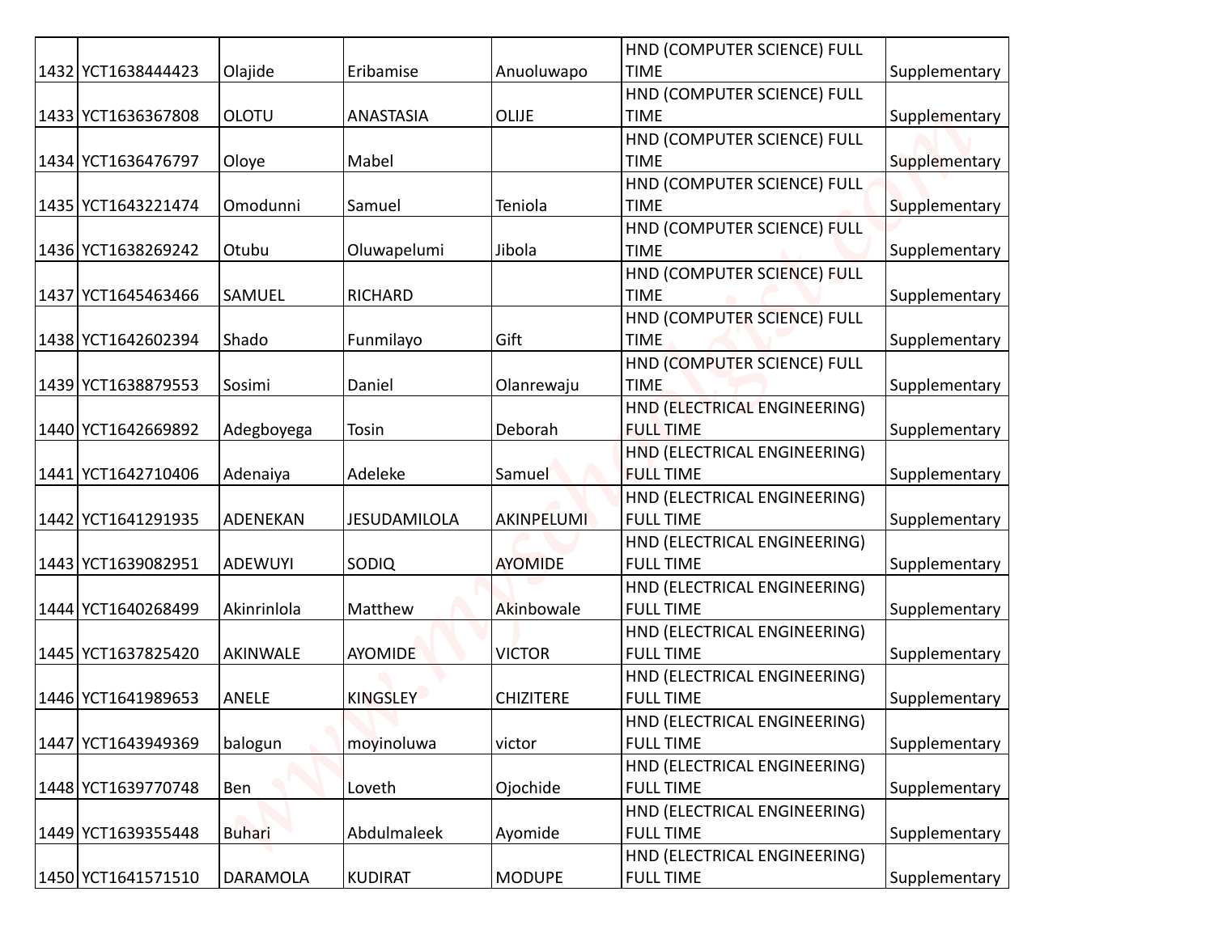| 1432 | YCT1638444423 | Olajide | Eribamise | Anuoluwapo | HND (COMPUTER SCIENCE) FULL TIME | Supplementary |
|---|---|---|---|---|---|---|
| 1433 | YCT1636367808 | OLOTU | ANASTASIA | OLIJE | HND (COMPUTER SCIENCE) FULL TIME | Supplementary |
| 1434 | YCT1636476797 | Oloye | Mabel | | HND (COMPUTER SCIENCE) FULL TIME | Supplementary |
| 1435 | YCT1643221474 | Omodunni | Samuel | Teniola | HND (COMPUTER SCIENCE) FULL TIME | Supplementary |
| 1436 | YCT1638269242 | Otubu | Oluwapelumi | Jibola | HND (COMPUTER SCIENCE) FULL TIME | Supplementary |
| 1437 | YCT1645463466 | SAMUEL | RICHARD | | HND (COMPUTER SCIENCE) FULL TIME | Supplementary |
| 1438 | YCT1642602394 | Shado | Funmilayo | Gift | HND (COMPUTER SCIENCE) FULL TIME | Supplementary |
| 1439 | YCT1638879553 | Sosimi | Daniel | Olanrewaju | HND (COMPUTER SCIENCE) FULL TIME | Supplementary |
| 1440 | YCT1642669892 | Adegboyega | Tosin | Deborah | HND (ELECTRICAL ENGINEERING) FULL TIME | Supplementary |
| 1441 | YCT1642710406 | Adenaiya | Adeleke | Samuel | HND (ELECTRICAL ENGINEERING) FULL TIME | Supplementary |
| 1442 | YCT1641291935 | ADENEKAN | JESUDAMILOLA | AKINPELUMI | HND (ELECTRICAL ENGINEERING) FULL TIME | Supplementary |
| 1443 | YCT1639082951 | ADEWUYI | SODIQ | AYOMIDE | HND (ELECTRICAL ENGINEERING) FULL TIME | Supplementary |
| 1444 | YCT1640268499 | Akinrinlola | Matthew | Akinbowale | HND (ELECTRICAL ENGINEERING) FULL TIME | Supplementary |
| 1445 | YCT1637825420 | AKINWALE | AYOMIDE | VICTOR | HND (ELECTRICAL ENGINEERING) FULL TIME | Supplementary |
| 1446 | YCT1641989653 | ANELE | KINGSLEY | CHIZITERE | HND (ELECTRICAL ENGINEERING) FULL TIME | Supplementary |
| 1447 | YCT1643949369 | balogun | moyinoluwa | victor | HND (ELECTRICAL ENGINEERING) FULL TIME | Supplementary |
| 1448 | YCT1639770748 | Ben | Loveth | Ojochide | HND (ELECTRICAL ENGINEERING) FULL TIME | Supplementary |
| 1449 | YCT1639355448 | Buhari | Abdulmaleek | Ayomide | HND (ELECTRICAL ENGINEERING) FULL TIME | Supplementary |
| 1450 | YCT1641571510 | DARAMOLA | KUDIRAT | MODUPE | HND (ELECTRICAL ENGINEERING) FULL TIME | Supplementary |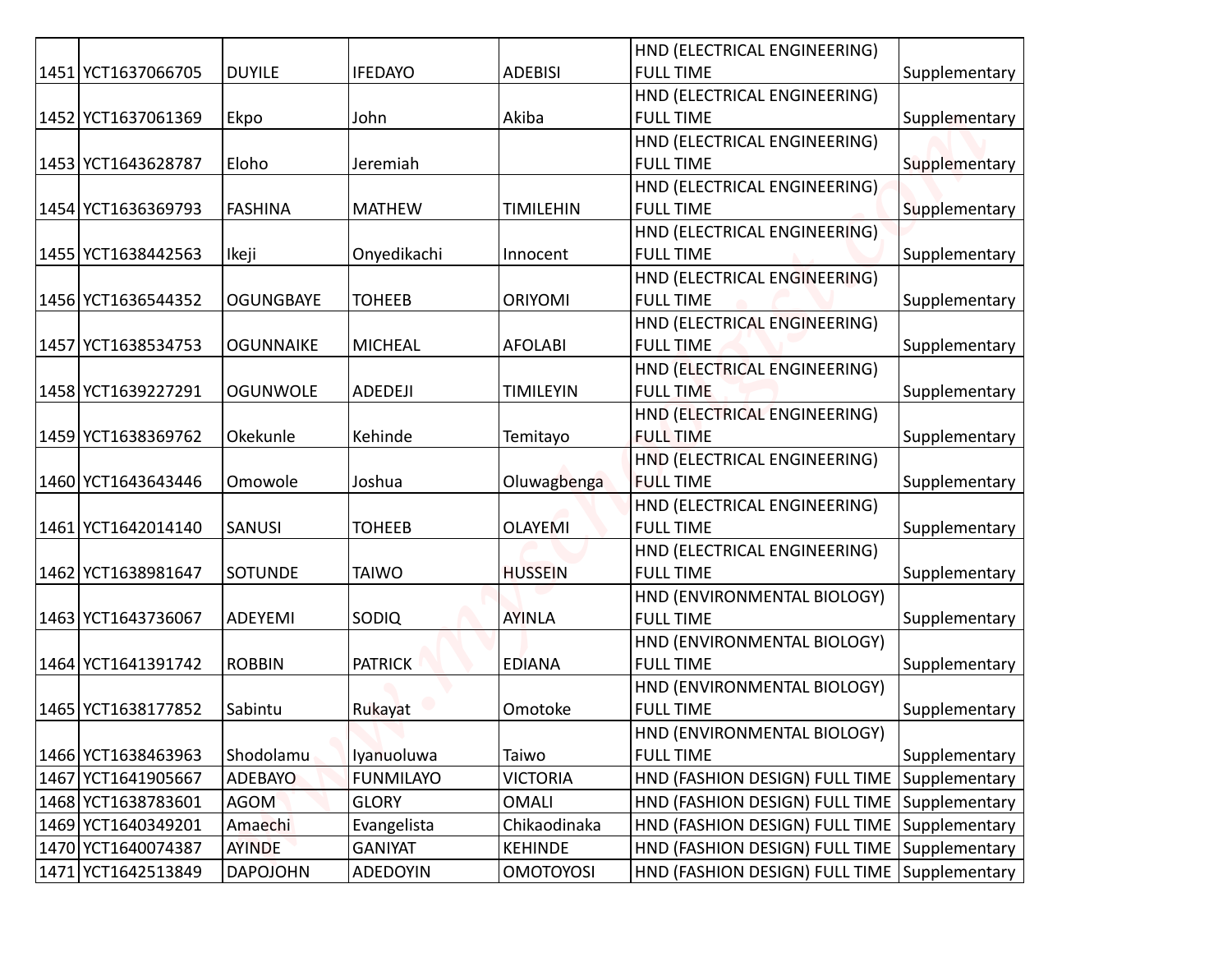| | | | | | | |
|---|---|---|---|---|---|---|
| 1451 | YCT1637066705 | DUYILE | IFEDAYO | ADEBISI | HND (ELECTRICAL ENGINEERING) FULL TIME | Supplementary |
| 1452 | YCT1637061369 | Ekpo | John | Akiba | HND (ELECTRICAL ENGINEERING) FULL TIME | Supplementary |
| 1453 | YCT1643628787 | Eloho | Jeremiah | | HND (ELECTRICAL ENGINEERING) FULL TIME | Supplementary |
| 1454 | YCT1636369793 | FASHINA | MATHEW | TIMILEHIN | HND (ELECTRICAL ENGINEERING) FULL TIME | Supplementary |
| 1455 | YCT1638442563 | Ikeji | Onyedikachi | Innocent | HND (ELECTRICAL ENGINEERING) FULL TIME | Supplementary |
| 1456 | YCT1636544352 | OGUNGBAYE | TOHEEB | ORIYOMI | HND (ELECTRICAL ENGINEERING) FULL TIME | Supplementary |
| 1457 | YCT1638534753 | OGUNNAIKE | MICHEAL | AFOLABI | HND (ELECTRICAL ENGINEERING) FULL TIME | Supplementary |
| 1458 | YCT1639227291 | OGUNWOLE | ADEDEJI | TIMILEYIN | HND (ELECTRICAL ENGINEERING) FULL TIME | Supplementary |
| 1459 | YCT1638369762 | Okekunle | Kehinde | Temitayo | HND (ELECTRICAL ENGINEERING) FULL TIME | Supplementary |
| 1460 | YCT1643643446 | Omowole | Joshua | Oluwagbenga | HND (ELECTRICAL ENGINEERING) FULL TIME | Supplementary |
| 1461 | YCT1642014140 | SANUSI | TOHEEB | OLAYEMI | HND (ELECTRICAL ENGINEERING) FULL TIME | Supplementary |
| 1462 | YCT1638981647 | SOTUNDE | TAIWO | HUSSEIN | HND (ELECTRICAL ENGINEERING) FULL TIME | Supplementary |
| 1463 | YCT1643736067 | ADEYEMI | SODIQ | AYINLA | HND (ENVIRONMENTAL BIOLOGY) FULL TIME | Supplementary |
| 1464 | YCT1641391742 | ROBBIN | PATRICK | EDIANA | HND (ENVIRONMENTAL BIOLOGY) FULL TIME | Supplementary |
| 1465 | YCT1638177852 | Sabintu | Rukayat | Omotoke | HND (ENVIRONMENTAL BIOLOGY) FULL TIME | Supplementary |
| 1466 | YCT1638463963 | Shodolamu | Iyanuoluwa | Taiwo | HND (ENVIRONMENTAL BIOLOGY) FULL TIME | Supplementary |
| 1467 | YCT1641905667 | ADEBAYO | FUNMILAYO | VICTORIA | HND (FASHION DESIGN) FULL TIME | Supplementary |
| 1468 | YCT1638783601 | AGOM | GLORY | OMALI | HND (FASHION DESIGN) FULL TIME | Supplementary |
| 1469 | YCT1640349201 | Amaechi | Evangelista | Chikaodinaka | HND (FASHION DESIGN) FULL TIME | Supplementary |
| 1470 | YCT1640074387 | AYINDE | GANIYAT | KEHINDE | HND (FASHION DESIGN) FULL TIME | Supplementary |
| 1471 | YCT1642513849 | DAPOJOHN | ADEDOYIN | OMOTOYOSI | HND (FASHION DESIGN) FULL TIME | Supplementary |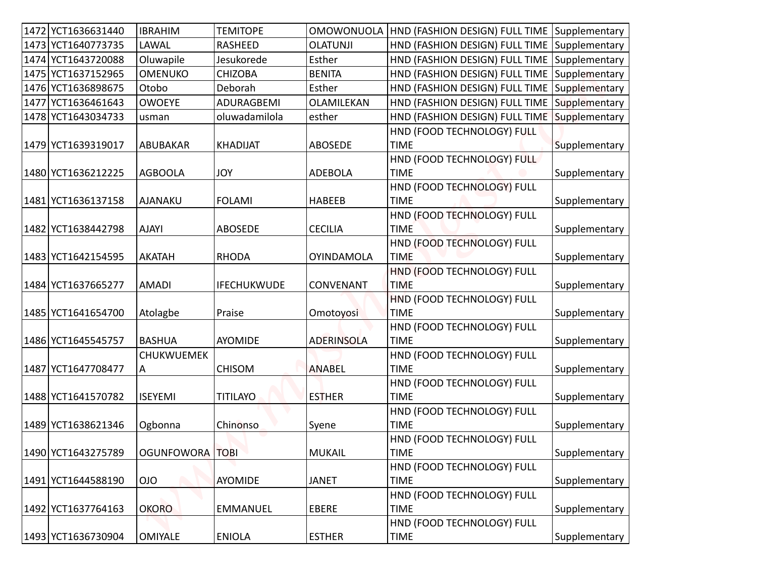| 1472 | YCT1636631440 | IBRAHIM | TEMITOPE | OMOWONUOLA | HND (FASHION DESIGN) FULL TIME | Supplementary |
|---|---|---|---|---|---|---|
| 1473 | YCT1640773735 | LAWAL | RASHEED | OLATUNJI | HND (FASHION DESIGN) FULL TIME | Supplementary |
| 1474 | YCT1643720088 | Oluwapile | Jesukorede | Esther | HND (FASHION DESIGN) FULL TIME | Supplementary |
| 1475 | YCT1637152965 | OMENUKO | CHIZOBA | BENITA | HND (FASHION DESIGN) FULL TIME | Supplementary |
| 1476 | YCT1636898675 | Otobo | Deborah | Esther | HND (FASHION DESIGN) FULL TIME | Supplementary |
| 1477 | YCT1636461643 | OWOEYE | ADURAGBEMI | OLAMILEKAN | HND (FASHION DESIGN) FULL TIME | Supplementary |
| 1478 | YCT1643034733 | usman | oluwadamilola | esther | HND (FASHION DESIGN) FULL TIME | Supplementary |
| 1479 | YCT1639319017 | ABUBAKAR | KHADIJAT | ABOSEDE | HND (FOOD TECHNOLOGY) FULL TIME | Supplementary |
| 1480 | YCT1636212225 | AGBOOLA | JOY | ADEBOLA | HND (FOOD TECHNOLOGY) FULL TIME | Supplementary |
| 1481 | YCT1636137158 | AJANAKU | FOLAMI | HABEEB | HND (FOOD TECHNOLOGY) FULL TIME | Supplementary |
| 1482 | YCT1638442798 | AJAYI | ABOSEDE | CECILIA | HND (FOOD TECHNOLOGY) FULL TIME | Supplementary |
| 1483 | YCT1642154595 | AKATAH | RHODA | OYINDAMOLA | HND (FOOD TECHNOLOGY) FULL TIME | Supplementary |
| 1484 | YCT1637665277 | AMADI | IFECHUKWUDE | CONVENANT | HND (FOOD TECHNOLOGY) FULL TIME | Supplementary |
| 1485 | YCT1641654700 | Atolagbe | Praise | Omotoyosi | HND (FOOD TECHNOLOGY) FULL TIME | Supplementary |
| 1486 | YCT1645545757 | BASHUA | AYOMIDE | ADERINSOLA | HND (FOOD TECHNOLOGY) FULL TIME | Supplementary |
| 1487 | YCT1647708477 | CHUKWUEMEKA | CHISOM | ANABEL | HND (FOOD TECHNOLOGY) FULL TIME | Supplementary |
| 1488 | YCT1641570782 | ISEYEMI | TITILAYO | ESTHER | HND (FOOD TECHNOLOGY) FULL TIME | Supplementary |
| 1489 | YCT1638621346 | Ogbonna | Chinonso | Syene | HND (FOOD TECHNOLOGY) FULL TIME | Supplementary |
| 1490 | YCT1643275789 | OGUNFOWORA | TOBI | MUKAIL | HND (FOOD TECHNOLOGY) FULL TIME | Supplementary |
| 1491 | YCT1644588190 | OJO | AYOMIDE | JANET | HND (FOOD TECHNOLOGY) FULL TIME | Supplementary |
| 1492 | YCT1637764163 | OKORO | EMMANUEL | EBERE | HND (FOOD TECHNOLOGY) FULL TIME | Supplementary |
| 1493 | YCT1636730904 | OMIYALE | ENIOLA | ESTHER | HND (FOOD TECHNOLOGY) FULL TIME | Supplementary |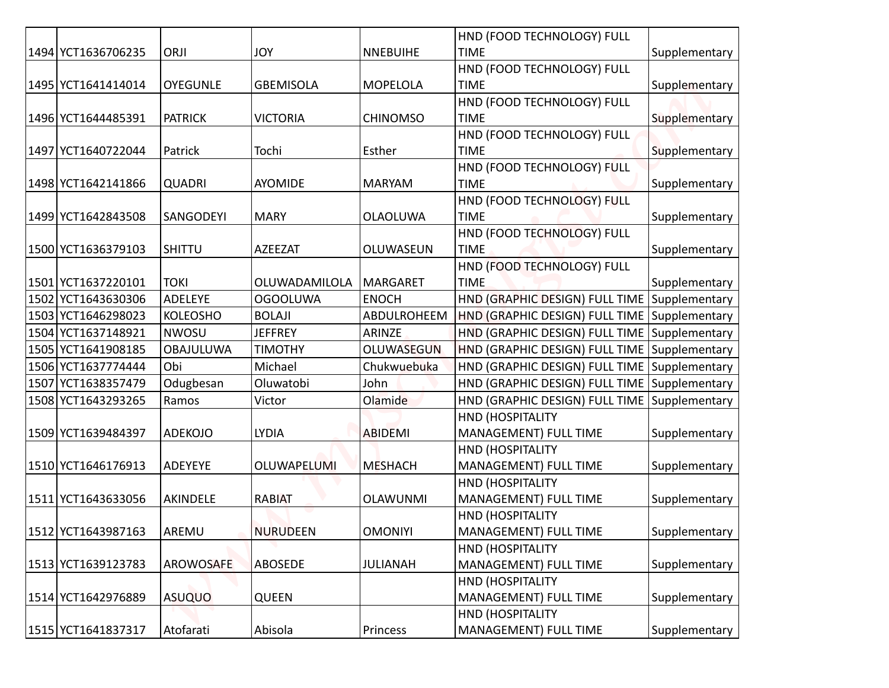| | | | | | | |
|---|---|---|---|---|---|---|
| 1494 | YCT1636706235 | ORJI | JOY | NNEBUIHE | HND (FOOD TECHNOLOGY) FULL TIME | Supplementary |
| 1495 | YCT1641414014 | OYEGUNLE | GBEMISOLA | MOPELOLA | HND (FOOD TECHNOLOGY) FULL TIME | Supplementary |
| 1496 | YCT1644485391 | PATRICK | VICTORIA | CHINOMSO | HND (FOOD TECHNOLOGY) FULL TIME | Supplementary |
| 1497 | YCT1640722044 | Patrick | Tochi | Esther | HND (FOOD TECHNOLOGY) FULL TIME | Supplementary |
| 1498 | YCT1642141866 | QUADRI | AYOMIDE | MARYAM | HND (FOOD TECHNOLOGY) FULL TIME | Supplementary |
| 1499 | YCT1642843508 | SANGODEYI | MARY | OLAOLUWA | HND (FOOD TECHNOLOGY) FULL TIME | Supplementary |
| 1500 | YCT1636379103 | SHITTU | AZEEZAT | OLUWASEUN | HND (FOOD TECHNOLOGY) FULL TIME | Supplementary |
| 1501 | YCT1637220101 | TOKI | OLUWADAMILOLA | MARGARET | HND (FOOD TECHNOLOGY) FULL TIME | Supplementary |
| 1502 | YCT1643630306 | ADELEYE | OGOOLUWA | ENOCH | HND (GRAPHIC DESIGN) FULL TIME | Supplementary |
| 1503 | YCT1646298023 | KOLEOSHO | BOLAJI | ABDULROHEEM | HND (GRAPHIC DESIGN) FULL TIME | Supplementary |
| 1504 | YCT1637148921 | NWOSU | JEFFREY | ARINZE | HND (GRAPHIC DESIGN) FULL TIME | Supplementary |
| 1505 | YCT1641908185 | OBAJULUWA | TIMOTHY | OLUWASEGUN | HND (GRAPHIC DESIGN) FULL TIME | Supplementary |
| 1506 | YCT1637774444 | Obi | Michael | Chukwuebuka | HND (GRAPHIC DESIGN) FULL TIME | Supplementary |
| 1507 | YCT1638357479 | Odugbesan | Oluwatobi | John | HND (GRAPHIC DESIGN) FULL TIME | Supplementary |
| 1508 | YCT1643293265 | Ramos | Victor | Olamide | HND (GRAPHIC DESIGN) FULL TIME | Supplementary |
| 1509 | YCT1639484397 | ADEKOJO | LYDIA | ABIDEMI | HND (HOSPITALITY MANAGEMENT) FULL TIME | Supplementary |
| 1510 | YCT1646176913 | ADEYEYE | OLUWAPELUMI | MESHACH | HND (HOSPITALITY MANAGEMENT) FULL TIME | Supplementary |
| 1511 | YCT1643633056 | AKINDELE | RABIAT | OLAWUNMI | HND (HOSPITALITY MANAGEMENT) FULL TIME | Supplementary |
| 1512 | YCT1643987163 | AREMU | NURUDEEN | OMONIYI | HND (HOSPITALITY MANAGEMENT) FULL TIME | Supplementary |
| 1513 | YCT1639123783 | AROWOSAFE | ABOSEDE | JULIANAH | HND (HOSPITALITY MANAGEMENT) FULL TIME | Supplementary |
| 1514 | YCT1642976889 | ASUQUO | QUEEN | | HND (HOSPITALITY MANAGEMENT) FULL TIME | Supplementary |
| 1515 | YCT1641837317 | Atofarati | Abisola | Princess | HND (HOSPITALITY MANAGEMENT) FULL TIME | Supplementary |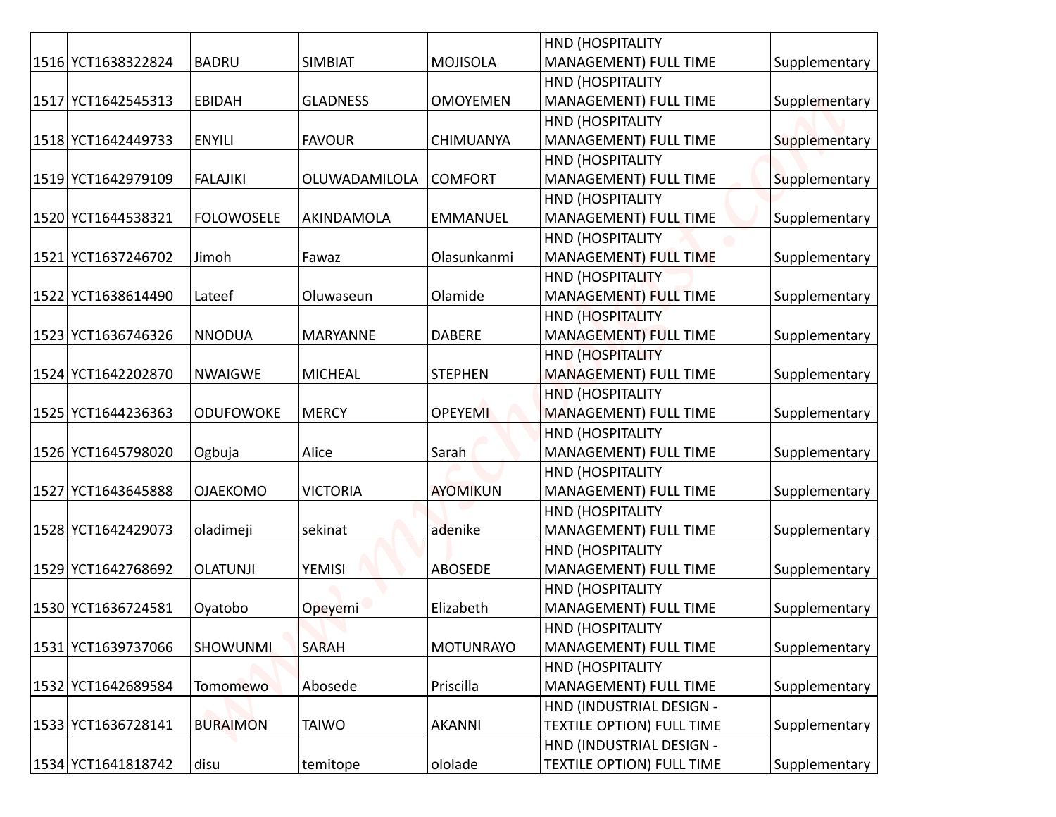| | | | | | | |
|---|---|---|---|---|---|---|
| 1516 | YCT1638322824 | BADRU | SIMBIAT | MOJISOLA | HND (HOSPITALITY MANAGEMENT) FULL TIME | Supplementary |
| 1517 | YCT1642545313 | EBIDAH | GLADNESS | OMOYEMEN | HND (HOSPITALITY MANAGEMENT) FULL TIME | Supplementary |
| 1518 | YCT1642449733 | ENYILI | FAVOUR | CHIMUANYA | HND (HOSPITALITY MANAGEMENT) FULL TIME | Supplementary |
| 1519 | YCT1642979109 | FALAJIKI | OLUWADAMILOLA | COMFORT | HND (HOSPITALITY MANAGEMENT) FULL TIME | Supplementary |
| 1520 | YCT1644538321 | FOLOWOSELE | AKINDAMOLA | EMMANUEL | HND (HOSPITALITY MANAGEMENT) FULL TIME | Supplementary |
| 1521 | YCT1637246702 | Jimoh | Fawaz | Olasunkanmi | HND (HOSPITALITY MANAGEMENT) FULL TIME | Supplementary |
| 1522 | YCT1638614490 | Lateef | Oluwaseun | Olamide | HND (HOSPITALITY MANAGEMENT) FULL TIME | Supplementary |
| 1523 | YCT1636746326 | NNODUA | MARYANNE | DABERE | HND (HOSPITALITY MANAGEMENT) FULL TIME | Supplementary |
| 1524 | YCT1642202870 | NWAIGWE | MICHEAL | STEPHEN | HND (HOSPITALITY MANAGEMENT) FULL TIME | Supplementary |
| 1525 | YCT1644236363 | ODUFOWOKE | MERCY | OPEYEMI | HND (HOSPITALITY MANAGEMENT) FULL TIME | Supplementary |
| 1526 | YCT1645798020 | Ogbuja | Alice | Sarah | HND (HOSPITALITY MANAGEMENT) FULL TIME | Supplementary |
| 1527 | YCT1643645888 | OJAEKOMO | VICTORIA | AYOMIKUN | HND (HOSPITALITY MANAGEMENT) FULL TIME | Supplementary |
| 1528 | YCT1642429073 | oladimeji | sekinat | adenike | HND (HOSPITALITY MANAGEMENT) FULL TIME | Supplementary |
| 1529 | YCT1642768692 | OLATUNJI | YEMISI | ABOSEDE | HND (HOSPITALITY MANAGEMENT) FULL TIME | Supplementary |
| 1530 | YCT1636724581 | Oyatobo | Opeyemi | Elizabeth | HND (HOSPITALITY MANAGEMENT) FULL TIME | Supplementary |
| 1531 | YCT1639737066 | SHOWUNMI | SARAH | MOTUNRAYO | HND (HOSPITALITY MANAGEMENT) FULL TIME | Supplementary |
| 1532 | YCT1642689584 | Tomomewo | Abosede | Priscilla | HND (HOSPITALITY MANAGEMENT) FULL TIME | Supplementary |
| 1533 | YCT1636728141 | BURAIMON | TAIWO | AKANNI | HND (INDUSTRIAL DESIGN - TEXTILE OPTION) FULL TIME | Supplementary |
| 1534 | YCT1641818742 | disu | temitope | ololade | HND (INDUSTRIAL DESIGN - TEXTILE OPTION) FULL TIME | Supplementary |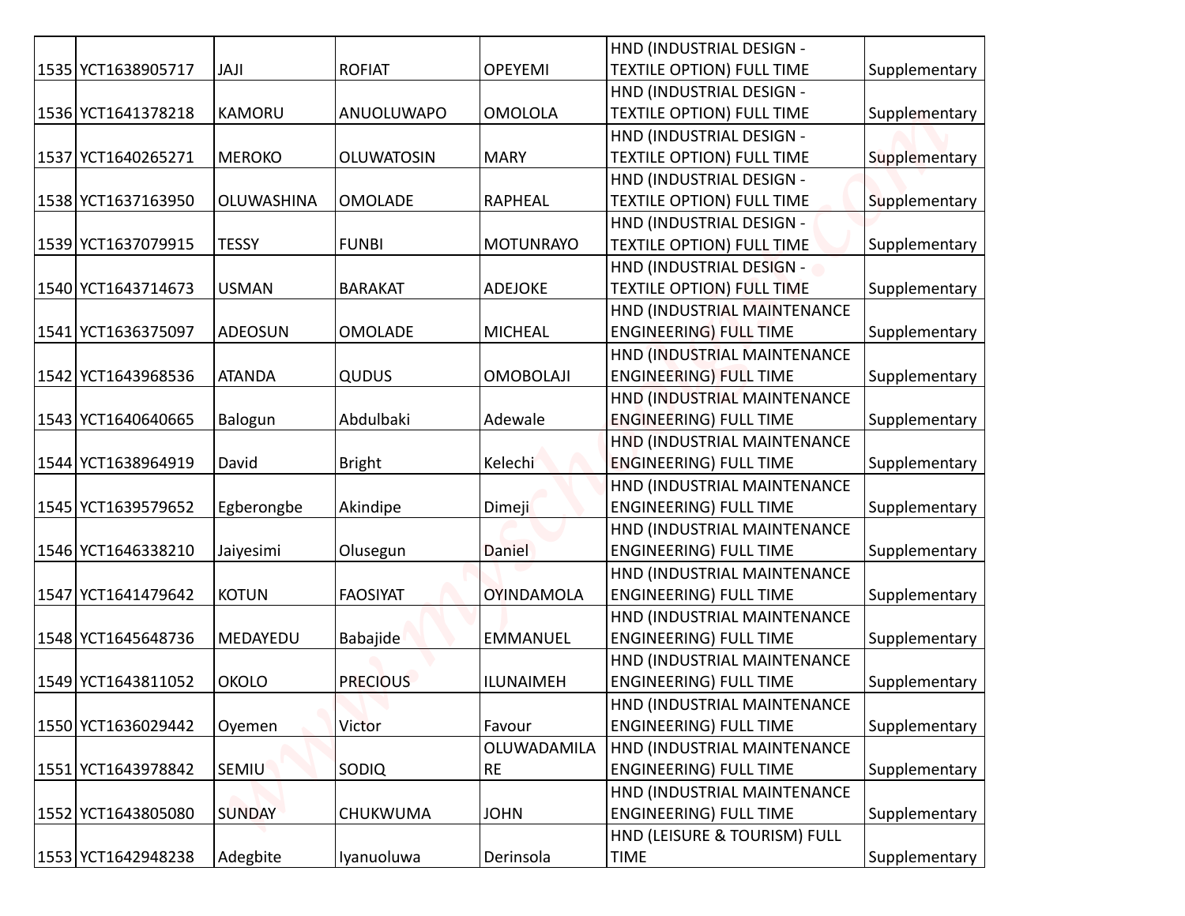| 1535 | YCT1638905717 | JAJI | ROFIAT | OPEYEMI | HND (INDUSTRIAL DESIGN - TEXTILE OPTION) FULL TIME | Supplementary |
|---|---|---|---|---|---|---|
| 1536 | YCT1641378218 | KAMORU | ANUOLUWAPO | OMOLOLA | HND (INDUSTRIAL DESIGN - TEXTILE OPTION) FULL TIME | Supplementary |
| 1537 | YCT1640265271 | MEROKO | OLUWATOSIN | MARY | HND (INDUSTRIAL DESIGN - TEXTILE OPTION) FULL TIME | Supplementary |
| 1538 | YCT1637163950 | OLUWASHINA | OMOLADE | RAPHEAL | HND (INDUSTRIAL DESIGN - TEXTILE OPTION) FULL TIME | Supplementary |
| 1539 | YCT1637079915 | TESSY | FUNBI | MOTUNRAYO | HND (INDUSTRIAL DESIGN - TEXTILE OPTION) FULL TIME | Supplementary |
| 1540 | YCT1643714673 | USMAN | BARAKAT | ADEJOKE | HND (INDUSTRIAL DESIGN - TEXTILE OPTION) FULL TIME | Supplementary |
| 1541 | YCT1636375097 | ADEOSUN | OMOLADE | MICHEAL | HND (INDUSTRIAL MAINTENANCE ENGINEERING) FULL TIME | Supplementary |
| 1542 | YCT1643968536 | ATANDA | QUDUS | OMOBOLAJI | HND (INDUSTRIAL MAINTENANCE ENGINEERING) FULL TIME | Supplementary |
| 1543 | YCT1640640665 | Balogun | Abdulbaki | Adewale | HND (INDUSTRIAL MAINTENANCE ENGINEERING) FULL TIME | Supplementary |
| 1544 | YCT1638964919 | David | Bright | Kelechi | HND (INDUSTRIAL MAINTENANCE ENGINEERING) FULL TIME | Supplementary |
| 1545 | YCT1639579652 | Egberongbe | Akindipe | Dimeji | HND (INDUSTRIAL MAINTENANCE ENGINEERING) FULL TIME | Supplementary |
| 1546 | YCT1646338210 | Jaiyesimi | Olusegun | Daniel | HND (INDUSTRIAL MAINTENANCE ENGINEERING) FULL TIME | Supplementary |
| 1547 | YCT1641479642 | KOTUN | FAOSIYAT | OYINDAMOLA | HND (INDUSTRIAL MAINTENANCE ENGINEERING) FULL TIME | Supplementary |
| 1548 | YCT1645648736 | MEDAYEDU | Babajide | EMMANUEL | HND (INDUSTRIAL MAINTENANCE ENGINEERING) FULL TIME | Supplementary |
| 1549 | YCT1643811052 | OKOLO | PRECIOUS | ILUNAIMEH | HND (INDUSTRIAL MAINTENANCE ENGINEERING) FULL TIME | Supplementary |
| 1550 | YCT1636029442 | Oyemen | Victor | Favour | HND (INDUSTRIAL MAINTENANCE ENGINEERING) FULL TIME | Supplementary |
| 1551 | YCT1643978842 | SEMIU | SODIQ | OLUWADAMILARE | HND (INDUSTRIAL MAINTENANCE ENGINEERING) FULL TIME | Supplementary |
| 1552 | YCT1643805080 | SUNDAY | CHUKWUMA | JOHN | HND (INDUSTRIAL MAINTENANCE ENGINEERING) FULL TIME | Supplementary |
| 1553 | YCT1642948238 | Adegbite | Iyanuoluwa | Derinsola | HND (LEISURE & TOURISM) FULL TIME | Supplementary |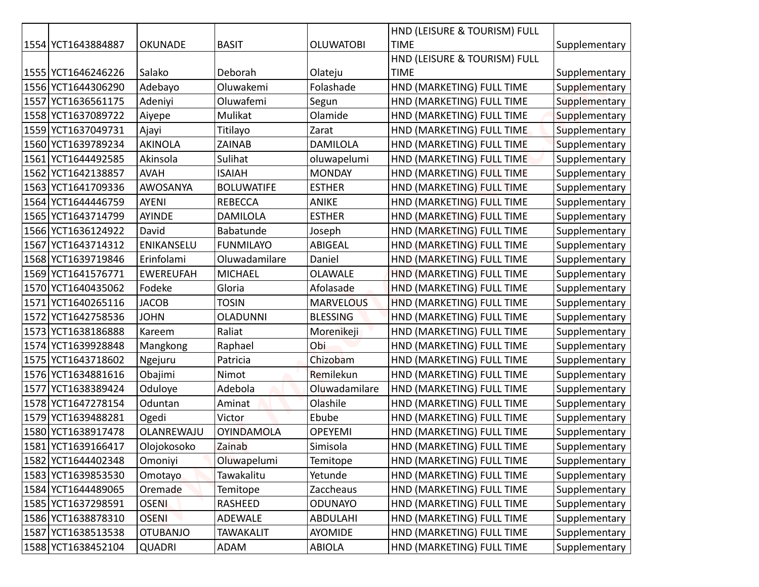| | | | | | | |
|---|---|---|---|---|---|---|
| 1554 | YCT1643884887 | OKUNADE | BASIT | OLUWATOBI | HND (LEISURE & TOURISM) FULL TIME | Supplementary |
| 1555 | YCT1646246226 | Salako | Deborah | Olateju | HND (LEISURE & TOURISM) FULL TIME | Supplementary |
| 1556 | YCT1644306290 | Adebayo | Oluwakemi | Folashade | HND (MARKETING) FULL TIME | Supplementary |
| 1557 | YCT1636561175 | Adeniyi | Oluwafemi | Segun | HND (MARKETING) FULL TIME | Supplementary |
| 1558 | YCT1637089722 | Aiyepe | Mulikat | Olamide | HND (MARKETING) FULL TIME | Supplementary |
| 1559 | YCT1637049731 | Ajayi | Titilayo | Zarat | HND (MARKETING) FULL TIME | Supplementary |
| 1560 | YCT1639789234 | AKINOLA | ZAINAB | DAMILOLA | HND (MARKETING) FULL TIME | Supplementary |
| 1561 | YCT1644492585 | Akinsola | Sulihat | oluwapelumi | HND (MARKETING) FULL TIME | Supplementary |
| 1562 | YCT1642138857 | AVAH | ISAIAH | MONDAY | HND (MARKETING) FULL TIME | Supplementary |
| 1563 | YCT1641709336 | AWOSANYA | BOLUWATIFE | ESTHER | HND (MARKETING) FULL TIME | Supplementary |
| 1564 | YCT1644446759 | AYENI | REBECCA | ANIKE | HND (MARKETING) FULL TIME | Supplementary |
| 1565 | YCT1643714799 | AYINDE | DAMILOLA | ESTHER | HND (MARKETING) FULL TIME | Supplementary |
| 1566 | YCT1636124922 | David | Babatunde | Joseph | HND (MARKETING) FULL TIME | Supplementary |
| 1567 | YCT1643714312 | ENIKANSELU | FUNMILAYO | ABIGEAL | HND (MARKETING) FULL TIME | Supplementary |
| 1568 | YCT1639719846 | Erinfolami | Oluwadamilare | Daniel | HND (MARKETING) FULL TIME | Supplementary |
| 1569 | YCT1641576771 | EWEREUFAH | MICHAEL | OLAWALE | HND (MARKETING) FULL TIME | Supplementary |
| 1570 | YCT1640435062 | Fodeke | Gloria | Afolasade | HND (MARKETING) FULL TIME | Supplementary |
| 1571 | YCT1640265116 | JACOB | TOSIN | MARVELOUS | HND (MARKETING) FULL TIME | Supplementary |
| 1572 | YCT1642758536 | JOHN | OLADUNNI | BLESSING | HND (MARKETING) FULL TIME | Supplementary |
| 1573 | YCT1638186888 | Kareem | Raliat | Morenikeji | HND (MARKETING) FULL TIME | Supplementary |
| 1574 | YCT1639928848 | Mangkong | Raphael | Obi | HND (MARKETING) FULL TIME | Supplementary |
| 1575 | YCT1643718602 | Ngejuru | Patricia | Chizobam | HND (MARKETING) FULL TIME | Supplementary |
| 1576 | YCT1634881616 | Obajimi | Nimot | Remilekun | HND (MARKETING) FULL TIME | Supplementary |
| 1577 | YCT1638389424 | Oduloye | Adebola | Oluwadamilare | HND (MARKETING) FULL TIME | Supplementary |
| 1578 | YCT1647278154 | Oduntan | Aminat | Olashile | HND (MARKETING) FULL TIME | Supplementary |
| 1579 | YCT1639488281 | Ogedi | Victor | Ebube | HND (MARKETING) FULL TIME | Supplementary |
| 1580 | YCT1638917478 | OLANREWAJU | OYINDAMOLA | OPEYEMI | HND (MARKETING) FULL TIME | Supplementary |
| 1581 | YCT1639166417 | Olojokosoko | Zainab | Simisola | HND (MARKETING) FULL TIME | Supplementary |
| 1582 | YCT1644402348 | Omoniyi | Oluwapelumi | Temitope | HND (MARKETING) FULL TIME | Supplementary |
| 1583 | YCT1639853530 | Omotayo | Tawakalitu | Yetunde | HND (MARKETING) FULL TIME | Supplementary |
| 1584 | YCT1644489065 | Oremade | Temitope | Zaccheaus | HND (MARKETING) FULL TIME | Supplementary |
| 1585 | YCT1637298591 | OSENI | RASHEED | ODUNAYO | HND (MARKETING) FULL TIME | Supplementary |
| 1586 | YCT1638878310 | OSENI | ADEWALE | ABDULAHI | HND (MARKETING) FULL TIME | Supplementary |
| 1587 | YCT1638513538 | OTUBANJO | TAWAKALIT | AYOMIDE | HND (MARKETING) FULL TIME | Supplementary |
| 1588 | YCT1638452104 | QUADRI | ADAM | ABIOLA | HND (MARKETING) FULL TIME | Supplementary |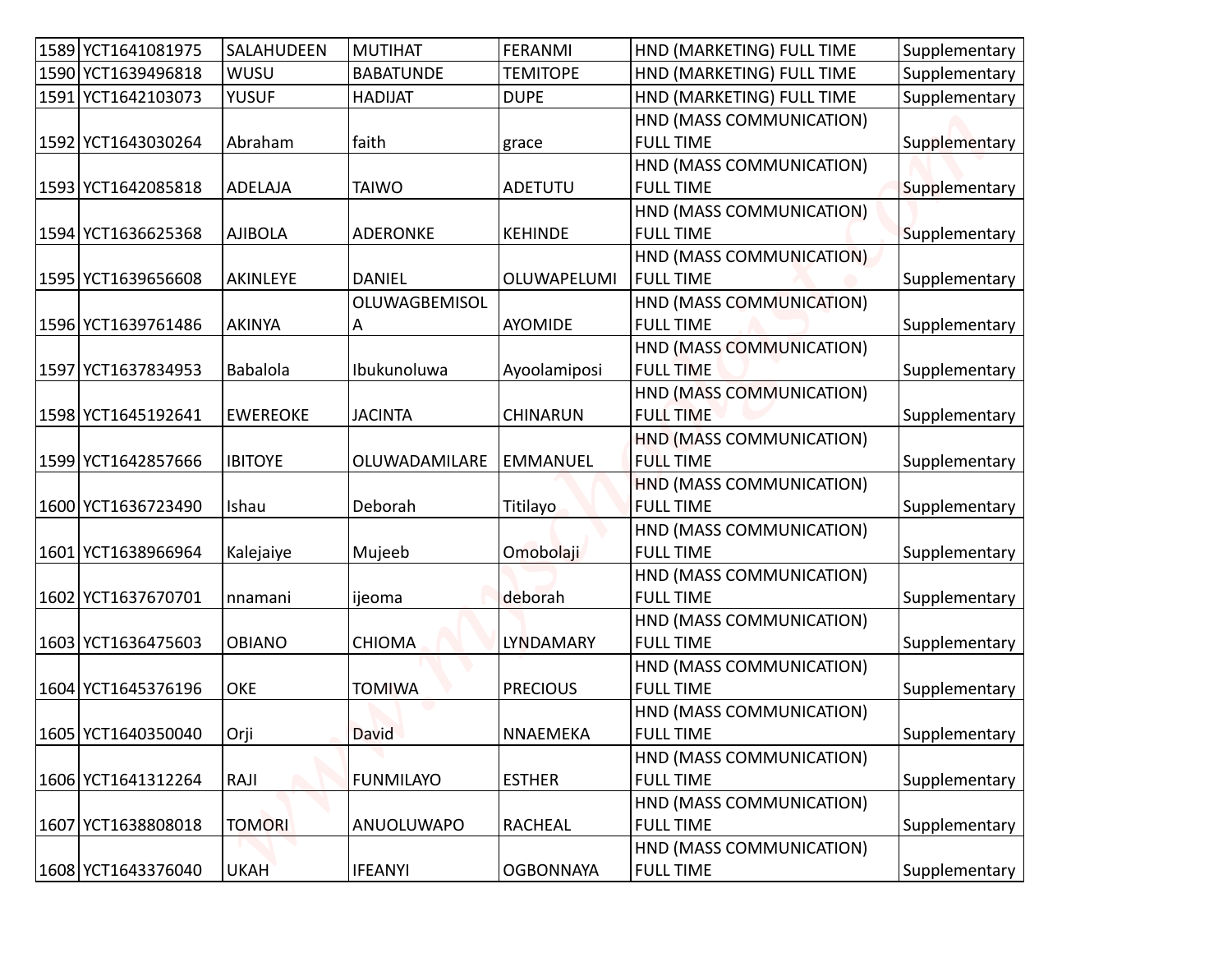| 1589 | YCT1641081975 | SALAHUDEEN | MUTIHAT | FERANMI | HND (MARKETING) FULL TIME | Supplementary |
|---|---|---|---|---|---|---|
| 1590 | YCT1639496818 | WUSU | BABATUNDE | TEMITOPE | HND (MARKETING) FULL TIME | Supplementary |
| 1591 | YCT1642103073 | YUSUF | HADIJAT | DUPE | HND (MARKETING) FULL TIME | Supplementary |
| 1592 | YCT1643030264 | Abraham | faith | grace | HND (MASS COMMUNICATION) FULL TIME | Supplementary |
| 1593 | YCT1642085818 | ADELAJA | TAIWO | ADETUTU | HND (MASS COMMUNICATION) FULL TIME | Supplementary |
| 1594 | YCT1636625368 | AJIBOLA | ADERONKE | KEHINDE | HND (MASS COMMUNICATION) FULL TIME | Supplementary |
| 1595 | YCT1639656608 | AKINLEYE | DANIEL | OLUWAPELUMI | HND (MASS COMMUNICATION) FULL TIME | Supplementary |
| 1596 | YCT1639761486 | AKINYA | OLUWAGBEMISOLA | AYOMIDE | HND (MASS COMMUNICATION) FULL TIME | Supplementary |
| 1597 | YCT1637834953 | Babalola | Ibukunoluwa | Ayoolamiposi | HND (MASS COMMUNICATION) FULL TIME | Supplementary |
| 1598 | YCT1645192641 | EWEREOKE | JACINTA | CHINARUN | HND (MASS COMMUNICATION) FULL TIME | Supplementary |
| 1599 | YCT1642857666 | IBITOYE | OLUWADAMILARE | EMMANUEL | HND (MASS COMMUNICATION) FULL TIME | Supplementary |
| 1600 | YCT1636723490 | Ishau | Deborah | Titilayo | HND (MASS COMMUNICATION) FULL TIME | Supplementary |
| 1601 | YCT1638966964 | Kalejaiye | Mujeeb | Omobolaji | HND (MASS COMMUNICATION) FULL TIME | Supplementary |
| 1602 | YCT1637670701 | nnamani | ijeoma | deborah | HND (MASS COMMUNICATION) FULL TIME | Supplementary |
| 1603 | YCT1636475603 | OBIANO | CHIOMA | LYNDAMARY | HND (MASS COMMUNICATION) FULL TIME | Supplementary |
| 1604 | YCT1645376196 | OKE | TOMIWA | PRECIOUS | HND (MASS COMMUNICATION) FULL TIME | Supplementary |
| 1605 | YCT1640350040 | Orji | David | NNAEMEKA | HND (MASS COMMUNICATION) FULL TIME | Supplementary |
| 1606 | YCT1641312264 | RAJI | FUNMILAYO | ESTHER | HND (MASS COMMUNICATION) FULL TIME | Supplementary |
| 1607 | YCT1638808018 | TOMORI | ANUOLUWAPO | RACHEAL | HND (MASS COMMUNICATION) FULL TIME | Supplementary |
| 1608 | YCT1643376040 | UKAH | IFEANYI | OGBONNAYA | HND (MASS COMMUNICATION) FULL TIME | Supplementary |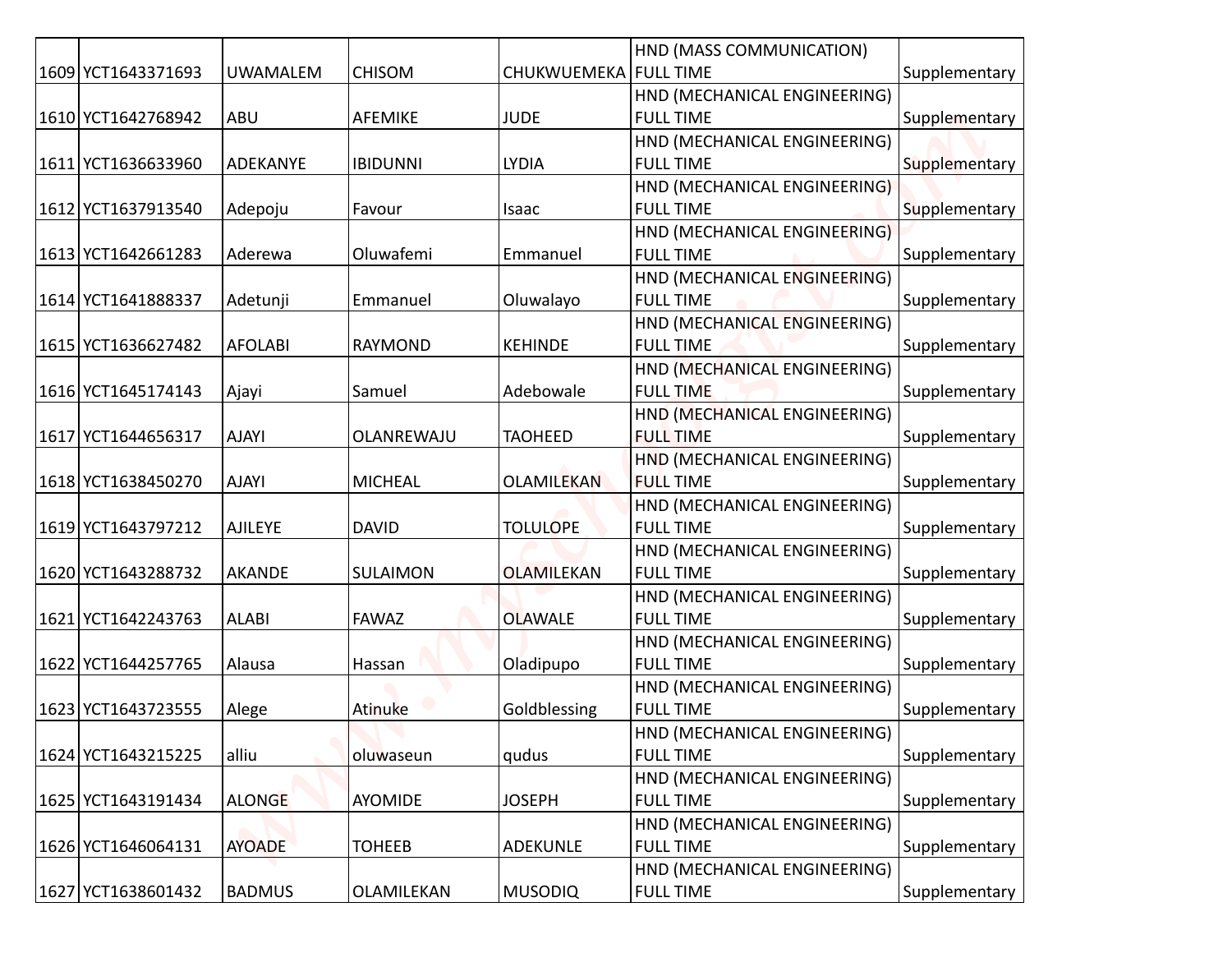| | | | | | | |
|---|---|---|---|---|---|---|
| 1609 | YCT1643371693 | UWAMALEM | CHISOM | CHUKWUEMEKA | HND (MASS COMMUNICATION) FULL TIME | Supplementary |
| 1610 | YCT1642768942 | ABU | AFEMIKE | JUDE | HND (MECHANICAL ENGINEERING) FULL TIME | Supplementary |
| 1611 | YCT1636633960 | ADEKANYE | IBIDUNNI | LYDIA | HND (MECHANICAL ENGINEERING) FULL TIME | Supplementary |
| 1612 | YCT1637913540 | Adepoju | Favour | Isaac | HND (MECHANICAL ENGINEERING) FULL TIME | Supplementary |
| 1613 | YCT1642661283 | Aderewa | Oluwafemi | Emmanuel | HND (MECHANICAL ENGINEERING) FULL TIME | Supplementary |
| 1614 | YCT1641888337 | Adetunji | Emmanuel | Oluwalayo | HND (MECHANICAL ENGINEERING) FULL TIME | Supplementary |
| 1615 | YCT1636627482 | AFOLABI | RAYMOND | KEHINDE | HND (MECHANICAL ENGINEERING) FULL TIME | Supplementary |
| 1616 | YCT1645174143 | Ajayi | Samuel | Adebowale | HND (MECHANICAL ENGINEERING) FULL TIME | Supplementary |
| 1617 | YCT1644656317 | AJAYI | OLANREWAJU | TAOHEED | HND (MECHANICAL ENGINEERING) FULL TIME | Supplementary |
| 1618 | YCT1638450270 | AJAYI | MICHEAL | OLAMILEKAN | HND (MECHANICAL ENGINEERING) FULL TIME | Supplementary |
| 1619 | YCT1643797212 | AJILEYE | DAVID | TOLULOPE | HND (MECHANICAL ENGINEERING) FULL TIME | Supplementary |
| 1620 | YCT1643288732 | AKANDE | SULAIMON | OLAMILEKAN | HND (MECHANICAL ENGINEERING) FULL TIME | Supplementary |
| 1621 | YCT1642243763 | ALABI | FAWAZ | OLAWALE | HND (MECHANICAL ENGINEERING) FULL TIME | Supplementary |
| 1622 | YCT1644257765 | Alausa | Hassan | Oladipupo | HND (MECHANICAL ENGINEERING) FULL TIME | Supplementary |
| 1623 | YCT1643723555 | Alege | Atinuke | Goldblessing | HND (MECHANICAL ENGINEERING) FULL TIME | Supplementary |
| 1624 | YCT1643215225 | alliu | oluwaseun | qudus | HND (MECHANICAL ENGINEERING) FULL TIME | Supplementary |
| 1625 | YCT1643191434 | ALONGE | AYOMIDE | JOSEPH | HND (MECHANICAL ENGINEERING) FULL TIME | Supplementary |
| 1626 | YCT1646064131 | AYOADE | TOHEEB | ADEKUNLE | HND (MECHANICAL ENGINEERING) FULL TIME | Supplementary |
| 1627 | YCT1638601432 | BADMUS | OLAMILEKAN | MUSODIQ | HND (MECHANICAL ENGINEERING) FULL TIME | Supplementary |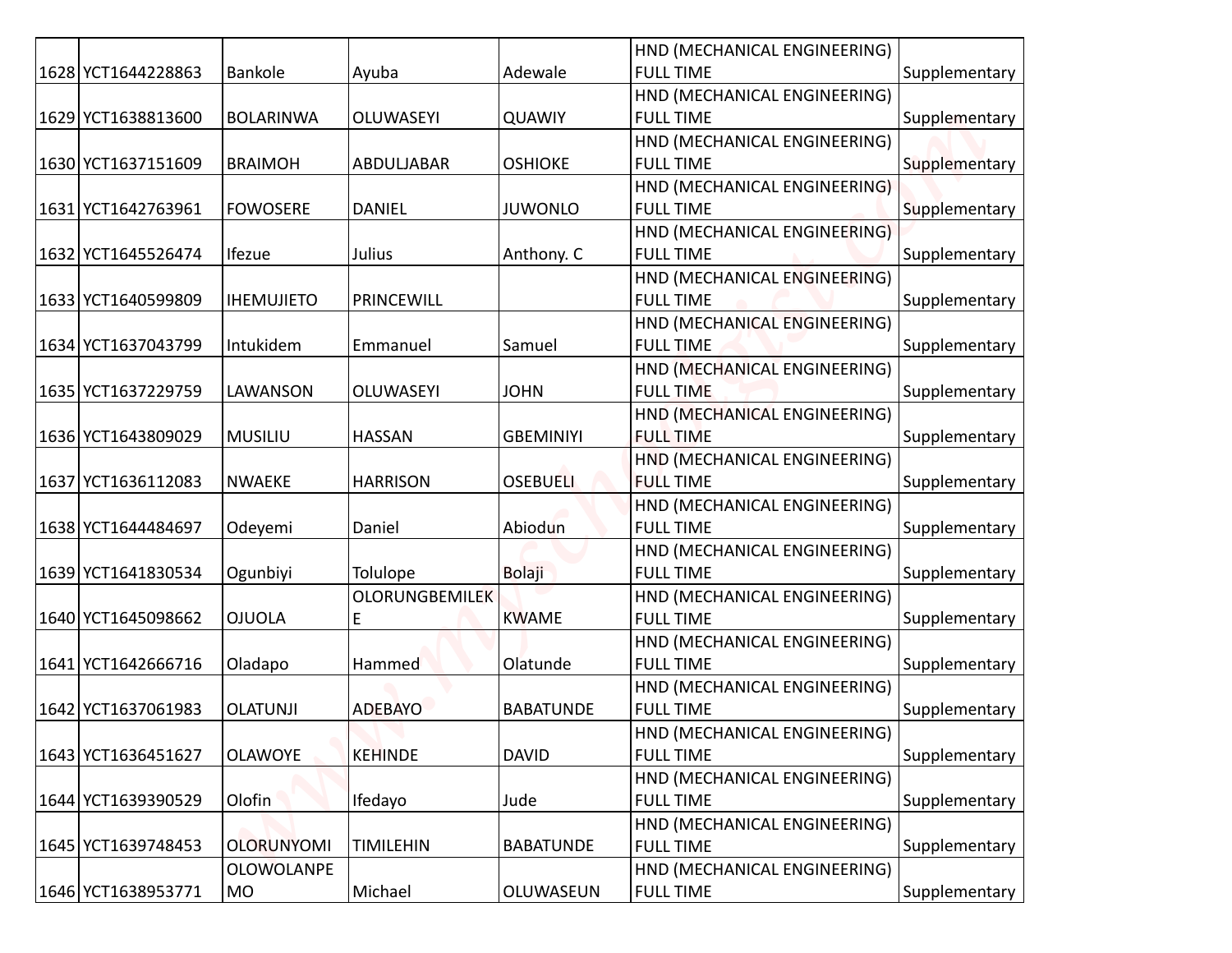| | | | | | | |
|---|---|---|---|---|---|---|
| 1628 | YCT1644228863 | Bankole | Ayuba | Adewale | HND (MECHANICAL ENGINEERING) FULL TIME | Supplementary |
| 1629 | YCT1638813600 | BOLARINWA | OLUWASEYI | QUAWIY | HND (MECHANICAL ENGINEERING) FULL TIME | Supplementary |
| 1630 | YCT1637151609 | BRAIMOH | ABDULJABAR | OSHIOKE | HND (MECHANICAL ENGINEERING) FULL TIME | Supplementary |
| 1631 | YCT1642763961 | FOWOSERE | DANIEL | JUWONLO | HND (MECHANICAL ENGINEERING) FULL TIME | Supplementary |
| 1632 | YCT1645526474 | Ifezue | Julius | Anthony. C | HND (MECHANICAL ENGINEERING) FULL TIME | Supplementary |
| 1633 | YCT1640599809 | IHEMUJIETO | PRINCEWILL | | HND (MECHANICAL ENGINEERING) FULL TIME | Supplementary |
| 1634 | YCT1637043799 | Intukidem | Emmanuel | Samuel | HND (MECHANICAL ENGINEERING) FULL TIME | Supplementary |
| 1635 | YCT1637229759 | LAWANSON | OLUWASEYI | JOHN | HND (MECHANICAL ENGINEERING) FULL TIME | Supplementary |
| 1636 | YCT1643809029 | MUSILIU | HASSAN | GBEMINIYI | HND (MECHANICAL ENGINEERING) FULL TIME | Supplementary |
| 1637 | YCT1636112083 | NWAEKE | HARRISON | OSEBUELI | HND (MECHANICAL ENGINEERING) FULL TIME | Supplementary |
| 1638 | YCT1644484697 | Odeyemi | Daniel | Abiodun | HND (MECHANICAL ENGINEERING) FULL TIME | Supplementary |
| 1639 | YCT1641830534 | Ogunbiyi | Tolulope | Bolaji | HND (MECHANICAL ENGINEERING) FULL TIME | Supplementary |
| 1640 | YCT1645098662 | OJUOLA | OLORUNGBEMILEKE | KWAME | HND (MECHANICAL ENGINEERING) FULL TIME | Supplementary |
| 1641 | YCT1642666716 | Oladapo | Hammed | Olatunde | HND (MECHANICAL ENGINEERING) FULL TIME | Supplementary |
| 1642 | YCT1637061983 | OLATUNJI | ADEBAYO | BABATUNDE | HND (MECHANICAL ENGINEERING) FULL TIME | Supplementary |
| 1643 | YCT1636451627 | OLAWOYE | KEHINDE | DAVID | HND (MECHANICAL ENGINEERING) FULL TIME | Supplementary |
| 1644 | YCT1639390529 | Olofin | Ifedayo | Jude | HND (MECHANICAL ENGINEERING) FULL TIME | Supplementary |
| 1645 | YCT1639748453 | OLORUNYOMI | TIMILEHIN | BABATUNDE | HND (MECHANICAL ENGINEERING) FULL TIME | Supplementary |
| 1646 | YCT1638953771 | OLOWOLANPEMO | Michael | OLUWASEUN | HND (MECHANICAL ENGINEERING) FULL TIME | Supplementary |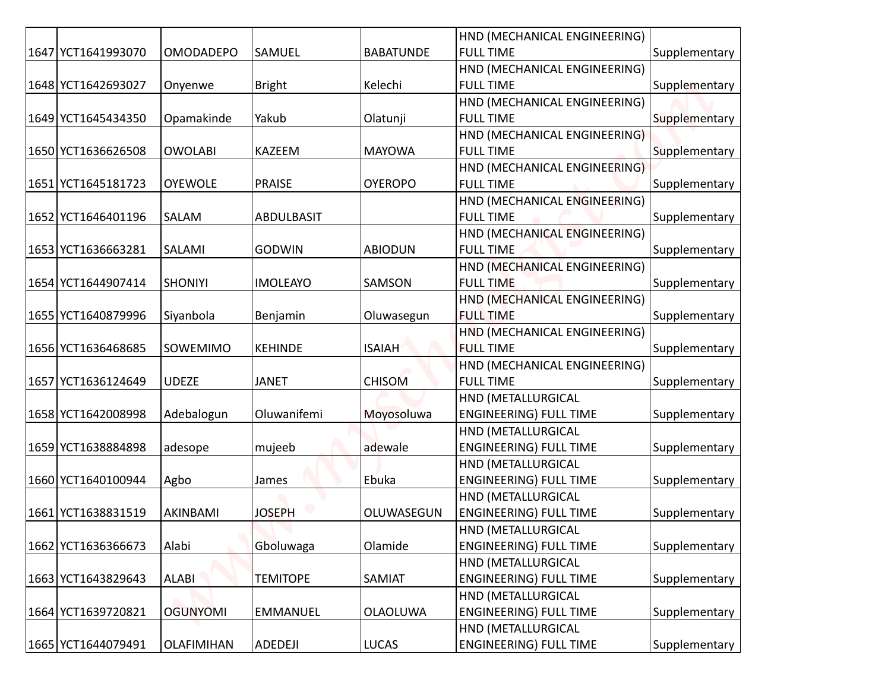| | | | | | | |
|---|---|---|---|---|---|---|
| 1647 | YCT1641993070 | OMODADEPO | SAMUEL | BABATUNDE | HND (MECHANICAL ENGINEERING) FULL TIME | Supplementary |
| 1648 | YCT1642693027 | Onyenwe | Bright | Kelechi | HND (MECHANICAL ENGINEERING) FULL TIME | Supplementary |
| 1649 | YCT1645434350 | Opamakinde | Yakub | Olatunji | HND (MECHANICAL ENGINEERING) FULL TIME | Supplementary |
| 1650 | YCT1636626508 | OWOLABI | KAZEEM | MAYOWA | HND (MECHANICAL ENGINEERING) FULL TIME | Supplementary |
| 1651 | YCT1645181723 | OYEWOLE | PRAISE | OYEROPO | HND (MECHANICAL ENGINEERING) FULL TIME | Supplementary |
| 1652 | YCT1646401196 | SALAM | ABDULBASIT | | HND (MECHANICAL ENGINEERING) FULL TIME | Supplementary |
| 1653 | YCT1636663281 | SALAMI | GODWIN | ABIODUN | HND (MECHANICAL ENGINEERING) FULL TIME | Supplementary |
| 1654 | YCT1644907414 | SHONIYI | IMOLEAYO | SAMSON | HND (MECHANICAL ENGINEERING) FULL TIME | Supplementary |
| 1655 | YCT1640879996 | Siyanbola | Benjamin | Oluwasegun | HND (MECHANICAL ENGINEERING) FULL TIME | Supplementary |
| 1656 | YCT1636468685 | SOWEMIMO | KEHINDE | ISAIAH | HND (MECHANICAL ENGINEERING) FULL TIME | Supplementary |
| 1657 | YCT1636124649 | UDEZE | JANET | CHISOM | HND (MECHANICAL ENGINEERING) FULL TIME | Supplementary |
| 1658 | YCT1642008998 | Adebalogun | Oluwanifemi | Moyosoluwa | HND (METALLURGICAL ENGINEERING) FULL TIME | Supplementary |
| 1659 | YCT1638884898 | adesope | mujeeb | adewale | HND (METALLURGICAL ENGINEERING) FULL TIME | Supplementary |
| 1660 | YCT1640100944 | Agbo | James | Ebuka | HND (METALLURGICAL ENGINEERING) FULL TIME | Supplementary |
| 1661 | YCT1638831519 | AKINBAMI | JOSEPH | OLUWASEGUN | HND (METALLURGICAL ENGINEERING) FULL TIME | Supplementary |
| 1662 | YCT1636366673 | Alabi | Gboluwaga | Olamide | HND (METALLURGICAL ENGINEERING) FULL TIME | Supplementary |
| 1663 | YCT1643829643 | ALABI | TEMITOPE | SAMIAT | HND (METALLURGICAL ENGINEERING) FULL TIME | Supplementary |
| 1664 | YCT1639720821 | OGUNYOMI | EMMANUEL | OLAOLUWA | HND (METALLURGICAL ENGINEERING) FULL TIME | Supplementary |
| 1665 | YCT1644079491 | OLAFIMIHAN | ADEDEJI | LUCAS | HND (METALLURGICAL ENGINEERING) FULL TIME | Supplementary |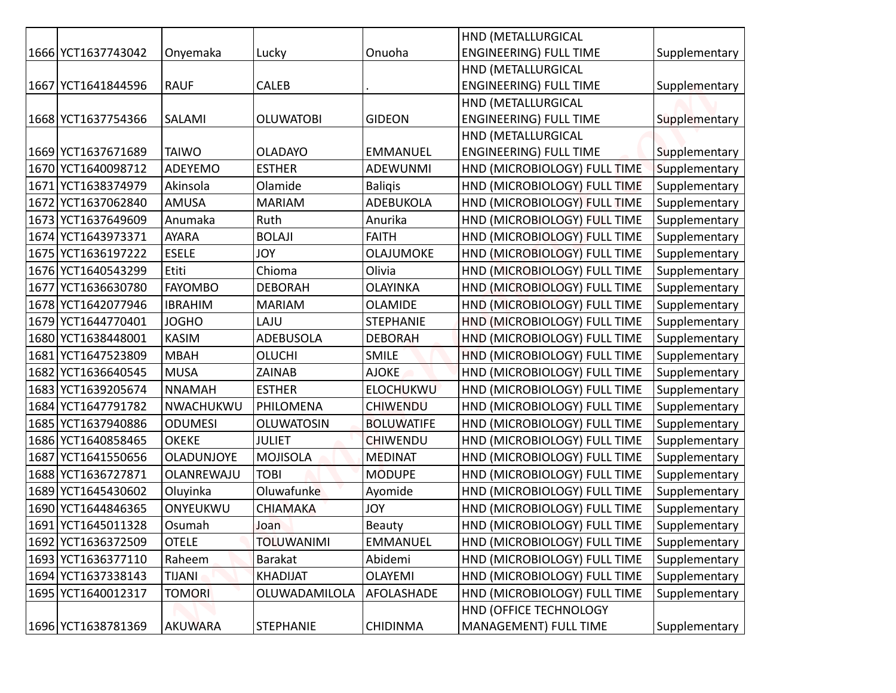| | | | | | | |
|---|---|---|---|---|---|---|
| 1666 | YCT1637743042 | Onyemaka | Lucky | Onuoha | HND (METALLURGICAL ENGINEERING) FULL TIME | Supplementary |
| 1667 | YCT1641844596 | RAUF | CALEB | . | HND (METALLURGICAL ENGINEERING) FULL TIME | Supplementary |
| 1668 | YCT1637754366 | SALAMI | OLUWATOBI | GIDEON | HND (METALLURGICAL ENGINEERING) FULL TIME | Supplementary |
| 1669 | YCT1637671689 | TAIWO | OLADAYO | EMMANUEL | HND (METALLURGICAL ENGINEERING) FULL TIME | Supplementary |
| 1670 | YCT1640098712 | ADEYEMO | ESTHER | ADEWUNMI | HND (MICROBIOLOGY) FULL TIME | Supplementary |
| 1671 | YCT1638374979 | Akinsola | Olamide | Baliqis | HND (MICROBIOLOGY) FULL TIME | Supplementary |
| 1672 | YCT1637062840 | AMUSA | MARIAM | ADEBUKOLA | HND (MICROBIOLOGY) FULL TIME | Supplementary |
| 1673 | YCT1637649609 | Anumaka | Ruth | Anurika | HND (MICROBIOLOGY) FULL TIME | Supplementary |
| 1674 | YCT1643973371 | AYARA | BOLAJI | FAITH | HND (MICROBIOLOGY) FULL TIME | Supplementary |
| 1675 | YCT1636197222 | ESELE | JOY | OLAJUMOKE | HND (MICROBIOLOGY) FULL TIME | Supplementary |
| 1676 | YCT1640543299 | Etiti | Chioma | Olivia | HND (MICROBIOLOGY) FULL TIME | Supplementary |
| 1677 | YCT1636630780 | FAYOMBO | DEBORAH | OLAYINKA | HND (MICROBIOLOGY) FULL TIME | Supplementary |
| 1678 | YCT1642077946 | IBRAHIM | MARIAM | OLAMIDE | HND (MICROBIOLOGY) FULL TIME | Supplementary |
| 1679 | YCT1644770401 | JOGHO | LAJU | STEPHANIE | HND (MICROBIOLOGY) FULL TIME | Supplementary |
| 1680 | YCT1638448001 | KASIM | ADEBUSOLA | DEBORAH | HND (MICROBIOLOGY) FULL TIME | Supplementary |
| 1681 | YCT1647523809 | MBAH | OLUCHI | SMILE | HND (MICROBIOLOGY) FULL TIME | Supplementary |
| 1682 | YCT1636640545 | MUSA | ZAINAB | AJOKE | HND (MICROBIOLOGY) FULL TIME | Supplementary |
| 1683 | YCT1639205674 | NNAMAH | ESTHER | ELOCHUKWU | HND (MICROBIOLOGY) FULL TIME | Supplementary |
| 1684 | YCT1647791782 | NWACHUKWU | PHILOMENA | CHIWENDU | HND (MICROBIOLOGY) FULL TIME | Supplementary |
| 1685 | YCT1637940886 | ODUMESI | OLUWATOSIN | BOLUWATIFE | HND (MICROBIOLOGY) FULL TIME | Supplementary |
| 1686 | YCT1640858465 | OKEKE | JULIET | CHIWENDU | HND (MICROBIOLOGY) FULL TIME | Supplementary |
| 1687 | YCT1641550656 | OLADUNJOYE | MOJISOLA | MEDINAT | HND (MICROBIOLOGY) FULL TIME | Supplementary |
| 1688 | YCT1636727871 | OLANREWAJU | TOBI | MODUPE | HND (MICROBIOLOGY) FULL TIME | Supplementary |
| 1689 | YCT1645430602 | Oluyinka | Oluwafunke | Ayomide | HND (MICROBIOLOGY) FULL TIME | Supplementary |
| 1690 | YCT1644846365 | ONYEUKWU | CHIAMAKA | JOY | HND (MICROBIOLOGY) FULL TIME | Supplementary |
| 1691 | YCT1645011328 | Osumah | Joan | Beauty | HND (MICROBIOLOGY) FULL TIME | Supplementary |
| 1692 | YCT1636372509 | OTELE | TOLUWANIMI | EMMANUEL | HND (MICROBIOLOGY) FULL TIME | Supplementary |
| 1693 | YCT1636377110 | Raheem | Barakat | Abidemi | HND (MICROBIOLOGY) FULL TIME | Supplementary |
| 1694 | YCT1637338143 | TIJANI | KHADIJAT | OLAYEMI | HND (MICROBIOLOGY) FULL TIME | Supplementary |
| 1695 | YCT1640012317 | TOMORI | OLUWADAMILOLA | AFOLASHADE | HND (MICROBIOLOGY) FULL TIME | Supplementary |
| 1696 | YCT1638781369 | AKUWARA | STEPHANIE | CHIDINMA | HND (OFFICE TECHNOLOGY MANAGEMENT) FULL TIME | Supplementary |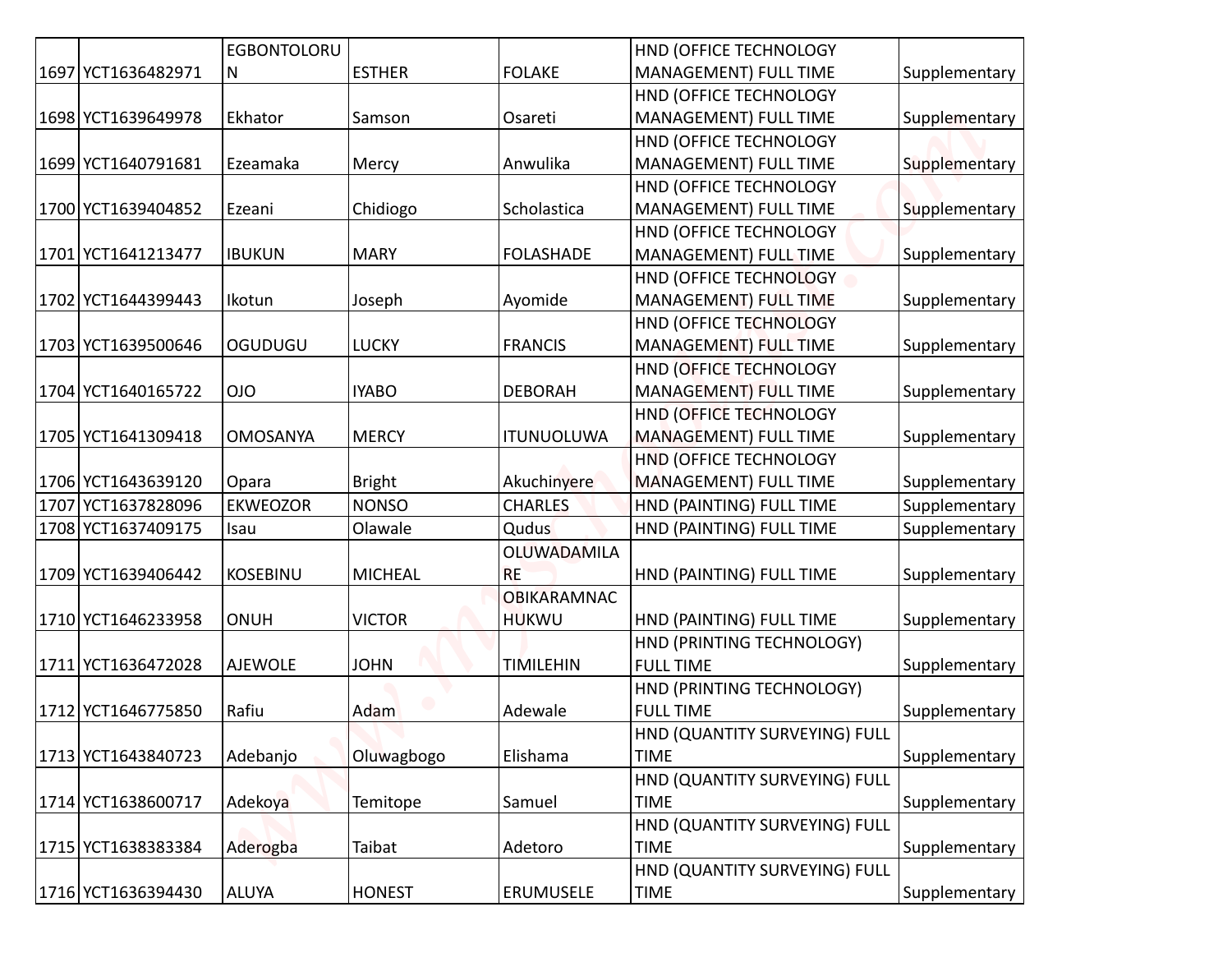| 1697 | YCT1636482971 | EGBONTOLORUN | ESTHER | FOLAKE | HND (OFFICE TECHNOLOGY MANAGEMENT) FULL TIME | Supplementary |
|---|---|---|---|---|---|---|
| 1698 | YCT1639649978 | Ekhator | Samson | Osareti | HND (OFFICE TECHNOLOGY MANAGEMENT) FULL TIME | Supplementary |
| 1699 | YCT1640791681 | Ezeamaka | Mercy | Anwulika | HND (OFFICE TECHNOLOGY MANAGEMENT) FULL TIME | Supplementary |
| 1700 | YCT1639404852 | Ezeani | Chidiogo | Scholastica | HND (OFFICE TECHNOLOGY MANAGEMENT) FULL TIME | Supplementary |
| 1701 | YCT1641213477 | IBUKUN | MARY | FOLASHADE | HND (OFFICE TECHNOLOGY MANAGEMENT) FULL TIME | Supplementary |
| 1702 | YCT1644399443 | Ikotun | Joseph | Ayomide | HND (OFFICE TECHNOLOGY MANAGEMENT) FULL TIME | Supplementary |
| 1703 | YCT1639500646 | OGUDUGU | LUCKY | FRANCIS | HND (OFFICE TECHNOLOGY MANAGEMENT) FULL TIME | Supplementary |
| 1704 | YCT1640165722 | OJO | IYABO | DEBORAH | HND (OFFICE TECHNOLOGY MANAGEMENT) FULL TIME | Supplementary |
| 1705 | YCT1641309418 | OMOSANYA | MERCY | ITUNUOLUWA | HND (OFFICE TECHNOLOGY MANAGEMENT) FULL TIME | Supplementary |
| 1706 | YCT1643639120 | Opara | Bright | Akuchinyere | HND (OFFICE TECHNOLOGY MANAGEMENT) FULL TIME | Supplementary |
| 1707 | YCT1637828096 | EKWEOZOR | NONSO | CHARLES | HND (PAINTING) FULL TIME | Supplementary |
| 1708 | YCT1637409175 | Isau | Olawale | Qudus | HND (PAINTING) FULL TIME | Supplementary |
| 1709 | YCT1639406442 | KOSEBINU | MICHEAL | OLUWADAMILARE | HND (PAINTING) FULL TIME | Supplementary |
| 1710 | YCT1646233958 | ONUH | VICTOR | OBIKARAMNACHUKWU | HND (PAINTING) FULL TIME | Supplementary |
| 1711 | YCT1636472028 | AJEWOLE | JOHN | TIMILEHIN | HND (PRINTING TECHNOLOGY) FULL TIME | Supplementary |
| 1712 | YCT1646775850 | Rafiu | Adam | Adewale | HND (PRINTING TECHNOLOGY) FULL TIME | Supplementary |
| 1713 | YCT1643840723 | Adebanjo | Oluwagbogo | Elishama | HND (QUANTITY SURVEYING) FULL TIME | Supplementary |
| 1714 | YCT1638600717 | Adekoya | Temitope | Samuel | HND (QUANTITY SURVEYING) FULL TIME | Supplementary |
| 1715 | YCT1638383384 | Aderogba | Taibat | Adetoro | HND (QUANTITY SURVEYING) FULL TIME | Supplementary |
| 1716 | YCT1636394430 | ALUYA | HONEST | ERUMUSELE | HND (QUANTITY SURVEYING) FULL TIME | Supplementary |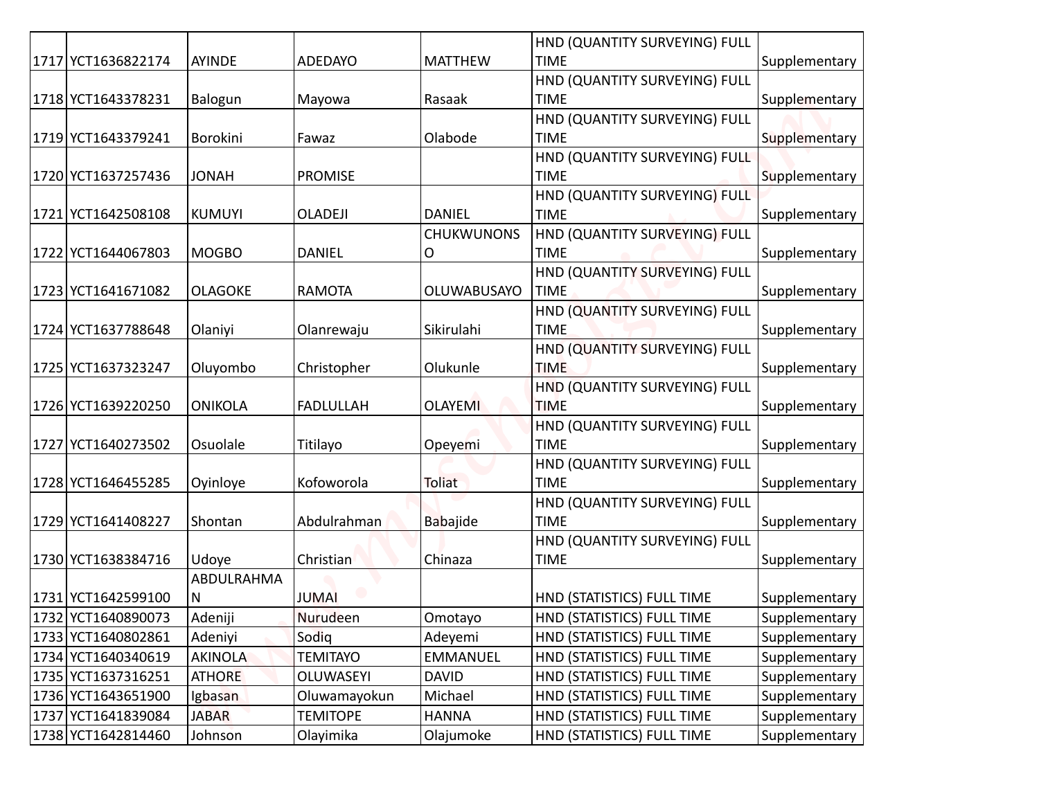| | | | | | | |
|---|---|---|---|---|---|---|
| 1717 | YCT1636822174 | AYINDE | ADEDAYO | MATTHEW | HND (QUANTITY SURVEYING) FULL TIME | Supplementary |
| 1718 | YCT1643378231 | Balogun | Mayowa | Rasaak | HND (QUANTITY SURVEYING) FULL TIME | Supplementary |
| 1719 | YCT1643379241 | Borokini | Fawaz | Olabode | HND (QUANTITY SURVEYING) FULL TIME | Supplementary |
| 1720 | YCT1637257436 | JONAH | PROMISE | | HND (QUANTITY SURVEYING) FULL TIME | Supplementary |
| 1721 | YCT1642508108 | KUMUYI | OLADEJI | DANIEL | HND (QUANTITY SURVEYING) FULL TIME | Supplementary |
| 1722 | YCT1644067803 | MOGBO | DANIEL | CHUKWUNONSO | HND (QUANTITY SURVEYING) FULL TIME | Supplementary |
| 1723 | YCT1641671082 | OLAGOKE | RAMOTA | OLUWABUSAYO | HND (QUANTITY SURVEYING) FULL TIME | Supplementary |
| 1724 | YCT1637788648 | Olaniyi | Olanrewaju | Sikirulahi | HND (QUANTITY SURVEYING) FULL TIME | Supplementary |
| 1725 | YCT1637323247 | Oluyombo | Christopher | Olukunle | HND (QUANTITY SURVEYING) FULL TIME | Supplementary |
| 1726 | YCT1639220250 | ONIKOLA | FADLULLAH | OLAYEMI | HND (QUANTITY SURVEYING) FULL TIME | Supplementary |
| 1727 | YCT1640273502 | Osuolale | Titilayo | Opeyemi | HND (QUANTITY SURVEYING) FULL TIME | Supplementary |
| 1728 | YCT1646455285 | Oyinloye | Kofoworola | Toliat | HND (QUANTITY SURVEYING) FULL TIME | Supplementary |
| 1729 | YCT1641408227 | Shontan | Abdulrahman | Babajide | HND (QUANTITY SURVEYING) FULL TIME | Supplementary |
| 1730 | YCT1638384716 | Udoye | Christian | Chinaza | HND (QUANTITY SURVEYING) FULL TIME | Supplementary |
| 1731 | YCT1642599100 | ABDULRAHMAN | JUMAI | | HND (STATISTICS) FULL TIME | Supplementary |
| 1732 | YCT1640890073 | Adeniji | Nurudeen | Omotayo | HND (STATISTICS) FULL TIME | Supplementary |
| 1733 | YCT1640802861 | Adeniyi | Sodiq | Adeyemi | HND (STATISTICS) FULL TIME | Supplementary |
| 1734 | YCT1640340619 | AKINOLA | TEMITAYO | EMMANUEL | HND (STATISTICS) FULL TIME | Supplementary |
| 1735 | YCT1637316251 | ATHORE | OLUWASEYI | DAVID | HND (STATISTICS) FULL TIME | Supplementary |
| 1736 | YCT1643651900 | Igbasan | Oluwamayokun | Michael | HND (STATISTICS) FULL TIME | Supplementary |
| 1737 | YCT1641839084 | JABAR | TEMITOPE | HANNA | HND (STATISTICS) FULL TIME | Supplementary |
| 1738 | YCT1642814460 | Johnson | Olayimika | Olajumoke | HND (STATISTICS) FULL TIME | Supplementary |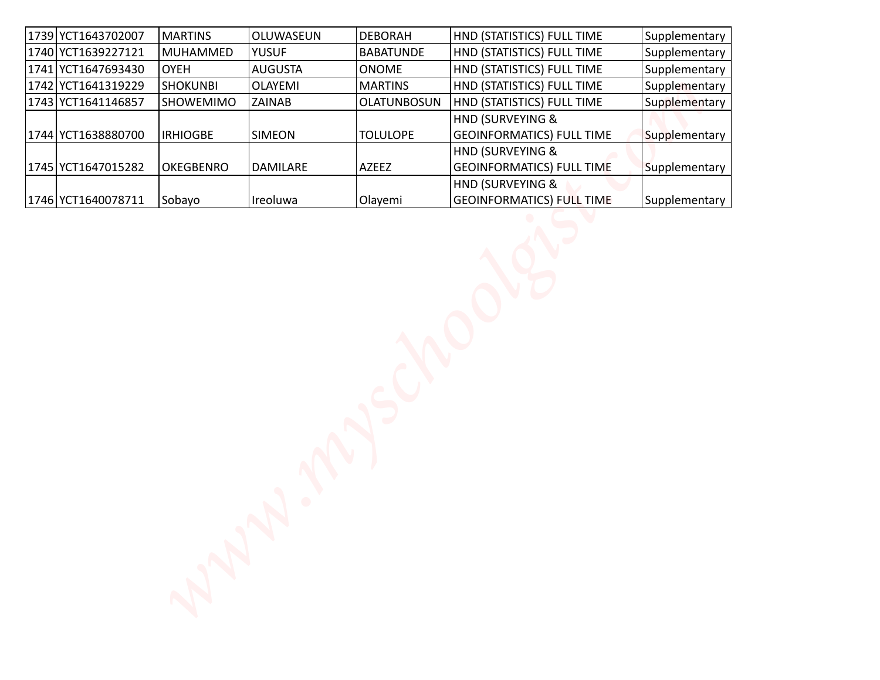| | | | | | | |
|---|---|---|---|---|---|---|
| 1739 | YCT1643702007 | MARTINS | OLUWASEUN | DEBORAH | HND (STATISTICS) FULL TIME | Supplementary |
| 1740 | YCT1639227121 | MUHAMMED | YUSUF | BABATUNDE | HND (STATISTICS) FULL TIME | Supplementary |
| 1741 | YCT1647693430 | OYEH | AUGUSTA | ONOME | HND (STATISTICS) FULL TIME | Supplementary |
| 1742 | YCT1641319229 | SHOKUNBI | OLAYEMI | MARTINS | HND (STATISTICS) FULL TIME | Supplementary |
| 1743 | YCT1641146857 | SHOWEMIMO | ZAINAB | OLATUNBOSUN | HND (STATISTICS) FULL TIME | Supplementary |
| 1744 | YCT1638880700 | IRHIOGBE | SIMEON | TOLULOPE | HND (SURVEYING & GEOINFORMATICS) FULL TIME | Supplementary |
| 1745 | YCT1647015282 | OKEGBENRO | DAMILARE | AZEEZ | HND (SURVEYING & GEOINFORMATICS) FULL TIME | Supplementary |
| 1746 | YCT1640078711 | Sobayo | Ireoluwa | Olayemi | HND (SURVEYING & GEOINFORMATICS) FULL TIME | Supplementary |